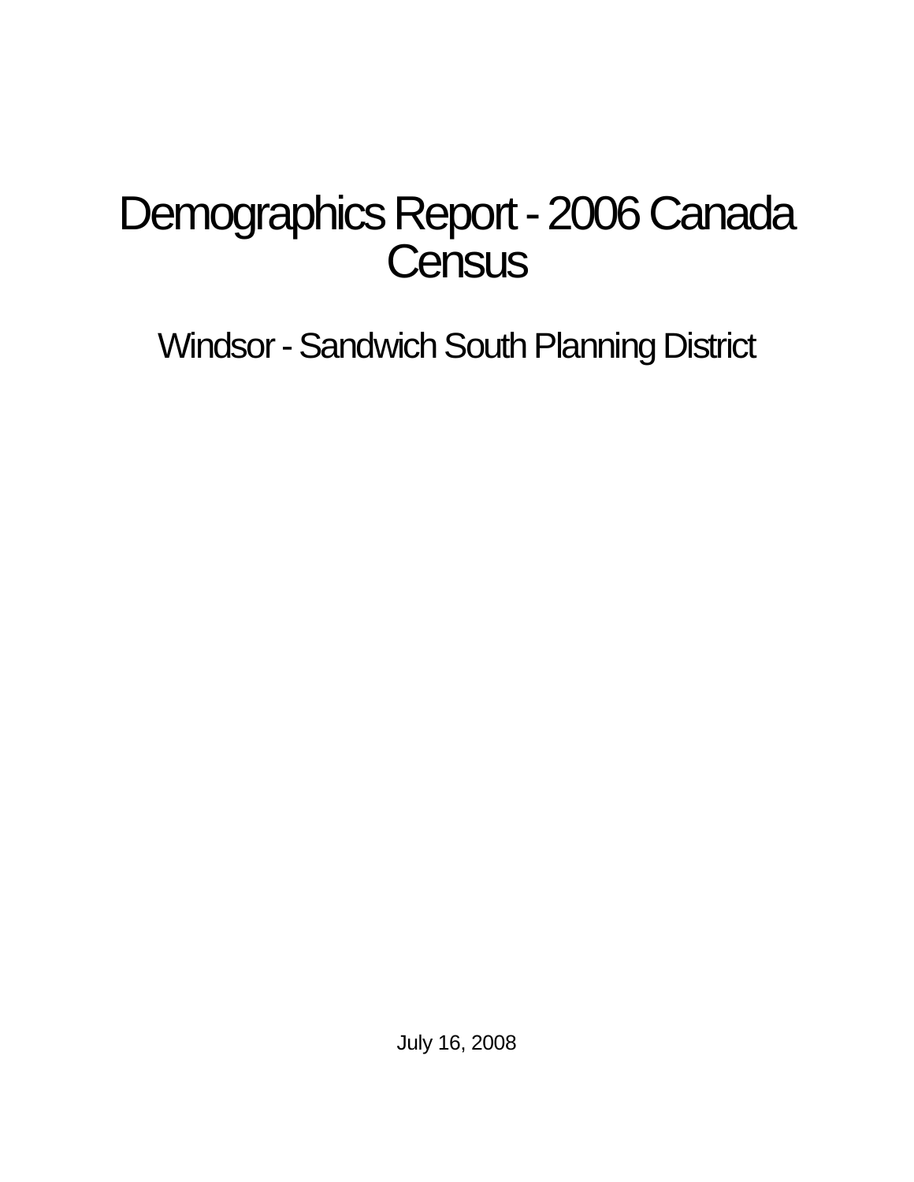# Demographics Report - 2006 Canada Census

## Windsor - Sandwich South Planning District

July 16, 2008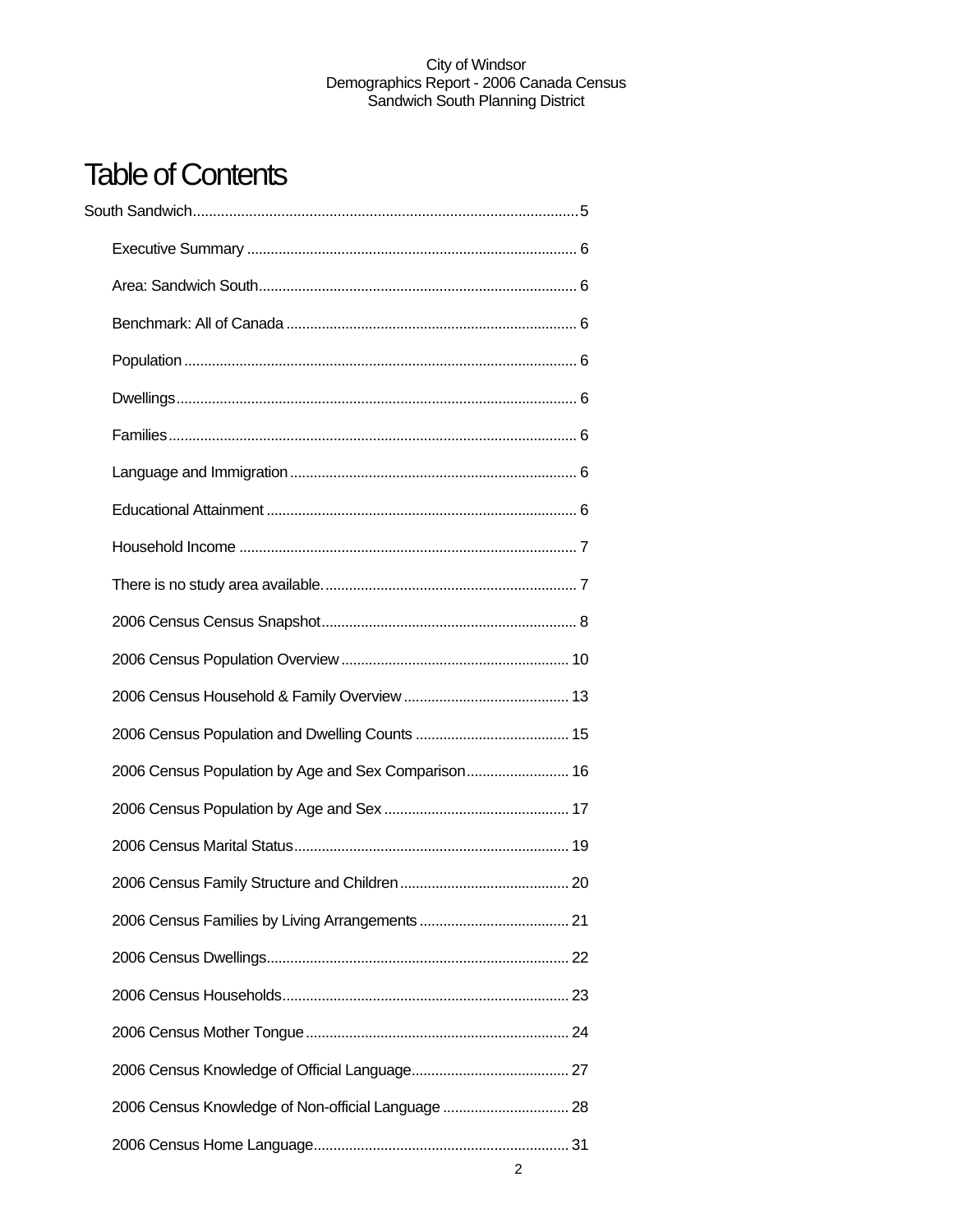# Table of Contents

South Sandwich.......................................................................................5

- Executive Summary ................................................................................ 6
- Area: Sandwich South.............................................................................. 6
- Benchmark: All of Canada ....................................................................... 6
- Population ................................................................................................ 6
- Dwellings.................................................................................................. 6
- Families.................................................................................................... 6
- Language and Immigration ...................................................................... 6
- Educational Attainment ............................................................................ 6
- Household Income ................................................................................... 7
- There is no study area available.............................................................. 7
- 2006 Census Census Snapshot............................................................... 8
- 2006 Census Population Overview ......................................................... 10
- 2006 Census Household & Family Overview .......................................... 13
- 2006 Census Population and Dwelling Counts ....................................... 15
- 2006 Census Population by Age and Sex Comparison.......................... 16
- 2006 Census Population by Age and Sex ............................................... 17
- 2006 Census Marital Status..................................................................... 19
- 2006 Census Family Structure and Children ........................................... 20
- 2006 Census Families by Living Arrangements ...................................... 21
- 2006 Census Dwellings............................................................................ 22
- 2006 Census Households........................................................................ 23
- 2006 Census Mother Tongue .................................................................. 24
- 2006 Census Knowledge of Official Language........................................ 27
- 2006 Census Knowledge of Non-official Language ................................ 28
- 2006 Census Home Language................................................................ 31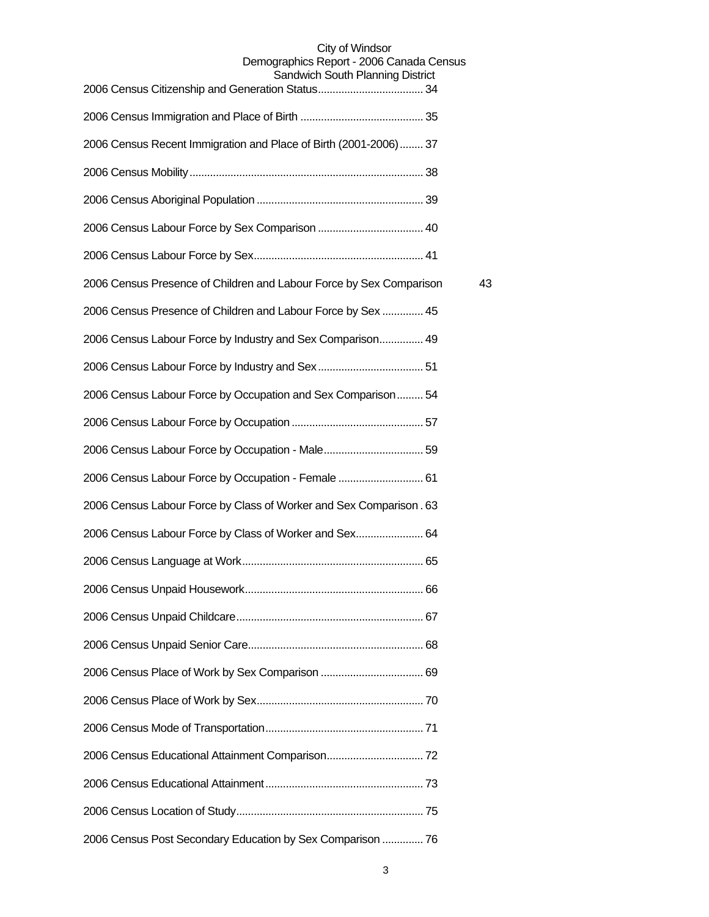2006 Census Citizenship and Generation Status.................................... 34

2006 Census Immigration and Place of Birth .......................................... 35

2006 Census Recent Immigration and Place of Birth (2001-2006)........ 37

2006 Census Mobility............................................................................... 38

2006 Census Aboriginal Population ......................................................... 39

2006 Census Labour Force by Sex Comparison .................................... 40

2006 Census Labour Force by Sex.......................................................... 41

2006 Census Presence of Children and Labour Force by Sex Comparison 43

2006 Census Presence of Children and Labour Force by Sex .............. 45

2006 Census Labour Force by Industry and Sex Comparison............... 49

2006 Census Labour Force by Industry and Sex.................................... 51

2006 Census Labour Force by Occupation and Sex Comparison......... 54

2006 Census Labour Force by Occupation............................................. 57

2006 Census Labour Force by Occupation - Male.................................. 59

2006 Census Labour Force by Occupation - Female ............................. 61

2006 Census Labour Force by Class of Worker and Sex Comparison . 63

2006 Census Labour Force by Class of Worker and Sex....................... 64

2006 Census Language at Work............................................................. 65

2006 Census Unpaid Housework............................................................ 66

2006 Census Unpaid Childcare............................................................... 67

2006 Census Unpaid Senior Care........................................................... 68

2006 Census Place of Work by Sex Comparison ................................... 69

2006 Census Place of Work by Sex......................................................... 70

2006 Census Mode of Transportation...................................................... 71

2006 Census Educational Attainment Comparison................................. 72

2006 Census Educational Attainment...................................................... 73

2006 Census Location of Study............................................................... 75

2006 Census Post Secondary Education by Sex Comparison .............. 76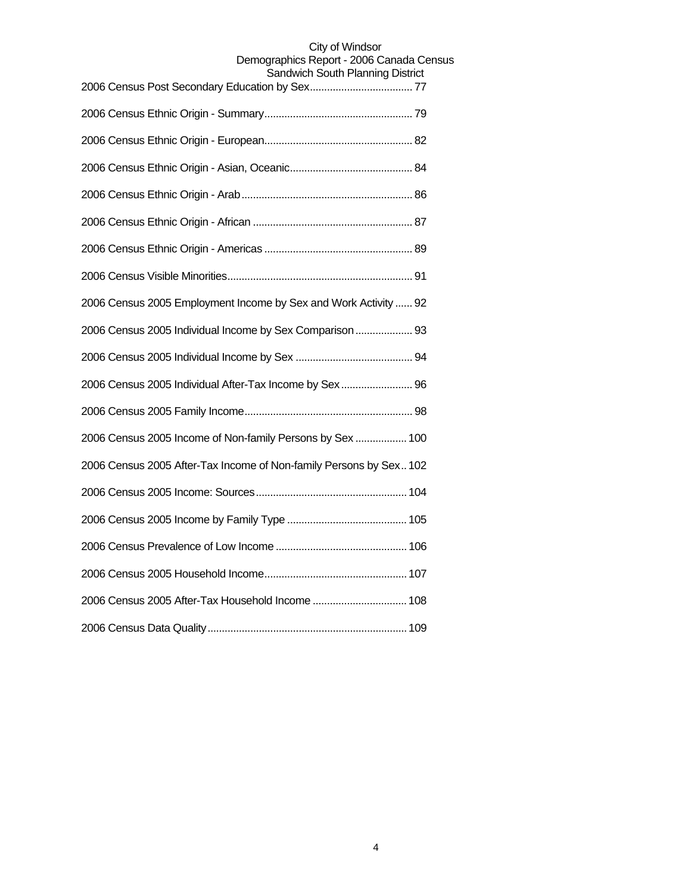2006 Census Post Secondary Education by Sex.................................... 77

2006 Census Ethnic Origin - Summary.................................................... 79

2006 Census Ethnic Origin - European.................................................... 82

2006 Census Ethnic Origin - Asian, Oceanic........................................... 84

2006 Census Ethnic Origin - Arab............................................................ 86

2006 Census Ethnic Origin - African ........................................................ 87

2006 Census Ethnic Origin - Americas .................................................... 89

2006 Census Visible Minorities................................................................. 91

2006 Census 2005 Employment Income by Sex and Work Activity ...... 92

2006 Census 2005 Individual Income by Sex Comparison .................... 93

2006 Census 2005 Individual Income by Sex ......................................... 94

2006 Census 2005 Individual After-Tax Income by Sex......................... 96

2006 Census 2005 Family Income........................................................... 98

2006 Census 2005 Income of Non-family Persons by Sex .................. 100

2006 Census 2005 After-Tax Income of Non-family Persons by Sex.. 102

2006 Census 2005 Income: Sources..................................................... 104

2006 Census 2005 Income by Family Type .......................................... 105

2006 Census Prevalence of Low Income .............................................. 106

2006 Census 2005 Household Income.................................................. 107

2006 Census 2005 After-Tax Household Income ................................. 108

2006 Census Data Quality...................................................................... 109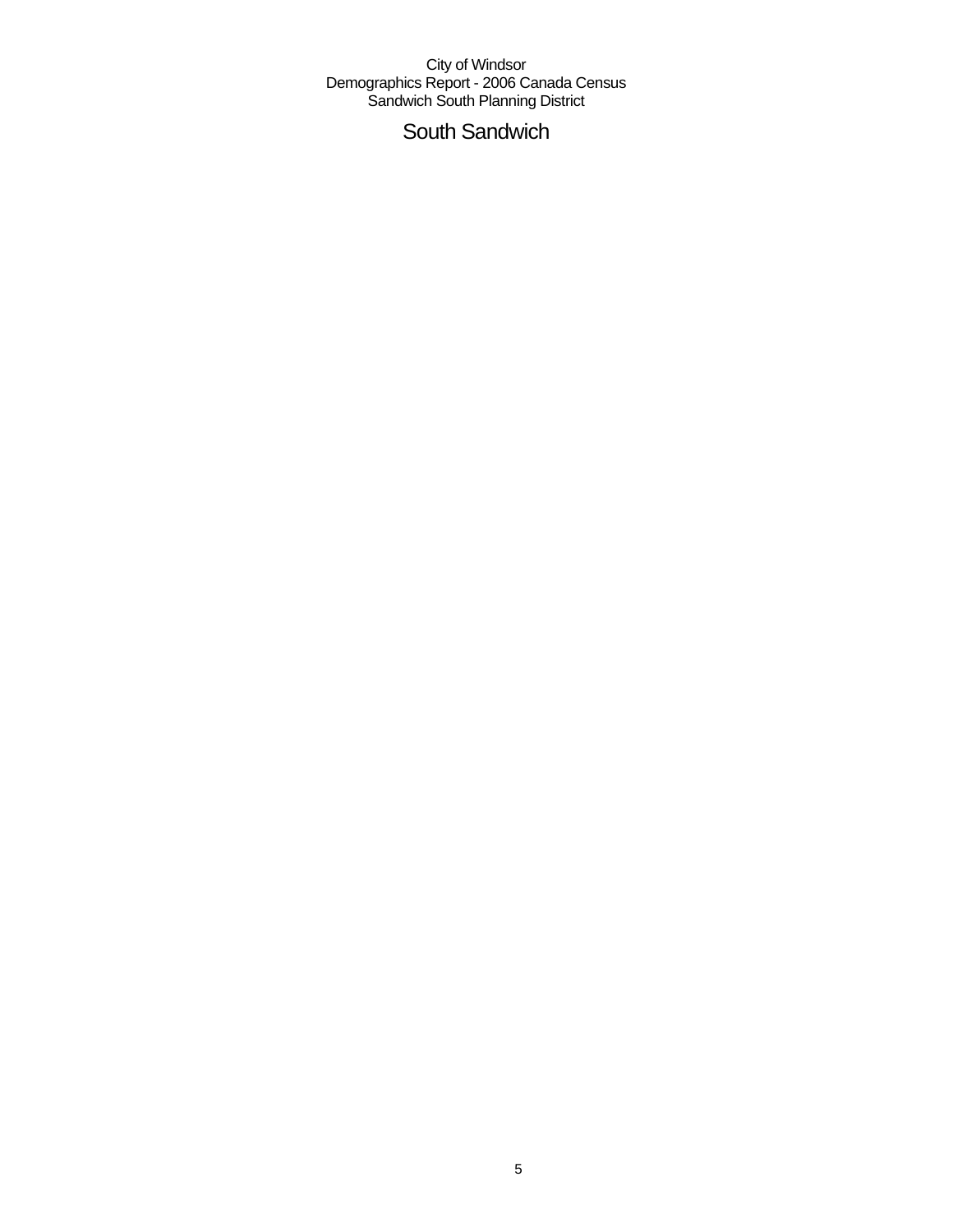City of Windsor
Demographics Report - 2006 Canada Census
Sandwich South Planning District

# South Sandwich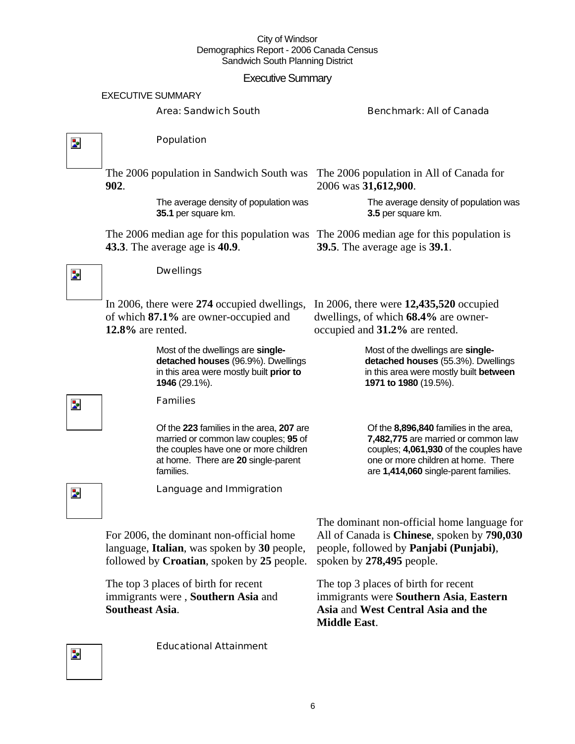City of Windsor
Demographics Report - 2006 Canada Census
Sandwich South Planning District

# Executive Summary

## EXECUTIVE SUMMARY

| Area: Sandwich South | Benchmark: All of Canada |
|---|---|

### Population

| Area: Sandwich South | Benchmark: All of Canada |
|---|---|
| The 2006 population in Sandwich South was **902**. | The 2006 population in All of Canada for 2006 was **31,612,900**. |
| The average density of population was **35.1** per square km. | The average density of population was **3.5** per square km. |
| The 2006 median age for this population was **43.3**. The average age is **40.9**. | The 2006 median age for this population is **39.5**. The average age is **39.1**. |

### Dwellings

| Area: Sandwich South | Benchmark: All of Canada |
|---|---|
| In 2006, there were **274** occupied dwellings, of which **87.1%** are owner-occupied and **12.8%** are rented. | In 2006, there were **12,435,520** occupied dwellings, of which **68.4%** are owner-occupied and **31.2%** are rented. |
| Most of the dwellings are **single-detached houses** (96.9%). Dwellings in this area were mostly built **prior to 1946** (29.1%). | Most of the dwellings are **single-detached houses** (55.3%). Dwellings in this area were mostly built **between 1971 to 1980** (19.5%). |

### Families

| Area: Sandwich South | Benchmark: All of Canada |
|---|---|
| Of the **223** families in the area, **207** are married or common law couples; **95** of the couples have one or more children at home. There are **20** single-parent families. | Of the **8,896,840** families in the area, **7,482,775** are married or common law couples; **4,061,930** of the couples have one or more children at home. There are **1,414,060** single-parent families. |

### Language and Immigration

| Area: Sandwich South | Benchmark: All of Canada |
|---|---|
| For 2006, the dominant non-official home language, **Italian**, was spoken by **30** people, followed by **Croatian**, spoken by **25** people. | The dominant non-official home language for All of Canada is **Chinese**, spoken by **790,030** people, followed by **Panjabi (Punjabi)**, spoken by **278,495** people. |
| The top 3 places of birth for recent immigrants were , **Southern Asia** and **Southeast Asia**. | The top 3 places of birth for recent immigrants were **Southern Asia**, **Eastern Asia** and **West Central Asia and the Middle East**. |

### Educational Attainment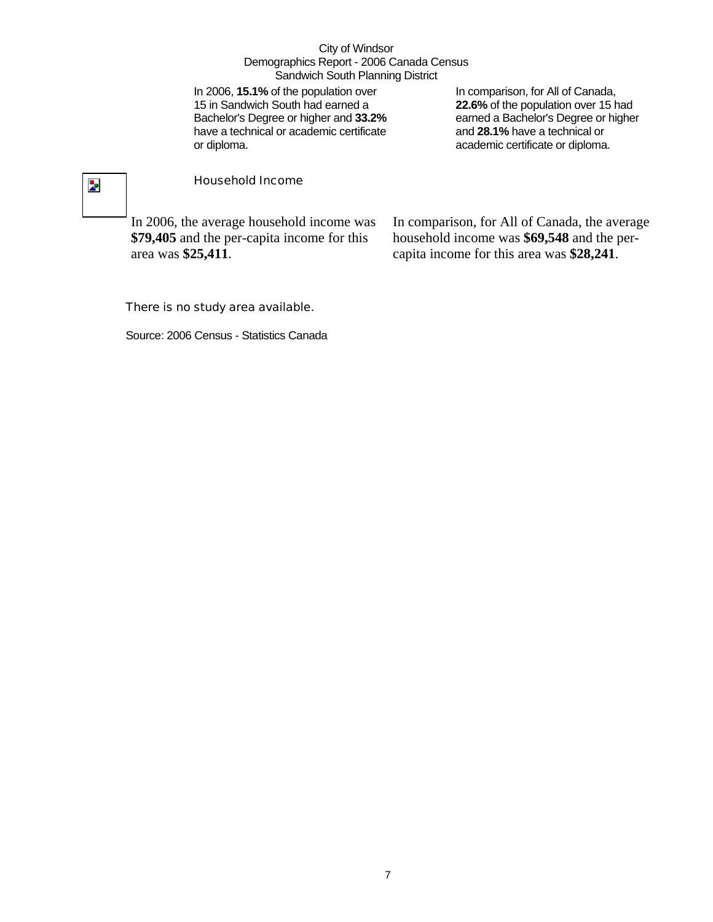City of Windsor
Demographics Report - 2006 Canada Census
Sandwich South Planning District

In 2006, **15.1%** of the population over 15 in Sandwich South had earned a Bachelor's Degree or higher and **33.2%** have a technical or academic certificate or diploma.

In comparison, for All of Canada, **22.6%** of the population over 15 had earned a Bachelor's Degree or higher and **28.1%** have a technical or academic certificate or diploma.

## Household Income

In 2006, the average household income was **$79,405** and the per-capita income for this area was **$25,411**.

In comparison, for All of Canada, the average household income was **$69,548** and the per-capita income for this area was **$28,241**.

There is no study area available.

Source: 2006 Census - Statistics Canada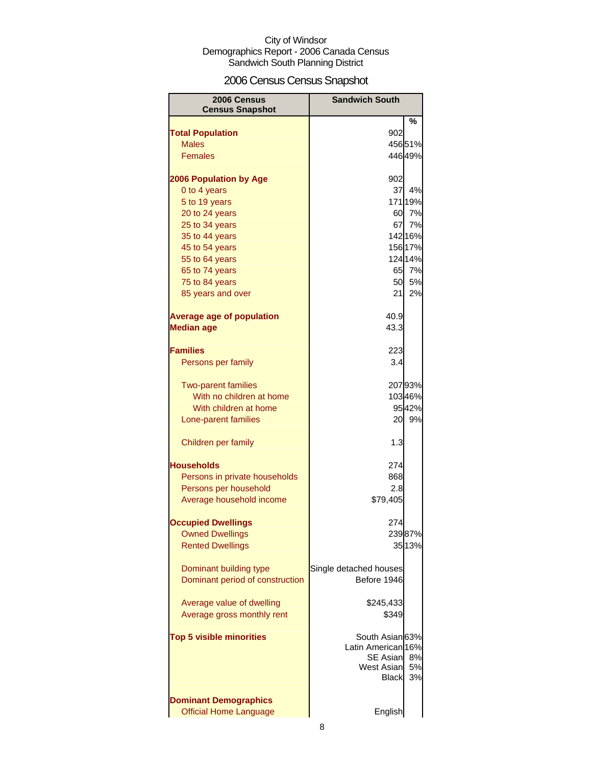City of Windsor
Demographics Report - 2006 Canada Census
Sandwich South Planning District

# 2006 Census Census Snapshot

| 2006 Census Census Snapshot | Sandwich South | |
|---|---|---|
| | | % |
| **Total Population** | 902 | |
| Males | 456 | 51% |
| Females | 446 | 49% |
| | | |
| **2006 Population by Age** | 902 | |
| 0 to 4 years | 37 | 4% |
| 5 to 19 years | 171 | 19% |
| 20 to 24 years | 60 | 7% |
| 25 to 34 years | 67 | 7% |
| 35 to 44 years | 142 | 16% |
| 45 to 54 years | 156 | 17% |
| 55 to 64 years | 124 | 14% |
| 65 to 74 years | 65 | 7% |
| 75 to 84 years | 50 | 5% |
| 85 years and over | 21 | 2% |
| | | |
| **Average age of population** | 40.9 | |
| **Median age** | 43.3 | |
| | | |
| **Families** | 223 | |
| Persons per family | 3.4 | |
| | | |
| Two-parent families | 207 | 93% |
| With no children at home | 103 | 46% |
| With children at home | 95 | 42% |
| Lone-parent families | 20 | 9% |
| | | |
| Children per family | 1.3 | |
| | | |
| **Households** | 274 | |
| Persons in private households | 868 | |
| Persons per household | 2.8 | |
| Average household income | $79,405 | |
| | | |
| **Occupied Dwellings** | 274 | |
| Owned Dwellings | 239 | 87% |
| Rented Dwellings | 35 | 13% |
| | | |
| Dominant building type | Single detached houses | |
| Dominant period of construction | Before 1946 | |
| | | |
| Average value of dwelling | $245,433 | |
| Average gross monthly rent | $349 | |
| | | |
| **Top 5 visible minorities** | South Asian | 63% |
| | Latin American | 16% |
| | SE Asian | 8% |
| | West Asian | 5% |
| | Black | 3% |
| | | |
| **Dominant Demographics** | | |
| Official Home Language | English | |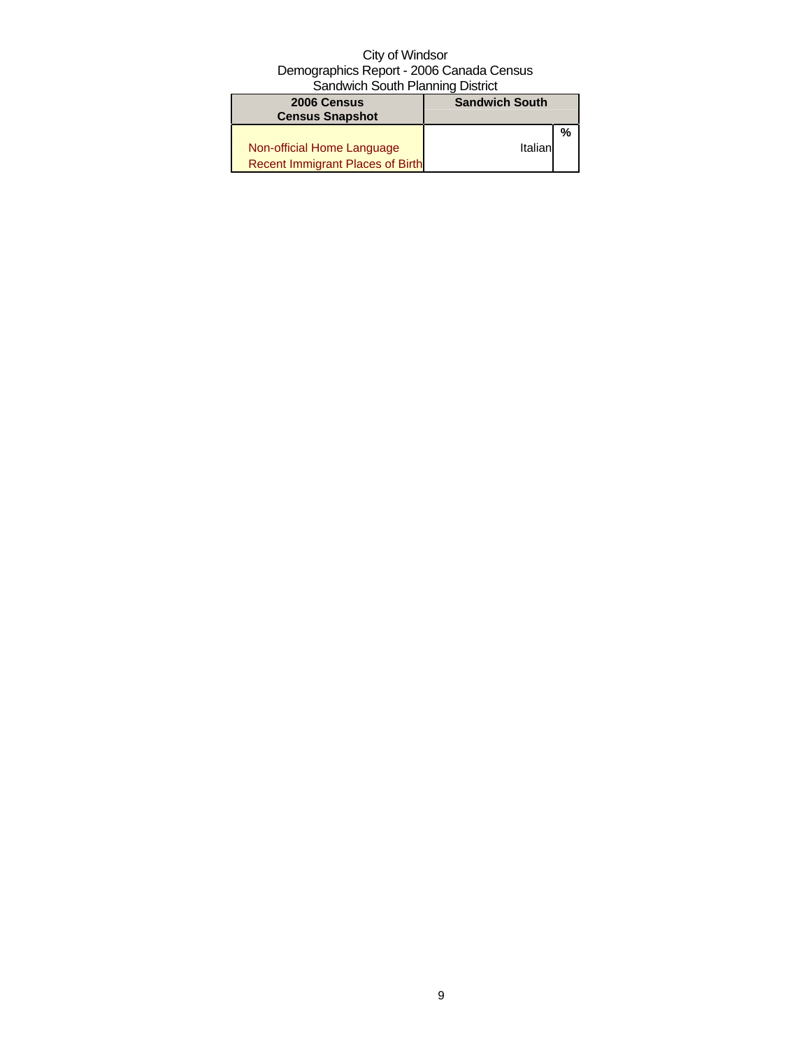City of Windsor
Demographics Report - 2006 Canada Census
Sandwich South Planning District

| 2006 Census<br>Census Snapshot | Sandwich South | |
|---|---|---|
| | | % |
| Non-official Home Language | Italian | |
| Recent Immigrant Places of Birth | | |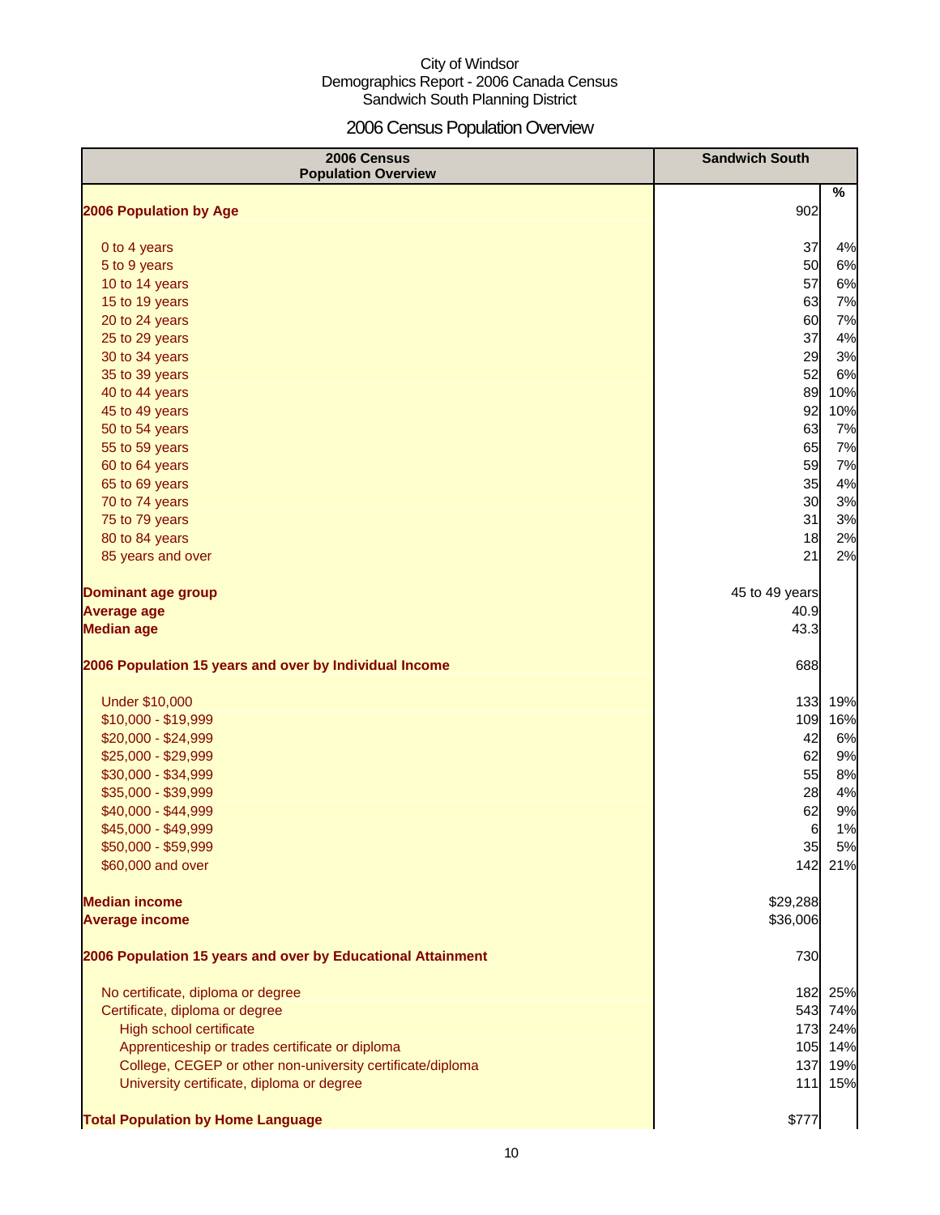City of Windsor
Demographics Report - 2006 Canada Census
Sandwich South Planning District

# 2006 Census Population Overview

| 2006 Census Population Overview | Sandwich South | |
|---|---|---|
| | | % |
| **2006 Population by Age** | 902 | |
| 0 to 4 years | 37 | 4% |
| 5 to 9 years | 50 | 6% |
| 10 to 14 years | 57 | 6% |
| 15 to 19 years | 63 | 7% |
| 20 to 24 years | 60 | 7% |
| 25 to 29 years | 37 | 4% |
| 30 to 34 years | 29 | 3% |
| 35 to 39 years | 52 | 6% |
| 40 to 44 years | 89 | 10% |
| 45 to 49 years | 92 | 10% |
| 50 to 54 years | 63 | 7% |
| 55 to 59 years | 65 | 7% |
| 60 to 64 years | 59 | 7% |
| 65 to 69 years | 35 | 4% |
| 70 to 74 years | 30 | 3% |
| 75 to 79 years | 31 | 3% |
| 80 to 84 years | 18 | 2% |
| 85 years and over | 21 | 2% |
| **Dominant age group** | 45 to 49 years | |
| **Average age** | 40.9 | |
| **Median age** | 43.3 | |
| **2006 Population 15 years and over by Individual Income** | 688 | |
| Under $10,000 | 133 | 19% |
| $10,000 - $19,999 | 109 | 16% |
| $20,000 - $24,999 | 42 | 6% |
| $25,000 - $29,999 | 62 | 9% |
| $30,000 - $34,999 | 55 | 8% |
| $35,000 - $39,999 | 28 | 4% |
| $40,000 - $44,999 | 62 | 9% |
| $45,000 - $49,999 | 6 | 1% |
| $50,000 - $59,999 | 35 | 5% |
| $60,000 and over | 142 | 21% |
| **Median income** | $29,288 | |
| **Average income** | $36,006 | |
| **2006 Population 15 years and over by Educational Attainment** | 730 | |
| No certificate, diploma or degree | 182 | 25% |
| Certificate, diploma or degree | 543 | 74% |
| High school certificate | 173 | 24% |
| Apprenticeship or trades certificate or diploma | 105 | 14% |
| College, CEGEP or other non-university certificate/diploma | 137 | 19% |
| University certificate, diploma or degree | 111 | 15% |
| **Total Population by Home Language** | $777 | |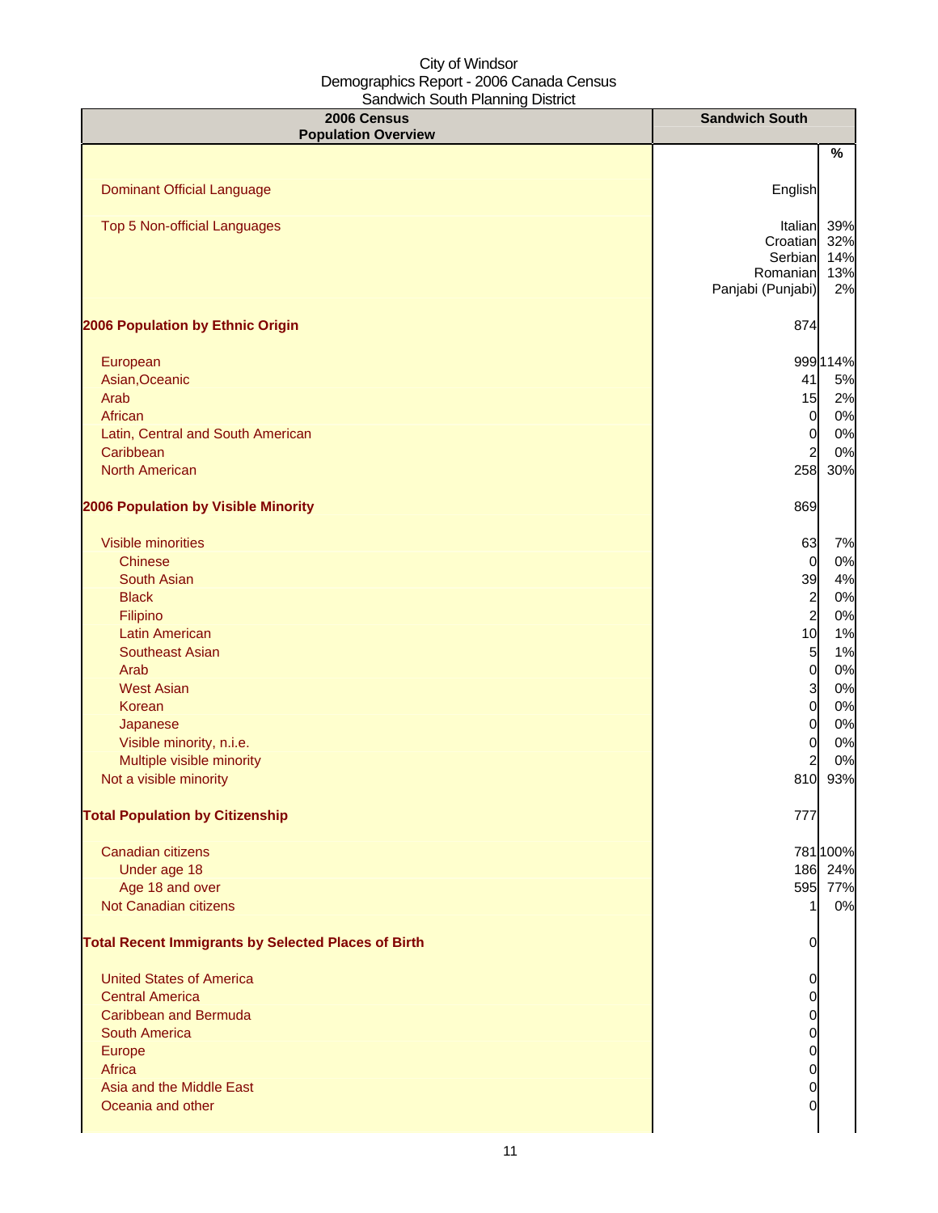City of Windsor
Demographics Report - 2006 Canada Census
Sandwich South Planning District

| 2006 Census<br>Population Overview | Sandwich South | |
|---|---|---|
| | | % |
| Dominant Official Language | English | |
| Top 5 Non-official Languages | Italian | 39% |
| | Croatian | 32% |
| | Serbian | 14% |
| | Romanian | 13% |
| | Panjabi (Punjabi) | 2% |
| **2006 Population by Ethnic Origin** | 874 | |
| European | 999 | 114% |
| Asian,Oceanic | 41 | 5% |
| Arab | 15 | 2% |
| African | 0 | 0% |
| Latin, Central and South American | 0 | 0% |
| Caribbean | 2 | 0% |
| North American | 258 | 30% |
| **2006 Population by Visible Minority** | 869 | |
| Visible minorities | 63 | 7% |
| Chinese | 0 | 0% |
| South Asian | 39 | 4% |
| Black | 2 | 0% |
| Filipino | 2 | 0% |
| Latin American | 10 | 1% |
| Southeast Asian | 5 | 1% |
| Arab | 0 | 0% |
| West Asian | 3 | 0% |
| Korean | 0 | 0% |
| Japanese | 0 | 0% |
| Visible minority, n.i.e. | 0 | 0% |
| Multiple visible minority | 2 | 0% |
| Not a visible minority | 810 | 93% |
| **Total Population by Citizenship** | 777 | |
| Canadian citizens | 781 | 100% |
| Under age 18 | 186 | 24% |
| Age 18 and over | 595 | 77% |
| Not Canadian citizens | 1 | 0% |
| **Total Recent Immigrants by Selected Places of Birth** | 0 | |
| United States of America | 0 | |
| Central America | 0 | |
| Caribbean and Bermuda | 0 | |
| South America | 0 | |
| Europe | 0 | |
| Africa | 0 | |
| Asia and the Middle East | 0 | |
| Oceania and other | 0 | |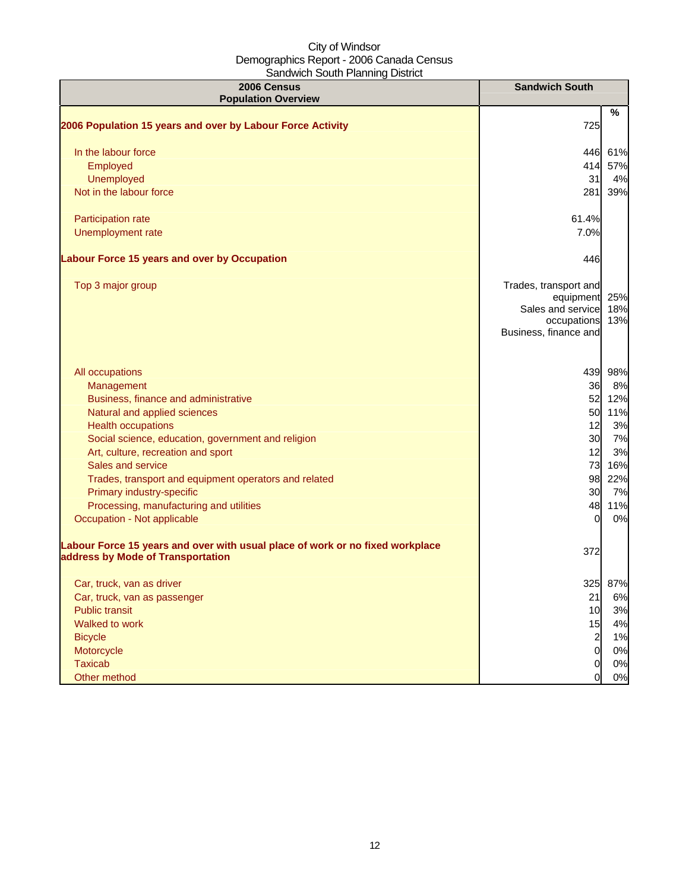City of Windsor
Demographics Report - 2006 Canada Census
Sandwich South Planning District

| 2006 Census Population Overview | Sandwich South | % |
|---|---|---|
| **2006 Population 15 years and over by Labour Force Activity** | 725 | |
| In the labour force | 446 | 61% |
| Employed | 414 | 57% |
| Unemployed | 31 | 4% |
| Not in the labour force | 281 | 39% |
| Participation rate | 61.4% | |
| Unemployment rate | 7.0% | |
| **Labour Force 15 years and over by Occupation** | 446 | |
| Top 3 major group | Trades, transport and equipment | 25% |
| | Sales and service occupations | 18% |
| | Business, finance and | 13% |
| All occupations | 439 | 98% |
| Management | 36 | 8% |
| Business, finance and administrative | 52 | 12% |
| Natural and applied sciences | 50 | 11% |
| Health occupations | 12 | 3% |
| Social science, education, government and religion | 30 | 7% |
| Art, culture, recreation and sport | 12 | 3% |
| Sales and service | 73 | 16% |
| Trades, transport and equipment operators and related | 98 | 22% |
| Primary industry-specific | 30 | 7% |
| Processing, manufacturing and utilities | 48 | 11% |
| Occupation - Not applicable | 0 | 0% |
| **Labour Force 15 years and over with usual place of work or no fixed workplace address by Mode of Transportation** | 372 | |
| Car, truck, van as driver | 325 | 87% |
| Car, truck, van as passenger | 21 | 6% |
| Public transit | 10 | 3% |
| Walked to work | 15 | 4% |
| Bicycle | 2 | 1% |
| Motorcycle | 0 | 0% |
| Taxicab | 0 | 0% |
| Other method | 0 | 0% |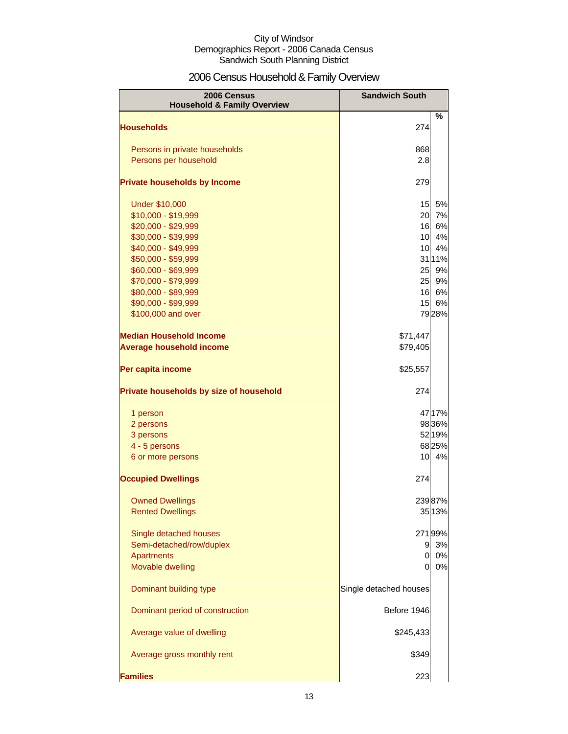City of Windsor
Demographics Report - 2006 Canada Census
Sandwich South Planning District

# 2006 Census Household & Family Overview

| 2006 Census Household & Family Overview | Sandwich South | % |
|---|---|---|
| **Households** | 274 | |
| Persons in private households | 868 | |
| Persons per household | 2.8 | |
| **Private households by Income** | 279 | |
| Under $10,000 | 15 | 5% |
| $10,000 - $19,999 | 20 | 7% |
| $20,000 - $29,999 | 16 | 6% |
| $30,000 - $39,999 | 10 | 4% |
| $40,000 - $49,999 | 10 | 4% |
| $50,000 - $59,999 | 31 | 11% |
| $60,000 - $69,999 | 25 | 9% |
| $70,000 - $79,999 | 25 | 9% |
| $80,000 - $89,999 | 16 | 6% |
| $90,000 - $99,999 | 15 | 6% |
| $100,000 and over | 79 | 28% |
| **Median Household Income** | $71,447 | |
| **Average household income** | $79,405 | |
| **Per capita income** | $25,557 | |
| **Private households by size of household** | 274 | |
| 1 person | 47 | 17% |
| 2 persons | 98 | 36% |
| 3 persons | 52 | 19% |
| 4 - 5 persons | 68 | 25% |
| 6 or more persons | 10 | 4% |
| **Occupied Dwellings** | 274 | |
| Owned Dwellings | 239 | 87% |
| Rented Dwellings | 35 | 13% |
| Single detached houses | 271 | 99% |
| Semi-detached/row/duplex | 9 | 3% |
| Apartments | 0 | 0% |
| Movable dwelling | 0 | 0% |
| Dominant building type | Single detached houses | |
| Dominant period of construction | Before 1946 | |
| Average value of dwelling | $245,433 | |
| Average gross monthly rent | $349 | |
| **Families** | 223 | |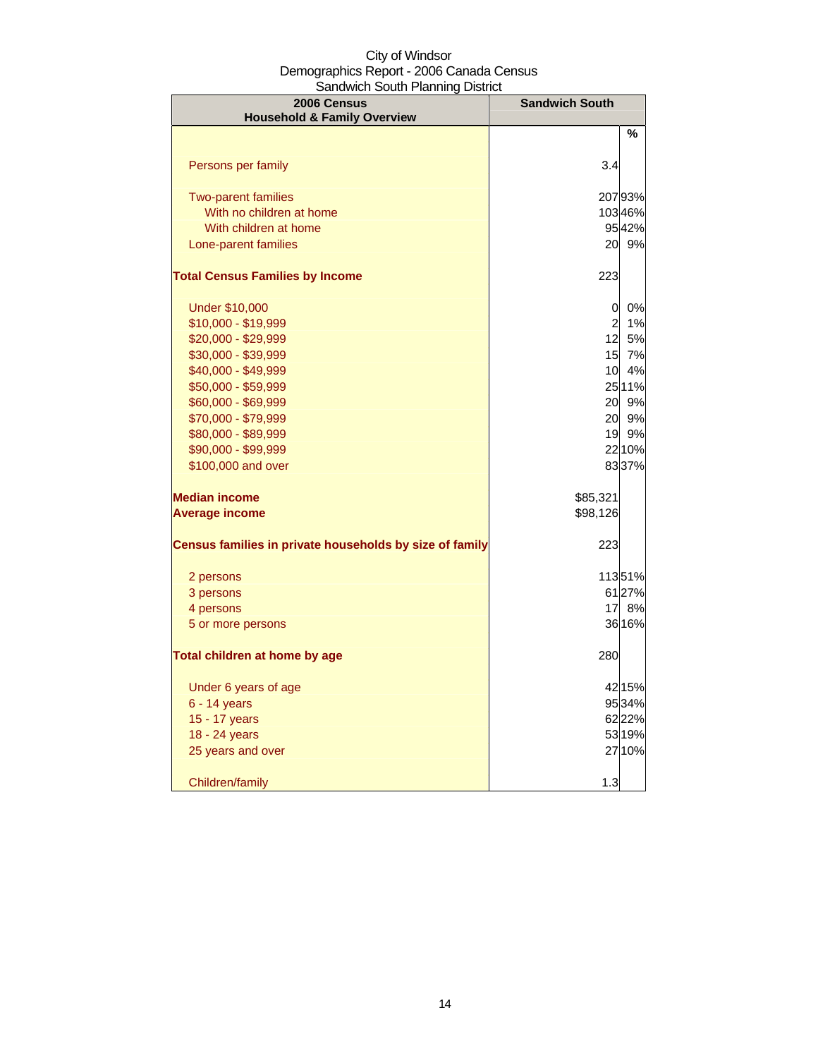City of Windsor
Demographics Report - 2006 Canada Census
Sandwich South Planning District

| 2006 Census<br>Household & Family Overview | Sandwich South | |
|---|---|---|
| | | % |
| Persons per family | 3.4 | |
| Two-parent families | 207 | 93% |
| With no children at home | 103 | 46% |
| With children at home | 95 | 42% |
| Lone-parent families | 20 | 9% |
| **Total Census Families by Income** | 223 | |
| Under $10,000 | 0 | 0% |
| $10,000 - $19,999 | 2 | 1% |
| $20,000 - $29,999 | 12 | 5% |
| $30,000 - $39,999 | 15 | 7% |
| $40,000 - $49,999 | 10 | 4% |
| $50,000 - $59,999 | 25 | 11% |
| $60,000 - $69,999 | 20 | 9% |
| $70,000 - $79,999 | 20 | 9% |
| $80,000 - $89,999 | 19 | 9% |
| $90,000 - $99,999 | 22 | 10% |
| $100,000 and over | 83 | 37% |
| **Median income** | $85,321 | |
| **Average income** | $98,126 | |
| **Census families in private households by size of family** | 223 | |
| 2 persons | 113 | 51% |
| 3 persons | 61 | 27% |
| 4 persons | 17 | 8% |
| 5 or more persons | 36 | 16% |
| **Total children at home by age** | 280 | |
| Under 6 years of age | 42 | 15% |
| 6 - 14 years | 95 | 34% |
| 15 - 17 years | 62 | 22% |
| 18 - 24 years | 53 | 19% |
| 25 years and over | 27 | 10% |
| Children/family | 1.3 | |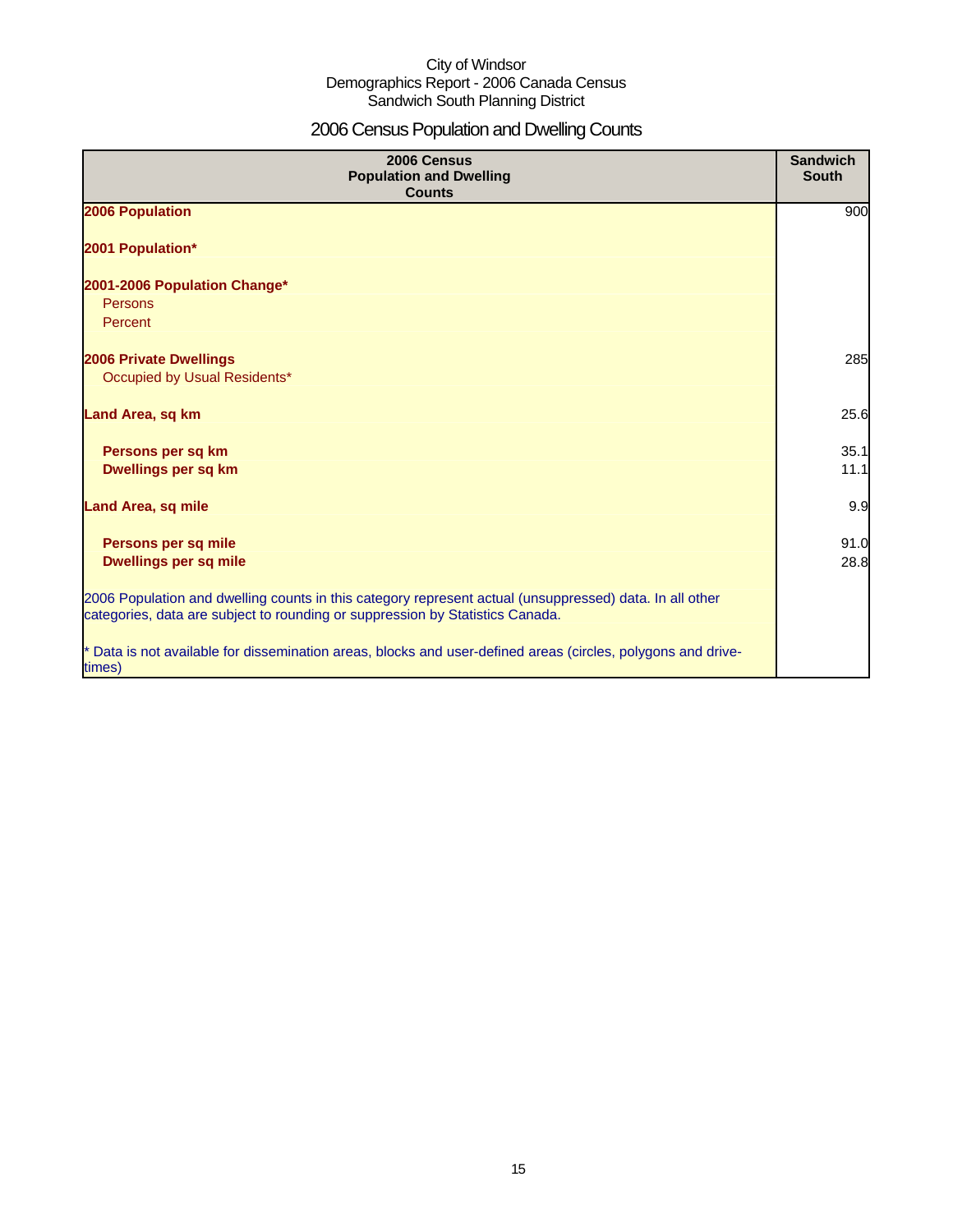City of Windsor
Demographics Report - 2006 Canada Census
Sandwich South Planning District

# 2006 Census Population and Dwelling Counts

| 2006 Census Population and Dwelling Counts | Sandwich South |
|---|---|
| **2006 Population** | 900 |
| **2001 Population*** | |
| **2001-2006 Population Change*** | |
| Persons | |
| Percent | |
| **2006 Private Dwellings** | 285 |
| Occupied by Usual Residents* | |
| **Land Area, sq km** | 25.6 |
| **Persons per sq km** | 35.1 |
| **Dwellings per sq km** | 11.1 |
| **Land Area, sq mile** | 9.9 |
| **Persons per sq mile** | 91.0 |
| **Dwellings per sq mile** | 28.8 |

2006 Population and dwelling counts in this category represent actual (unsuppressed) data. In all other categories, data are subject to rounding or suppression by Statistics Canada.

* Data is not available for dissemination areas, blocks and user-defined areas (circles, polygons and drive-times)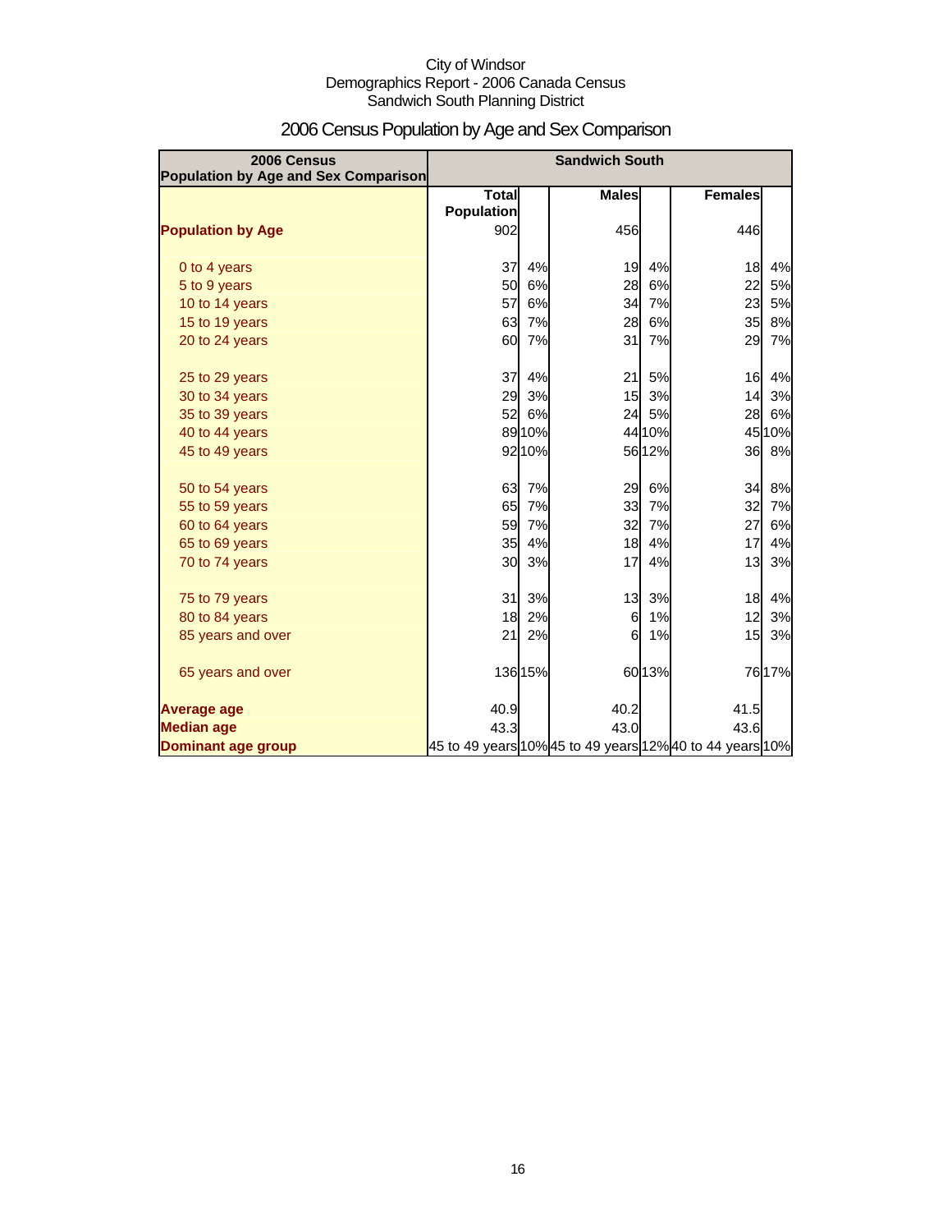City of Windsor
Demographics Report - 2006 Canada Census
Sandwich South Planning District

# 2006 Census Population by Age and Sex Comparison

| 2006 Census Population by Age and Sex Comparison | Sandwich South | | | | | |
|---|---|---|---|---|---|---|
| | Total Population | | Males | | Females | |
| **Population by Age** | 902 | | 456 | | 446 | |
| 0 to 4 years | 37 | 4% | 19 | 4% | 18 | 4% |
| 5 to 9 years | 50 | 6% | 28 | 6% | 22 | 5% |
| 10 to 14 years | 57 | 6% | 34 | 7% | 23 | 5% |
| 15 to 19 years | 63 | 7% | 28 | 6% | 35 | 8% |
| 20 to 24 years | 60 | 7% | 31 | 7% | 29 | 7% |
| 25 to 29 years | 37 | 4% | 21 | 5% | 16 | 4% |
| 30 to 34 years | 29 | 3% | 15 | 3% | 14 | 3% |
| 35 to 39 years | 52 | 6% | 24 | 5% | 28 | 6% |
| 40 to 44 years | 89 | 10% | 44 | 10% | 45 | 10% |
| 45 to 49 years | 92 | 10% | 56 | 12% | 36 | 8% |
| 50 to 54 years | 63 | 7% | 29 | 6% | 34 | 8% |
| 55 to 59 years | 65 | 7% | 33 | 7% | 32 | 7% |
| 60 to 64 years | 59 | 7% | 32 | 7% | 27 | 6% |
| 65 to 69 years | 35 | 4% | 18 | 4% | 17 | 4% |
| 70 to 74 years | 30 | 3% | 17 | 4% | 13 | 3% |
| 75 to 79 years | 31 | 3% | 13 | 3% | 18 | 4% |
| 80 to 84 years | 18 | 2% | 6 | 1% | 12 | 3% |
| 85 years and over | 21 | 2% | 6 | 1% | 15 | 3% |
| 65 years and over | 136 | 15% | 60 | 13% | 76 | 17% |
| **Average age** | 40.9 | | 40.2 | | 41.5 | |
| **Median age** | 43.3 | | 43.0 | | 43.6 | |
| **Dominant age group** | 45 to 49 years | 10% | 45 to 49 years | 12% | 40 to 44 years | 10% |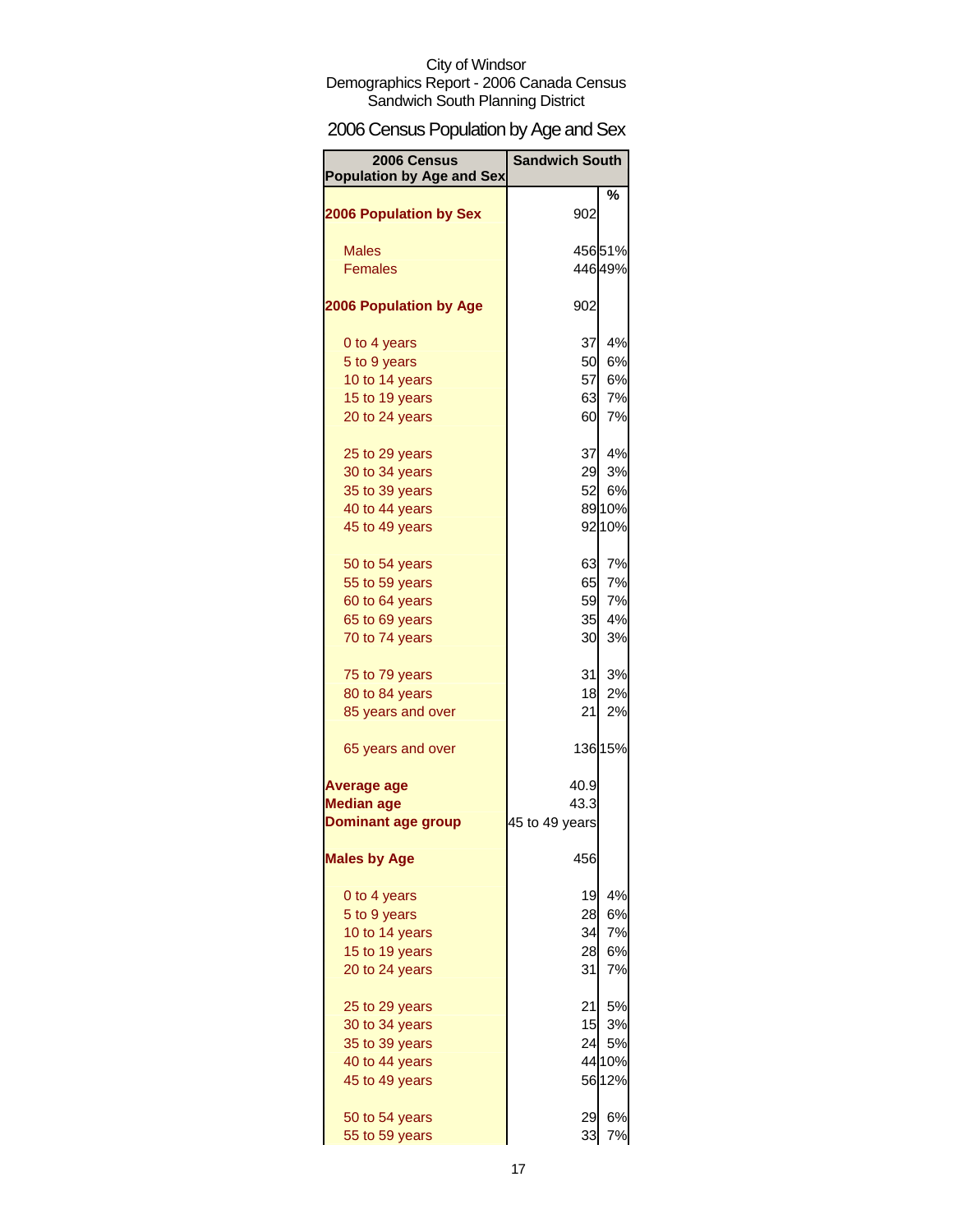City of Windsor
Demographics Report - 2006 Canada Census
Sandwich South Planning District

## 2006 Census Population by Age and Sex

| 2006 Census Population by Age and Sex | Sandwich South | % |
|---|---|---|
| **2006 Population by Sex** | 902 | |
| Males | 456 | 51% |
| Females | 446 | 49% |
| **2006 Population by Age** | 902 | |
| 0 to 4 years | 37 | 4% |
| 5 to 9 years | 50 | 6% |
| 10 to 14 years | 57 | 6% |
| 15 to 19 years | 63 | 7% |
| 20 to 24 years | 60 | 7% |
| 25 to 29 years | 37 | 4% |
| 30 to 34 years | 29 | 3% |
| 35 to 39 years | 52 | 6% |
| 40 to 44 years | 89 | 10% |
| 45 to 49 years | 92 | 10% |
| 50 to 54 years | 63 | 7% |
| 55 to 59 years | 65 | 7% |
| 60 to 64 years | 59 | 7% |
| 65 to 69 years | 35 | 4% |
| 70 to 74 years | 30 | 3% |
| 75 to 79 years | 31 | 3% |
| 80 to 84 years | 18 | 2% |
| 85 years and over | 21 | 2% |
| 65 years and over | 136 | 15% |
| **Average age** | 40.9 | |
| **Median age** | 43.3 | |
| **Dominant age group** | 45 to 49 years | |
| **Males by Age** | 456 | |
| 0 to 4 years | 19 | 4% |
| 5 to 9 years | 28 | 6% |
| 10 to 14 years | 34 | 7% |
| 15 to 19 years | 28 | 6% |
| 20 to 24 years | 31 | 7% |
| 25 to 29 years | 21 | 5% |
| 30 to 34 years | 15 | 3% |
| 35 to 39 years | 24 | 5% |
| 40 to 44 years | 44 | 10% |
| 45 to 49 years | 56 | 12% |
| 50 to 54 years | 29 | 6% |
| 55 to 59 years | 33 | 7% |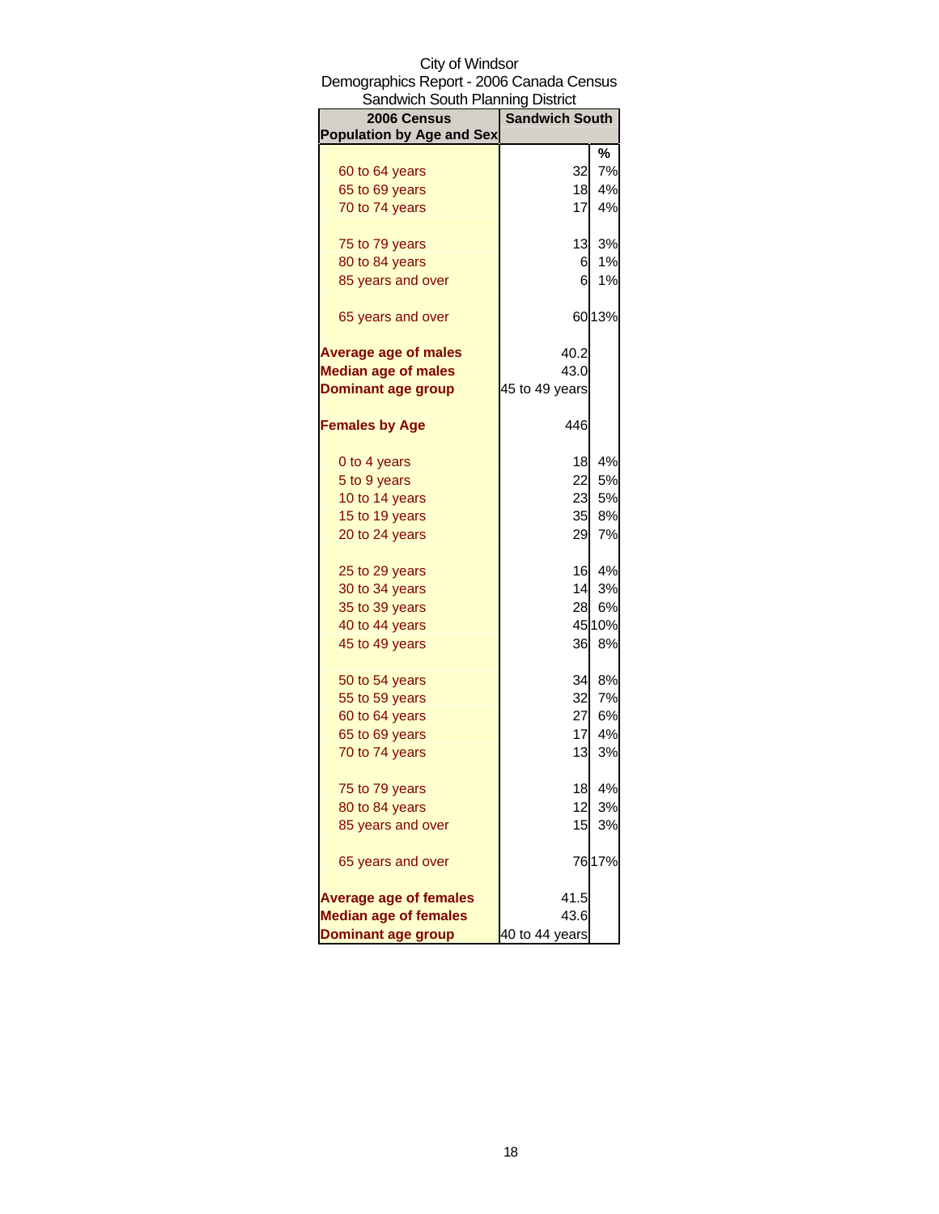City of Windsor
Demographics Report - 2006 Canada Census
Sandwich South Planning District

| 2006 Census Population by Age and Sex | Sandwich South | |
|---|---|---|
| | | % |
| 60 to 64 years | 32 | 7% |
| 65 to 69 years | 18 | 4% |
| 70 to 74 years | 17 | 4% |
| 75 to 79 years | 13 | 3% |
| 80 to 84 years | 6 | 1% |
| 85 years and over | 6 | 1% |
| 65 years and over | 60 | 13% |
| **Average age of males** | 40.2 | |
| **Median age of males** | 43.0 | |
| **Dominant age group** | 45 to 49 years | |
| **Females by Age** | 446 | |
| 0 to 4 years | 18 | 4% |
| 5 to 9 years | 22 | 5% |
| 10 to 14 years | 23 | 5% |
| 15 to 19 years | 35 | 8% |
| 20 to 24 years | 29 | 7% |
| 25 to 29 years | 16 | 4% |
| 30 to 34 years | 14 | 3% |
| 35 to 39 years | 28 | 6% |
| 40 to 44 years | 45 | 10% |
| 45 to 49 years | 36 | 8% |
| 50 to 54 years | 34 | 8% |
| 55 to 59 years | 32 | 7% |
| 60 to 64 years | 27 | 6% |
| 65 to 69 years | 17 | 4% |
| 70 to 74 years | 13 | 3% |
| 75 to 79 years | 18 | 4% |
| 80 to 84 years | 12 | 3% |
| 85 years and over | 15 | 3% |
| 65 years and over | 76 | 17% |
| **Average age of females** | 41.5 | |
| **Median age of females** | 43.6 | |
| **Dominant age group** | 40 to 44 years | |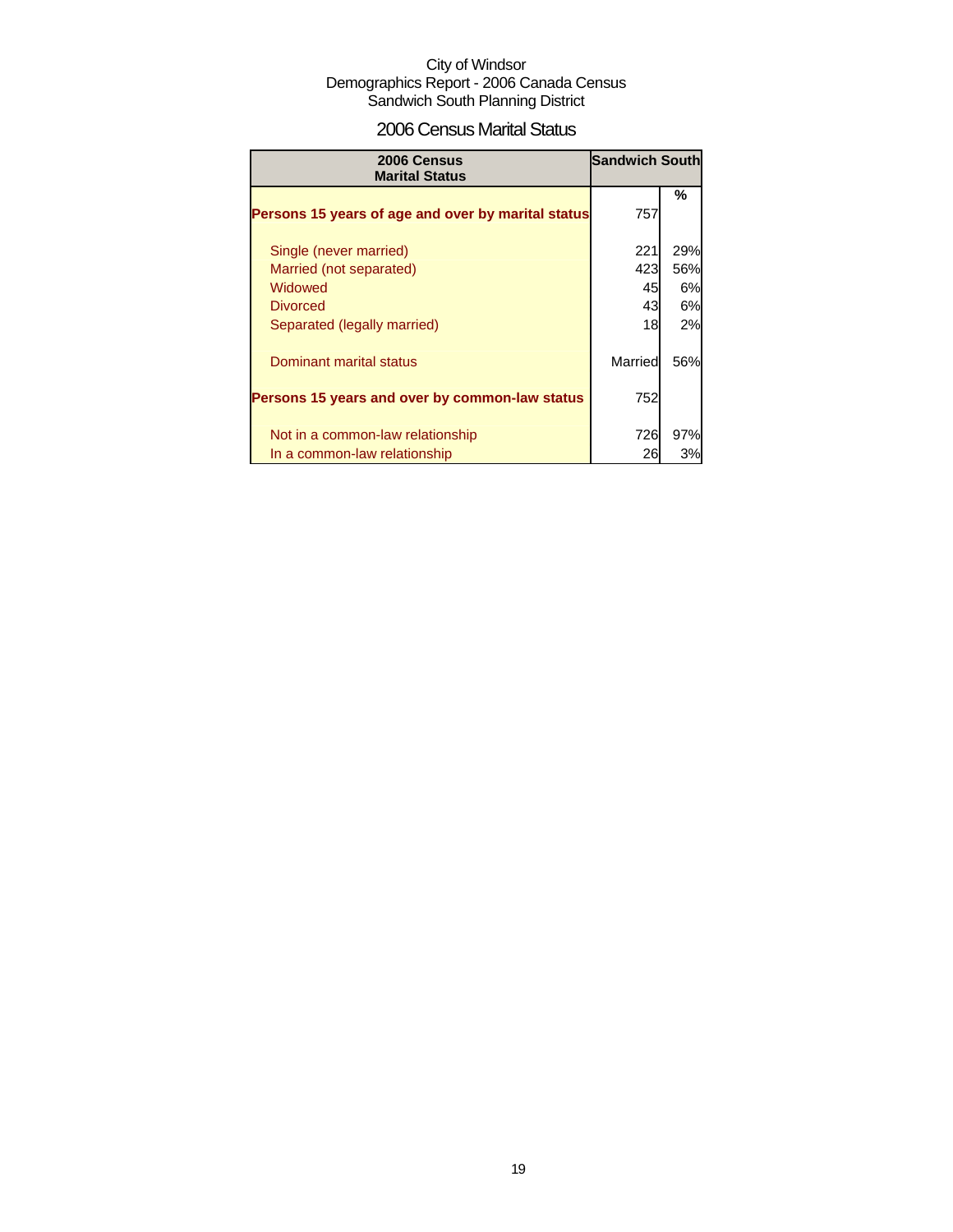City of Windsor
Demographics Report - 2006 Canada Census
Sandwich South Planning District

## 2006 Census Marital Status

| 2006 Census Marital Status | Sandwich South | |
|---|---|---|
| | | % |
| **Persons 15 years of age and over by marital status** | 757 | |
| Single (never married) | 221 | 29% |
| Married (not separated) | 423 | 56% |
| Widowed | 45 | 6% |
| Divorced | 43 | 6% |
| Separated (legally married) | 18 | 2% |
| Dominant marital status | Married | 56% |
| **Persons 15 years and over by common-law status** | 752 | |
| Not in a common-law relationship | 726 | 97% |
| In a common-law relationship | 26 | 3% |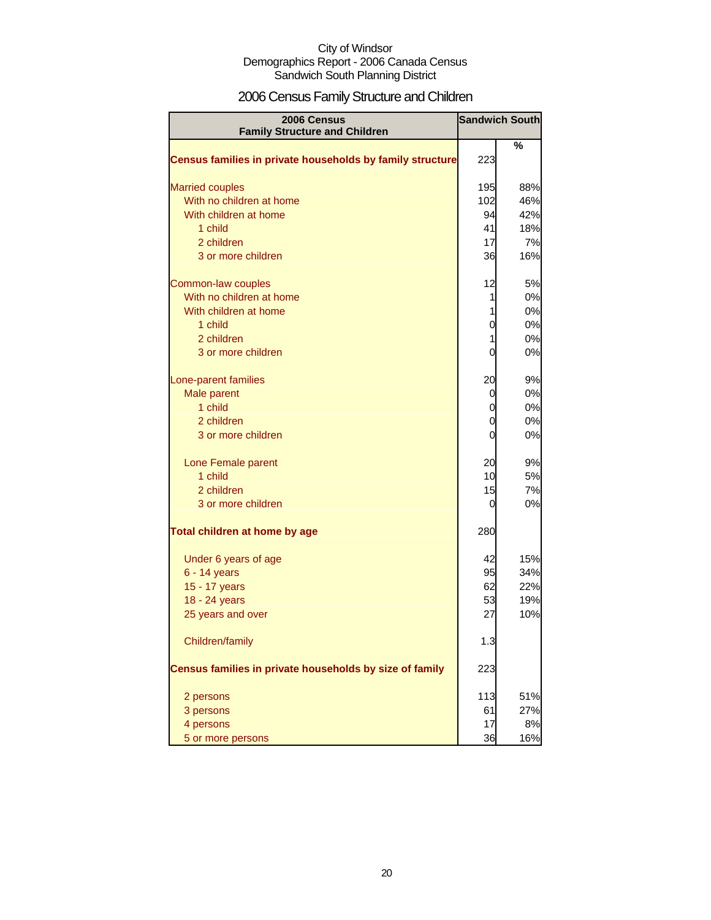City of Windsor
Demographics Report - 2006 Canada Census
Sandwich South Planning District

# 2006 Census Family Structure and Children

| 2006 Census Family Structure and Children | Sandwich South | |
|---|---|---|
| | | % |
| **Census families in private households by family structure** | 223 | |
| Married couples | 195 | 88% |
| With no children at home | 102 | 46% |
| With children at home | 94 | 42% |
| 1 child | 41 | 18% |
| 2 children | 17 | 7% |
| 3 or more children | 36 | 16% |
| Common-law couples | 12 | 5% |
| With no children at home | 1 | 0% |
| With children at home | 1 | 0% |
| 1 child | 0 | 0% |
| 2 children | 1 | 0% |
| 3 or more children | 0 | 0% |
| Lone-parent families | 20 | 9% |
| Male parent | 0 | 0% |
| 1 child | 0 | 0% |
| 2 children | 0 | 0% |
| 3 or more children | 0 | 0% |
| Lone Female parent | 20 | 9% |
| 1 child | 10 | 5% |
| 2 children | 15 | 7% |
| 3 or more children | 0 | 0% |
| **Total children at home by age** | 280 | |
| Under 6 years of age | 42 | 15% |
| 6 - 14 years | 95 | 34% |
| 15 - 17 years | 62 | 22% |
| 18 - 24 years | 53 | 19% |
| 25 years and over | 27 | 10% |
| Children/family | 1.3 | |
| **Census families in private households by size of family** | 223 | |
| 2 persons | 113 | 51% |
| 3 persons | 61 | 27% |
| 4 persons | 17 | 8% |
| 5 or more persons | 36 | 16% |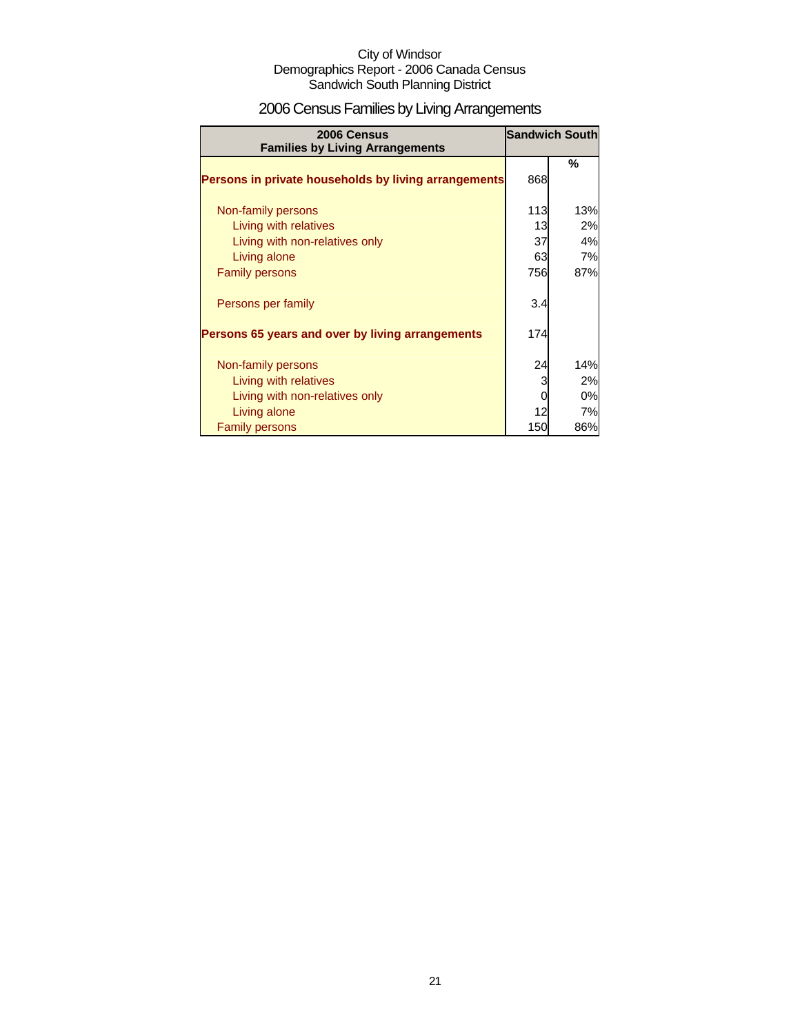City of Windsor
Demographics Report - 2006 Canada Census
Sandwich South Planning District

# 2006 Census Families by Living Arrangements

| 2006 Census Families by Living Arrangements | Sandwich South | |
|---|---|---|
| | | % |
| **Persons in private households by living arrangements** | 868 | |
| Non-family persons | 113 | 13% |
| Living with relatives | 13 | 2% |
| Living with non-relatives only | 37 | 4% |
| Living alone | 63 | 7% |
| Family persons | 756 | 87% |
| Persons per family | 3.4 | |
| **Persons 65 years and over by living arrangements** | 174 | |
| Non-family persons | 24 | 14% |
| Living with relatives | 3 | 2% |
| Living with non-relatives only | 0 | 0% |
| Living alone | 12 | 7% |
| Family persons | 150 | 86% |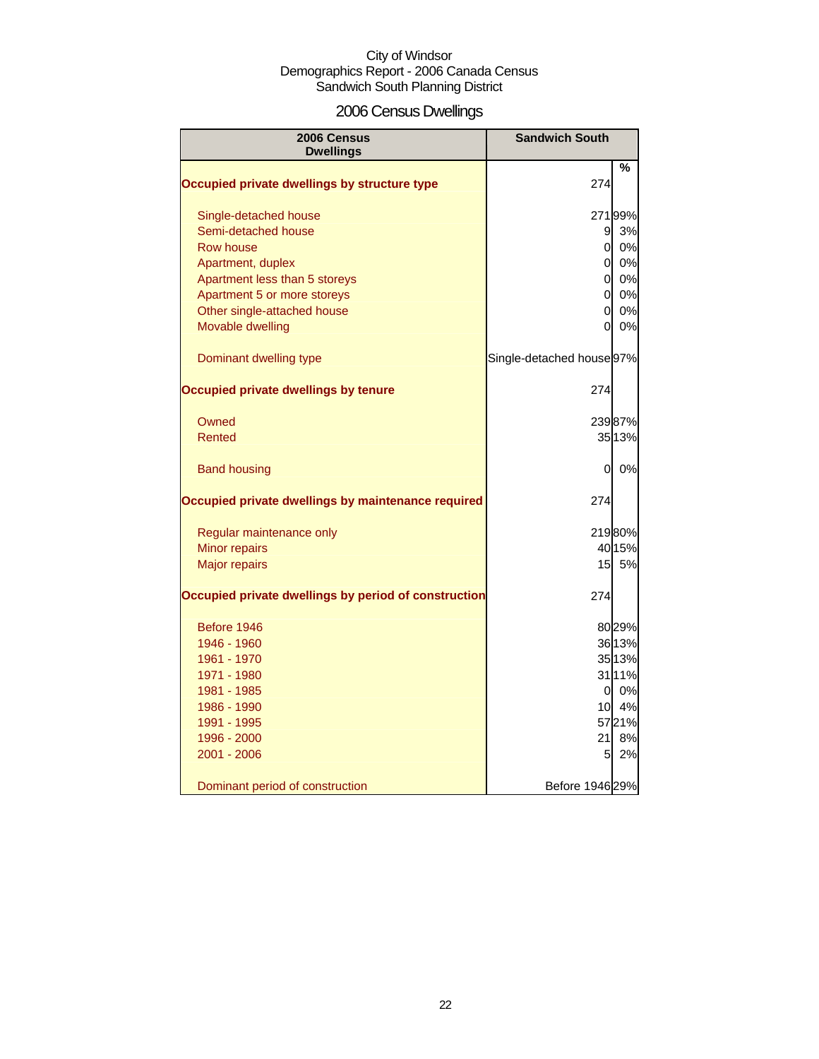City of Windsor
Demographics Report - 2006 Canada Census
Sandwich South Planning District

# 2006 Census Dwellings

| 2006 Census Dwellings | Sandwich South | % |
|---|---|---|
| **Occupied private dwellings by structure type** | 274 | |
| Single-detached house | 271 | 99% |
| Semi-detached house | 9 | 3% |
| Row house | 0 | 0% |
| Apartment, duplex | 0 | 0% |
| Apartment less than 5 storeys | 0 | 0% |
| Apartment 5 or more storeys | 0 | 0% |
| Other single-attached house | 0 | 0% |
| Movable dwelling | 0 | 0% |
| Dominant dwelling type | Single-detached house | 97% |
| **Occupied private dwellings by tenure** | 274 | |
| Owned | 239 | 87% |
| Rented | 35 | 13% |
| Band housing | 0 | 0% |
| **Occupied private dwellings by maintenance required** | 274 | |
| Regular maintenance only | 219 | 80% |
| Minor repairs | 40 | 15% |
| Major repairs | 15 | 5% |
| **Occupied private dwellings by period of construction** | 274 | |
| Before 1946 | 80 | 29% |
| 1946 - 1960 | 36 | 13% |
| 1961 - 1970 | 35 | 13% |
| 1971 - 1980 | 31 | 11% |
| 1981 - 1985 | 0 | 0% |
| 1986 - 1990 | 10 | 4% |
| 1991 - 1995 | 57 | 21% |
| 1996 - 2000 | 21 | 8% |
| 2001 - 2006 | 5 | 2% |
| Dominant period of construction | Before 1946 | 29% |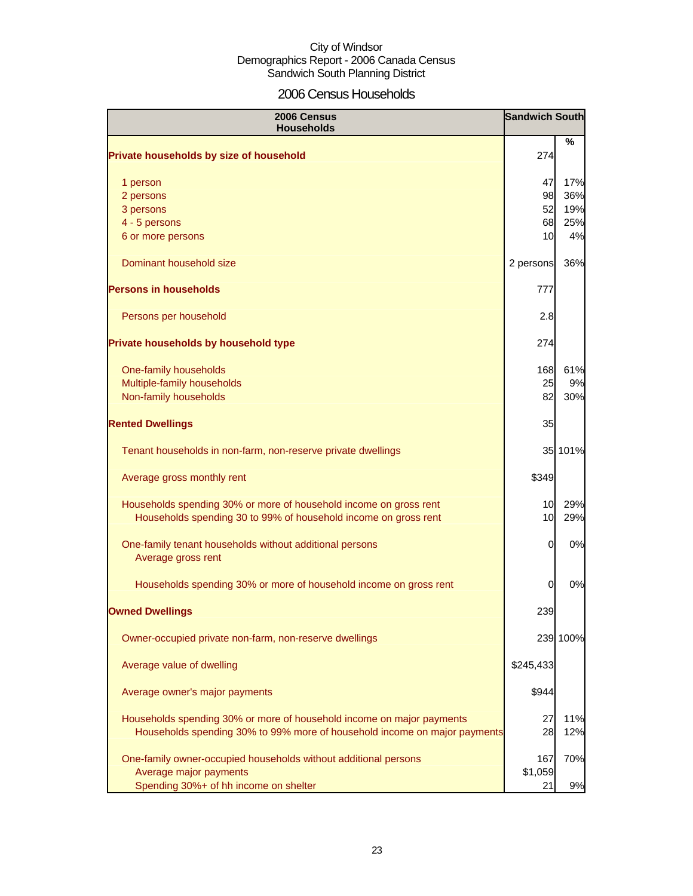City of Windsor
Demographics Report - 2006 Canada Census
Sandwich South Planning District

# 2006 Census Households

| 2006 Census Households | Sandwich South | |
|---|---|---|
| | | % |
| **Private households by size of household** | 274 | |
| 1 person | 47 | 17% |
| 2 persons | 98 | 36% |
| 3 persons | 52 | 19% |
| 4 - 5 persons | 68 | 25% |
| 6 or more persons | 10 | 4% |
| Dominant household size | 2 persons | 36% |
| **Persons in households** | 777 | |
| Persons per household | 2.8 | |
| **Private households by household type** | 274 | |
| One-family households | 168 | 61% |
| Multiple-family households | 25 | 9% |
| Non-family households | 82 | 30% |
| **Rented Dwellings** | 35 | |
| Tenant households in non-farm, non-reserve private dwellings | 35 | 101% |
| Average gross monthly rent | $349 | |
| Households spending 30% or more of household income on gross rent | 10 | 29% |
| Households spending 30 to 99% of household income on gross rent | 10 | 29% |
| One-family tenant households without additional persons | 0 | 0% |
| Average gross rent | | |
| Households spending 30% or more of household income on gross rent | 0 | 0% |
| **Owned Dwellings** | 239 | |
| Owner-occupied private non-farm, non-reserve dwellings | 239 | 100% |
| Average value of dwelling | $245,433 | |
| Average owner's major payments | $944 | |
| Households spending 30% or more of household income on major payments | 27 | 11% |
| Households spending 30% to 99% more of household income on major payments | 28 | 12% |
| One-family owner-occupied households without additional persons | 167 | 70% |
| Average major payments | $1,059 | |
| Spending 30%+ of hh income on shelter | 21 | 9% |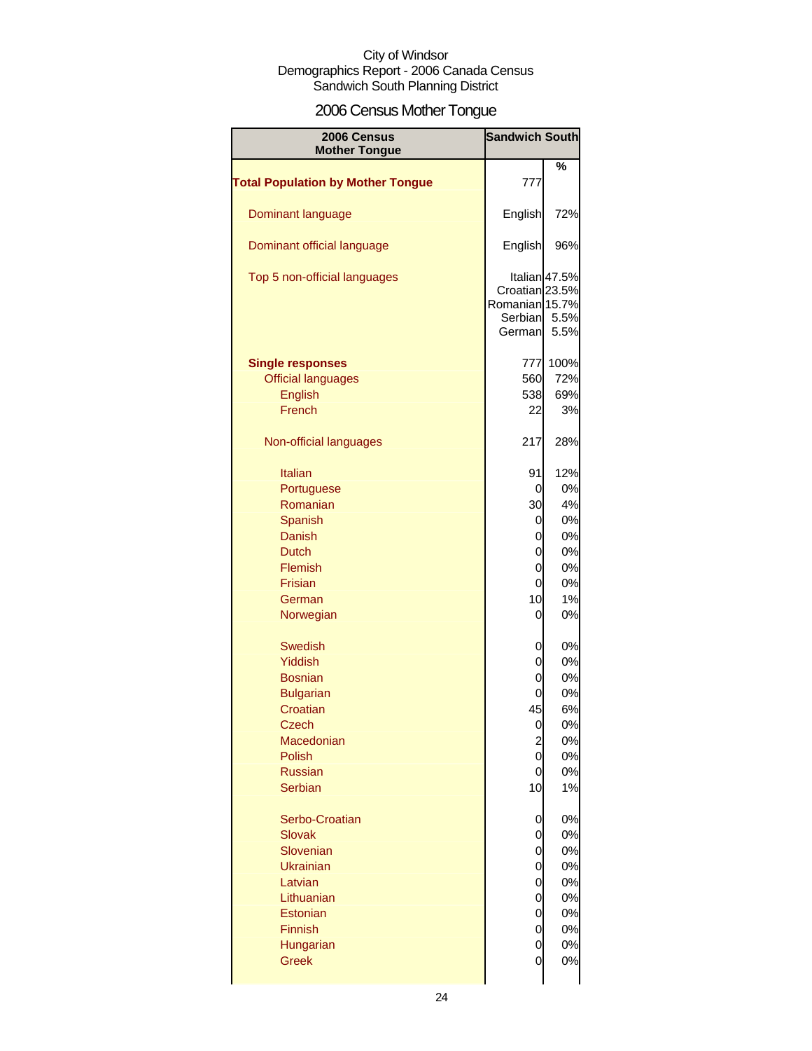City of Windsor
Demographics Report - 2006 Canada Census
Sandwich South Planning District

# 2006 Census Mother Tongue

| 2006 Census Mother Tongue | Sandwich South | |
|---|---|---|
| | | % |
| **Total Population by Mother Tongue** | 777 | |
| Dominant language | English | 72% |
| Dominant official language | English | 96% |
| Top 5 non-official languages | Italian | 47.5% |
| | Croatian | 23.5% |
| | Romanian | 15.7% |
| | Serbian | 5.5% |
| | German | 5.5% |
| **Single responses** | 777 | 100% |
| Official languages | 560 | 72% |
| English | 538 | 69% |
| French | 22 | 3% |
| Non-official languages | 217 | 28% |
| Italian | 91 | 12% |
| Portuguese | 0 | 0% |
| Romanian | 30 | 4% |
| Spanish | 0 | 0% |
| Danish | 0 | 0% |
| Dutch | 0 | 0% |
| Flemish | 0 | 0% |
| Frisian | 0 | 0% |
| German | 10 | 1% |
| Norwegian | 0 | 0% |
| Swedish | 0 | 0% |
| Yiddish | 0 | 0% |
| Bosnian | 0 | 0% |
| Bulgarian | 0 | 0% |
| Croatian | 45 | 6% |
| Czech | 0 | 0% |
| Macedonian | 2 | 0% |
| Polish | 0 | 0% |
| Russian | 0 | 0% |
| Serbian | 10 | 1% |
| Serbo-Croatian | 0 | 0% |
| Slovak | 0 | 0% |
| Slovenian | 0 | 0% |
| Ukrainian | 0 | 0% |
| Latvian | 0 | 0% |
| Lithuanian | 0 | 0% |
| Estonian | 0 | 0% |
| Finnish | 0 | 0% |
| Hungarian | 0 | 0% |
| Greek | 0 | 0% |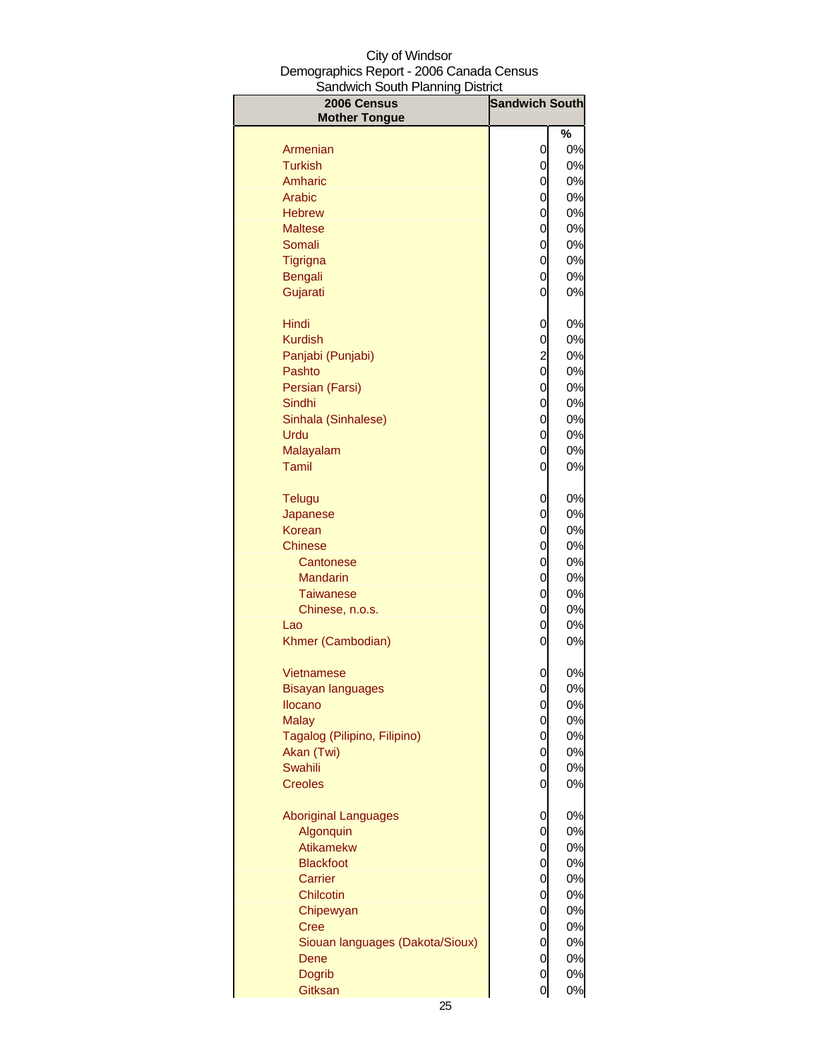City of Windsor
Demographics Report - 2006 Canada Census
Sandwich South Planning District

| 2006 Census Mother Tongue | Sandwich South | |
|---|---|---|
| | | % |
| Armenian | 0 | 0% |
| Turkish | 0 | 0% |
| Amharic | 0 | 0% |
| Arabic | 0 | 0% |
| Hebrew | 0 | 0% |
| Maltese | 0 | 0% |
| Somali | 0 | 0% |
| Tigrigna | 0 | 0% |
| Bengali | 0 | 0% |
| Gujarati | 0 | 0% |
| Hindi | 0 | 0% |
| Kurdish | 0 | 0% |
| Panjabi (Punjabi) | 2 | 0% |
| Pashto | 0 | 0% |
| Persian (Farsi) | 0 | 0% |
| Sindhi | 0 | 0% |
| Sinhala (Sinhalese) | 0 | 0% |
| Urdu | 0 | 0% |
| Malayalam | 0 | 0% |
| Tamil | 0 | 0% |
| Telugu | 0 | 0% |
| Japanese | 0 | 0% |
| Korean | 0 | 0% |
| Chinese | 0 | 0% |
| Cantonese | 0 | 0% |
| Mandarin | 0 | 0% |
| Taiwanese | 0 | 0% |
| Chinese, n.o.s. | 0 | 0% |
| Lao | 0 | 0% |
| Khmer (Cambodian) | 0 | 0% |
| Vietnamese | 0 | 0% |
| Bisayan languages | 0 | 0% |
| Ilocano | 0 | 0% |
| Malay | 0 | 0% |
| Tagalog (Pilipino, Filipino) | 0 | 0% |
| Akan (Twi) | 0 | 0% |
| Swahili | 0 | 0% |
| Creoles | 0 | 0% |
| Aboriginal Languages | 0 | 0% |
| Algonquin | 0 | 0% |
| Atikamekw | 0 | 0% |
| Blackfoot | 0 | 0% |
| Carrier | 0 | 0% |
| Chilcotin | 0 | 0% |
| Chipewyan | 0 | 0% |
| Cree | 0 | 0% |
| Siouan languages (Dakota/Sioux) | 0 | 0% |
| Dene | 0 | 0% |
| Dogrib | 0 | 0% |
| Gitksan | 0 | 0% |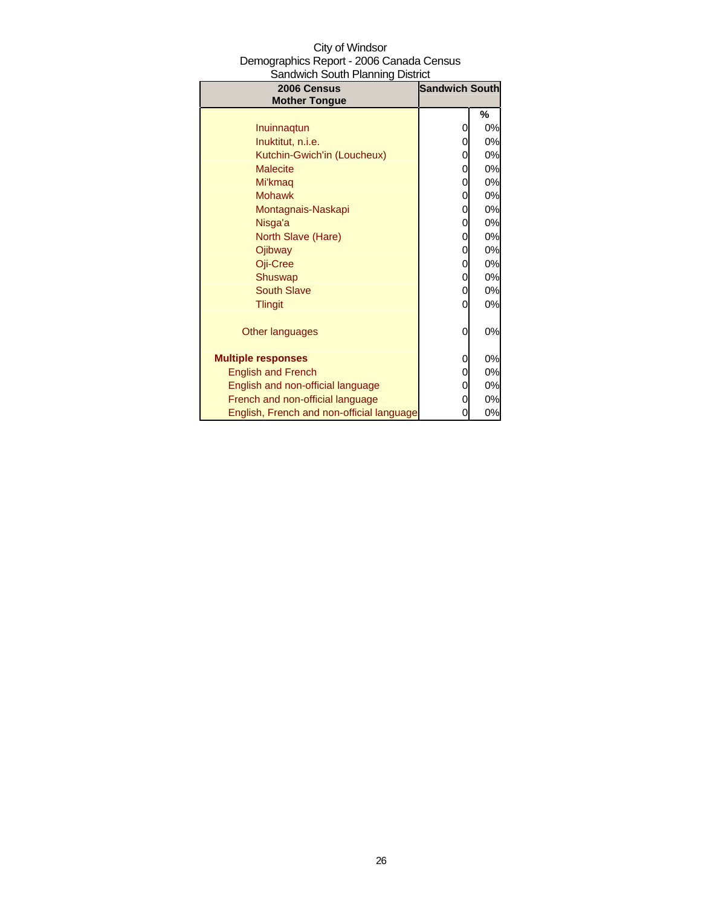City of Windsor
Demographics Report - 2006 Canada Census
Sandwich South Planning District

| 2006 Census Mother Tongue | Sandwich South | |
|---|---|---|
| | | % |
| Inuinnaqtun | 0 | 0% |
| Inuktitut, n.i.e. | 0 | 0% |
| Kutchin-Gwich'in (Loucheux) | 0 | 0% |
| Malecite | 0 | 0% |
| Mi'kmaq | 0 | 0% |
| Mohawk | 0 | 0% |
| Montagnais-Naskapi | 0 | 0% |
| Nisga'a | 0 | 0% |
| North Slave (Hare) | 0 | 0% |
| Ojibway | 0 | 0% |
| Oji-Cree | 0 | 0% |
| Shuswap | 0 | 0% |
| South Slave | 0 | 0% |
| Tlingit | 0 | 0% |
| Other languages | 0 | 0% |
| **Multiple responses** | 0 | 0% |
| English and French | 0 | 0% |
| English and non-official language | 0 | 0% |
| French and non-official language | 0 | 0% |
| English, French and non-official language | 0 | 0% |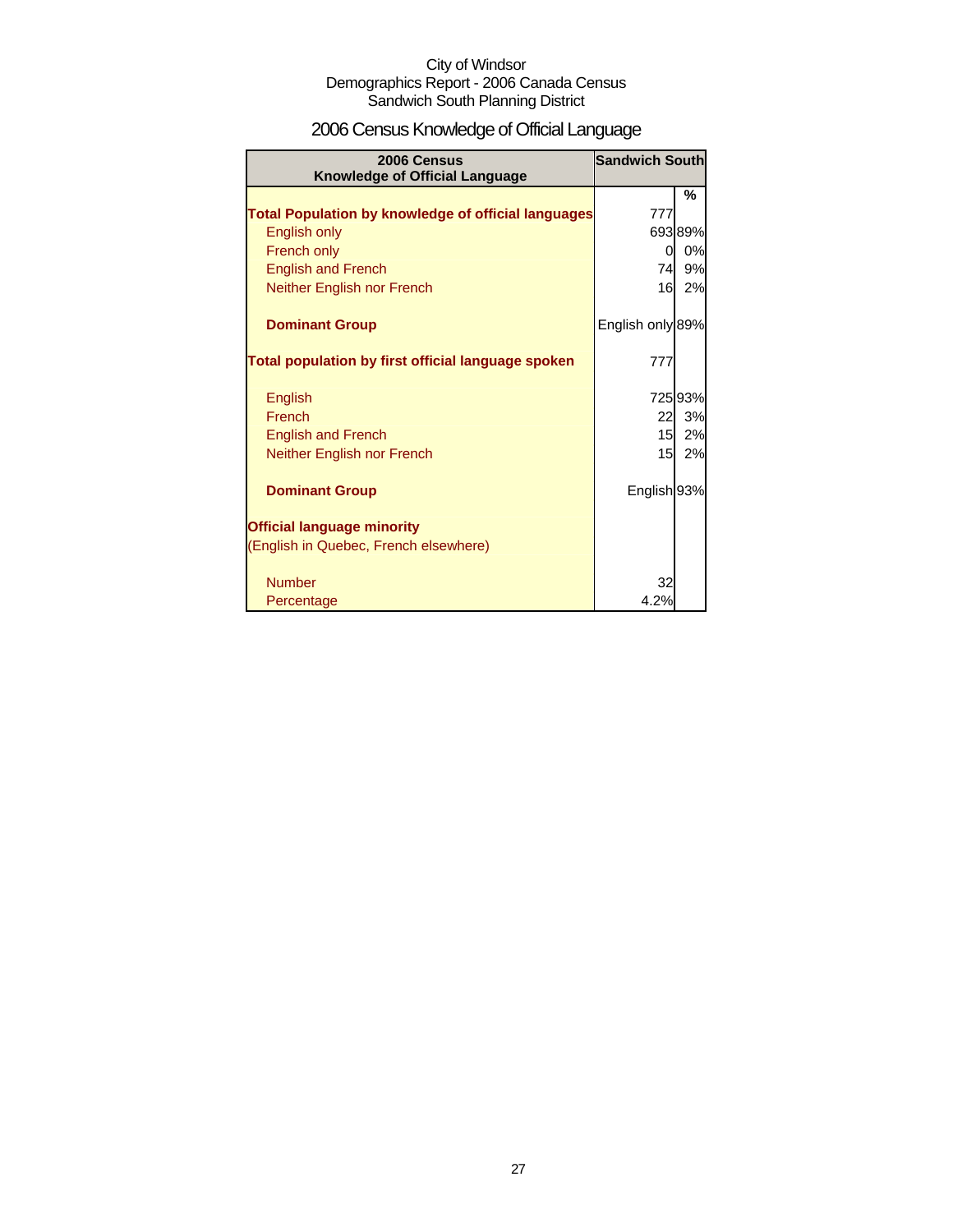City of Windsor
Demographics Report - 2006 Canada Census
Sandwich South Planning District

# 2006 Census Knowledge of Official Language

| 2006 Census<br>Knowledge of Official Language | Sandwich South | |
|---|---|---|
| | | % |
| **Total Population by knowledge of official languages** | 777 | |
| English only | 693 | 89% |
| French only | 0 | 0% |
| English and French | 74 | 9% |
| Neither English nor French | 16 | 2% |
| | | |
| **Dominant Group** | English only | 89% |
| | | |
| **Total population by first official language spoken** | 777 | |
| | | |
| English | 725 | 93% |
| French | 22 | 3% |
| English and French | 15 | 2% |
| Neither English nor French | 15 | 2% |
| | | |
| **Dominant Group** | English | 93% |
| | | |
| **Official language minority** | | |
| (English in Quebec, French elsewhere) | | |
| | | |
| Number | 32 | |
| Percentage | 4.2% | |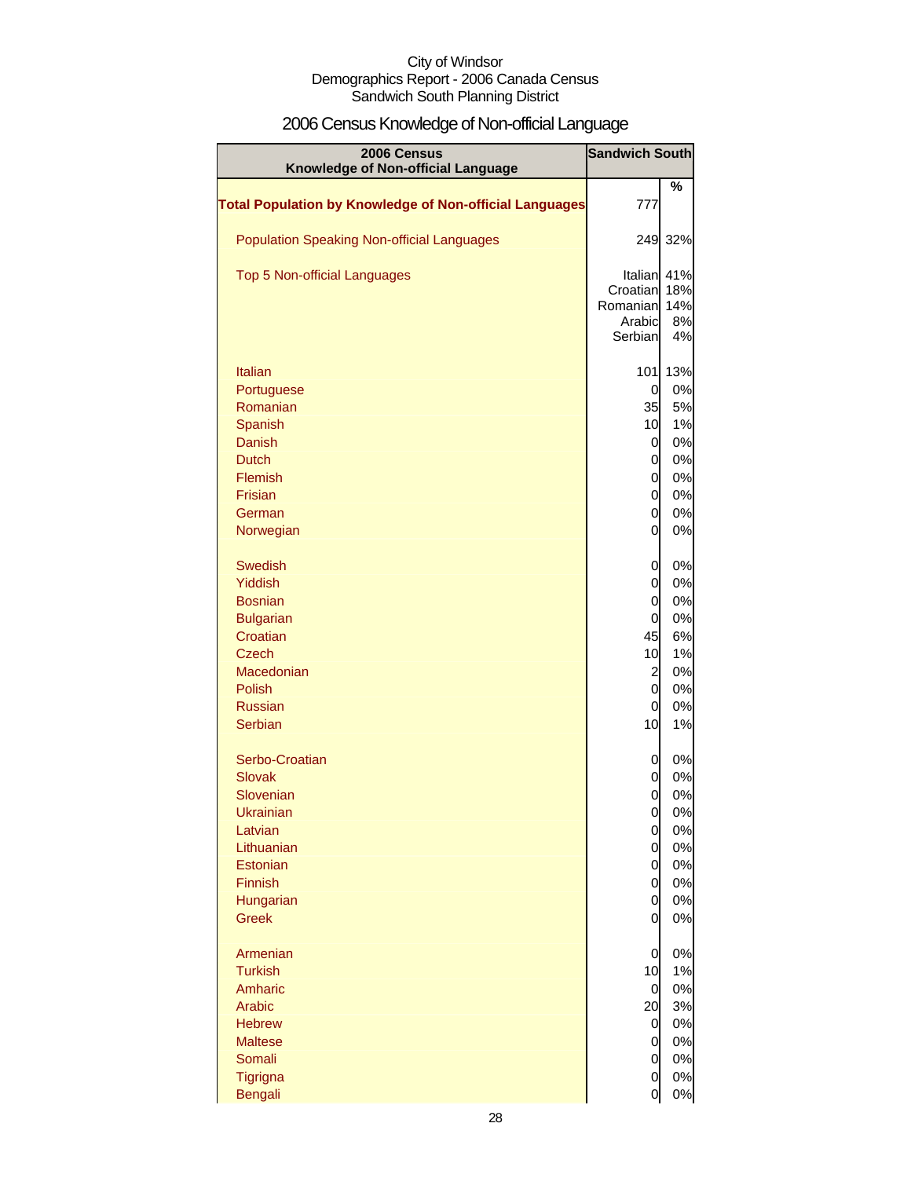City of Windsor
Demographics Report - 2006 Canada Census
Sandwich South Planning District

# 2006 Census Knowledge of Non-official Language

| 2006 Census Knowledge of Non-official Language | Sandwich South | |
|---|---|---|
| | | % |
| **Total Population by Knowledge of Non-official Languages** | 777 | |
| Population Speaking Non-official Languages | 249 | 32% |
| Top 5 Non-official Languages | Italian | 41% |
| | Croatian | 18% |
| | Romanian | 14% |
| | Arabic | 8% |
| | Serbian | 4% |
| Italian | 101 | 13% |
| Portuguese | 0 | 0% |
| Romanian | 35 | 5% |
| Spanish | 10 | 1% |
| Danish | 0 | 0% |
| Dutch | 0 | 0% |
| Flemish | 0 | 0% |
| Frisian | 0 | 0% |
| German | 0 | 0% |
| Norwegian | 0 | 0% |
| Swedish | 0 | 0% |
| Yiddish | 0 | 0% |
| Bosnian | 0 | 0% |
| Bulgarian | 0 | 0% |
| Croatian | 45 | 6% |
| Czech | 10 | 1% |
| Macedonian | 2 | 0% |
| Polish | 0 | 0% |
| Russian | 0 | 0% |
| Serbian | 10 | 1% |
| Serbo-Croatian | 0 | 0% |
| Slovak | 0 | 0% |
| Slovenian | 0 | 0% |
| Ukrainian | 0 | 0% |
| Latvian | 0 | 0% |
| Lithuanian | 0 | 0% |
| Estonian | 0 | 0% |
| Finnish | 0 | 0% |
| Hungarian | 0 | 0% |
| Greek | 0 | 0% |
| Armenian | 0 | 0% |
| Turkish | 10 | 1% |
| Amharic | 0 | 0% |
| Arabic | 20 | 3% |
| Hebrew | 0 | 0% |
| Maltese | 0 | 0% |
| Somali | 0 | 0% |
| Tigrigna | 0 | 0% |
| Bengali | 0 | 0% |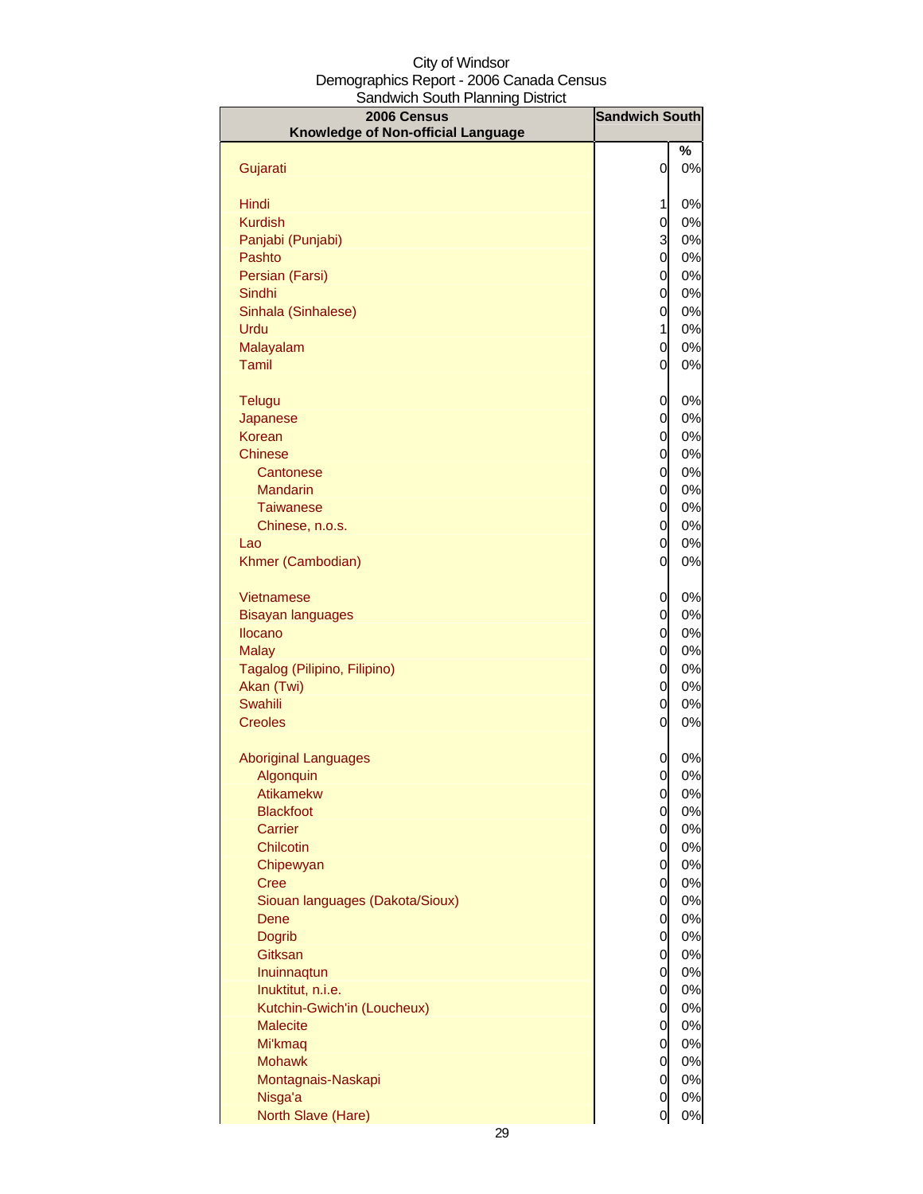City of Windsor
Demographics Report - 2006 Canada Census
Sandwich South Planning District

| 2006 Census<br>Knowledge of Non-official Language | Sandwich South | |
|---|---|---|
| | | % |
| Gujarati | 0 | 0% |
| Hindi | 1 | 0% |
| Kurdish | 0 | 0% |
| Panjabi (Punjabi) | 3 | 0% |
| Pashto | 0 | 0% |
| Persian (Farsi) | 0 | 0% |
| Sindhi | 0 | 0% |
| Sinhala (Sinhalese) | 0 | 0% |
| Urdu | 1 | 0% |
| Malayalam | 0 | 0% |
| Tamil | 0 | 0% |
| Telugu | 0 | 0% |
| Japanese | 0 | 0% |
| Korean | 0 | 0% |
| Chinese | 0 | 0% |
| Cantonese | 0 | 0% |
| Mandarin | 0 | 0% |
| Taiwanese | 0 | 0% |
| Chinese, n.o.s. | 0 | 0% |
| Lao | 0 | 0% |
| Khmer (Cambodian) | 0 | 0% |
| Vietnamese | 0 | 0% |
| Bisayan languages | 0 | 0% |
| Ilocano | 0 | 0% |
| Malay | 0 | 0% |
| Tagalog (Pilipino, Filipino) | 0 | 0% |
| Akan (Twi) | 0 | 0% |
| Swahili | 0 | 0% |
| Creoles | 0 | 0% |
| Aboriginal Languages | 0 | 0% |
| Algonquin | 0 | 0% |
| Atikamekw | 0 | 0% |
| Blackfoot | 0 | 0% |
| Carrier | 0 | 0% |
| Chilcotin | 0 | 0% |
| Chipewyan | 0 | 0% |
| Cree | 0 | 0% |
| Siouan languages (Dakota/Sioux) | 0 | 0% |
| Dene | 0 | 0% |
| Dogrib | 0 | 0% |
| Gitksan | 0 | 0% |
| Inuinnaqtun | 0 | 0% |
| Inuktitut, n.i.e. | 0 | 0% |
| Kutchin-Gwich'in (Loucheux) | 0 | 0% |
| Malecite | 0 | 0% |
| Mi'kmaq | 0 | 0% |
| Mohawk | 0 | 0% |
| Montagnais-Naskapi | 0 | 0% |
| Nisga'a | 0 | 0% |
| North Slave (Hare) | 0 | 0% |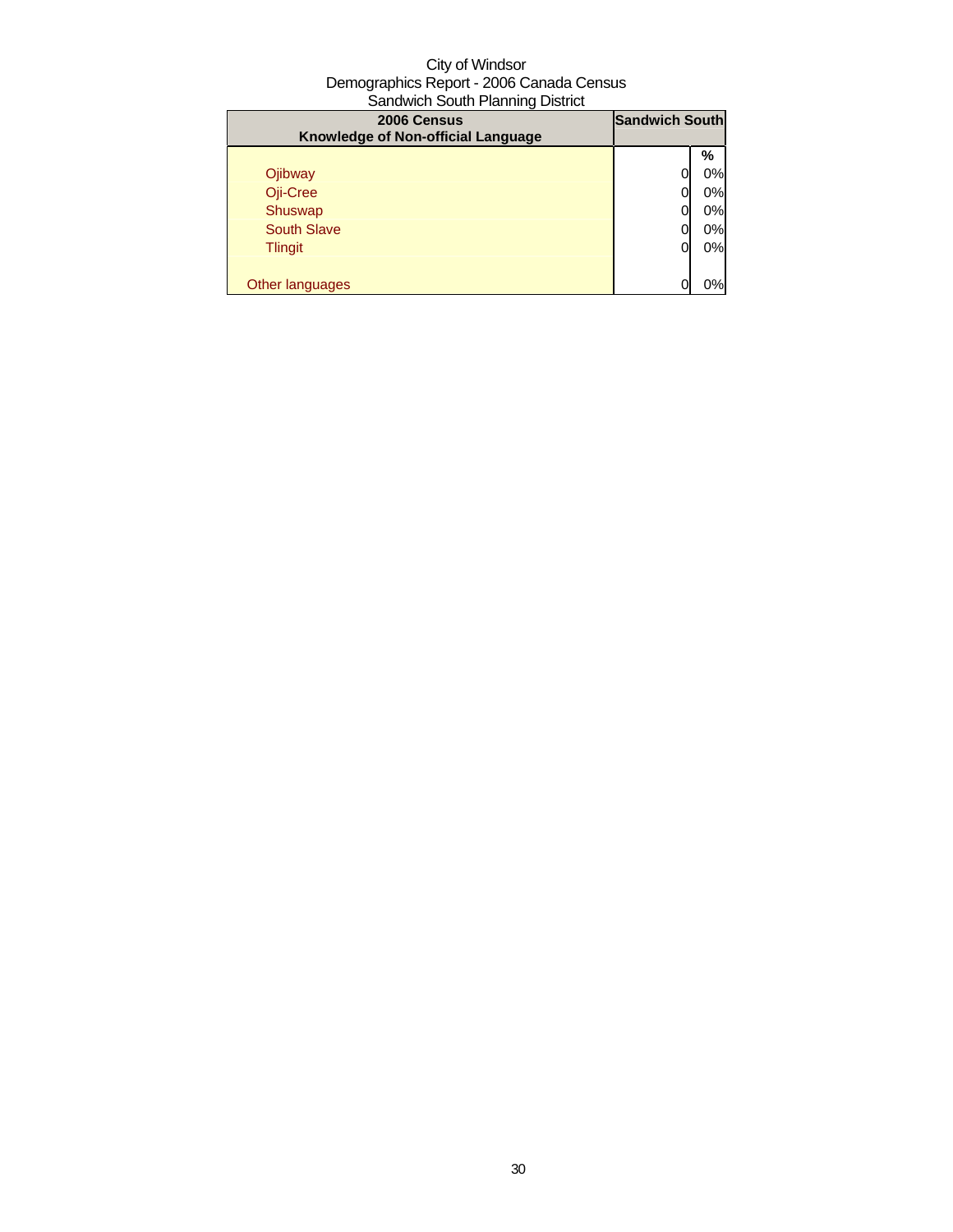City of Windsor
Demographics Report - 2006 Canada Census
Sandwich South Planning District

| 2006 Census<br>Knowledge of Non-official Language | Sandwich South | |
|---|---|---|
| | | % |
| Ojibway | 0 | 0% |
| Oji-Cree | 0 | 0% |
| Shuswap | 0 | 0% |
| South Slave | 0 | 0% |
| Tlingit | 0 | 0% |
| | | |
| Other languages | 0 | 0% |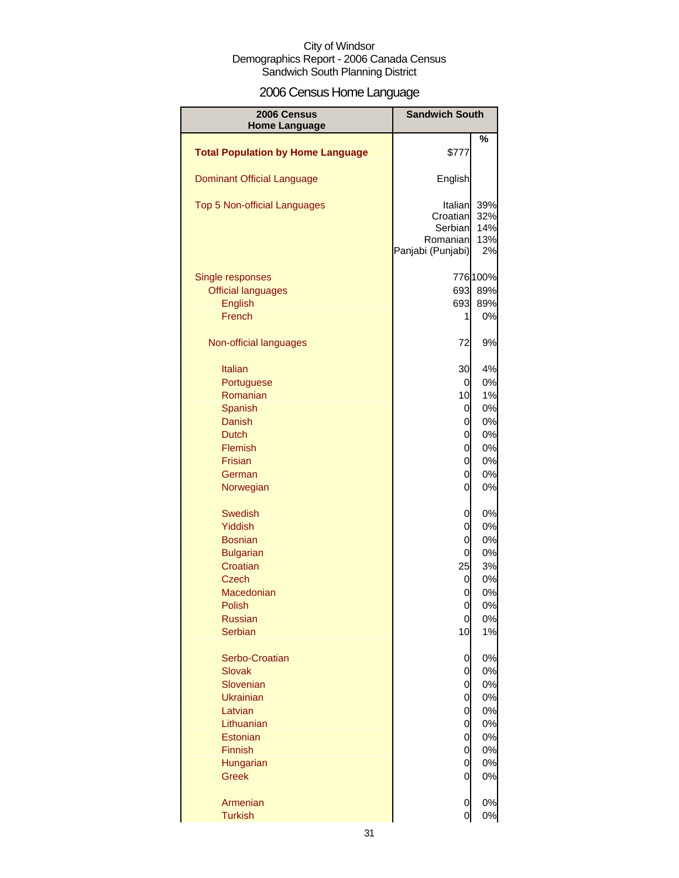City of Windsor
Demographics Report - 2006 Canada Census
Sandwich South Planning District

# 2006 Census Home Language

| 2006 Census Home Language | Sandwich South | |
|---|---|---|
| | | % |
| **Total Population by Home Language** | $777 | |
| Dominant Official Language | English | |
| Top 5 Non-official Languages | Italian | 39% |
| | Croatian | 32% |
| | Serbian | 14% |
| | Romanian | 13% |
| | Panjabi (Punjabi) | 2% |
| Single responses | 776 | 100% |
| Official languages | 693 | 89% |
| English | 693 | 89% |
| French | 1 | 0% |
| Non-official languages | 72 | 9% |
| Italian | 30 | 4% |
| Portuguese | 0 | 0% |
| Romanian | 10 | 1% |
| Spanish | 0 | 0% |
| Danish | 0 | 0% |
| Dutch | 0 | 0% |
| Flemish | 0 | 0% |
| Frisian | 0 | 0% |
| German | 0 | 0% |
| Norwegian | 0 | 0% |
| Swedish | 0 | 0% |
| Yiddish | 0 | 0% |
| Bosnian | 0 | 0% |
| Bulgarian | 0 | 0% |
| Croatian | 25 | 3% |
| Czech | 0 | 0% |
| Macedonian | 0 | 0% |
| Polish | 0 | 0% |
| Russian | 0 | 0% |
| Serbian | 10 | 1% |
| Serbo-Croatian | 0 | 0% |
| Slovak | 0 | 0% |
| Slovenian | 0 | 0% |
| Ukrainian | 0 | 0% |
| Latvian | 0 | 0% |
| Lithuanian | 0 | 0% |
| Estonian | 0 | 0% |
| Finnish | 0 | 0% |
| Hungarian | 0 | 0% |
| Greek | 0 | 0% |
| Armenian | 0 | 0% |
| Turkish | 0 | 0% |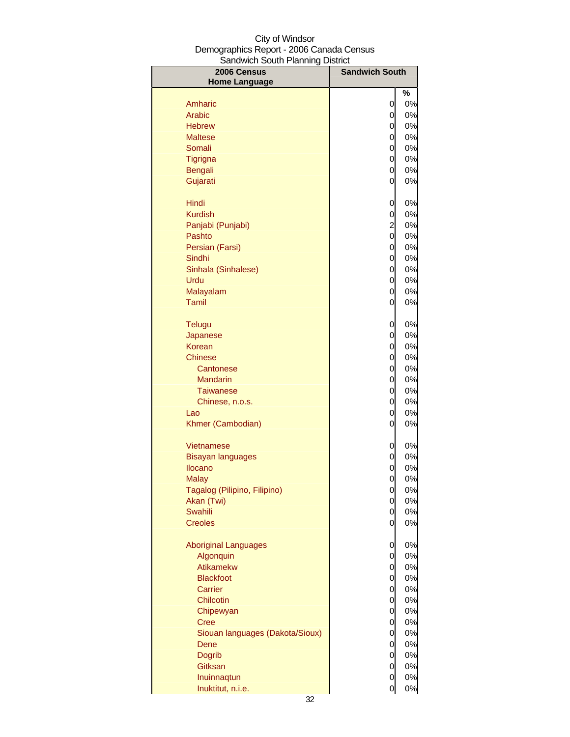City of Windsor
Demographics Report - 2006 Canada Census
Sandwich South Planning District

| 2006 Census Home Language | Sandwich South | % |
|---|---|---|
| Amharic | 0 | 0% |
| Arabic | 0 | 0% |
| Hebrew | 0 | 0% |
| Maltese | 0 | 0% |
| Somali | 0 | 0% |
| Tigrigna | 0 | 0% |
| Bengali | 0 | 0% |
| Gujarati | 0 | 0% |
| Hindi | 0 | 0% |
| Kurdish | 0 | 0% |
| Panjabi (Punjabi) | 2 | 0% |
| Pashto | 0 | 0% |
| Persian (Farsi) | 0 | 0% |
| Sindhi | 0 | 0% |
| Sinhala (Sinhalese) | 0 | 0% |
| Urdu | 0 | 0% |
| Malayalam | 0 | 0% |
| Tamil | 0 | 0% |
| Telugu | 0 | 0% |
| Japanese | 0 | 0% |
| Korean | 0 | 0% |
| Chinese | 0 | 0% |
| Cantonese | 0 | 0% |
| Mandarin | 0 | 0% |
| Taiwanese | 0 | 0% |
| Chinese, n.o.s. | 0 | 0% |
| Lao | 0 | 0% |
| Khmer (Cambodian) | 0 | 0% |
| Vietnamese | 0 | 0% |
| Bisayan languages | 0 | 0% |
| Ilocano | 0 | 0% |
| Malay | 0 | 0% |
| Tagalog (Pilipino, Filipino) | 0 | 0% |
| Akan (Twi) | 0 | 0% |
| Swahili | 0 | 0% |
| Creoles | 0 | 0% |
| Aboriginal Languages | 0 | 0% |
| Algonquin | 0 | 0% |
| Atikamekw | 0 | 0% |
| Blackfoot | 0 | 0% |
| Carrier | 0 | 0% |
| Chilcotin | 0 | 0% |
| Chipewyan | 0 | 0% |
| Cree | 0 | 0% |
| Siouan languages (Dakota/Sioux) | 0 | 0% |
| Dene | 0 | 0% |
| Dogrib | 0 | 0% |
| Gitksan | 0 | 0% |
| Inuinnaqtun | 0 | 0% |
| Inuktitut, n.i.e. | 0 | 0% |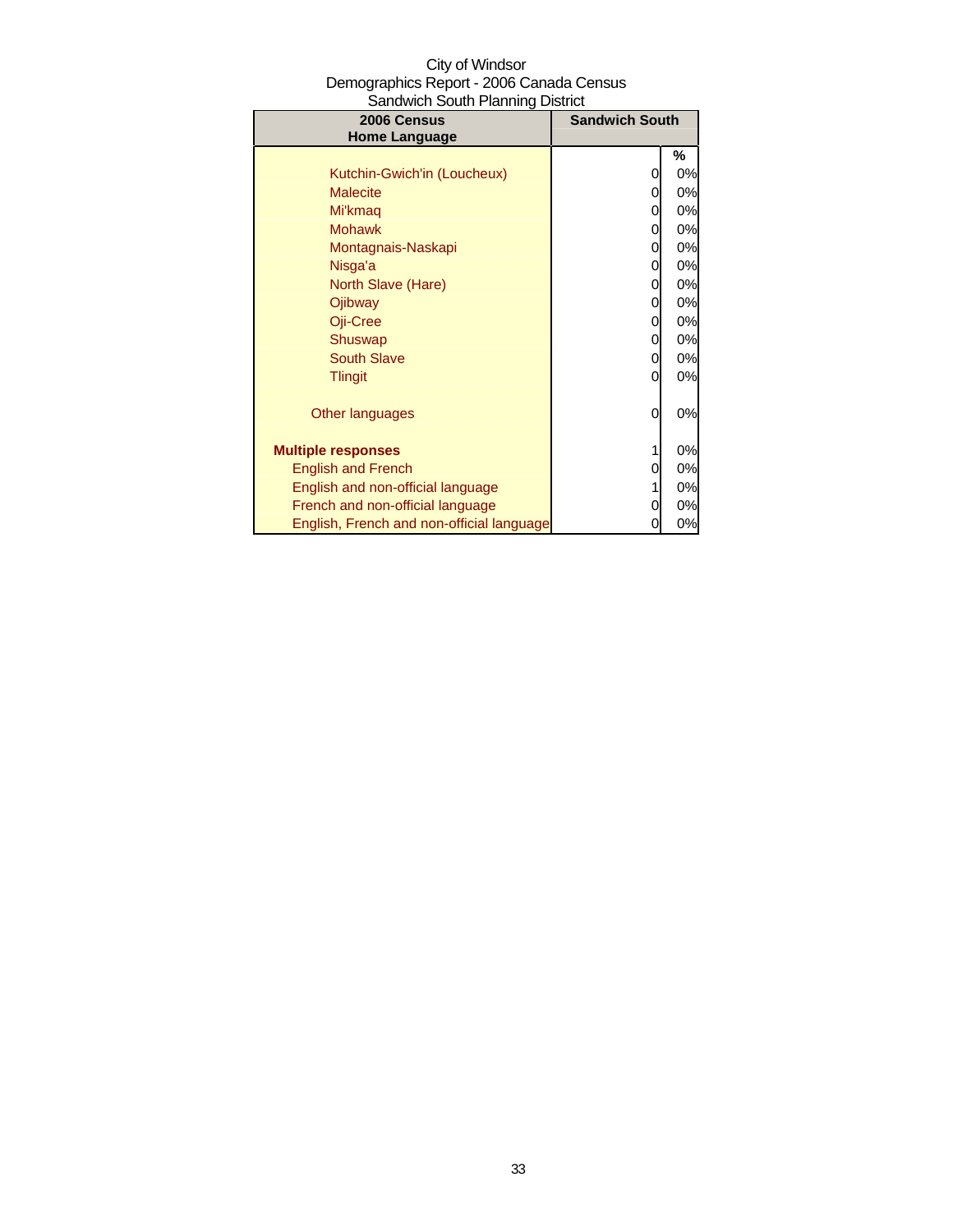City of Windsor
Demographics Report - 2006 Canada Census
Sandwich South Planning District

| 2006 Census Home Language | Sandwich South | |
|---|---|---|
| | | % |
| Kutchin-Gwich'in (Loucheux) | 0 | 0% |
| Malecite | 0 | 0% |
| Mi'kmaq | 0 | 0% |
| Mohawk | 0 | 0% |
| Montagnais-Naskapi | 0 | 0% |
| Nisga'a | 0 | 0% |
| North Slave (Hare) | 0 | 0% |
| Ojibway | 0 | 0% |
| Oji-Cree | 0 | 0% |
| Shuswap | 0 | 0% |
| South Slave | 0 | 0% |
| Tlingit | 0 | 0% |
| Other languages | 0 | 0% |
| **Multiple responses** | 1 | 0% |
| English and French | 0 | 0% |
| English and non-official language | 1 | 0% |
| French and non-official language | 0 | 0% |
| English, French and non-official language | 0 | 0% |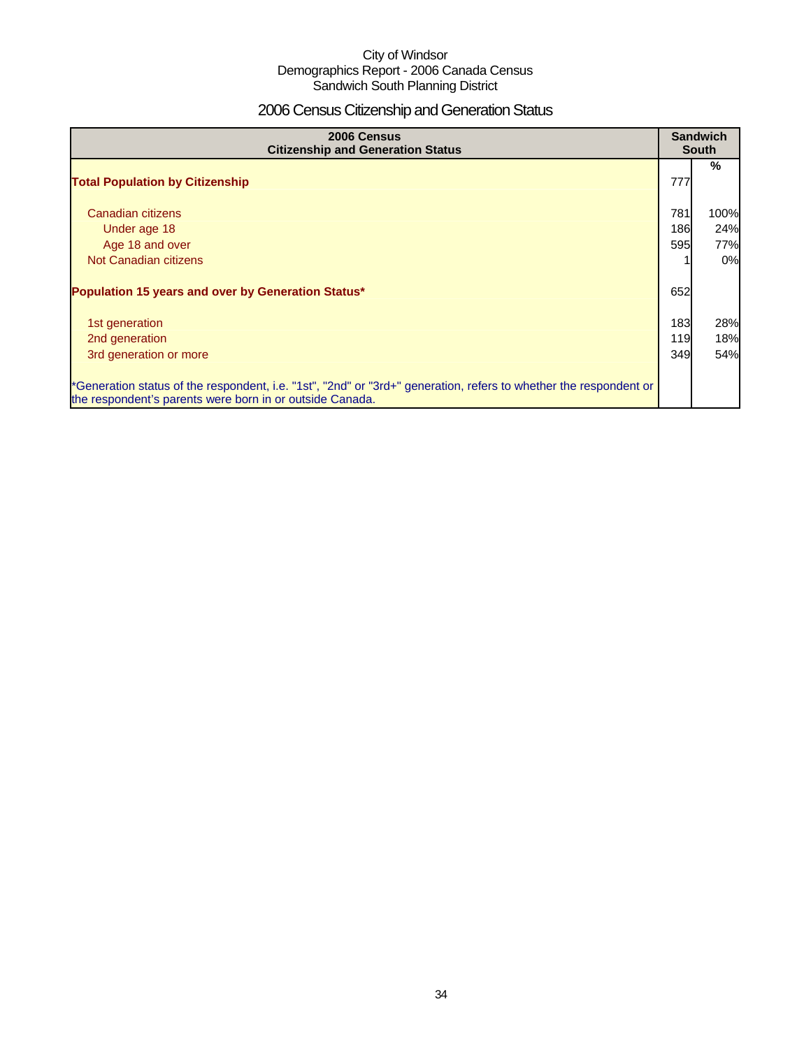City of Windsor
Demographics Report - 2006 Canada Census
Sandwich South Planning District

# 2006 Census Citizenship and Generation Status

| 2006 Census Citizenship and Generation Status | Sandwich South | |
|---|---|---|
| | | % |
| **Total Population by Citizenship** | 777 | |
| Canadian citizens | 781 | 100% |
| Under age 18 | 186 | 24% |
| Age 18 and over | 595 | 77% |
| Not Canadian citizens | 1 | 0% |
| **Population 15 years and over by Generation Status*** | 652 | |
| 1st generation | 183 | 28% |
| 2nd generation | 119 | 18% |
| 3rd generation or more | 349 | 54% |
| *Generation status of the respondent, i.e. "1st", "2nd" or "3rd+" generation, refers to whether the respondent or the respondent's parents were born in or outside Canada. | | |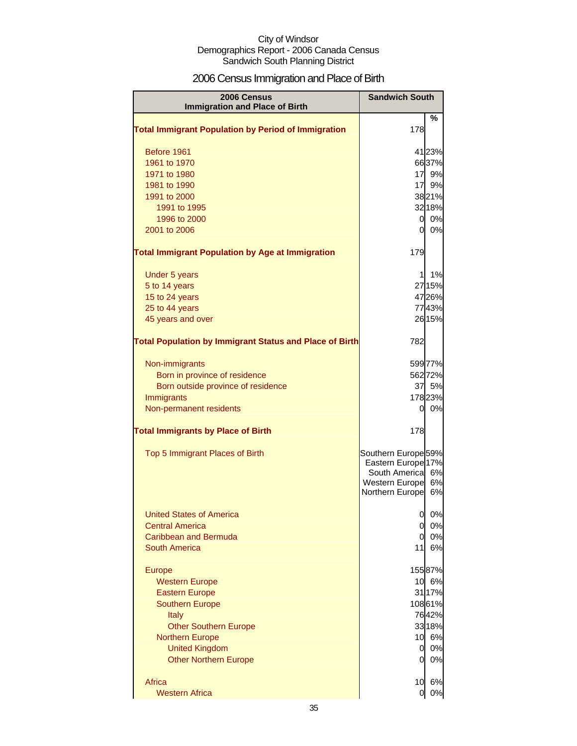City of Windsor
Demographics Report - 2006 Canada Census
Sandwich South Planning District

# 2006 Census Immigration and Place of Birth

| 2006 Census Immigration and Place of Birth | Sandwich South | % |
|---|---|---|
| **Total Immigrant Population by Period of Immigration** | 178 | |
| Before 1961 | 41 | 23% |
| 1961 to 1970 | 66 | 37% |
| 1971 to 1980 | 17 | 9% |
| 1981 to 1990 | 17 | 9% |
| 1991 to 2000 | 38 | 21% |
| 1991 to 1995 | 32 | 18% |
| 1996 to 2000 | 0 | 0% |
| 2001 to 2006 | 0 | 0% |
| **Total Immigrant Population by Age at Immigration** | 179 | |
| Under 5 years | 1 | 1% |
| 5 to 14 years | 27 | 15% |
| 15 to 24 years | 47 | 26% |
| 25 to 44 years | 77 | 43% |
| 45 years and over | 26 | 15% |
| **Total Population by Immigrant Status and Place of Birth** | 782 | |
| Non-immigrants | 599 | 77% |
| Born in province of residence | 562 | 72% |
| Born outside province of residence | 37 | 5% |
| Immigrants | 178 | 23% |
| Non-permanent residents | 0 | 0% |
| **Total Immigrants by Place of Birth** | 178 | |
| Top 5 Immigrant Places of Birth | Southern Europe | 59% |
| | Eastern Europe | 17% |
| | South America | 6% |
| | Western Europe | 6% |
| | Northern Europe | 6% |
| United States of America | 0 | 0% |
| Central America | 0 | 0% |
| Caribbean and Bermuda | 0 | 0% |
| South America | 11 | 6% |
| Europe | 155 | 87% |
| Western Europe | 10 | 6% |
| Eastern Europe | 31 | 17% |
| Southern Europe | 108 | 61% |
| Italy | 76 | 42% |
| Other Southern Europe | 33 | 18% |
| Northern Europe | 10 | 6% |
| United Kingdom | 0 | 0% |
| Other Northern Europe | 0 | 0% |
| Africa | 10 | 6% |
| Western Africa | 0 | 0% |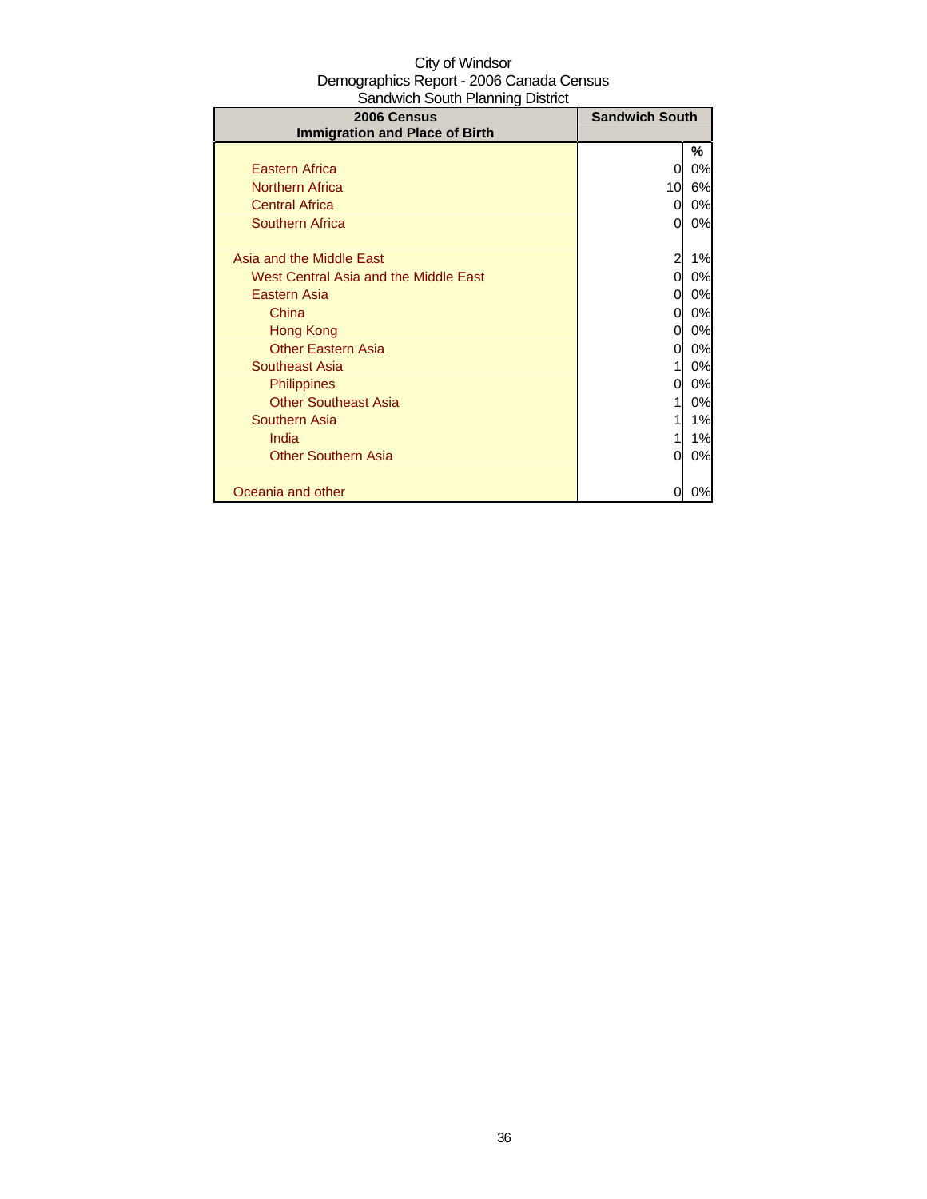City of Windsor
Demographics Report - 2006 Canada Census
Sandwich South Planning District

| 2006 Census Immigration and Place of Birth | Sandwich South | |
|---|---|---|
| | | % |
| Eastern Africa | 0 | 0% |
| Northern Africa | 10 | 6% |
| Central Africa | 0 | 0% |
| Southern Africa | 0 | 0% |
| | | |
| Asia and the Middle East | 2 | 1% |
| West Central Asia and the Middle East | 0 | 0% |
| Eastern Asia | 0 | 0% |
| China | 0 | 0% |
| Hong Kong | 0 | 0% |
| Other Eastern Asia | 0 | 0% |
| Southeast Asia | 1 | 0% |
| Philippines | 0 | 0% |
| Other Southeast Asia | 1 | 0% |
| Southern Asia | 1 | 1% |
| India | 1 | 1% |
| Other Southern Asia | 0 | 0% |
| | | |
| Oceania and other | 0 | 0% |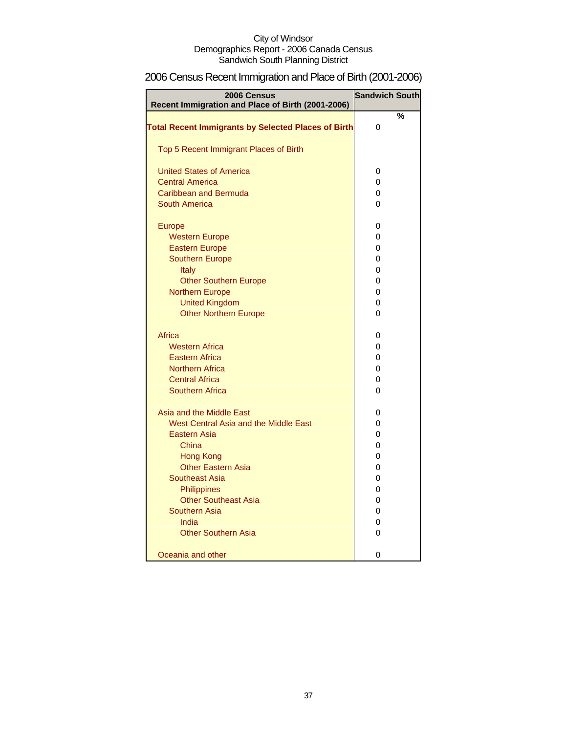City of Windsor
Demographics Report - 2006 Canada Census
Sandwich South Planning District

# 2006 Census Recent Immigration and Place of Birth (2001-2006)

| 2006 Census Recent Immigration and Place of Birth (2001-2006) | Sandwich South | |
|---|---|---|
| | | % |
| **Total Recent Immigrants by Selected Places of Birth** | 0 | |
| Top 5 Recent Immigrant Places of Birth | | |
| United States of America | 0 | |
| Central America | 0 | |
| Caribbean and Bermuda | 0 | |
| South America | 0 | |
| Europe | 0 | |
| Western Europe | 0 | |
| Eastern Europe | 0 | |
| Southern Europe | 0 | |
| Italy | 0 | |
| Other Southern Europe | 0 | |
| Northern Europe | 0 | |
| United Kingdom | 0 | |
| Other Northern Europe | 0 | |
| Africa | 0 | |
| Western Africa | 0 | |
| Eastern Africa | 0 | |
| Northern Africa | 0 | |
| Central Africa | 0 | |
| Southern Africa | 0 | |
| Asia and the Middle East | 0 | |
| West Central Asia and the Middle East | 0 | |
| Eastern Asia | 0 | |
| China | 0 | |
| Hong Kong | 0 | |
| Other Eastern Asia | 0 | |
| Southeast Asia | 0 | |
| Philippines | 0 | |
| Other Southeast Asia | 0 | |
| Southern Asia | 0 | |
| India | 0 | |
| Other Southern Asia | 0 | |
| Oceania and other | 0 | |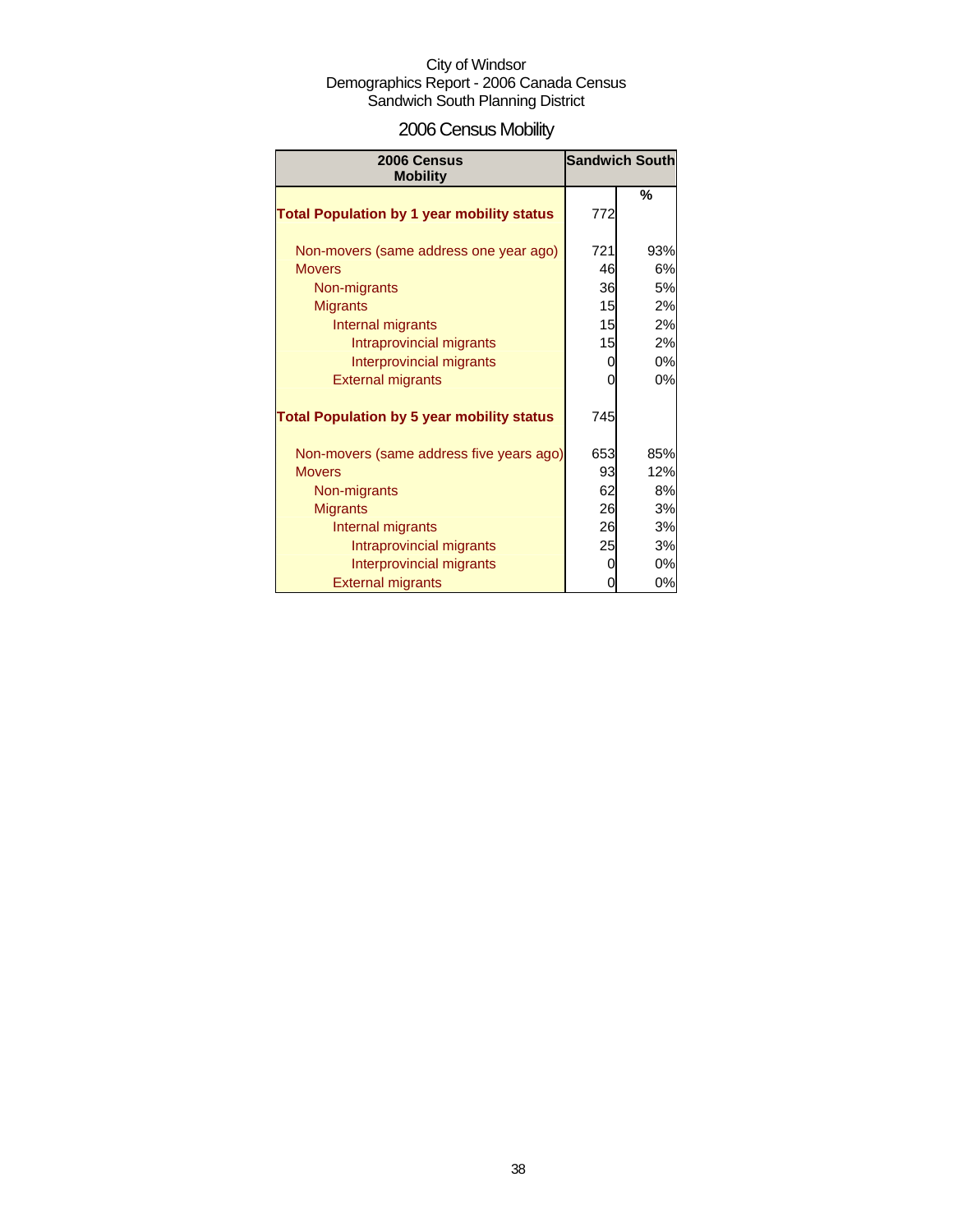City of Windsor
Demographics Report - 2006 Canada Census
Sandwich South Planning District

# 2006 Census Mobility

| 2006 Census Mobility | Sandwich South | |
|---|---|---|
| | | % |
| **Total Population by 1 year mobility status** | 772 | |
| Non-movers (same address one year ago) | 721 | 93% |
| Movers | 46 | 6% |
| Non-migrants | 36 | 5% |
| Migrants | 15 | 2% |
| Internal migrants | 15 | 2% |
| Intraprovincial migrants | 15 | 2% |
| Interprovincial migrants | 0 | 0% |
| External migrants | 0 | 0% |
| **Total Population by 5 year mobility status** | 745 | |
| Non-movers (same address five years ago) | 653 | 85% |
| Movers | 93 | 12% |
| Non-migrants | 62 | 8% |
| Migrants | 26 | 3% |
| Internal migrants | 26 | 3% |
| Intraprovincial migrants | 25 | 3% |
| Interprovincial migrants | 0 | 0% |
| External migrants | 0 | 0% |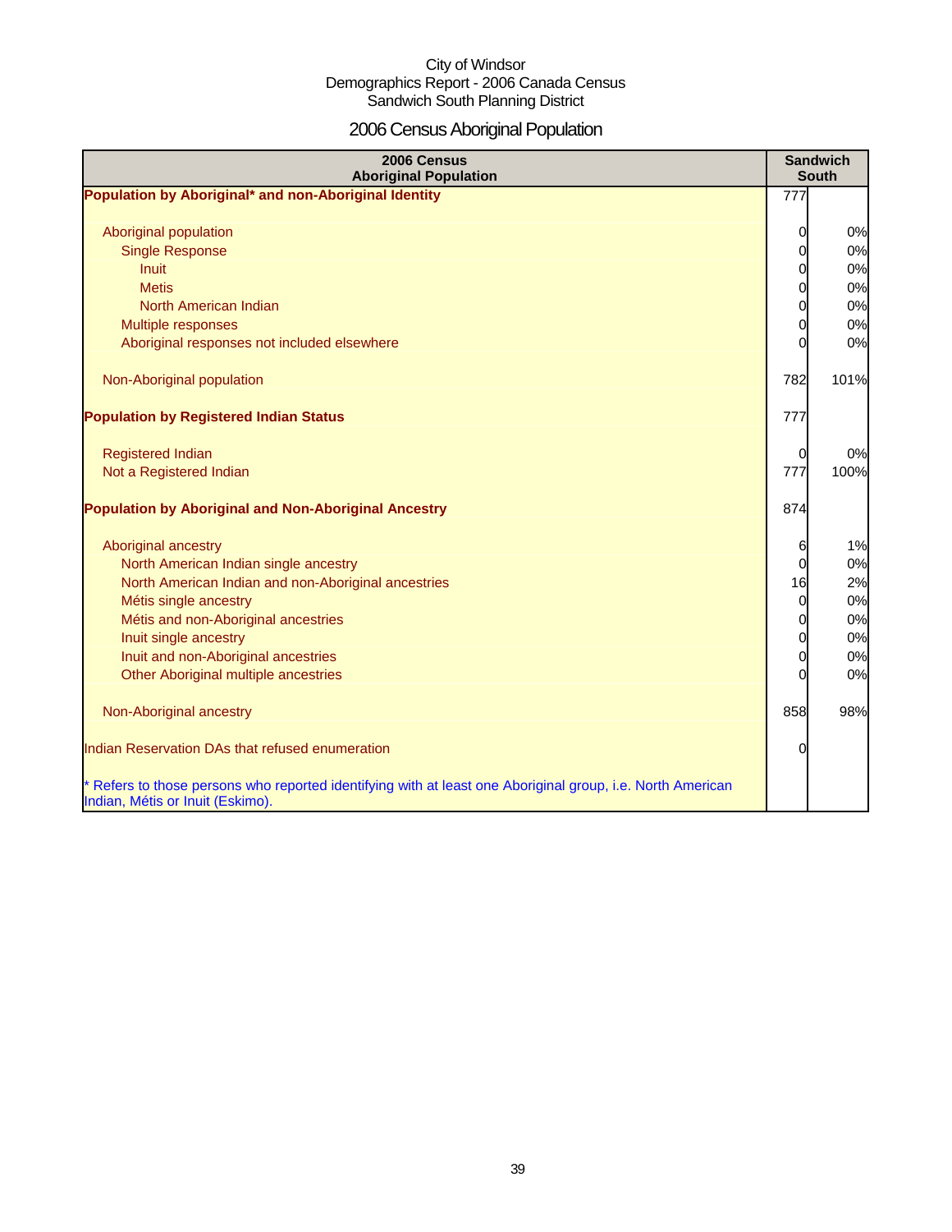City of Windsor
Demographics Report - 2006 Canada Census
Sandwich South Planning District

# 2006 Census Aboriginal Population

| 2006 Census<br>Aboriginal Population | Sandwich South | |
|---|---|---|
| **Population by Aboriginal* and non-Aboriginal Identity** | 777 | |
| Aboriginal population | 0 | 0% |
| Single Response | 0 | 0% |
| Inuit | 0 | 0% |
| Metis | 0 | 0% |
| North American Indian | 0 | 0% |
| Multiple responses | 0 | 0% |
| Aboriginal responses not included elsewhere | 0 | 0% |
| Non-Aboriginal population | 782 | 101% |
| **Population by Registered Indian Status** | 777 | |
| Registered Indian | 0 | 0% |
| Not a Registered Indian | 777 | 100% |
| **Population by Aboriginal and Non-Aboriginal Ancestry** | 874 | |
| Aboriginal ancestry | 6 | 1% |
| North American Indian single ancestry | 0 | 0% |
| North American Indian and non-Aboriginal ancestries | 16 | 2% |
| Métis single ancestry | 0 | 0% |
| Métis and non-Aboriginal ancestries | 0 | 0% |
| Inuit single ancestry | 0 | 0% |
| Inuit and non-Aboriginal ancestries | 0 | 0% |
| Other Aboriginal multiple ancestries | 0 | 0% |
| Non-Aboriginal ancestry | 858 | 98% |
| Indian Reservation DAs that refused enumeration | 0 | |

* Refers to those persons who reported identifying with at least one Aboriginal group, i.e. North American Indian, Métis or Inuit (Eskimo).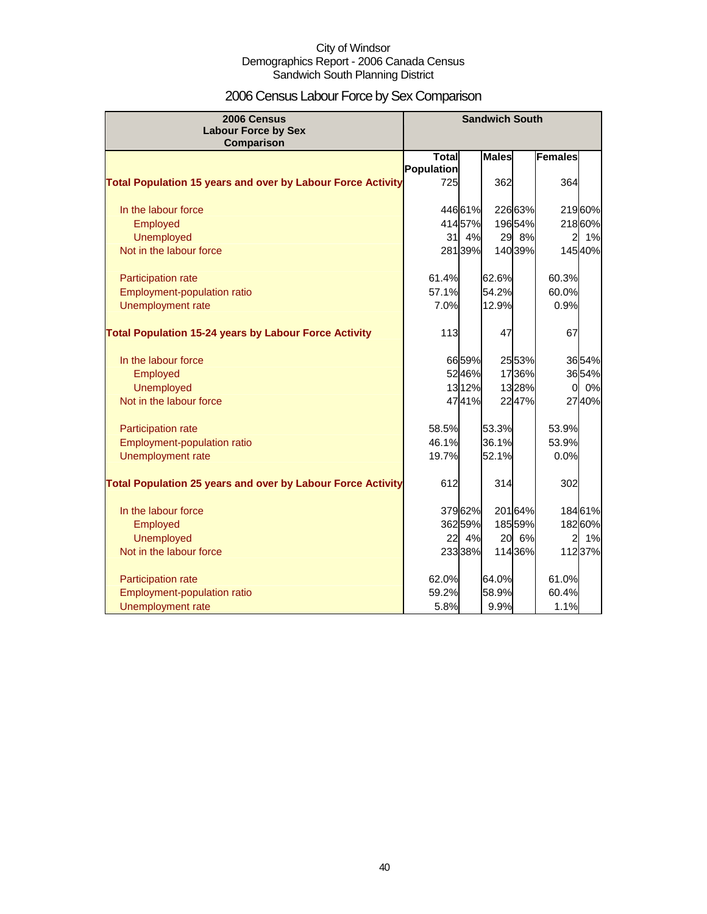City of Windsor
Demographics Report - 2006 Canada Census
Sandwich South Planning District

# 2006 Census Labour Force by Sex Comparison

| 2006 Census Labour Force by Sex Comparison | Sandwich South | | | | | |
|---|---|---|---|---|---|---|
| | Total Population | | Males | | Females | |
| **Total Population 15 years and over by Labour Force Activity** | 725 | | 362 | | 364 | |
| In the labour force | 446 | 61% | 226 | 63% | 219 | 60% |
| Employed | 414 | 57% | 196 | 54% | 218 | 60% |
| Unemployed | 31 | 4% | 29 | 8% | 2 | 1% |
| Not in the labour force | 281 | 39% | 140 | 39% | 145 | 40% |
| Participation rate | 61.4% | | 62.6% | | 60.3% | |
| Employment-population ratio | 57.1% | | 54.2% | | 60.0% | |
| Unemployment rate | 7.0% | | 12.9% | | 0.9% | |
| **Total Population 15-24 years by Labour Force Activity** | 113 | | 47 | | 67 | |
| In the labour force | 66 | 59% | 25 | 53% | 36 | 54% |
| Employed | 52 | 46% | 17 | 36% | 36 | 54% |
| Unemployed | 13 | 12% | 13 | 28% | 0 | 0% |
| Not in the labour force | 47 | 41% | 22 | 47% | 27 | 40% |
| Participation rate | 58.5% | | 53.3% | | 53.9% | |
| Employment-population ratio | 46.1% | | 36.1% | | 53.9% | |
| Unemployment rate | 19.7% | | 52.1% | | 0.0% | |
| **Total Population 25 years and over by Labour Force Activity** | 612 | | 314 | | 302 | |
| In the labour force | 379 | 62% | 201 | 64% | 184 | 61% |
| Employed | 362 | 59% | 185 | 59% | 182 | 60% |
| Unemployed | 22 | 4% | 20 | 6% | 2 | 1% |
| Not in the labour force | 233 | 38% | 114 | 36% | 112 | 37% |
| Participation rate | 62.0% | | 64.0% | | 61.0% | |
| Employment-population ratio | 59.2% | | 58.9% | | 60.4% | |
| Unemployment rate | 5.8% | | 9.9% | | 1.1% | |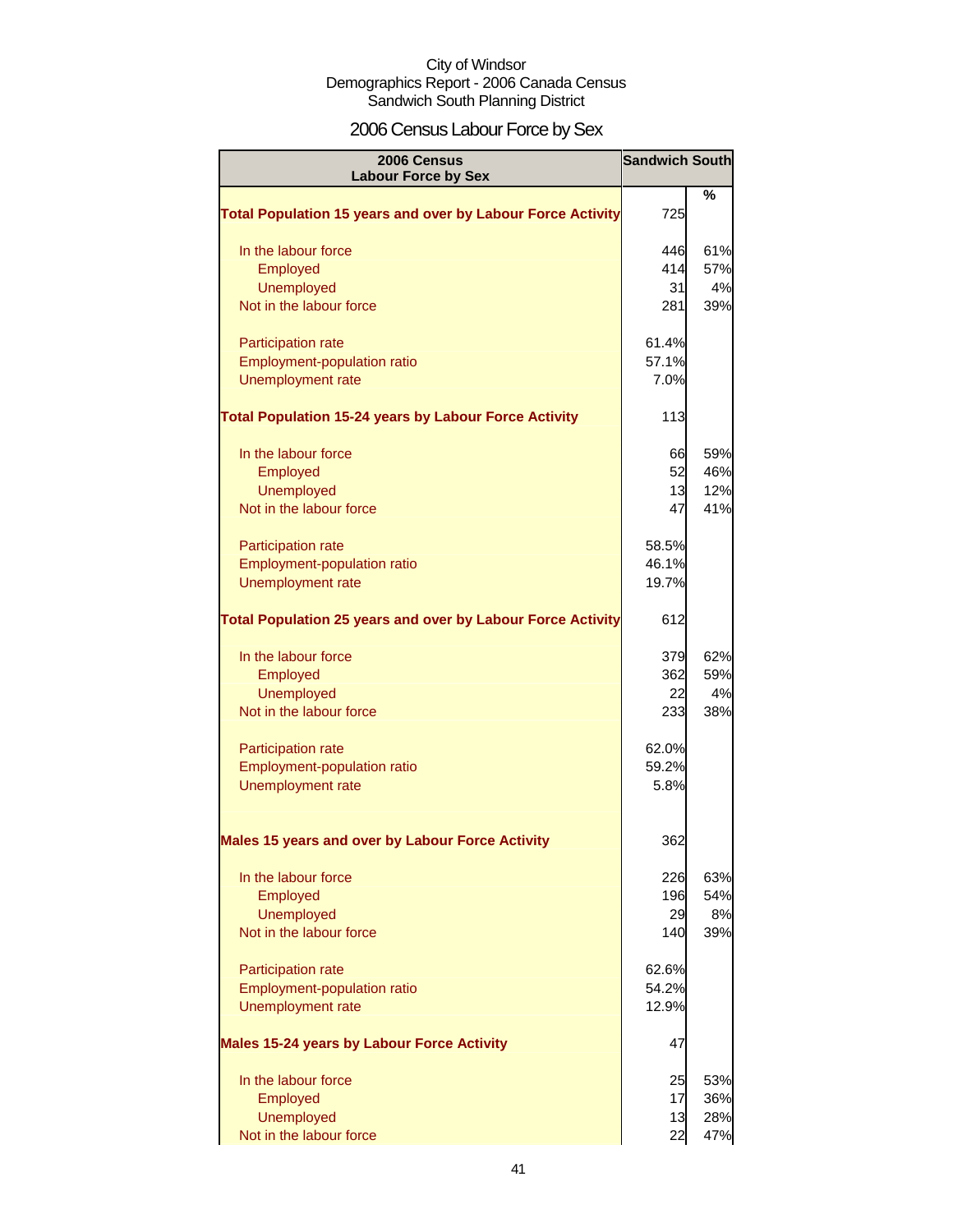City of Windsor
Demographics Report - 2006 Canada Census
Sandwich South Planning District

# 2006 Census Labour Force by Sex

| 2006 Census Labour Force by Sex | Sandwich South | |
|---|---|---|
| | | % |
| **Total Population 15 years and over by Labour Force Activity** | 725 | |
| In the labour force | 446 | 61% |
| Employed | 414 | 57% |
| Unemployed | 31 | 4% |
| Not in the labour force | 281 | 39% |
| Participation rate | 61.4% | |
| Employment-population ratio | 57.1% | |
| Unemployment rate | 7.0% | |
| **Total Population 15-24 years by Labour Force Activity** | 113 | |
| In the labour force | 66 | 59% |
| Employed | 52 | 46% |
| Unemployed | 13 | 12% |
| Not in the labour force | 47 | 41% |
| Participation rate | 58.5% | |
| Employment-population ratio | 46.1% | |
| Unemployment rate | 19.7% | |
| **Total Population 25 years and over by Labour Force Activity** | 612 | |
| In the labour force | 379 | 62% |
| Employed | 362 | 59% |
| Unemployed | 22 | 4% |
| Not in the labour force | 233 | 38% |
| Participation rate | 62.0% | |
| Employment-population ratio | 59.2% | |
| Unemployment rate | 5.8% | |
| **Males 15 years and over by Labour Force Activity** | 362 | |
| In the labour force | 226 | 63% |
| Employed | 196 | 54% |
| Unemployed | 29 | 8% |
| Not in the labour force | 140 | 39% |
| Participation rate | 62.6% | |
| Employment-population ratio | 54.2% | |
| Unemployment rate | 12.9% | |
| **Males 15-24 years by Labour Force Activity** | 47 | |
| In the labour force | 25 | 53% |
| Employed | 17 | 36% |
| Unemployed | 13 | 28% |
| Not in the labour force | 22 | 47% |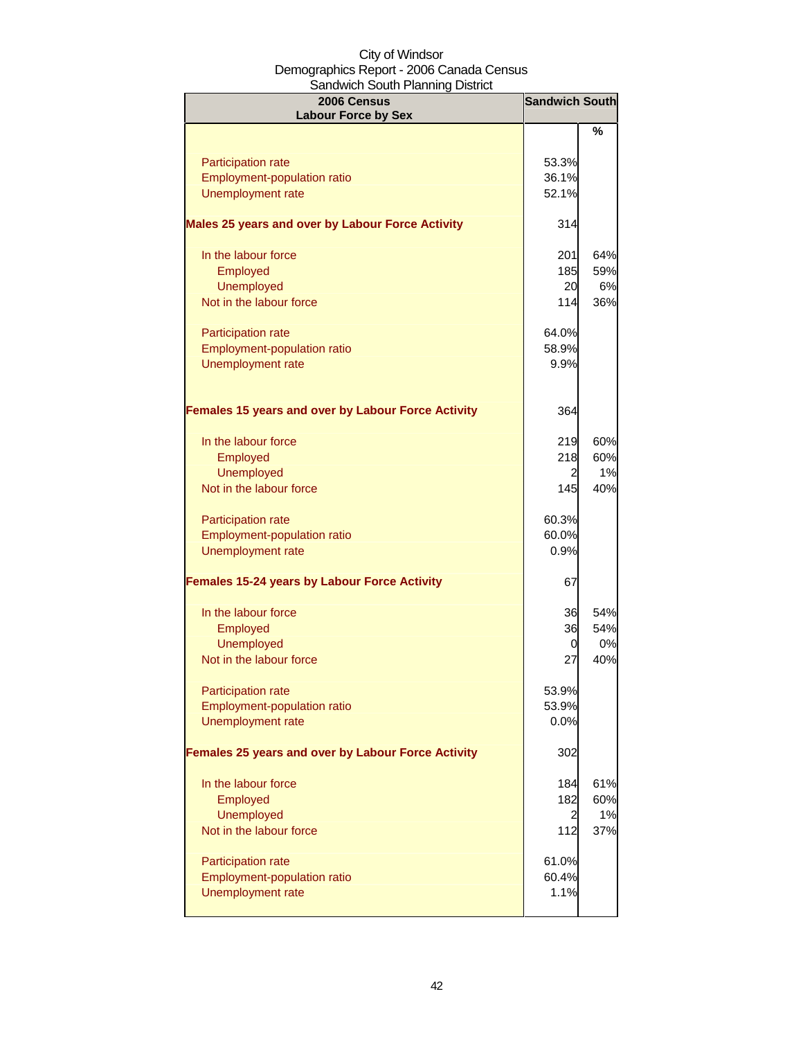City of Windsor
Demographics Report - 2006 Canada Census
Sandwich South Planning District

| 2006 Census Labour Force by Sex | Sandwich South | |
|---|---|---|
| | | % |
| Participation rate | 53.3% | |
| Employment-population ratio | 36.1% | |
| Unemployment rate | 52.1% | |
| **Males 25 years and over by Labour Force Activity** | 314 | |
| In the labour force | 201 | 64% |
| Employed | 185 | 59% |
| Unemployed | 20 | 6% |
| Not in the labour force | 114 | 36% |
| Participation rate | 64.0% | |
| Employment-population ratio | 58.9% | |
| Unemployment rate | 9.9% | |
| **Females 15 years and over by Labour Force Activity** | 364 | |
| In the labour force | 219 | 60% |
| Employed | 218 | 60% |
| Unemployed | 2 | 1% |
| Not in the labour force | 145 | 40% |
| Participation rate | 60.3% | |
| Employment-population ratio | 60.0% | |
| Unemployment rate | 0.9% | |
| **Females 15-24 years by Labour Force Activity** | 67 | |
| In the labour force | 36 | 54% |
| Employed | 36 | 54% |
| Unemployed | 0 | 0% |
| Not in the labour force | 27 | 40% |
| Participation rate | 53.9% | |
| Employment-population ratio | 53.9% | |
| Unemployment rate | 0.0% | |
| **Females 25 years and over by Labour Force Activity** | 302 | |
| In the labour force | 184 | 61% |
| Employed | 182 | 60% |
| Unemployed | 2 | 1% |
| Not in the labour force | 112 | 37% |
| Participation rate | 61.0% | |
| Employment-population ratio | 60.4% | |
| Unemployment rate | 1.1% | |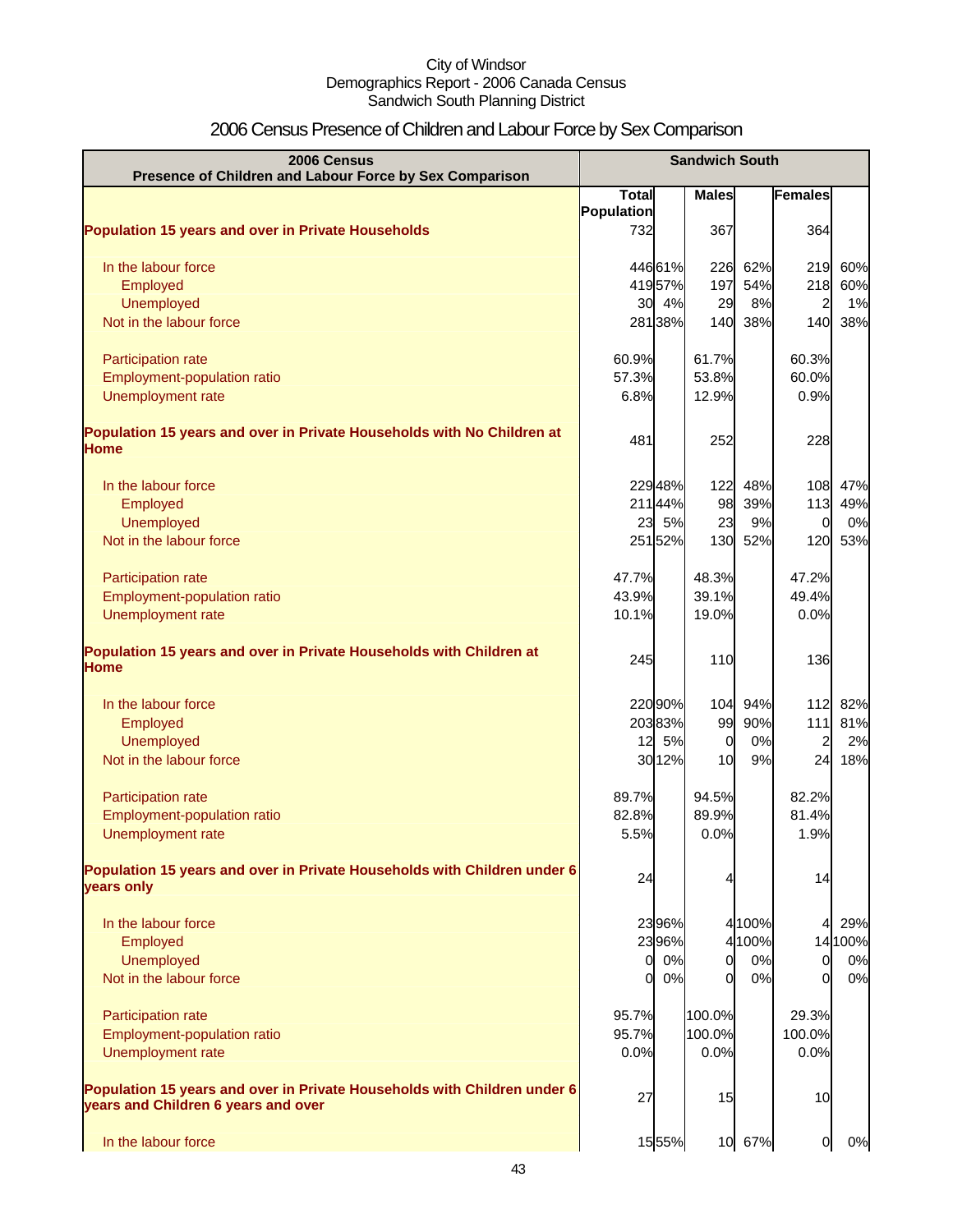City of Windsor
Demographics Report - 2006 Canada Census
Sandwich South Planning District

# 2006 Census Presence of Children and Labour Force by Sex Comparison

| 2006 Census Presence of Children and Labour Force by Sex Comparison | Sandwich South | | | | | |
|---|---|---|---|---|---|---|
| | Total Population | | Males | | Females | |
| **Population 15 years and over in Private Households** | 732 | | 367 | | 364 | |
| In the labour force | 446 | 61% | 226 | 62% | 219 | 60% |
| Employed | 419 | 57% | 197 | 54% | 218 | 60% |
| Unemployed | 30 | 4% | 29 | 8% | 2 | 1% |
| Not in the labour force | 281 | 38% | 140 | 38% | 140 | 38% |
| Participation rate | 60.9% | | 61.7% | | 60.3% | |
| Employment-population ratio | 57.3% | | 53.8% | | 60.0% | |
| Unemployment rate | 6.8% | | 12.9% | | 0.9% | |
| **Population 15 years and over in Private Households with No Children at Home** | 481 | | 252 | | 228 | |
| In the labour force | 229 | 48% | 122 | 48% | 108 | 47% |
| Employed | 211 | 44% | 98 | 39% | 113 | 49% |
| Unemployed | 23 | 5% | 23 | 9% | 0 | 0% |
| Not in the labour force | 251 | 52% | 130 | 52% | 120 | 53% |
| Participation rate | 47.7% | | 48.3% | | 47.2% | |
| Employment-population ratio | 43.9% | | 39.1% | | 49.4% | |
| Unemployment rate | 10.1% | | 19.0% | | 0.0% | |
| **Population 15 years and over in Private Households with Children at Home** | 245 | | 110 | | 136 | |
| In the labour force | 220 | 90% | 104 | 94% | 112 | 82% |
| Employed | 203 | 83% | 99 | 90% | 111 | 81% |
| Unemployed | 12 | 5% | 0 | 0% | 2 | 2% |
| Not in the labour force | 30 | 12% | 10 | 9% | 24 | 18% |
| Participation rate | 89.7% | | 94.5% | | 82.2% | |
| Employment-population ratio | 82.8% | | 89.9% | | 81.4% | |
| Unemployment rate | 5.5% | | 0.0% | | 1.9% | |
| **Population 15 years and over in Private Households with Children under 6 years only** | 24 | | 4 | | 14 | |
| In the labour force | 23 | 96% | 4 | 100% | 4 | 29% |
| Employed | 23 | 96% | 4 | 100% | 14 | 100% |
| Unemployed | 0 | 0% | 0 | 0% | 0 | 0% |
| Not in the labour force | 0 | 0% | 0 | 0% | 0 | 0% |
| Participation rate | 95.7% | | 100.0% | | 29.3% | |
| Employment-population ratio | 95.7% | | 100.0% | | 100.0% | |
| Unemployment rate | 0.0% | | 0.0% | | 0.0% | |
| **Population 15 years and over in Private Households with Children under 6 years and Children 6 years and over** | 27 | | 15 | | 10 | |
| In the labour force | 15 | 55% | 10 | 67% | 0 | 0% |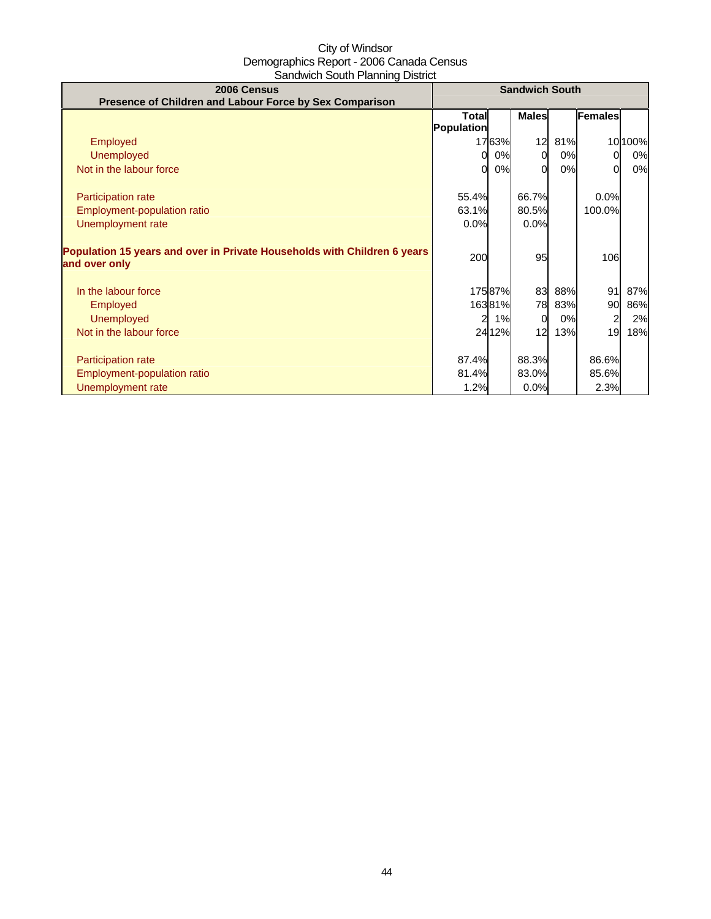City of Windsor
Demographics Report - 2006 Canada Census
Sandwich South Planning District

| 2006 Census<br>Presence of Children and Labour Force by Sex Comparison | Sandwich South | | | | | |
|---|---|---|---|---|---|---|
| | Total Population | | Males | | Females | |
| Employed | 17 | 63% | 12 | 81% | 10 | 100% |
| Unemployed | 0 | 0% | 0 | 0% | 0 | 0% |
| Not in the labour force | 0 | 0% | 0 | 0% | 0 | 0% |
| | | | | | | |
| Participation rate | 55.4% | | 66.7% | | 0.0% | |
| Employment-population ratio | 63.1% | | 80.5% | | 100.0% | |
| Unemployment rate | 0.0% | | 0.0% | | | |
| | | | | | | |
| **Population 15 years and over in Private Households with Children 6 years and over only** | 200 | | 95 | | 106 | |
| | | | | | | |
| In the labour force | 175 | 87% | 83 | 88% | 91 | 87% |
| Employed | 163 | 81% | 78 | 83% | 90 | 86% |
| Unemployed | 2 | 1% | 0 | 0% | 2 | 2% |
| Not in the labour force | 24 | 12% | 12 | 13% | 19 | 18% |
| | | | | | | |
| Participation rate | 87.4% | | 88.3% | | 86.6% | |
| Employment-population ratio | 81.4% | | 83.0% | | 85.6% | |
| Unemployment rate | 1.2% | | 0.0% | | 2.3% | |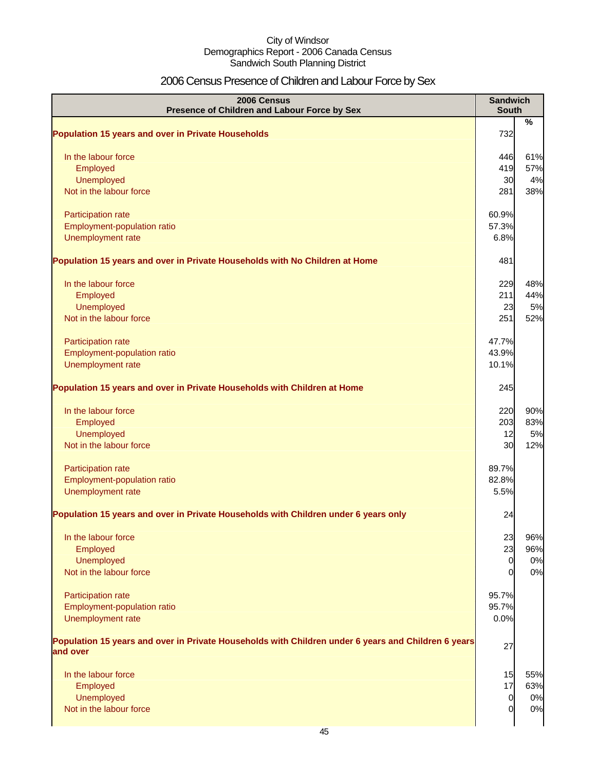City of Windsor
Demographics Report - 2006 Canada Census
Sandwich South Planning District

# 2006 Census Presence of Children and Labour Force by Sex

| 2006 Census<br>Presence of Children and Labour Force by Sex | Sandwich South | |
|---|---|---|
| | | % |
| **Population 15 years and over in Private Households** | 732 | |
| In the labour force | 446 | 61% |
| Employed | 419 | 57% |
| Unemployed | 30 | 4% |
| Not in the labour force | 281 | 38% |
| Participation rate | 60.9% | |
| Employment-population ratio | 57.3% | |
| Unemployment rate | 6.8% | |
| **Population 15 years and over in Private Households with No Children at Home** | 481 | |
| In the labour force | 229 | 48% |
| Employed | 211 | 44% |
| Unemployed | 23 | 5% |
| Not in the labour force | 251 | 52% |
| Participation rate | 47.7% | |
| Employment-population ratio | 43.9% | |
| Unemployment rate | 10.1% | |
| **Population 15 years and over in Private Households with Children at Home** | 245 | |
| In the labour force | 220 | 90% |
| Employed | 203 | 83% |
| Unemployed | 12 | 5% |
| Not in the labour force | 30 | 12% |
| Participation rate | 89.7% | |
| Employment-population ratio | 82.8% | |
| Unemployment rate | 5.5% | |
| **Population 15 years and over in Private Households with Children under 6 years only** | 24 | |
| In the labour force | 23 | 96% |
| Employed | 23 | 96% |
| Unemployed | 0 | 0% |
| Not in the labour force | 0 | 0% |
| Participation rate | 95.7% | |
| Employment-population ratio | 95.7% | |
| Unemployment rate | 0.0% | |
| **Population 15 years and over in Private Households with Children under 6 years and Children 6 years and over** | 27 | |
| In the labour force | 15 | 55% |
| Employed | 17 | 63% |
| Unemployed | 0 | 0% |
| Not in the labour force | 0 | 0% |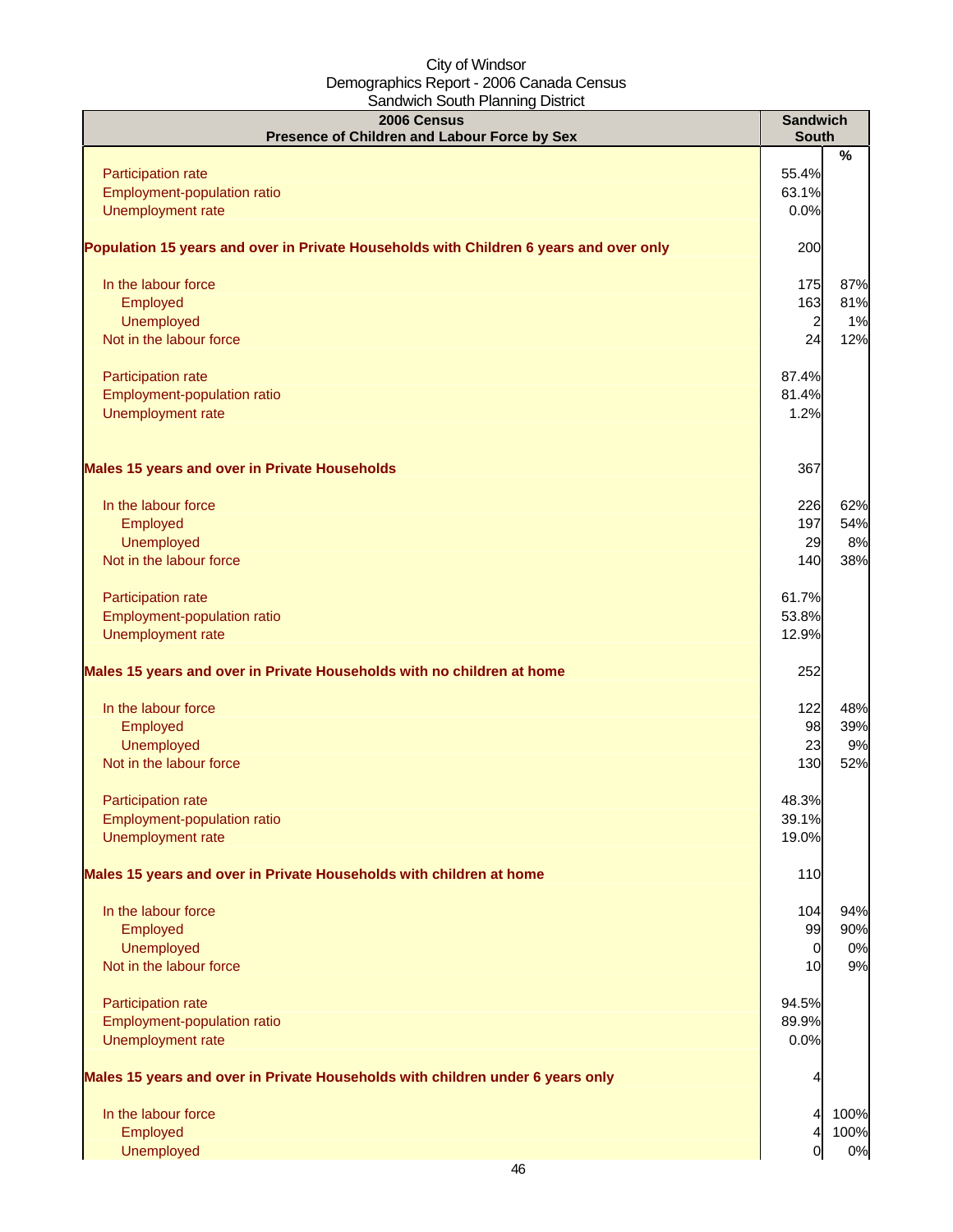City of Windsor
Demographics Report - 2006 Canada Census
Sandwich South Planning District

| 2006 Census<br>Presence of Children and Labour Force by Sex | Sandwich South | % |
|---|---|---|
| Participation rate | 55.4% | |
| Employment-population ratio | 63.1% | |
| Unemployment rate | 0.0% | |
| **Population 15 years and over in Private Households with Children 6 years and over only** | 200 | |
| In the labour force | 175 | 87% |
| Employed | 163 | 81% |
| Unemployed | 2 | 1% |
| Not in the labour force | 24 | 12% |
| Participation rate | 87.4% | |
| Employment-population ratio | 81.4% | |
| Unemployment rate | 1.2% | |
| **Males 15 years and over in Private Households** | 367 | |
| In the labour force | 226 | 62% |
| Employed | 197 | 54% |
| Unemployed | 29 | 8% |
| Not in the labour force | 140 | 38% |
| Participation rate | 61.7% | |
| Employment-population ratio | 53.8% | |
| Unemployment rate | 12.9% | |
| **Males 15 years and over in Private Households with no children at home** | 252 | |
| In the labour force | 122 | 48% |
| Employed | 98 | 39% |
| Unemployed | 23 | 9% |
| Not in the labour force | 130 | 52% |
| Participation rate | 48.3% | |
| Employment-population ratio | 39.1% | |
| Unemployment rate | 19.0% | |
| **Males 15 years and over in Private Households with children at home** | 110 | |
| In the labour force | 104 | 94% |
| Employed | 99 | 90% |
| Unemployed | 0 | 0% |
| Not in the labour force | 10 | 9% |
| Participation rate | 94.5% | |
| Employment-population ratio | 89.9% | |
| Unemployment rate | 0.0% | |
| **Males 15 years and over in Private Households with children under 6 years only** | 4 | |
| In the labour force | 4 | 100% |
| Employed | 4 | 100% |
| Unemployed | 0 | 0% |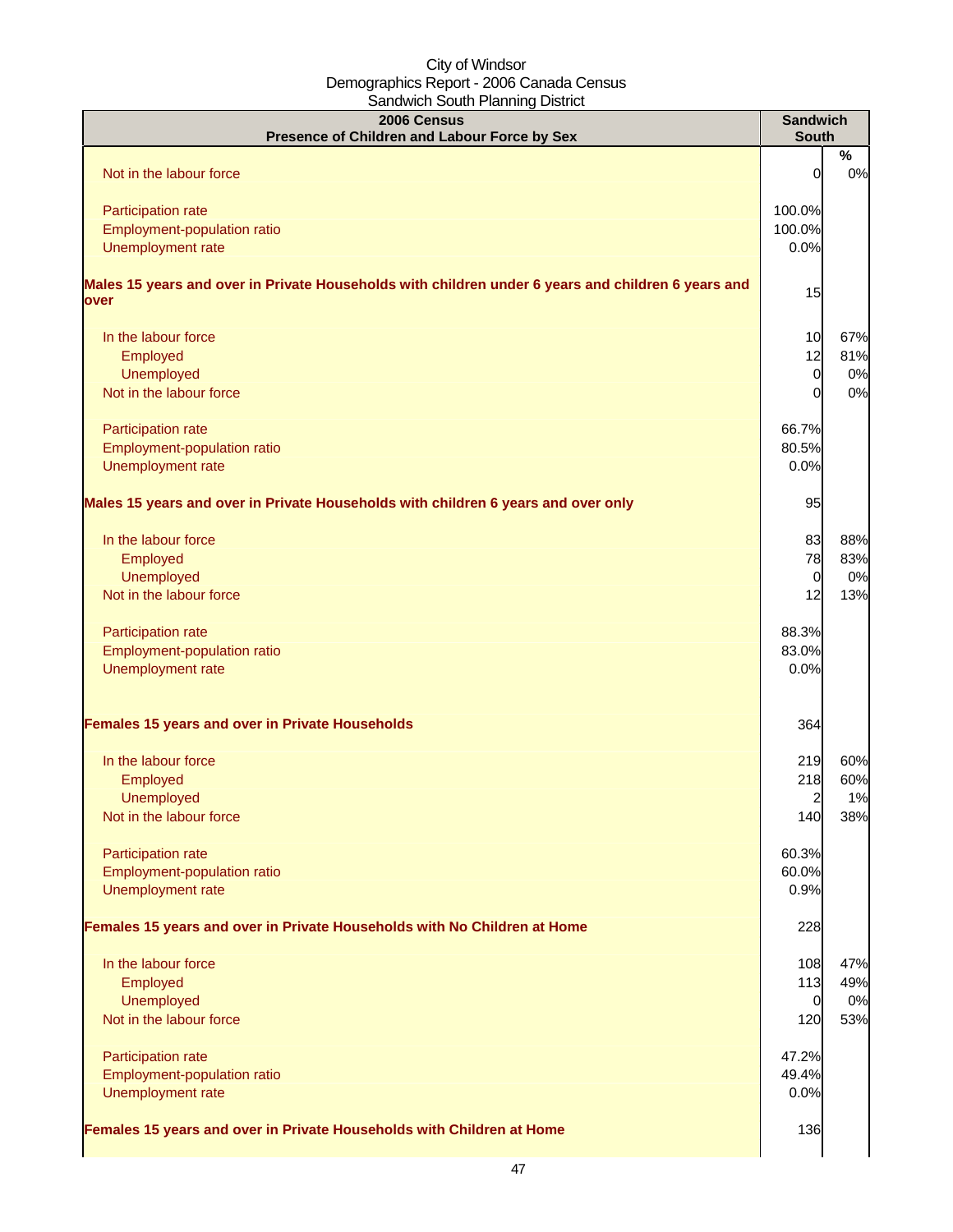City of Windsor
Demographics Report - 2006 Canada Census
Sandwich South Planning District

| 2006 Census<br>Presence of Children and Labour Force by Sex | Sandwich South | % |
|---|---|---|
| Not in the labour force | 0 | 0% |
| | | |
| Participation rate | 100.0% | |
| Employment-population ratio | 100.0% | |
| Unemployment rate | 0.0% | |
| | | |
| **Males 15 years and over in Private Households with children under 6 years and children 6 years and over** | 15 | |
| | | |
| In the labour force | 10 | 67% |
| Employed | 12 | 81% |
| Unemployed | 0 | 0% |
| Not in the labour force | 0 | 0% |
| | | |
| Participation rate | 66.7% | |
| Employment-population ratio | 80.5% | |
| Unemployment rate | 0.0% | |
| | | |
| **Males 15 years and over in Private Households with children 6 years and over only** | 95 | |
| | | |
| In the labour force | 83 | 88% |
| Employed | 78 | 83% |
| Unemployed | 0 | 0% |
| Not in the labour force | 12 | 13% |
| | | |
| Participation rate | 88.3% | |
| Employment-population ratio | 83.0% | |
| Unemployment rate | 0.0% | |
| | | |
| **Females 15 years and over in Private Households** | 364 | |
| | | |
| In the labour force | 219 | 60% |
| Employed | 218 | 60% |
| Unemployed | 2 | 1% |
| Not in the labour force | 140 | 38% |
| | | |
| Participation rate | 60.3% | |
| Employment-population ratio | 60.0% | |
| Unemployment rate | 0.9% | |
| | | |
| **Females 15 years and over in Private Households with No Children at Home** | 228 | |
| | | |
| In the labour force | 108 | 47% |
| Employed | 113 | 49% |
| Unemployed | 0 | 0% |
| Not in the labour force | 120 | 53% |
| | | |
| Participation rate | 47.2% | |
| Employment-population ratio | 49.4% | |
| Unemployment rate | 0.0% | |
| | | |
| **Females 15 years and over in Private Households with Children at Home** | 136 | |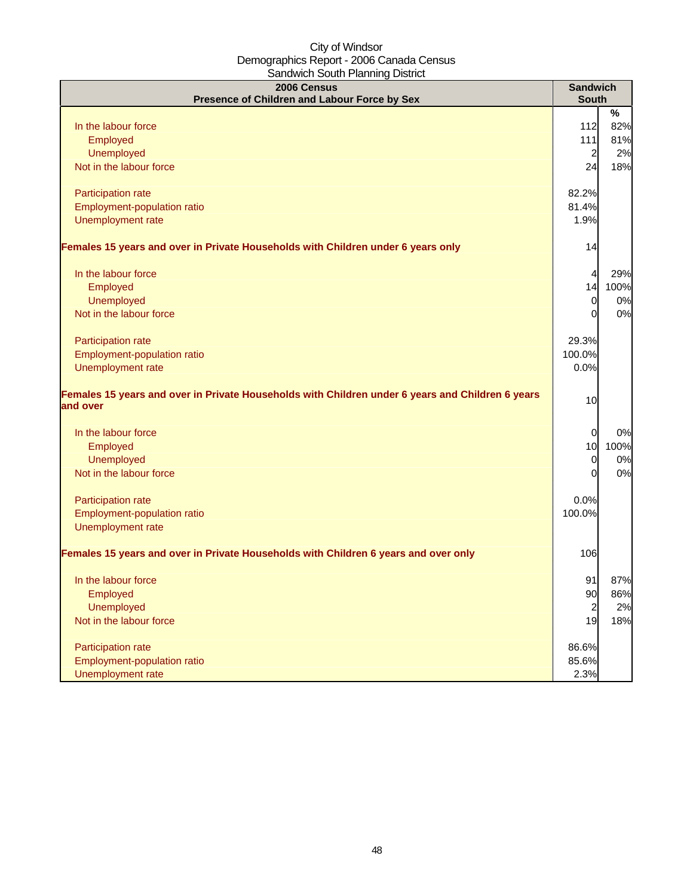City of Windsor
Demographics Report - 2006 Canada Census
Sandwich South Planning District

| 2006 Census<br>Presence of Children and Labour Force by Sex | Sandwich South | |
|---|---|---|
| | | % |
| In the labour force | 112 | 82% |
| Employed | 111 | 81% |
| Unemployed | 2 | 2% |
| Not in the labour force | 24 | 18% |
| | | |
| Participation rate | 82.2% | |
| Employment-population ratio | 81.4% | |
| Unemployment rate | 1.9% | |
| | | |
| **Females 15 years and over in Private Households with Children under 6 years only** | 14 | |
| | | |
| In the labour force | 4 | 29% |
| Employed | 14 | 100% |
| Unemployed | 0 | 0% |
| Not in the labour force | 0 | 0% |
| | | |
| Participation rate | 29.3% | |
| Employment-population ratio | 100.0% | |
| Unemployment rate | 0.0% | |
| | | |
| **Females 15 years and over in Private Households with Children under 6 years and Children 6 years and over** | 10 | |
| | | |
| In the labour force | 0 | 0% |
| Employed | 10 | 100% |
| Unemployed | 0 | 0% |
| Not in the labour force | 0 | 0% |
| | | |
| Participation rate | 0.0% | |
| Employment-population ratio | 100.0% | |
| Unemployment rate | | |
| | | |
| **Females 15 years and over in Private Households with Children 6 years and over only** | 106 | |
| | | |
| In the labour force | 91 | 87% |
| Employed | 90 | 86% |
| Unemployed | 2 | 2% |
| Not in the labour force | 19 | 18% |
| | | |
| Participation rate | 86.6% | |
| Employment-population ratio | 85.6% | |
| Unemployment rate | 2.3% | |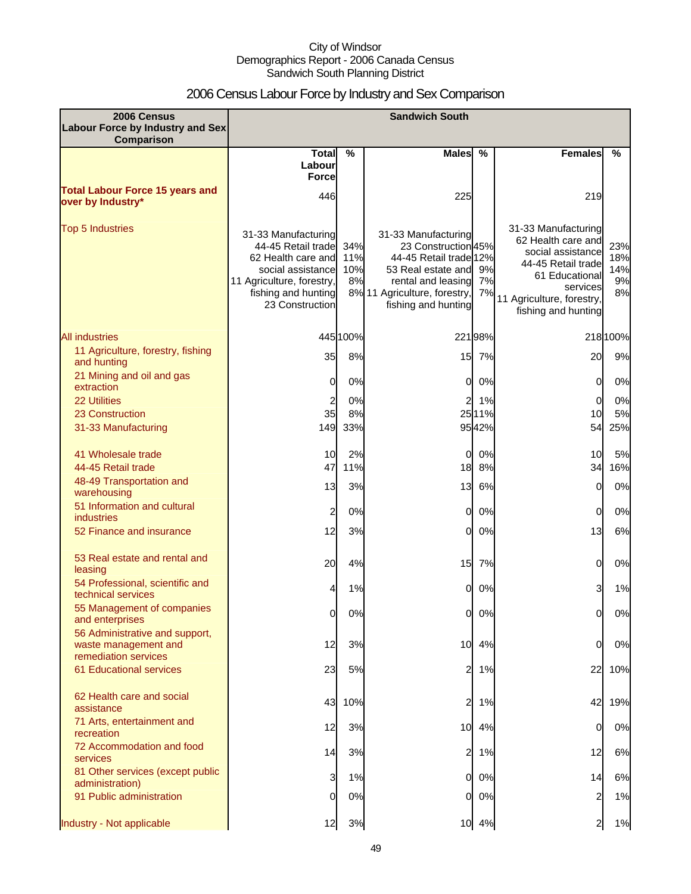City of Windsor
Demographics Report - 2006 Canada Census
Sandwich South Planning District

# 2006 Census Labour Force by Industry and Sex Comparison

| 2006 Census Labour Force by Industry and Sex Comparison | Sandwich South | | | | | |
|---|---|---|---|---|---|---|
| | Total Labour Force | % | Males | % | Females | % |
| Total Labour Force 15 years and over by Industry* | 446 | | 225 | | 219 | |
| Top 5 Industries | 31-33 Manufacturing<br>44-45 Retail trade<br>62 Health care and social assistance<br>11 Agriculture, forestry, fishing and hunting<br>23 Construction | 34%<br>11%<br>10%<br>8%<br>8% | 31-33 Manufacturing<br>23 Construction<br>44-45 Retail trade<br>53 Real estate and rental and leasing<br>11 Agriculture, forestry, fishing and hunting | 45%<br>12%<br>9%<br>7%<br>7% | 31-33 Manufacturing<br>62 Health care and social assistance<br>44-45 Retail trade<br>61 Educational services<br>11 Agriculture, forestry, fishing and hunting | 23%<br>18%<br>14%<br>9%<br>8% |
| All industries | 445 | 100% | 221 | 98% | 218 | 100% |
| 11 Agriculture, forestry, fishing and hunting | 35 | 8% | 15 | 7% | 20 | 9% |
| 21 Mining and oil and gas extraction | 0 | 0% | 0 | 0% | 0 | 0% |
| 22 Utilities | 2 | 0% | 2 | 1% | 0 | 0% |
| 23 Construction | 35 | 8% | 25 | 11% | 10 | 5% |
| 31-33 Manufacturing | 149 | 33% | 95 | 42% | 54 | 25% |
| 41 Wholesale trade | 10 | 2% | 0 | 0% | 10 | 5% |
| 44-45 Retail trade | 47 | 11% | 18 | 8% | 34 | 16% |
| 48-49 Transportation and warehousing | 13 | 3% | 13 | 6% | 0 | 0% |
| 51 Information and cultural industries | 2 | 0% | 0 | 0% | 0 | 0% |
| 52 Finance and insurance | 12 | 3% | 0 | 0% | 13 | 6% |
| 53 Real estate and rental and leasing | 20 | 4% | 15 | 7% | 0 | 0% |
| 54 Professional, scientific and technical services | 4 | 1% | 0 | 0% | 3 | 1% |
| 55 Management of companies and enterprises | 0 | 0% | 0 | 0% | 0 | 0% |
| 56 Administrative and support, waste management and remediation services | 12 | 3% | 10 | 4% | 0 | 0% |
| 61 Educational services | 23 | 5% | 2 | 1% | 22 | 10% |
| 62 Health care and social assistance | 43 | 10% | 2 | 1% | 42 | 19% |
| 71 Arts, entertainment and recreation | 12 | 3% | 10 | 4% | 0 | 0% |
| 72 Accommodation and food services | 14 | 3% | 2 | 1% | 12 | 6% |
| 81 Other services (except public administration) | 3 | 1% | 0 | 0% | 14 | 6% |
| 91 Public administration | 0 | 0% | 0 | 0% | 2 | 1% |
| Industry - Not applicable | 12 | 3% | 10 | 4% | 2 | 1% |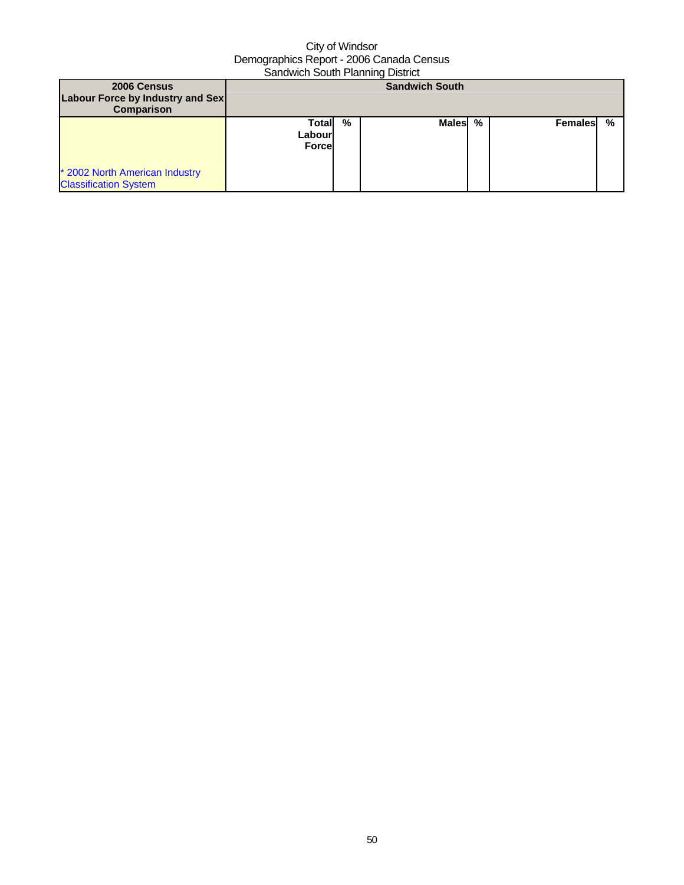City of Windsor
Demographics Report - 2006 Canada Census
Sandwich South Planning District

| 2006 Census Labour Force by Industry and Sex Comparison | Sandwich South | | | | | |
|---|---|---|---|---|---|---|
| * 2002 North American Industry Classification System | Total Labour Force | % | Males | % | Females | % |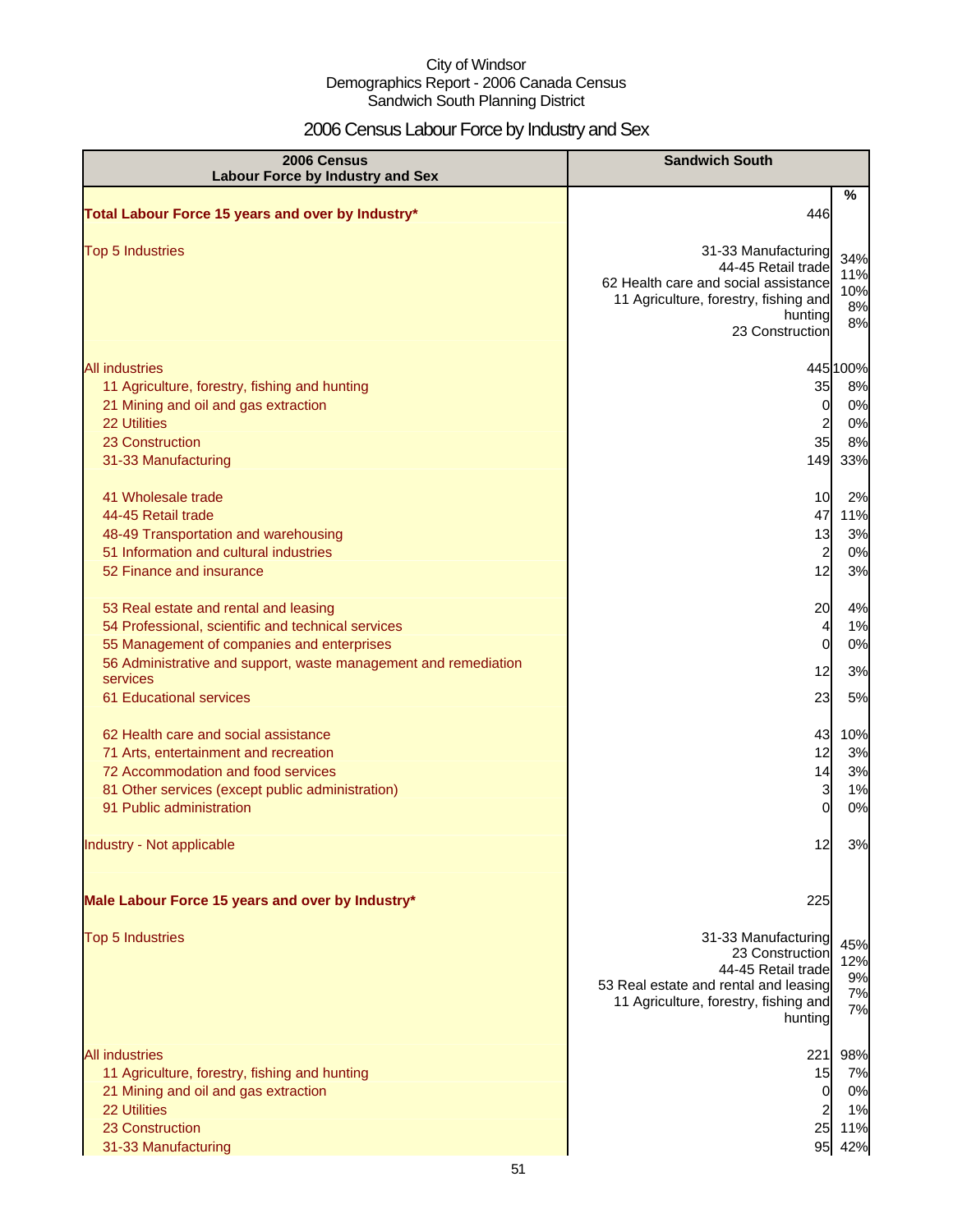City of Windsor
Demographics Report - 2006 Canada Census
Sandwich South Planning District

# 2006 Census Labour Force by Industry and Sex

| 2006 Census Labour Force by Industry and Sex | Sandwich South | |
|---|---|---|
| | | % |
| **Total Labour Force 15 years and over by Industry*** | 446 | |
| Top 5 Industries | 31-33 Manufacturing<br>44-45 Retail trade<br>62 Health care and social assistance<br>11 Agriculture, forestry, fishing and hunting<br>23 Construction | 34%<br>11%<br>10%<br>8%<br>8% |
| All industries | 445 | 100% |
| 11 Agriculture, forestry, fishing and hunting | 35 | 8% |
| 21 Mining and oil and gas extraction | 0 | 0% |
| 22 Utilities | 2 | 0% |
| 23 Construction | 35 | 8% |
| 31-33 Manufacturing | 149 | 33% |
| 41 Wholesale trade | 10 | 2% |
| 44-45 Retail trade | 47 | 11% |
| 48-49 Transportation and warehousing | 13 | 3% |
| 51 Information and cultural industries | 2 | 0% |
| 52 Finance and insurance | 12 | 3% |
| 53 Real estate and rental and leasing | 20 | 4% |
| 54 Professional, scientific and technical services | 4 | 1% |
| 55 Management of companies and enterprises | 0 | 0% |
| 56 Administrative and support, waste management and remediation services | 12 | 3% |
| 61 Educational services | 23 | 5% |
| 62 Health care and social assistance | 43 | 10% |
| 71 Arts, entertainment and recreation | 12 | 3% |
| 72 Accommodation and food services | 14 | 3% |
| 81 Other services (except public administration) | 3 | 1% |
| 91 Public administration | 0 | 0% |
| Industry - Not applicable | 12 | 3% |
| **Male Labour Force 15 years and over by Industry*** | 225 | |
| Top 5 Industries | 31-33 Manufacturing<br>23 Construction<br>44-45 Retail trade<br>53 Real estate and rental and leasing<br>11 Agriculture, forestry, fishing and hunting | 45%<br>12%<br>9%<br>7%<br>7% |
| All industries | 221 | 98% |
| 11 Agriculture, forestry, fishing and hunting | 15 | 7% |
| 21 Mining and oil and gas extraction | 0 | 0% |
| 22 Utilities | 2 | 1% |
| 23 Construction | 25 | 11% |
| 31-33 Manufacturing | 95 | 42% |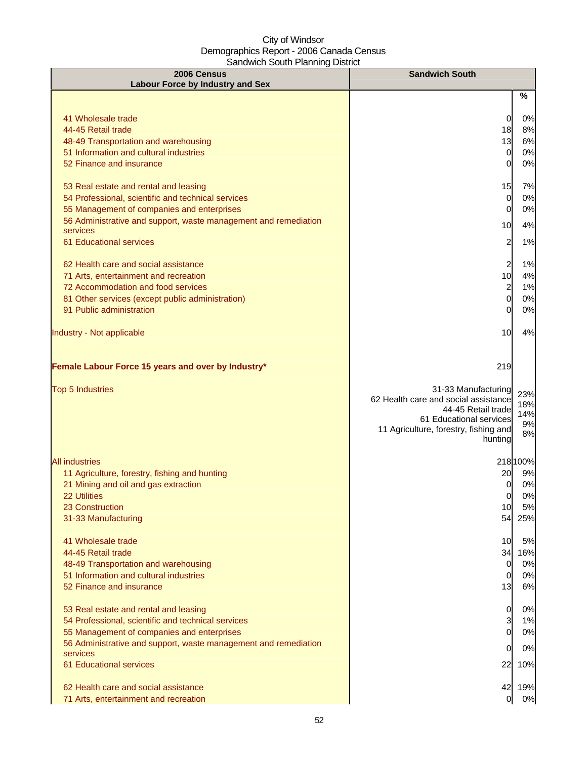City of Windsor
Demographics Report - 2006 Canada Census
Sandwich South Planning District

| 2006 Census<br>Labour Force by Industry and Sex | Sandwich South | |
|---|---|---|
| | | % |
| 41 Wholesale trade | 0 | 0% |
| 44-45 Retail trade | 18 | 8% |
| 48-49 Transportation and warehousing | 13 | 6% |
| 51 Information and cultural industries | 0 | 0% |
| 52 Finance and insurance | 0 | 0% |
| 53 Real estate and rental and leasing | 15 | 7% |
| 54 Professional, scientific and technical services | 0 | 0% |
| 55 Management of companies and enterprises | 0 | 0% |
| 56 Administrative and support, waste management and remediation services | 10 | 4% |
| 61 Educational services | 2 | 1% |
| 62 Health care and social assistance | 2 | 1% |
| 71 Arts, entertainment and recreation | 10 | 4% |
| 72 Accommodation and food services | 2 | 1% |
| 81 Other services (except public administration) | 0 | 0% |
| 91 Public administration | 0 | 0% |
| Industry - Not applicable | 10 | 4% |
| **Female Labour Force 15 years and over by Industry*** | 219 | |
| Top 5 Industries | 31-33 Manufacturing<br>62 Health care and social assistance<br>44-45 Retail trade<br>61 Educational services<br>11 Agriculture, forestry, fishing and hunting | 23%<br>18%<br>14%<br>9%<br>8% |
| All industries | 218 | 100% |
| 11 Agriculture, forestry, fishing and hunting | 20 | 9% |
| 21 Mining and oil and gas extraction | 0 | 0% |
| 22 Utilities | 0 | 0% |
| 23 Construction | 10 | 5% |
| 31-33 Manufacturing | 54 | 25% |
| 41 Wholesale trade | 10 | 5% |
| 44-45 Retail trade | 34 | 16% |
| 48-49 Transportation and warehousing | 0 | 0% |
| 51 Information and cultural industries | 0 | 0% |
| 52 Finance and insurance | 13 | 6% |
| 53 Real estate and rental and leasing | 0 | 0% |
| 54 Professional, scientific and technical services | 3 | 1% |
| 55 Management of companies and enterprises | 0 | 0% |
| 56 Administrative and support, waste management and remediation services | 0 | 0% |
| 61 Educational services | 22 | 10% |
| 62 Health care and social assistance | 42 | 19% |
| 71 Arts, entertainment and recreation | 0 | 0% |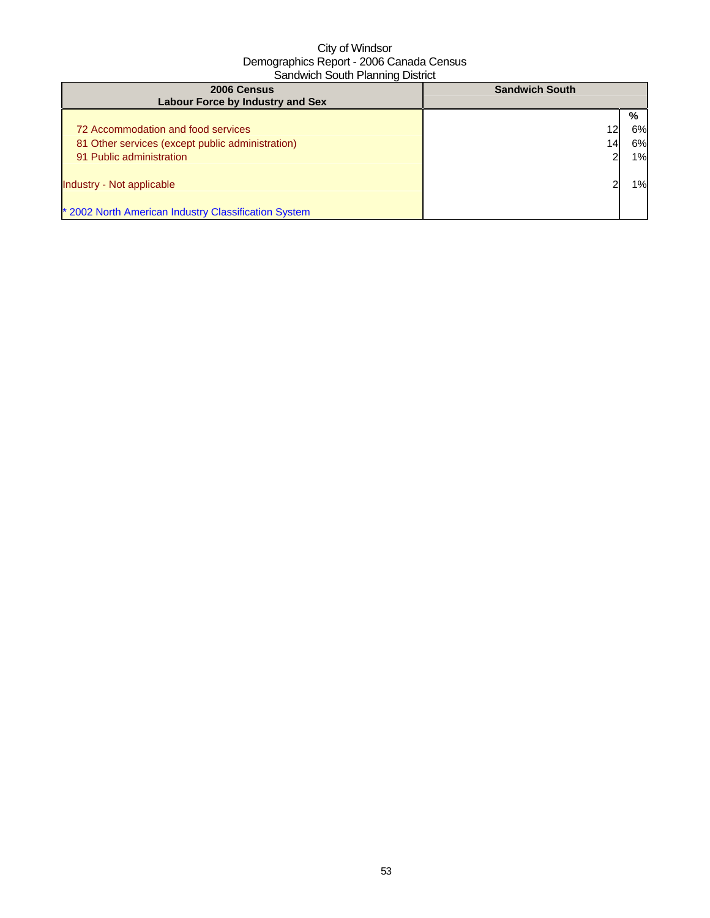City of Windsor
Demographics Report - 2006 Canada Census
Sandwich South Planning District

| 2006 Census<br>Labour Force by Industry and Sex | Sandwich South | |
|---|---|---|
| | | % |
| 72 Accommodation and food services | 12 | 6% |
| 81 Other services (except public administration) | 14 | 6% |
| 91 Public administration | 2 | 1% |
| Industry - Not applicable | 2 | 1% |
| * 2002 North American Industry Classification System | | |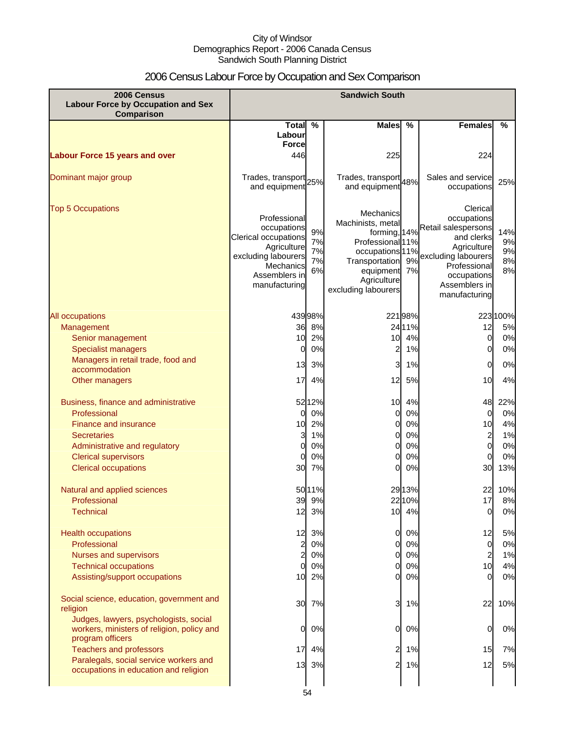City of Windsor
Demographics Report - 2006 Canada Census
Sandwich South Planning District

# 2006 Census Labour Force by Occupation and Sex Comparison

| 2006 Census Labour Force by Occupation and Sex Comparison | Sandwich South | | | | | |
|---|---|---|---|---|---|---|
| | Total Labour Force | % | Males | % | Females | % |
| **Labour Force 15 years and over** | 446 | | 225 | | 224 | |
| Dominant major group | Trades, transport and equipment | 25% | Trades, transport and equipment | 48% | Sales and service occupations | 25% |
| Top 5 Occupations | Professional occupations<br>Clerical occupations<br>Agriculture excluding labourers<br>Mechanics<br>Assemblers in manufacturing | 9%<br>7%<br>7%<br>7%<br>6% | Mechanics<br>Machinists, metal forming,<br>Professional occupations<br>Transportation equipment<br>Agriculture excluding labourers | 14%<br>11%<br>11%<br>9%<br>7% | Clerical occupations<br>Retail salespersons and clerks<br>Agriculture excluding labourers<br>Professional occupations<br>Assemblers in manufacturing | 14%<br>9%<br>9%<br>8%<br>8% |
| All occupations | 439 | 98% | 221 | 98% | 223 | 100% |
| Management | 36 | 8% | 24 | 11% | 12 | 5% |
| Senior management | 10 | 2% | 10 | 4% | 0 | 0% |
| Specialist managers | 0 | 0% | 2 | 1% | 0 | 0% |
| Managers in retail trade, food and accommodation | 13 | 3% | 3 | 1% | 0 | 0% |
| Other managers | 17 | 4% | 12 | 5% | 10 | 4% |
| Business, finance and administrative | 52 | 12% | 10 | 4% | 48 | 22% |
| Professional | 0 | 0% | 0 | 0% | 0 | 0% |
| Finance and insurance | 10 | 2% | 0 | 0% | 10 | 4% |
| Secretaries | 3 | 1% | 0 | 0% | 2 | 1% |
| Administrative and regulatory | 0 | 0% | 0 | 0% | 0 | 0% |
| Clerical supervisors | 0 | 0% | 0 | 0% | 0 | 0% |
| Clerical occupations | 30 | 7% | 0 | 0% | 30 | 13% |
| Natural and applied sciences | 50 | 11% | 29 | 13% | 22 | 10% |
| Professional | 39 | 9% | 22 | 10% | 17 | 8% |
| Technical | 12 | 3% | 10 | 4% | 0 | 0% |
| Health occupations | 12 | 3% | 0 | 0% | 12 | 5% |
| Professional | 2 | 0% | 0 | 0% | 0 | 0% |
| Nurses and supervisors | 2 | 0% | 0 | 0% | 2 | 1% |
| Technical occupations | 0 | 0% | 0 | 0% | 10 | 4% |
| Assisting/support occupations | 10 | 2% | 0 | 0% | 0 | 0% |
| Social science, education, government and religion | 30 | 7% | 3 | 1% | 22 | 10% |
| Judges, lawyers, psychologists, social workers, ministers of religion, policy and program officers | 0 | 0% | 0 | 0% | 0 | 0% |
| Teachers and professors | 17 | 4% | 2 | 1% | 15 | 7% |
| Paralegals, social service workers and occupations in education and religion | 13 | 3% | 2 | 1% | 12 | 5% |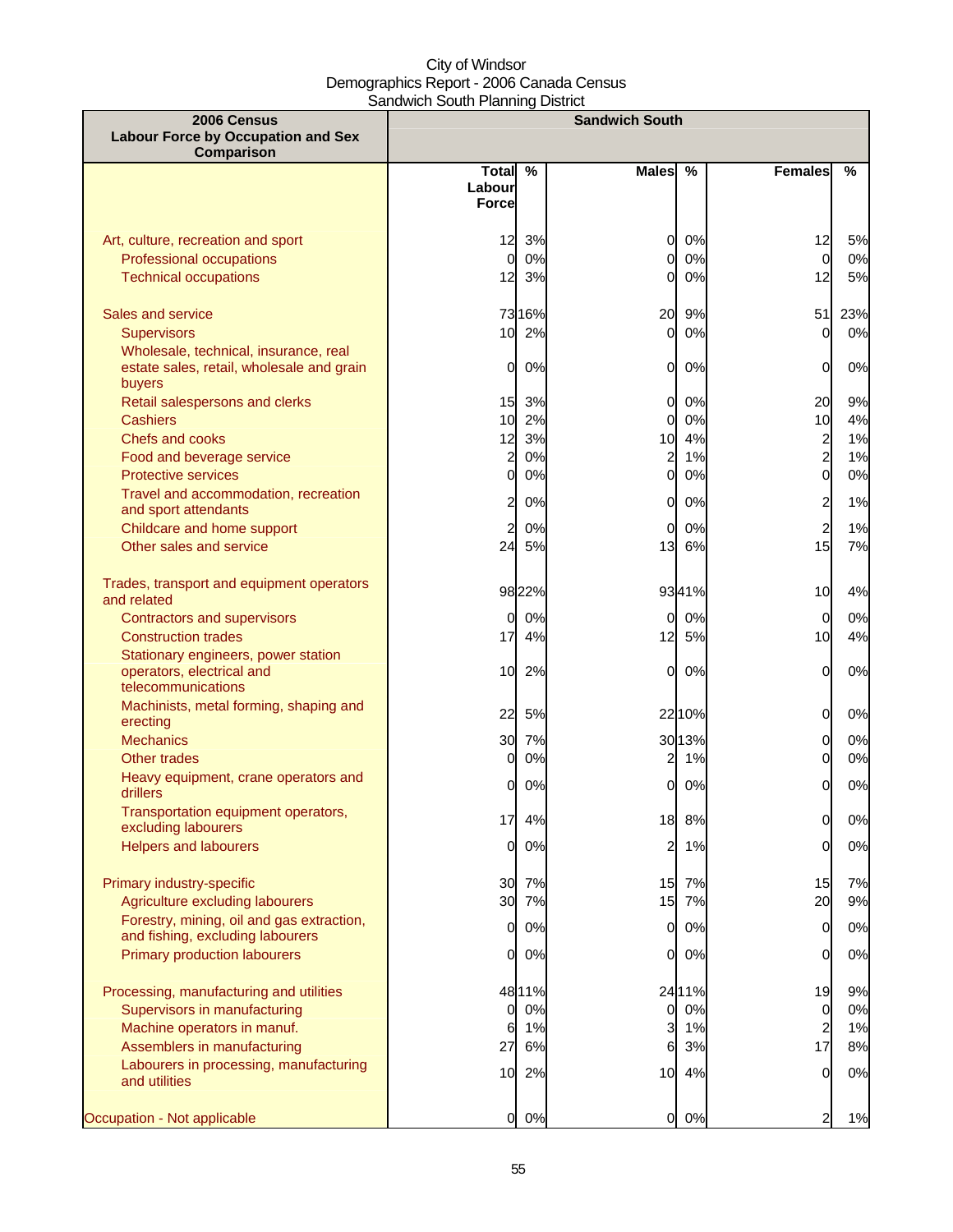City of Windsor
Demographics Report - 2006 Canada Census
Sandwich South Planning District

| 2006 Census Labour Force by Occupation and Sex Comparison | Sandwich South | | | | | |
|---|---|---|---|---|---|---|
| | Total Labour Force | % | Males | % | Females | % |
| Art, culture, recreation and sport | 12 | 3% | 0 | 0% | 12 | 5% |
| Professional occupations | 0 | 0% | 0 | 0% | 0 | 0% |
| Technical occupations | 12 | 3% | 0 | 0% | 12 | 5% |
| Sales and service | 73 | 16% | 20 | 9% | 51 | 23% |
| Supervisors | 10 | 2% | 0 | 0% | 0 | 0% |
| Wholesale, technical, insurance, real estate sales, retail, wholesale and grain buyers | 0 | 0% | 0 | 0% | 0 | 0% |
| Retail salespersons and clerks | 15 | 3% | 0 | 0% | 20 | 9% |
| Cashiers | 10 | 2% | 0 | 0% | 10 | 4% |
| Chefs and cooks | 12 | 3% | 10 | 4% | 2 | 1% |
| Food and beverage service | 2 | 0% | 2 | 1% | 2 | 1% |
| Protective services | 0 | 0% | 0 | 0% | 0 | 0% |
| Travel and accommodation, recreation and sport attendants | 2 | 0% | 0 | 0% | 2 | 1% |
| Childcare and home support | 2 | 0% | 0 | 0% | 2 | 1% |
| Other sales and service | 24 | 5% | 13 | 6% | 15 | 7% |
| Trades, transport and equipment operators and related | 98 | 22% | 93 | 41% | 10 | 4% |
| Contractors and supervisors | 0 | 0% | 0 | 0% | 0 | 0% |
| Construction trades | 17 | 4% | 12 | 5% | 10 | 4% |
| Stationary engineers, power station operators, electrical and telecommunications | 10 | 2% | 0 | 0% | 0 | 0% |
| Machinists, metal forming, shaping and erecting | 22 | 5% | 22 | 10% | 0 | 0% |
| Mechanics | 30 | 7% | 30 | 13% | 0 | 0% |
| Other trades | 0 | 0% | 2 | 1% | 0 | 0% |
| Heavy equipment, crane operators and drillers | 0 | 0% | 0 | 0% | 0 | 0% |
| Transportation equipment operators, excluding labourers | 17 | 4% | 18 | 8% | 0 | 0% |
| Helpers and labourers | 0 | 0% | 2 | 1% | 0 | 0% |
| Primary industry-specific | 30 | 7% | 15 | 7% | 15 | 7% |
| Agriculture excluding labourers | 30 | 7% | 15 | 7% | 20 | 9% |
| Forestry, mining, oil and gas extraction, and fishing, excluding labourers | 0 | 0% | 0 | 0% | 0 | 0% |
| Primary production labourers | 0 | 0% | 0 | 0% | 0 | 0% |
| Processing, manufacturing and utilities | 48 | 11% | 24 | 11% | 19 | 9% |
| Supervisors in manufacturing | 0 | 0% | 0 | 0% | 0 | 0% |
| Machine operators in manuf. | 6 | 1% | 3 | 1% | 2 | 1% |
| Assemblers in manufacturing | 27 | 6% | 6 | 3% | 17 | 8% |
| Labourers in processing, manufacturing and utilities | 10 | 2% | 10 | 4% | 0 | 0% |
| Occupation - Not applicable | 0 | 0% | 0 | 0% | 2 | 1% |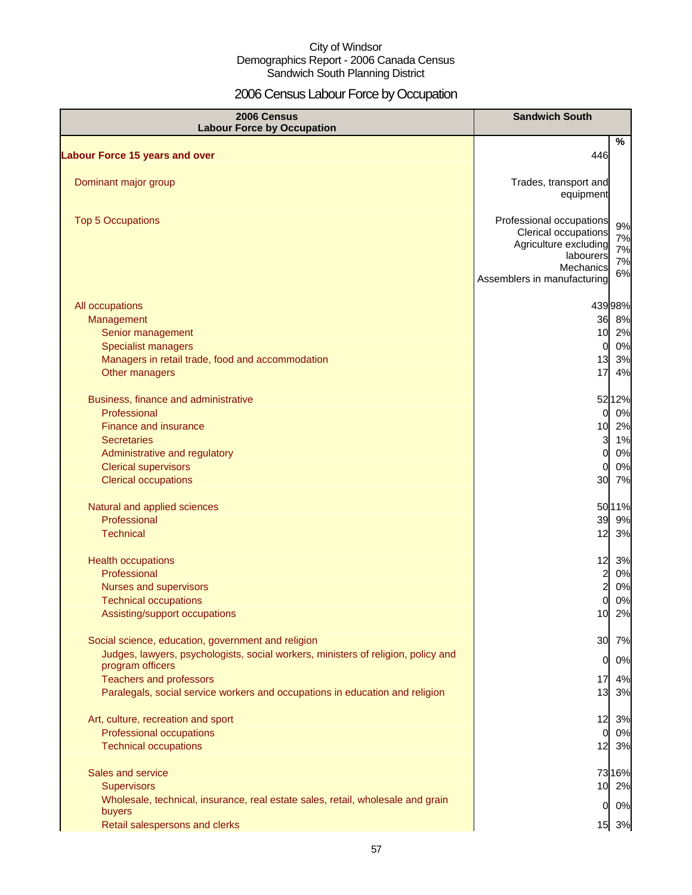City of Windsor
Demographics Report - 2006 Canada Census
Sandwich South Planning District

# 2006 Census Labour Force by Occupation

| 2006 Census Labour Force by Occupation | Sandwich South | |
|---|---|---|
| | | % |
| **Labour Force 15 years and over** | 446 | |
| Dominant major group | Trades, transport and equipment | |
| Top 5 Occupations | Professional occupations<br>Clerical occupations<br>Agriculture excluding labourers<br>Mechanics<br>Assemblers in manufacturing | 9%<br>7%<br>7%<br>7%<br>6% |
| All occupations | 439 | 98% |
| Management | 36 | 8% |
| Senior management | 10 | 2% |
| Specialist managers | 0 | 0% |
| Managers in retail trade, food and accommodation | 13 | 3% |
| Other managers | 17 | 4% |
| Business, finance and administrative | 52 | 12% |
| Professional | 0 | 0% |
| Finance and insurance | 10 | 2% |
| Secretaries | 3 | 1% |
| Administrative and regulatory | 0 | 0% |
| Clerical supervisors | 0 | 0% |
| Clerical occupations | 30 | 7% |
| Natural and applied sciences | 50 | 11% |
| Professional | 39 | 9% |
| Technical | 12 | 3% |
| Health occupations | 12 | 3% |
| Professional | 2 | 0% |
| Nurses and supervisors | 2 | 0% |
| Technical occupations | 0 | 0% |
| Assisting/support occupations | 10 | 2% |
| Social science, education, government and religion | 30 | 7% |
| Judges, lawyers, psychologists, social workers, ministers of religion, policy and program officers | 0 | 0% |
| Teachers and professors | 17 | 4% |
| Paralegals, social service workers and occupations in education and religion | 13 | 3% |
| Art, culture, recreation and sport | 12 | 3% |
| Professional occupations | 0 | 0% |
| Technical occupations | 12 | 3% |
| Sales and service | 73 | 16% |
| Supervisors | 10 | 2% |
| Wholesale, technical, insurance, real estate sales, retail, wholesale and grain buyers | 0 | 0% |
| Retail salespersons and clerks | 15 | 3% |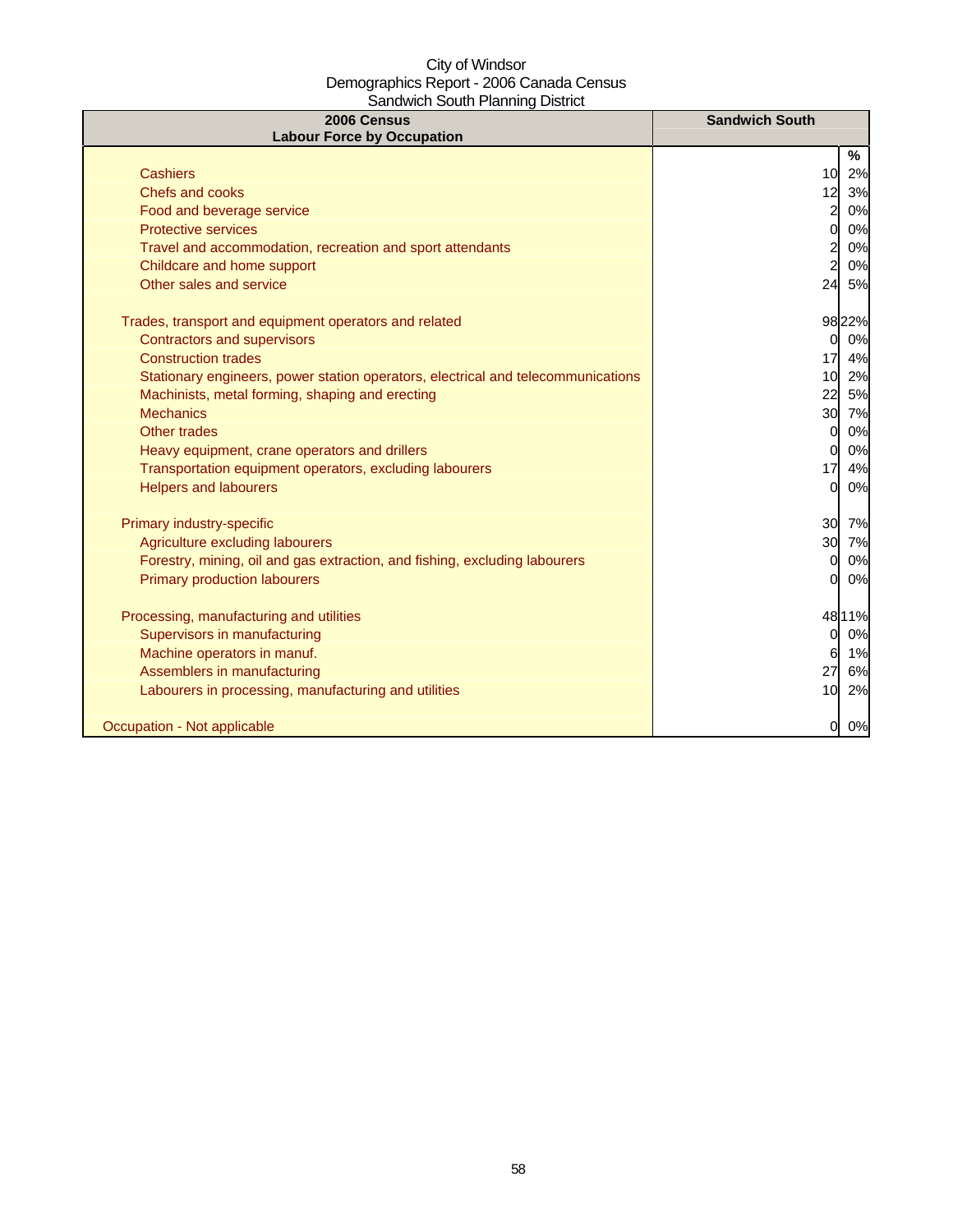City of Windsor
Demographics Report - 2006 Canada Census
Sandwich South Planning District

| 2006 Census<br>Labour Force by Occupation | Sandwich South | |
|---|---|---|
| | | % |
| Cashiers | 10 | 2% |
| Chefs and cooks | 12 | 3% |
| Food and beverage service | 2 | 0% |
| Protective services | 0 | 0% |
| Travel and accommodation, recreation and sport attendants | 2 | 0% |
| Childcare and home support | 2 | 0% |
| Other sales and service | 24 | 5% |
| | | |
| Trades, transport and equipment operators and related | 98 | 22% |
| Contractors and supervisors | 0 | 0% |
| Construction trades | 17 | 4% |
| Stationary engineers, power station operators, electrical and telecommunications | 10 | 2% |
| Machinists, metal forming, shaping and erecting | 22 | 5% |
| Mechanics | 30 | 7% |
| Other trades | 0 | 0% |
| Heavy equipment, crane operators and drillers | 0 | 0% |
| Transportation equipment operators, excluding labourers | 17 | 4% |
| Helpers and labourers | 0 | 0% |
| | | |
| Primary industry-specific | 30 | 7% |
| Agriculture excluding labourers | 30 | 7% |
| Forestry, mining, oil and gas extraction, and fishing, excluding labourers | 0 | 0% |
| Primary production labourers | 0 | 0% |
| | | |
| Processing, manufacturing and utilities | 48 | 11% |
| Supervisors in manufacturing | 0 | 0% |
| Machine operators in manuf. | 6 | 1% |
| Assemblers in manufacturing | 27 | 6% |
| Labourers in processing, manufacturing and utilities | 10 | 2% |
| | | |
| Occupation - Not applicable | 0 | 0% |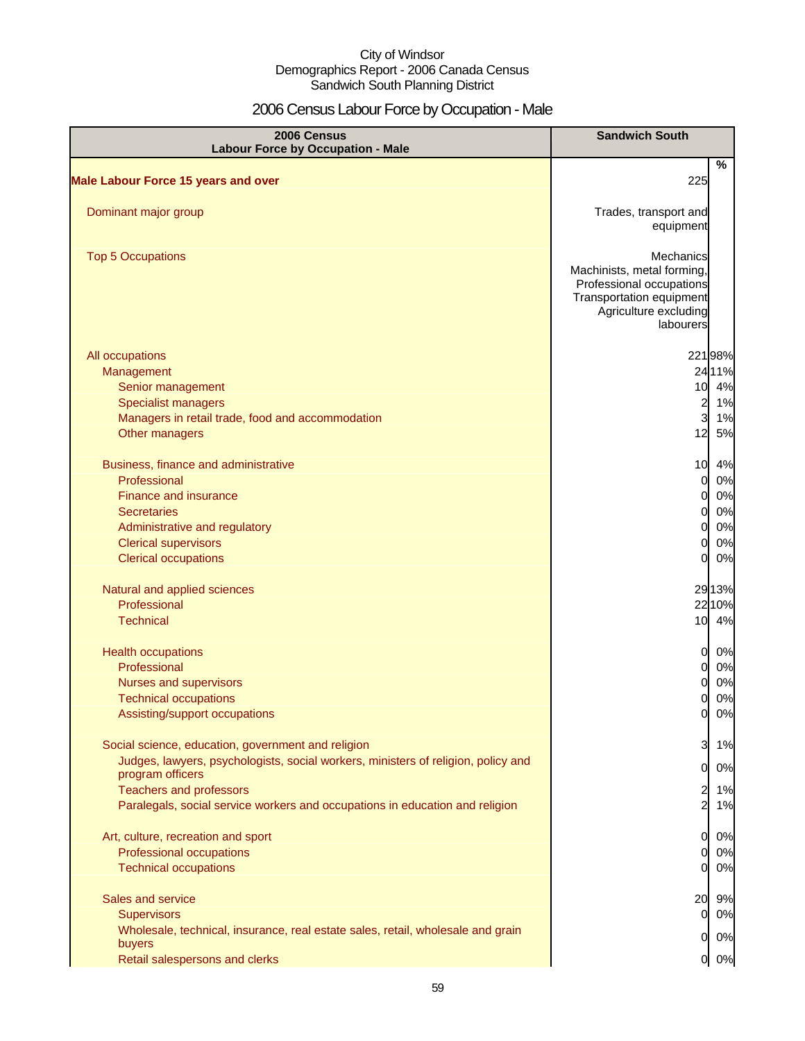City of Windsor
Demographics Report - 2006 Canada Census
Sandwich South Planning District

# 2006 Census Labour Force by Occupation - Male

| 2006 Census<br>Labour Force by Occupation - Male | Sandwich South | |
|---|---|---|
| | | % |
| **Male Labour Force 15 years and over** | 225 | |
| Dominant major group | Trades, transport and equipment | |
| Top 5 Occupations | Mechanics<br>Machinists, metal forming,<br>Professional occupations<br>Transportation equipment<br>Agriculture excluding labourers | |
| All occupations | 221 | 98% |
| Management | 24 | 11% |
| Senior management | 10 | 4% |
| Specialist managers | 2 | 1% |
| Managers in retail trade, food and accommodation | 3 | 1% |
| Other managers | 12 | 5% |
| Business, finance and administrative | 10 | 4% |
| Professional | 0 | 0% |
| Finance and insurance | 0 | 0% |
| Secretaries | 0 | 0% |
| Administrative and regulatory | 0 | 0% |
| Clerical supervisors | 0 | 0% |
| Clerical occupations | 0 | 0% |
| Natural and applied sciences | 29 | 13% |
| Professional | 22 | 10% |
| Technical | 10 | 4% |
| Health occupations | 0 | 0% |
| Professional | 0 | 0% |
| Nurses and supervisors | 0 | 0% |
| Technical occupations | 0 | 0% |
| Assisting/support occupations | 0 | 0% |
| Social science, education, government and religion | 3 | 1% |
| Judges, lawyers, psychologists, social workers, ministers of religion, policy and program officers | 0 | 0% |
| Teachers and professors | 2 | 1% |
| Paralegals, social service workers and occupations in education and religion | 2 | 1% |
| Art, culture, recreation and sport | 0 | 0% |
| Professional occupations | 0 | 0% |
| Technical occupations | 0 | 0% |
| Sales and service | 20 | 9% |
| Supervisors | 0 | 0% |
| Wholesale, technical, insurance, real estate sales, retail, wholesale and grain buyers | 0 | 0% |
| Retail salespersons and clerks | 0 | 0% |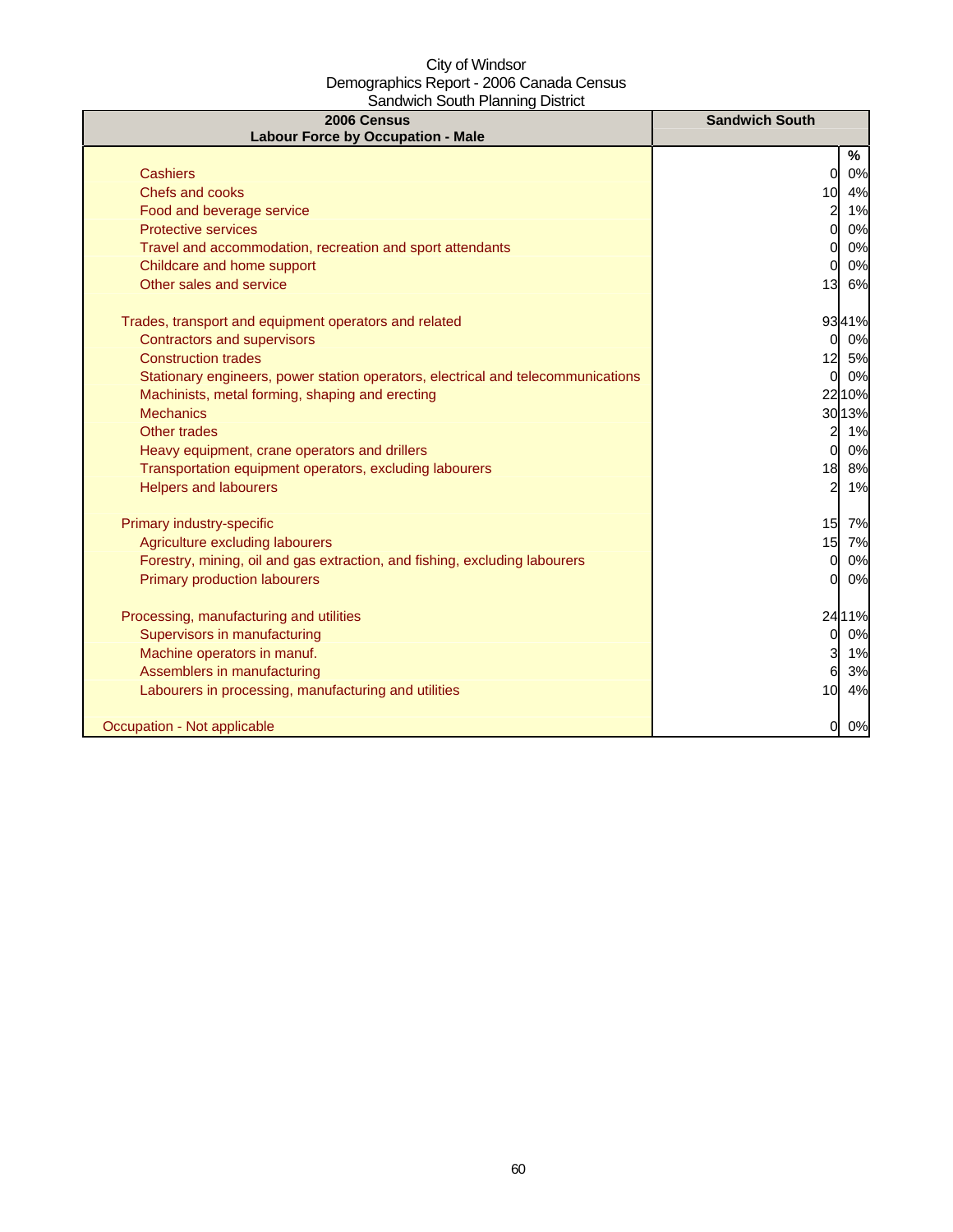City of Windsor
Demographics Report - 2006 Canada Census
Sandwich South Planning District

| 2006 Census<br>Labour Force by Occupation - Male | Sandwich South | |
|---|---|---|
| | | % |
| Cashiers | 0 | 0% |
| Chefs and cooks | 10 | 4% |
| Food and beverage service | 2 | 1% |
| Protective services | 0 | 0% |
| Travel and accommodation, recreation and sport attendants | 0 | 0% |
| Childcare and home support | 0 | 0% |
| Other sales and service | 13 | 6% |
| Trades, transport and equipment operators and related | 93 | 41% |
| Contractors and supervisors | 0 | 0% |
| Construction trades | 12 | 5% |
| Stationary engineers, power station operators, electrical and telecommunications | 0 | 0% |
| Machinists, metal forming, shaping and erecting | 22 | 10% |
| Mechanics | 30 | 13% |
| Other trades | 2 | 1% |
| Heavy equipment, crane operators and drillers | 0 | 0% |
| Transportation equipment operators, excluding labourers | 18 | 8% |
| Helpers and labourers | 2 | 1% |
| Primary industry-specific | 15 | 7% |
| Agriculture excluding labourers | 15 | 7% |
| Forestry, mining, oil and gas extraction, and fishing, excluding labourers | 0 | 0% |
| Primary production labourers | 0 | 0% |
| Processing, manufacturing and utilities | 24 | 11% |
| Supervisors in manufacturing | 0 | 0% |
| Machine operators in manuf. | 3 | 1% |
| Assemblers in manufacturing | 6 | 3% |
| Labourers in processing, manufacturing and utilities | 10 | 4% |
| Occupation - Not applicable | 0 | 0% |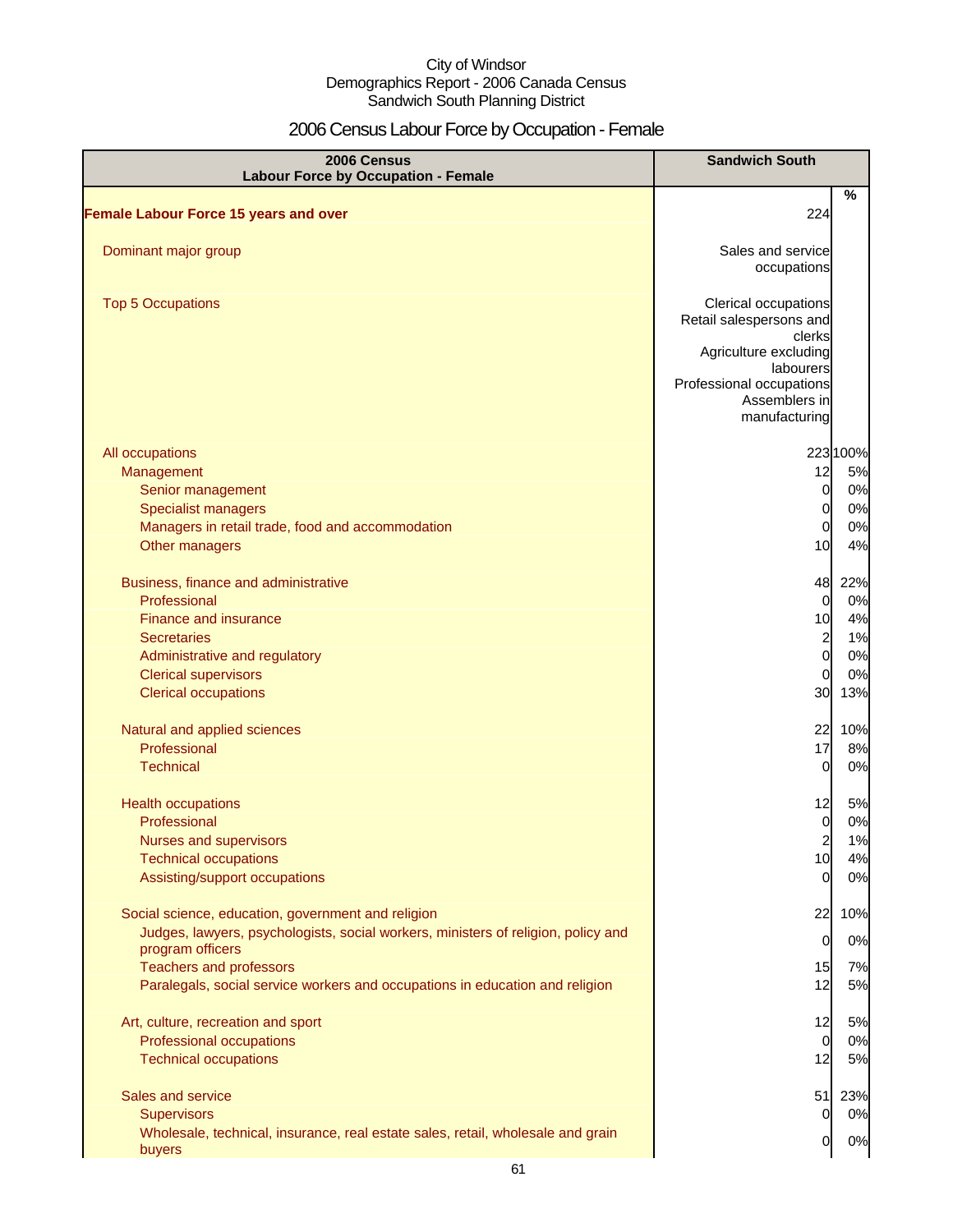City of Windsor
Demographics Report - 2006 Canada Census
Sandwich South Planning District

# 2006 Census Labour Force by Occupation - Female

| 2006 Census<br>Labour Force by Occupation - Female | Sandwich South | % |
|---|---|---|
| **Female Labour Force 15 years and over** | 224 | |
| Dominant major group | Sales and service occupations | |
| Top 5 Occupations | Clerical occupations<br>Retail salespersons and clerks<br>Agriculture excluding labourers<br>Professional occupations<br>Assemblers in manufacturing | |
| All occupations | 223 | 100% |
| Management | 12 | 5% |
| Senior management | 0 | 0% |
| Specialist managers | 0 | 0% |
| Managers in retail trade, food and accommodation | 0 | 0% |
| Other managers | 10 | 4% |
| Business, finance and administrative | 48 | 22% |
| Professional | 0 | 0% |
| Finance and insurance | 10 | 4% |
| Secretaries | 2 | 1% |
| Administrative and regulatory | 0 | 0% |
| Clerical supervisors | 0 | 0% |
| Clerical occupations | 30 | 13% |
| Natural and applied sciences | 22 | 10% |
| Professional | 17 | 8% |
| Technical | 0 | 0% |
| Health occupations | 12 | 5% |
| Professional | 0 | 0% |
| Nurses and supervisors | 2 | 1% |
| Technical occupations | 10 | 4% |
| Assisting/support occupations | 0 | 0% |
| Social science, education, government and religion | 22 | 10% |
| Judges, lawyers, psychologists, social workers, ministers of religion, policy and program officers | 0 | 0% |
| Teachers and professors | 15 | 7% |
| Paralegals, social service workers and occupations in education and religion | 12 | 5% |
| Art, culture, recreation and sport | 12 | 5% |
| Professional occupations | 0 | 0% |
| Technical occupations | 12 | 5% |
| Sales and service | 51 | 23% |
| Supervisors | 0 | 0% |
| Wholesale, technical, insurance, real estate sales, retail, wholesale and grain buyers | 0 | 0% |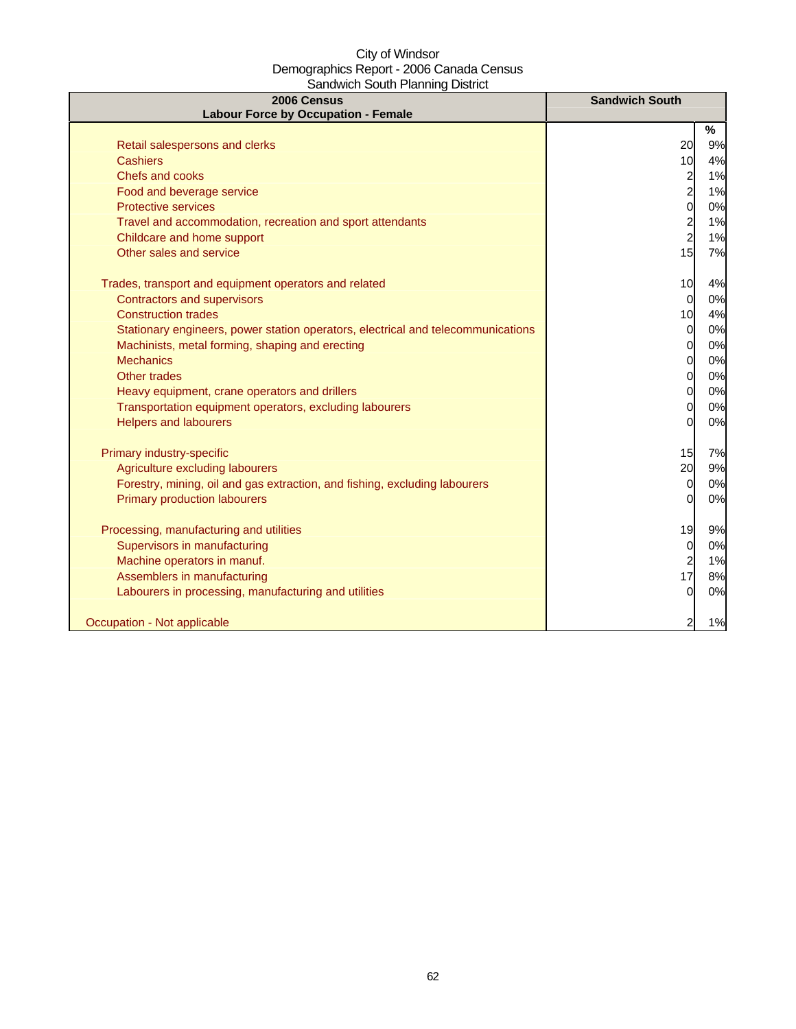City of Windsor
Demographics Report - 2006 Canada Census
Sandwich South Planning District

| 2006 Census<br>Labour Force by Occupation - Female | Sandwich South | |
|---|---|---|
| | | % |
| Retail salespersons and clerks | 20 | 9% |
| Cashiers | 10 | 4% |
| Chefs and cooks | 2 | 1% |
| Food and beverage service | 2 | 1% |
| Protective services | 0 | 0% |
| Travel and accommodation, recreation and sport attendants | 2 | 1% |
| Childcare and home support | 2 | 1% |
| Other sales and service | 15 | 7% |
| | | |
| Trades, transport and equipment operators and related | 10 | 4% |
| Contractors and supervisors | 0 | 0% |
| Construction trades | 10 | 4% |
| Stationary engineers, power station operators, electrical and telecommunications | 0 | 0% |
| Machinists, metal forming, shaping and erecting | 0 | 0% |
| Mechanics | 0 | 0% |
| Other trades | 0 | 0% |
| Heavy equipment, crane operators and drillers | 0 | 0% |
| Transportation equipment operators, excluding labourers | 0 | 0% |
| Helpers and labourers | 0 | 0% |
| | | |
| Primary industry-specific | 15 | 7% |
| Agriculture excluding labourers | 20 | 9% |
| Forestry, mining, oil and gas extraction, and fishing, excluding labourers | 0 | 0% |
| Primary production labourers | 0 | 0% |
| | | |
| Processing, manufacturing and utilities | 19 | 9% |
| Supervisors in manufacturing | 0 | 0% |
| Machine operators in manuf. | 2 | 1% |
| Assemblers in manufacturing | 17 | 8% |
| Labourers in processing, manufacturing and utilities | 0 | 0% |
| | | |
| Occupation - Not applicable | 2 | 1% |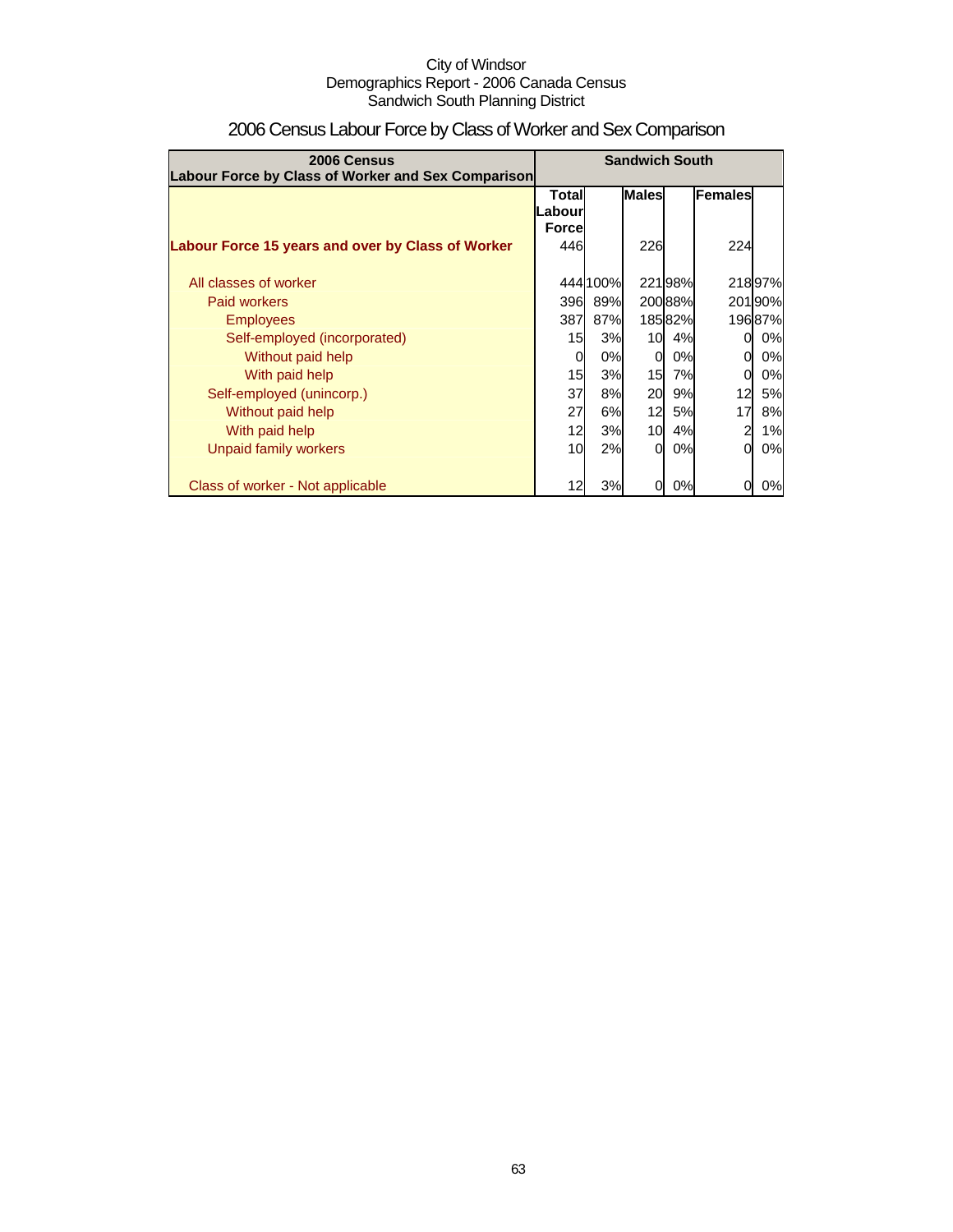City of Windsor
Demographics Report - 2006 Canada Census
Sandwich South Planning District

# 2006 Census Labour Force by Class of Worker and Sex Comparison

| 2006 Census Labour Force by Class of Worker and Sex Comparison | Sandwich South | | | | | |
|---|---|---|---|---|---|---|
| | Total Labour Force | | Males | | Females | |
| **Labour Force 15 years and over by Class of Worker** | 446 | | 226 | | 224 | |
| All classes of worker | 444 | 100% | 221 | 98% | 218 | 97% |
| Paid workers | 396 | 89% | 200 | 88% | 201 | 90% |
| Employees | 387 | 87% | 185 | 82% | 196 | 87% |
| Self-employed (incorporated) | 15 | 3% | 10 | 4% | 0 | 0% |
| Without paid help | 0 | 0% | 0 | 0% | 0 | 0% |
| With paid help | 15 | 3% | 15 | 7% | 0 | 0% |
| Self-employed (unincorp.) | 37 | 8% | 20 | 9% | 12 | 5% |
| Without paid help | 27 | 6% | 12 | 5% | 17 | 8% |
| With paid help | 12 | 3% | 10 | 4% | 2 | 1% |
| Unpaid family workers | 10 | 2% | 0 | 0% | 0 | 0% |
| Class of worker - Not applicable | 12 | 3% | 0 | 0% | 0 | 0% |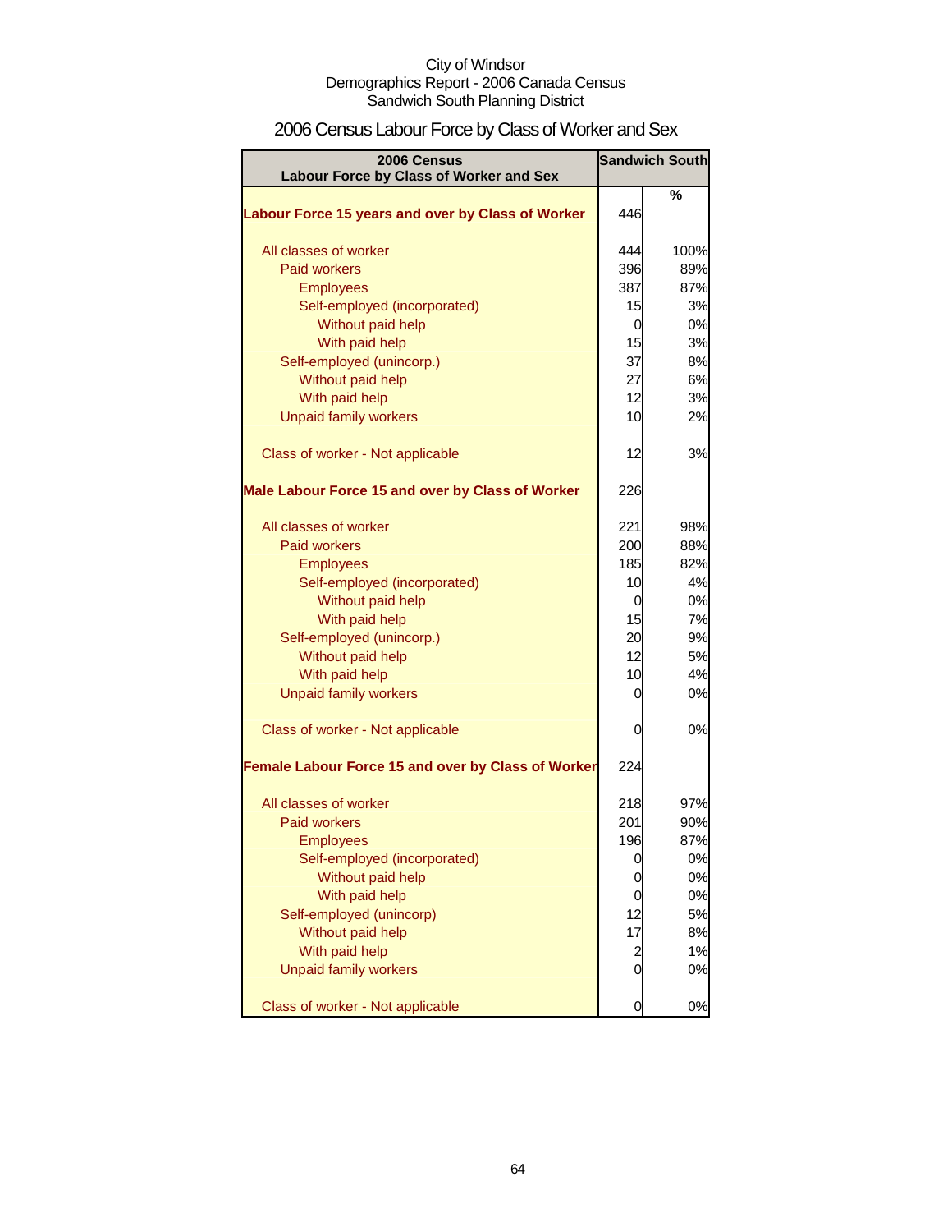City of Windsor
Demographics Report - 2006 Canada Census
Sandwich South Planning District

# 2006 Census Labour Force by Class of Worker and Sex

| 2006 Census Labour Force by Class of Worker and Sex | Sandwich South | |
|---|---|---|
| | | % |
| **Labour Force 15 years and over by Class of Worker** | 446 | |
| All classes of worker | 444 | 100% |
| Paid workers | 396 | 89% |
| Employees | 387 | 87% |
| Self-employed (incorporated) | 15 | 3% |
| Without paid help | 0 | 0% |
| With paid help | 15 | 3% |
| Self-employed (unincorp.) | 37 | 8% |
| Without paid help | 27 | 6% |
| With paid help | 12 | 3% |
| Unpaid family workers | 10 | 2% |
| Class of worker - Not applicable | 12 | 3% |
| **Male Labour Force 15 and over by Class of Worker** | 226 | |
| All classes of worker | 221 | 98% |
| Paid workers | 200 | 88% |
| Employees | 185 | 82% |
| Self-employed (incorporated) | 10 | 4% |
| Without paid help | 0 | 0% |
| With paid help | 15 | 7% |
| Self-employed (unincorp.) | 20 | 9% |
| Without paid help | 12 | 5% |
| With paid help | 10 | 4% |
| Unpaid family workers | 0 | 0% |
| Class of worker - Not applicable | 0 | 0% |
| **Female Labour Force 15 and over by Class of Worker** | 224 | |
| All classes of worker | 218 | 97% |
| Paid workers | 201 | 90% |
| Employees | 196 | 87% |
| Self-employed (incorporated) | 0 | 0% |
| Without paid help | 0 | 0% |
| With paid help | 0 | 0% |
| Self-employed (unincorp) | 12 | 5% |
| Without paid help | 17 | 8% |
| With paid help | 2 | 1% |
| Unpaid family workers | 0 | 0% |
| Class of worker - Not applicable | 0 | 0% |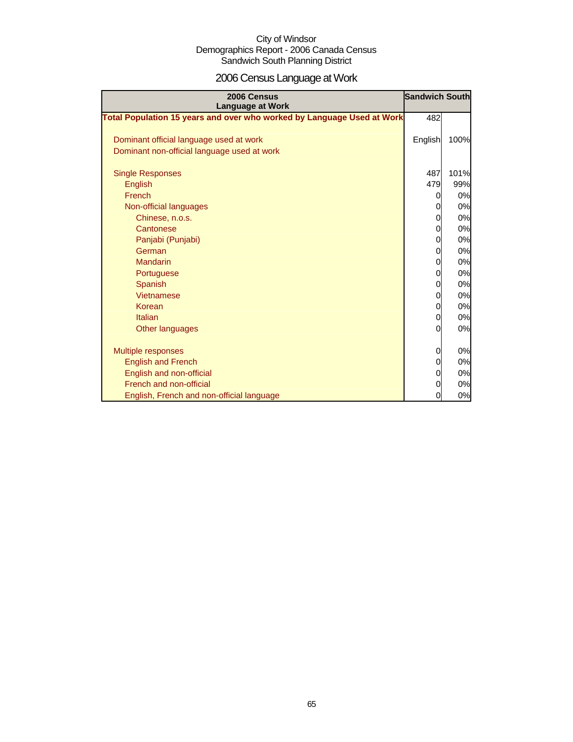City of Windsor
Demographics Report - 2006 Canada Census
Sandwich South Planning District

# 2006 Census Language at Work

| 2006 Census Language at Work | Sandwich South | |
|---|---|---|
| **Total Population 15 years and over who worked by Language Used at Work** | 482 | |
| | | |
| Dominant official language used at work | English | 100% |
| Dominant non-official language used at work | | |
| | | |
| Single Responses | 487 | 101% |
| English | 479 | 99% |
| French | 0 | 0% |
| Non-official languages | 0 | 0% |
| Chinese, n.o.s. | 0 | 0% |
| Cantonese | 0 | 0% |
| Panjabi (Punjabi) | 0 | 0% |
| German | 0 | 0% |
| Mandarin | 0 | 0% |
| Portuguese | 0 | 0% |
| Spanish | 0 | 0% |
| Vietnamese | 0 | 0% |
| Korean | 0 | 0% |
| Italian | 0 | 0% |
| Other languages | 0 | 0% |
| | | |
| Multiple responses | 0 | 0% |
| English and French | 0 | 0% |
| English and non-official | 0 | 0% |
| French and non-official | 0 | 0% |
| English, French and non-official language | 0 | 0% |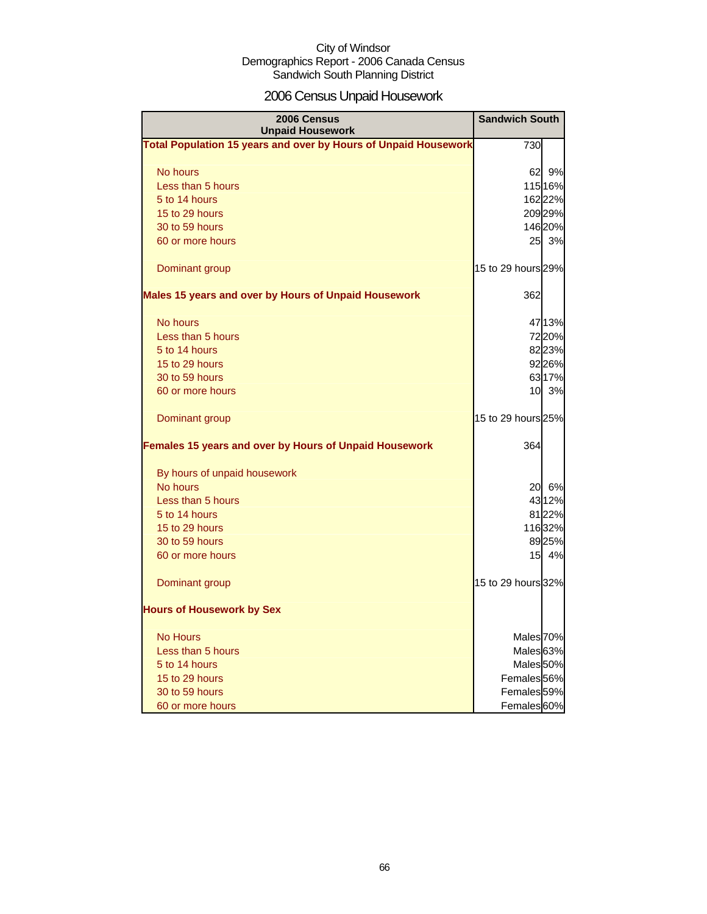City of Windsor
Demographics Report - 2006 Canada Census
Sandwich South Planning District

# 2006 Census Unpaid Housework

| 2006 Census Unpaid Housework | Sandwich South | |
|---|---|---|
| **Total Population 15 years and over by Hours of Unpaid Housework** | 730 | |
| No hours | 62 | 9% |
| Less than 5 hours | 115 | 16% |
| 5 to 14 hours | 162 | 22% |
| 15 to 29 hours | 209 | 29% |
| 30 to 59 hours | 146 | 20% |
| 60 or more hours | 25 | 3% |
| Dominant group | 15 to 29 hours | 29% |
| **Males 15 years and over by Hours of Unpaid Housework** | 362 | |
| No hours | 47 | 13% |
| Less than 5 hours | 72 | 20% |
| 5 to 14 hours | 82 | 23% |
| 15 to 29 hours | 92 | 26% |
| 30 to 59 hours | 63 | 17% |
| 60 or more hours | 10 | 3% |
| Dominant group | 15 to 29 hours | 25% |
| **Females 15 years and over by Hours of Unpaid Housework** | 364 | |
| By hours of unpaid housework | | |
| No hours | 20 | 6% |
| Less than 5 hours | 43 | 12% |
| 5 to 14 hours | 81 | 22% |
| 15 to 29 hours | 116 | 32% |
| 30 to 59 hours | 89 | 25% |
| 60 or more hours | 15 | 4% |
| Dominant group | 15 to 29 hours | 32% |
| **Hours of Housework by Sex** | | |
| No Hours | Males | 70% |
| Less than 5 hours | Males | 63% |
| 5 to 14 hours | Males | 50% |
| 15 to 29 hours | Females | 56% |
| 30 to 59 hours | Females | 59% |
| 60 or more hours | Females | 60% |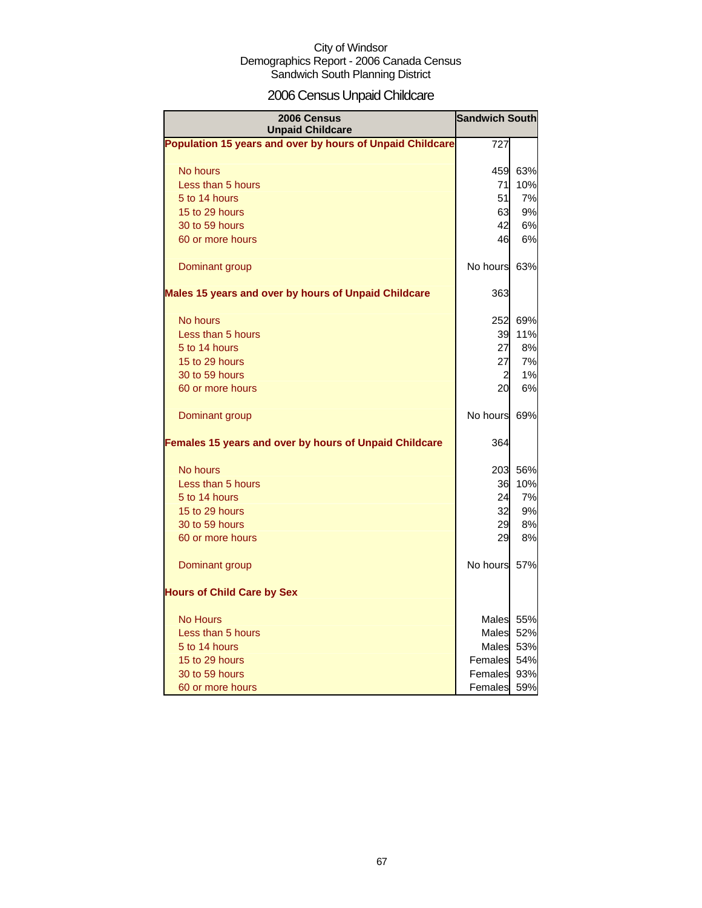City of Windsor
Demographics Report - 2006 Canada Census
Sandwich South Planning District

# 2006 Census Unpaid Childcare

| 2006 Census Unpaid Childcare | Sandwich South | |
|---|---|---|
| **Population 15 years and over by hours of Unpaid Childcare** | 727 | |
| No hours | 459 | 63% |
| Less than 5 hours | 71 | 10% |
| 5 to 14 hours | 51 | 7% |
| 15 to 29 hours | 63 | 9% |
| 30 to 59 hours | 42 | 6% |
| 60 or more hours | 46 | 6% |
| Dominant group | No hours | 63% |
| **Males 15 years and over by hours of Unpaid Childcare** | 363 | |
| No hours | 252 | 69% |
| Less than 5 hours | 39 | 11% |
| 5 to 14 hours | 27 | 8% |
| 15 to 29 hours | 27 | 7% |
| 30 to 59 hours | 2 | 1% |
| 60 or more hours | 20 | 6% |
| Dominant group | No hours | 69% |
| **Females 15 years and over by hours of Unpaid Childcare** | 364 | |
| No hours | 203 | 56% |
| Less than 5 hours | 36 | 10% |
| 5 to 14 hours | 24 | 7% |
| 15 to 29 hours | 32 | 9% |
| 30 to 59 hours | 29 | 8% |
| 60 or more hours | 29 | 8% |
| Dominant group | No hours | 57% |
| **Hours of Child Care by Sex** | | |
| No Hours | Males | 55% |
| Less than 5 hours | Males | 52% |
| 5 to 14 hours | Males | 53% |
| 15 to 29 hours | Females | 54% |
| 30 to 59 hours | Females | 93% |
| 60 or more hours | Females | 59% |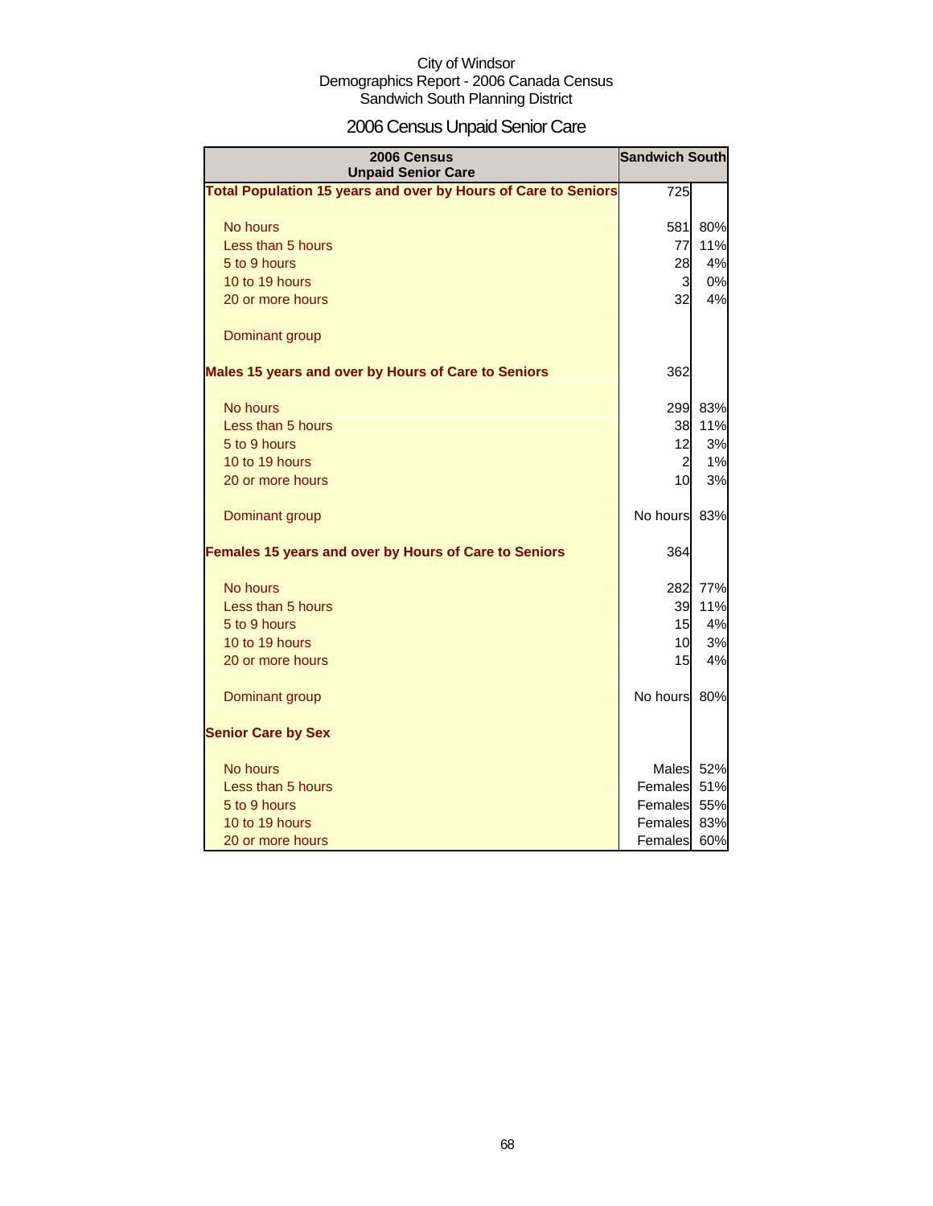City of Windsor
Demographics Report - 2006 Canada Census
Sandwich South Planning District

# 2006 Census Unpaid Senior Care

| 2006 Census Unpaid Senior Care | Sandwich South | |
|---|---|---|
| **Total Population 15 years and over by Hours of Care to Seniors** | 725 | |
| No hours | 581 | 80% |
| Less than 5 hours | 77 | 11% |
| 5 to 9 hours | 28 | 4% |
| 10 to 19 hours | 3 | 0% |
| 20 or more hours | 32 | 4% |
| Dominant group | | |
| **Males 15 years and over by Hours of Care to Seniors** | 362 | |
| No hours | 299 | 83% |
| Less than 5 hours | 38 | 11% |
| 5 to 9 hours | 12 | 3% |
| 10 to 19 hours | 2 | 1% |
| 20 or more hours | 10 | 3% |
| Dominant group | No hours | 83% |
| **Females 15 years and over by Hours of Care to Seniors** | 364 | |
| No hours | 282 | 77% |
| Less than 5 hours | 39 | 11% |
| 5 to 9 hours | 15 | 4% |
| 10 to 19 hours | 10 | 3% |
| 20 or more hours | 15 | 4% |
| Dominant group | No hours | 80% |
| **Senior Care by Sex** | | |
| No hours | Males | 52% |
| Less than 5 hours | Females | 51% |
| 5 to 9 hours | Females | 55% |
| 10 to 19 hours | Females | 83% |
| 20 or more hours | Females | 60% |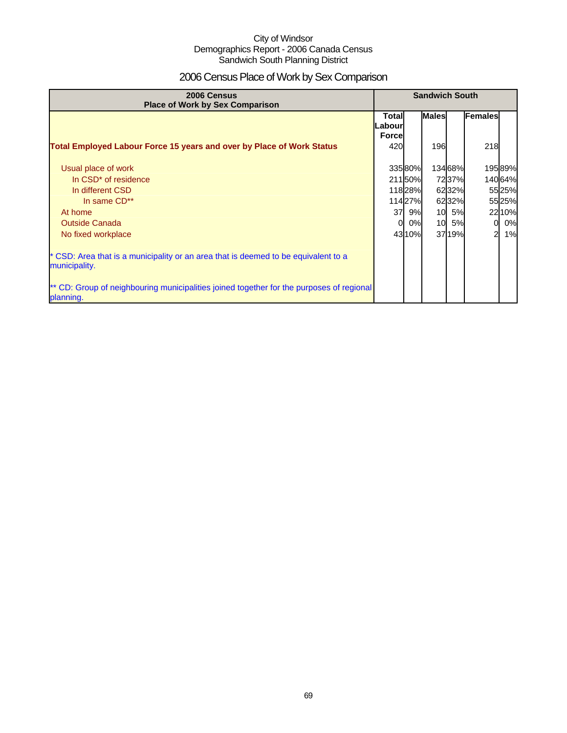City of Windsor
Demographics Report - 2006 Canada Census
Sandwich South Planning District

# 2006 Census Place of Work by Sex Comparison

| 2006 Census Place of Work by Sex Comparison | Sandwich South | | | | | |
|---|---|---|---|---|---|---|
| | Total Labour Force | | Males | | Females | |
| **Total Employed Labour Force 15 years and over by Place of Work Status** | 420 | | 196 | | 218 | |
| Usual place of work | 335 | 80% | 134 | 68% | 195 | 89% |
| In CSD* of residence | 211 | 50% | 72 | 37% | 140 | 64% |
| In different CSD | 118 | 28% | 62 | 32% | 55 | 25% |
| In same CD** | 114 | 27% | 62 | 32% | 55 | 25% |
| At home | 37 | 9% | 10 | 5% | 22 | 10% |
| Outside Canada | 0 | 0% | 10 | 5% | 0 | 0% |
| No fixed workplace | 43 | 10% | 37 | 19% | 2 | 1% |

* CSD: Area that is a municipality or an area that is deemed to be equivalent to a municipality.

** CD: Group of neighbouring municipalities joined together for the purposes of regional planning.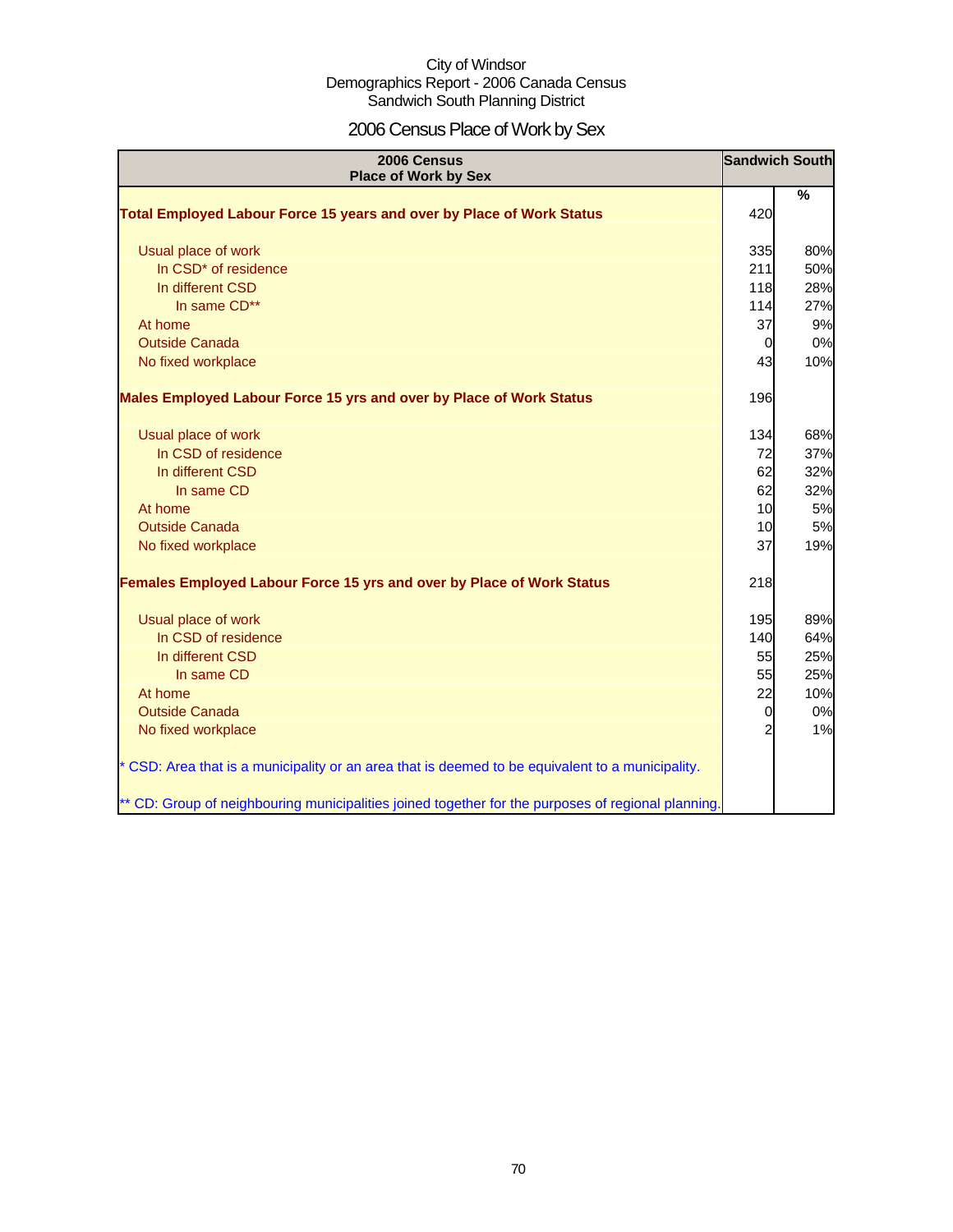City of Windsor
Demographics Report - 2006 Canada Census
Sandwich South Planning District

# 2006 Census Place of Work by Sex

| 2006 Census Place of Work by Sex | Sandwich South | |
|---|---|---|
| | | % |
| **Total Employed Labour Force 15 years and over by Place of Work Status** | 420 | |
| Usual place of work | 335 | 80% |
| In CSD* of residence | 211 | 50% |
| In different CSD | 118 | 28% |
| In same CD** | 114 | 27% |
| At home | 37 | 9% |
| Outside Canada | 0 | 0% |
| No fixed workplace | 43 | 10% |
| **Males Employed Labour Force 15 yrs and over by Place of Work Status** | 196 | |
| Usual place of work | 134 | 68% |
| In CSD of residence | 72 | 37% |
| In different CSD | 62 | 32% |
| In same CD | 62 | 32% |
| At home | 10 | 5% |
| Outside Canada | 10 | 5% |
| No fixed workplace | 37 | 19% |
| **Females Employed Labour Force 15 yrs and over by Place of Work Status** | 218 | |
| Usual place of work | 195 | 89% |
| In CSD of residence | 140 | 64% |
| In different CSD | 55 | 25% |
| In same CD | 55 | 25% |
| At home | 22 | 10% |
| Outside Canada | 0 | 0% |
| No fixed workplace | 2 | 1% |

* CSD: Area that is a municipality or an area that is deemed to be equivalent to a municipality.

** CD: Group of neighbouring municipalities joined together for the purposes of regional planning.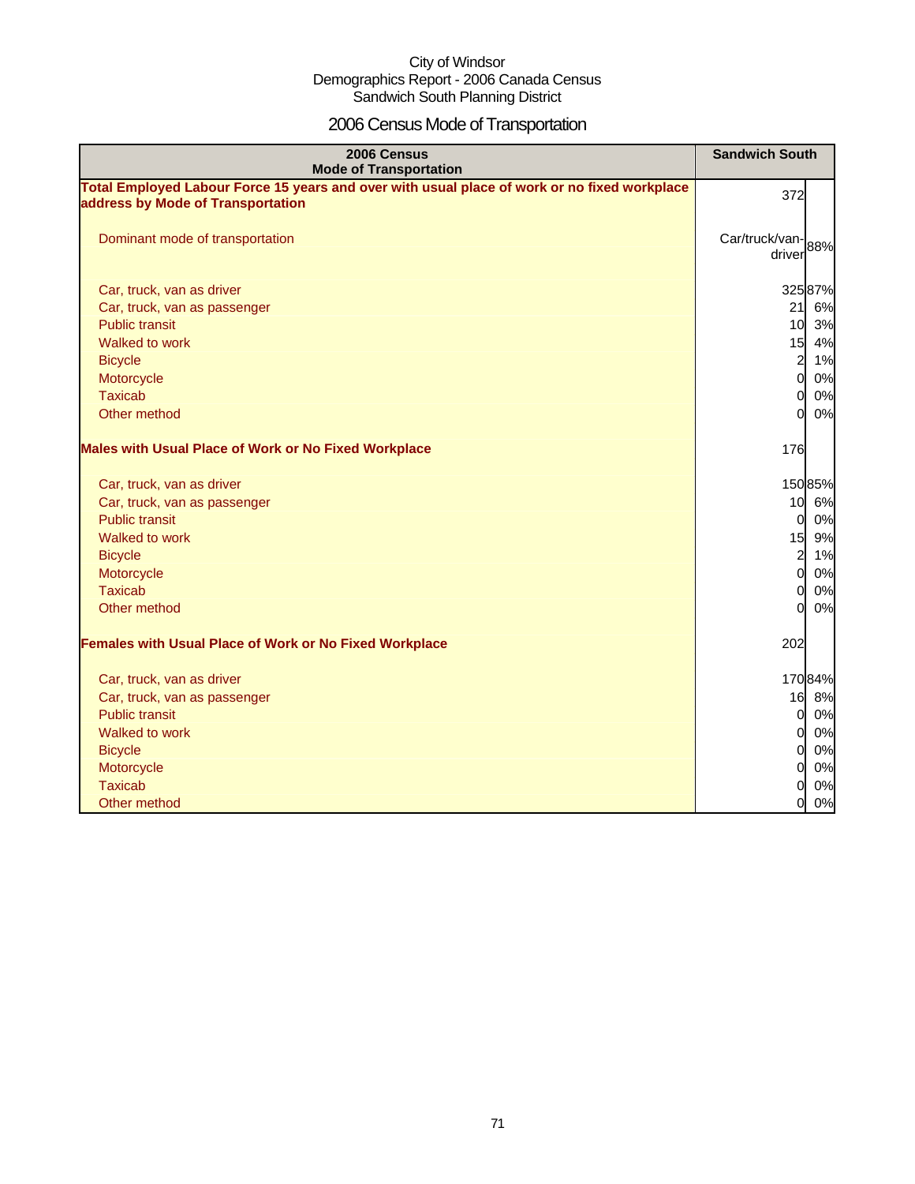City of Windsor
Demographics Report - 2006 Canada Census
Sandwich South Planning District

# 2006 Census Mode of Transportation

| 2006 Census<br>Mode of Transportation | Sandwich South | |
|---|---|---|
| **Total Employed Labour Force 15 years and over with usual place of work or no fixed workplace address by Mode of Transportation** | 372 | |
| Dominant mode of transportation | Car/truck/van-driver | 88% |
| Car, truck, van as driver | 325 | 87% |
| Car, truck, van as passenger | 21 | 6% |
| Public transit | 10 | 3% |
| Walked to work | 15 | 4% |
| Bicycle | 2 | 1% |
| Motorcycle | 0 | 0% |
| Taxicab | 0 | 0% |
| Other method | 0 | 0% |
| **Males with Usual Place of Work or No Fixed Workplace** | 176 | |
| Car, truck, van as driver | 150 | 85% |
| Car, truck, van as passenger | 10 | 6% |
| Public transit | 0 | 0% |
| Walked to work | 15 | 9% |
| Bicycle | 2 | 1% |
| Motorcycle | 0 | 0% |
| Taxicab | 0 | 0% |
| Other method | 0 | 0% |
| **Females with Usual Place of Work or No Fixed Workplace** | 202 | |
| Car, truck, van as driver | 170 | 84% |
| Car, truck, van as passenger | 16 | 8% |
| Public transit | 0 | 0% |
| Walked to work | 0 | 0% |
| Bicycle | 0 | 0% |
| Motorcycle | 0 | 0% |
| Taxicab | 0 | 0% |
| Other method | 0 | 0% |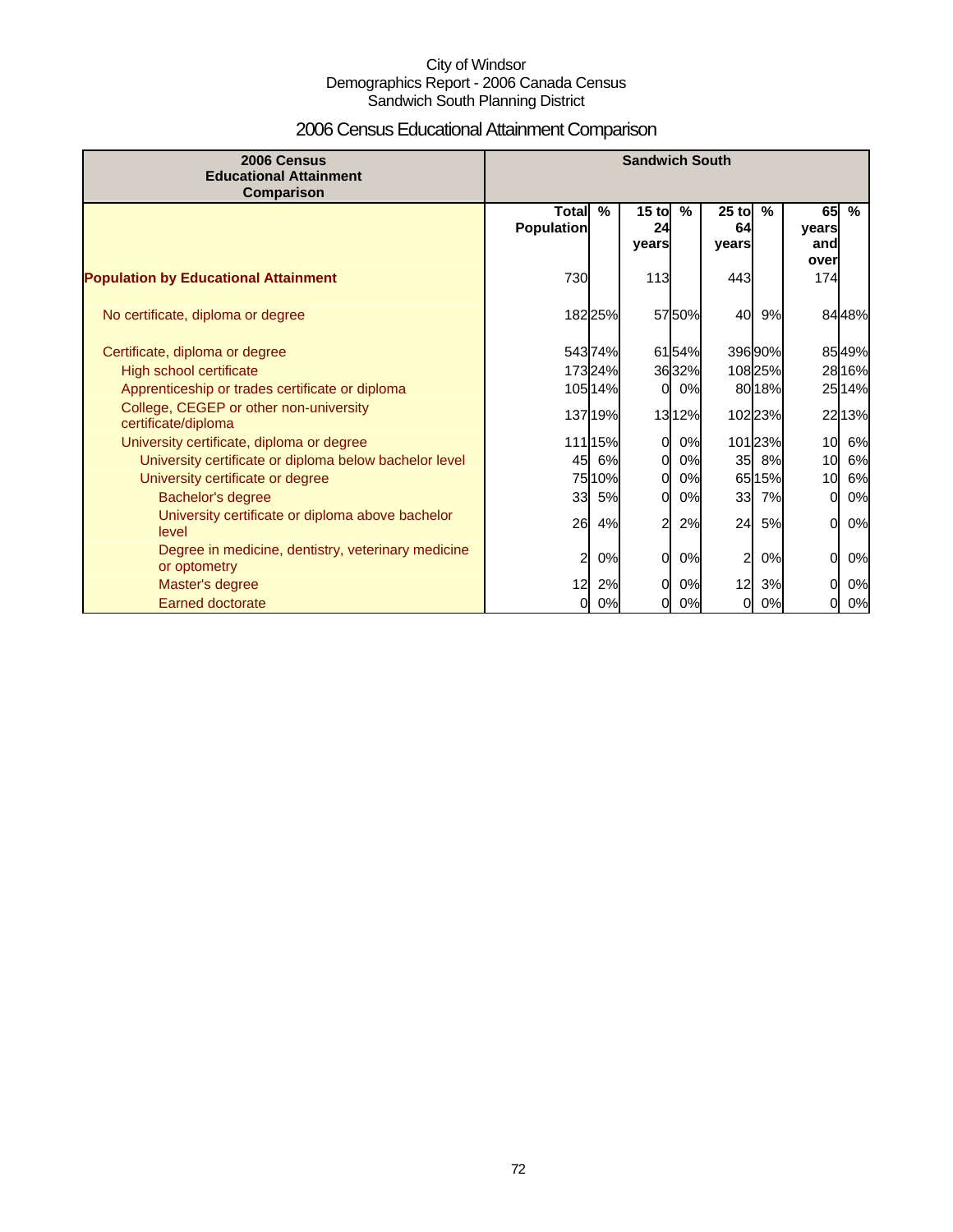City of Windsor
Demographics Report - 2006 Canada Census
Sandwich South Planning District

# 2006 Census Educational Attainment Comparison

| 2006 Census Educational Attainment Comparison | Sandwich South | | | | | | | |
|---|---|---|---|---|---|---|---|---|
| | Total Population | % | 15 to 24 years | % | 25 to 64 years | % | 65 years and over | % |
| **Population by Educational Attainment** | 730 | | 113 | | 443 | | 174 | |
| No certificate, diploma or degree | 182 | 25% | 57 | 50% | 40 | 9% | 84 | 48% |
| Certificate, diploma or degree | 543 | 74% | 61 | 54% | 396 | 90% | 85 | 49% |
| High school certificate | 173 | 24% | 36 | 32% | 108 | 25% | 28 | 16% |
| Apprenticeship or trades certificate or diploma | 105 | 14% | 0 | 0% | 80 | 18% | 25 | 14% |
| College, CEGEP or other non-university certificate/diploma | 137 | 19% | 13 | 12% | 102 | 23% | 22 | 13% |
| University certificate, diploma or degree | 111 | 15% | 0 | 0% | 101 | 23% | 10 | 6% |
| University certificate or diploma below bachelor level | 45 | 6% | 0 | 0% | 35 | 8% | 10 | 6% |
| University certificate or degree | 75 | 10% | 0 | 0% | 65 | 15% | 10 | 6% |
| Bachelor's degree | 33 | 5% | 0 | 0% | 33 | 7% | 0 | 0% |
| University certificate or diploma above bachelor level | 26 | 4% | 2 | 2% | 24 | 5% | 0 | 0% |
| Degree in medicine, dentistry, veterinary medicine or optometry | 2 | 0% | 0 | 0% | 2 | 0% | 0 | 0% |
| Master's degree | 12 | 2% | 0 | 0% | 12 | 3% | 0 | 0% |
| Earned doctorate | 0 | 0% | 0 | 0% | 0 | 0% | 0 | 0% |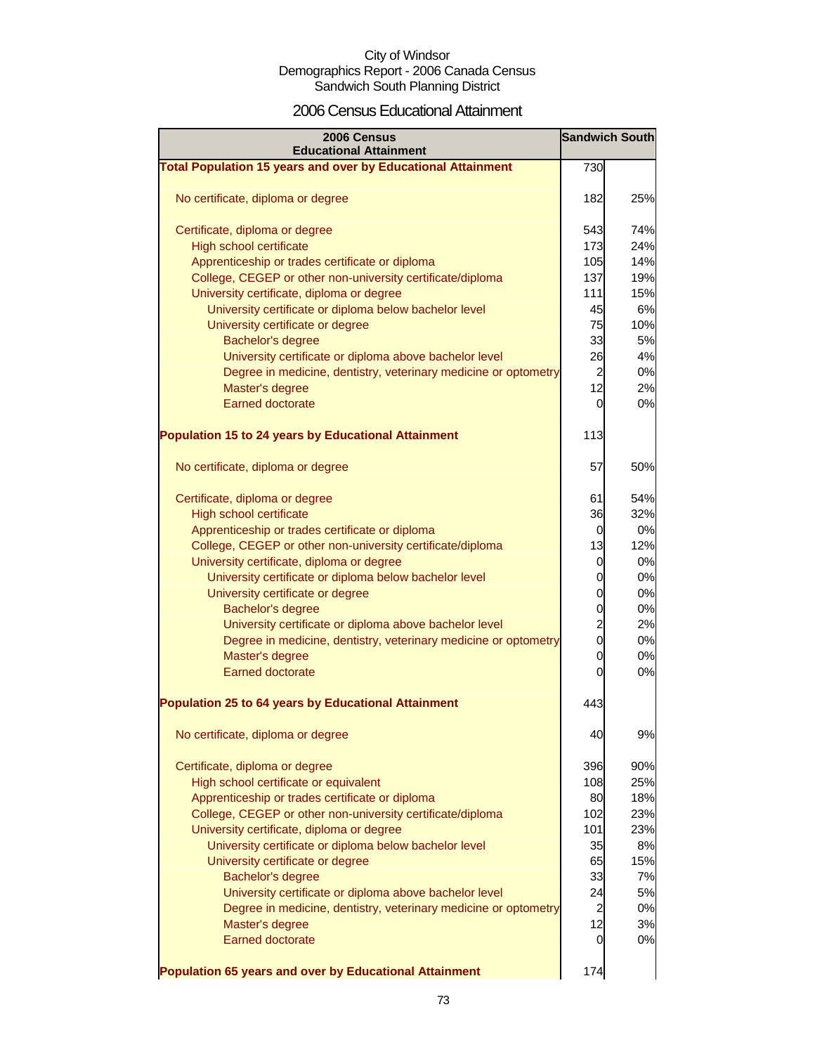City of Windsor
Demographics Report - 2006 Canada Census
Sandwich South Planning District

# 2006 Census Educational Attainment

| 2006 Census Educational Attainment | Sandwich South | |
|---|---|---|
| **Total Population 15 years and over by Educational Attainment** | 730 | |
| No certificate, diploma or degree | 182 | 25% |
| Certificate, diploma or degree | 543 | 74% |
| High school certificate | 173 | 24% |
| Apprenticeship or trades certificate or diploma | 105 | 14% |
| College, CEGEP or other non-university certificate/diploma | 137 | 19% |
| University certificate, diploma or degree | 111 | 15% |
| University certificate or diploma below bachelor level | 45 | 6% |
| University certificate or degree | 75 | 10% |
| Bachelor's degree | 33 | 5% |
| University certificate or diploma above bachelor level | 26 | 4% |
| Degree in medicine, dentistry, veterinary medicine or optometry | 2 | 0% |
| Master's degree | 12 | 2% |
| Earned doctorate | 0 | 0% |
| **Population 15 to 24 years by Educational Attainment** | 113 | |
| No certificate, diploma or degree | 57 | 50% |
| Certificate, diploma or degree | 61 | 54% |
| High school certificate | 36 | 32% |
| Apprenticeship or trades certificate or diploma | 0 | 0% |
| College, CEGEP or other non-university certificate/diploma | 13 | 12% |
| University certificate, diploma or degree | 0 | 0% |
| University certificate or diploma below bachelor level | 0 | 0% |
| University certificate or degree | 0 | 0% |
| Bachelor's degree | 0 | 0% |
| University certificate or diploma above bachelor level | 2 | 2% |
| Degree in medicine, dentistry, veterinary medicine or optometry | 0 | 0% |
| Master's degree | 0 | 0% |
| Earned doctorate | 0 | 0% |
| **Population 25 to 64 years by Educational Attainment** | 443 | |
| No certificate, diploma or degree | 40 | 9% |
| Certificate, diploma or degree | 396 | 90% |
| High school certificate or equivalent | 108 | 25% |
| Apprenticeship or trades certificate or diploma | 80 | 18% |
| College, CEGEP or other non-university certificate/diploma | 102 | 23% |
| University certificate, diploma or degree | 101 | 23% |
| University certificate or diploma below bachelor level | 35 | 8% |
| University certificate or degree | 65 | 15% |
| Bachelor's degree | 33 | 7% |
| University certificate or diploma above bachelor level | 24 | 5% |
| Degree in medicine, dentistry, veterinary medicine or optometry | 2 | 0% |
| Master's degree | 12 | 3% |
| Earned doctorate | 0 | 0% |
| **Population 65 years and over by Educational Attainment** | 174 | |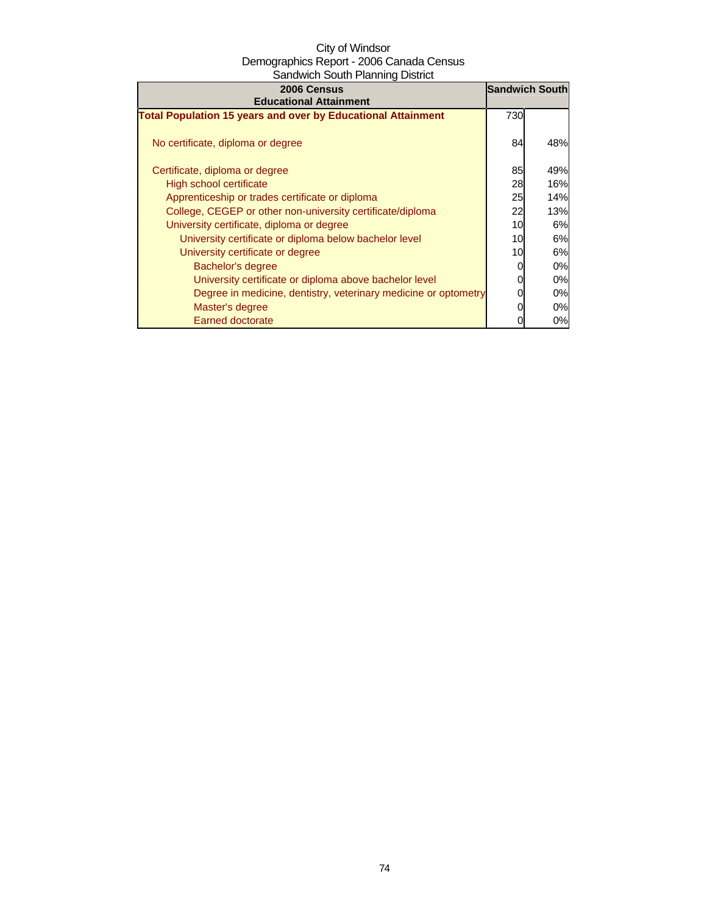City of Windsor
Demographics Report - 2006 Canada Census
Sandwich South Planning District

| 2006 Census<br>Educational Attainment | Sandwich South | |
|---|---|---|
| **Total Population 15 years and over by Educational Attainment** | 730 | |
| No certificate, diploma or degree | 84 | 48% |
| Certificate, diploma or degree | 85 | 49% |
| High school certificate | 28 | 16% |
| Apprenticeship or trades certificate or diploma | 25 | 14% |
| College, CEGEP or other non-university certificate/diploma | 22 | 13% |
| University certificate, diploma or degree | 10 | 6% |
| University certificate or diploma below bachelor level | 10 | 6% |
| University certificate or degree | 10 | 6% |
| Bachelor's degree | 0 | 0% |
| University certificate or diploma above bachelor level | 0 | 0% |
| Degree in medicine, dentistry, veterinary medicine or optometry | 0 | 0% |
| Master's degree | 0 | 0% |
| Earned doctorate | 0 | 0% |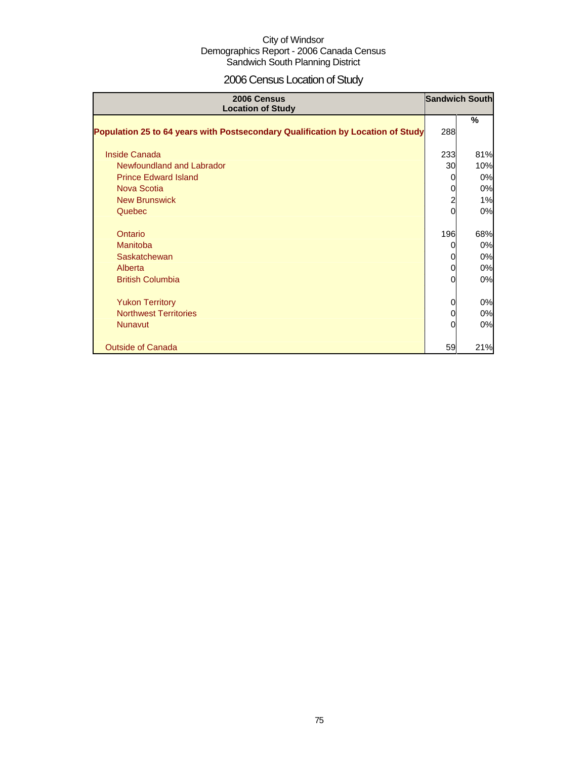City of Windsor
Demographics Report - 2006 Canada Census
Sandwich South Planning District

# 2006 Census Location of Study

| 2006 Census Location of Study | Sandwich South | |
|---|---|---|
| | | % |
| **Population 25 to 64 years with Postsecondary Qualification by Location of Study** | 288 | |
| Inside Canada | 233 | 81% |
| Newfoundland and Labrador | 30 | 10% |
| Prince Edward Island | 0 | 0% |
| Nova Scotia | 0 | 0% |
| New Brunswick | 2 | 1% |
| Quebec | 0 | 0% |
| Ontario | 196 | 68% |
| Manitoba | 0 | 0% |
| Saskatchewan | 0 | 0% |
| Alberta | 0 | 0% |
| British Columbia | 0 | 0% |
| Yukon Territory | 0 | 0% |
| Northwest Territories | 0 | 0% |
| Nunavut | 0 | 0% |
| Outside of Canada | 59 | 21% |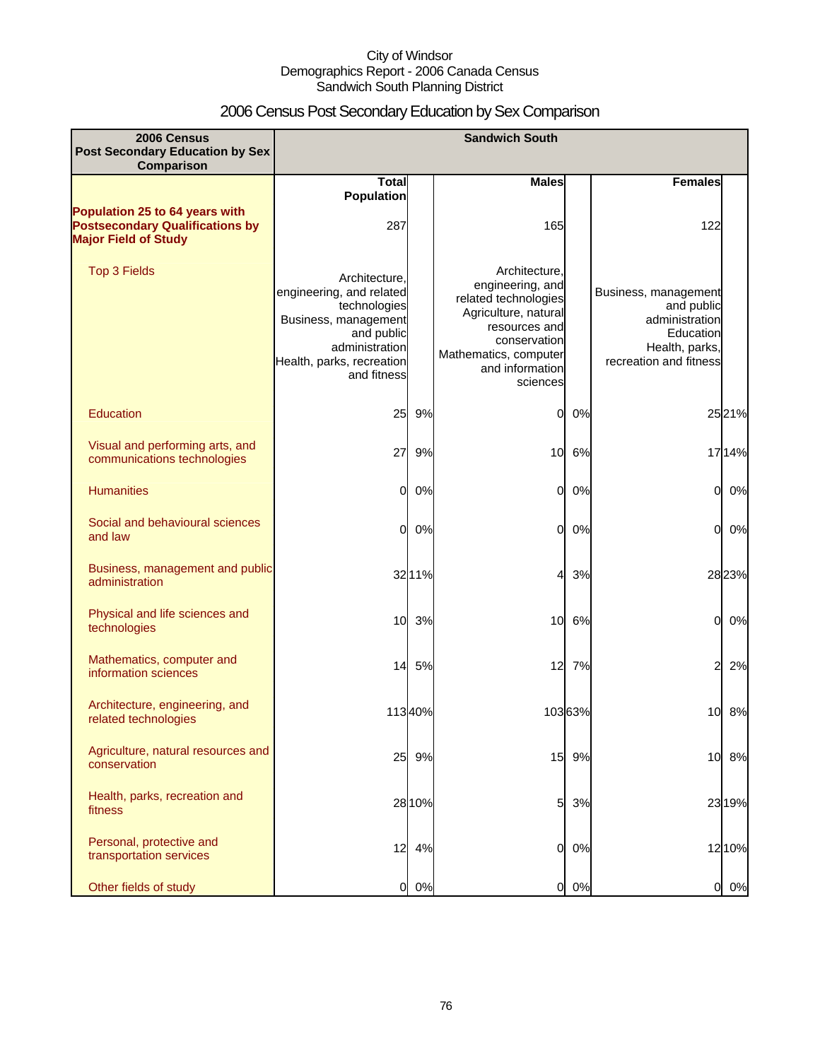City of Windsor
Demographics Report - 2006 Canada Census
Sandwich South Planning District

# 2006 Census Post Secondary Education by Sex Comparison

| 2006 Census Post Secondary Education by Sex Comparison | Sandwich South | | | | | |
|---|---|---|---|---|---|---|
| | Total Population | | Males | | Females | |
| **Population 25 to 64 years with Postsecondary Qualifications by Major Field of Study** | 287 | | 165 | | 122 | |
| Top 3 Fields | Architecture, engineering, and related technologies<br>Business, management and public administration<br>Health, parks, recreation and fitness | | Architecture, engineering, and related technologies<br>Agriculture, natural resources and conservation<br>Mathematics, computer and information sciences | | Business, management and public administration<br>Education<br>Health, parks, recreation and fitness | |
| Education | 25 | 9% | 0 | 0% | 25 | 21% |
| Visual and performing arts, and communications technologies | 27 | 9% | 10 | 6% | 17 | 14% |
| Humanities | 0 | 0% | 0 | 0% | 0 | 0% |
| Social and behavioural sciences and law | 0 | 0% | 0 | 0% | 0 | 0% |
| Business, management and public administration | 32 | 11% | 4 | 3% | 28 | 23% |
| Physical and life sciences and technologies | 10 | 3% | 10 | 6% | 0 | 0% |
| Mathematics, computer and information sciences | 14 | 5% | 12 | 7% | 2 | 2% |
| Architecture, engineering, and related technologies | 113 | 40% | 103 | 63% | 10 | 8% |
| Agriculture, natural resources and conservation | 25 | 9% | 15 | 9% | 10 | 8% |
| Health, parks, recreation and fitness | 28 | 10% | 5 | 3% | 23 | 19% |
| Personal, protective and transportation services | 12 | 4% | 0 | 0% | 12 | 10% |
| Other fields of study | 0 | 0% | 0 | 0% | 0 | 0% |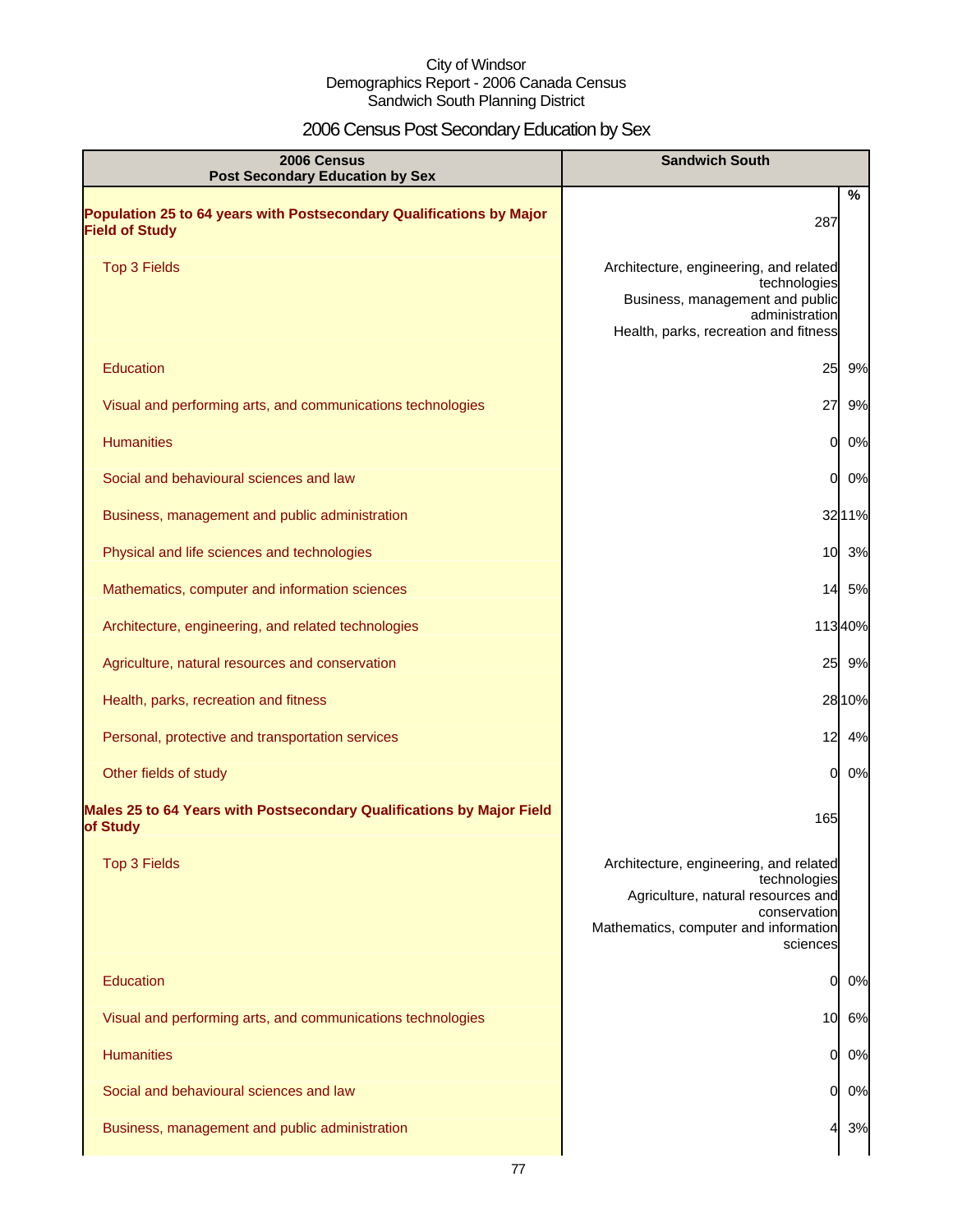City of Windsor
Demographics Report - 2006 Canada Census
Sandwich South Planning District

# 2006 Census Post Secondary Education by Sex

| 2006 Census Post Secondary Education by Sex | Sandwich South | % |
|---|---|---|
| **Population 25 to 64 years with Postsecondary Qualifications by Major Field of Study** | 287 | |
| Top 3 Fields | Architecture, engineering, and related technologies<br>Business, management and public administration<br>Health, parks, recreation and fitness | |
| Education | 25 | 9% |
| Visual and performing arts, and communications technologies | 27 | 9% |
| Humanities | 0 | 0% |
| Social and behavioural sciences and law | 0 | 0% |
| Business, management and public administration | 32 | 11% |
| Physical and life sciences and technologies | 10 | 3% |
| Mathematics, computer and information sciences | 14 | 5% |
| Architecture, engineering, and related technologies | 113 | 40% |
| Agriculture, natural resources and conservation | 25 | 9% |
| Health, parks, recreation and fitness | 28 | 10% |
| Personal, protective and transportation services | 12 | 4% |
| Other fields of study | 0 | 0% |
| **Males 25 to 64 Years with Postsecondary Qualifications by Major Field of Study** | 165 | |
| Top 3 Fields | Architecture, engineering, and related technologies<br>Agriculture, natural resources and conservation<br>Mathematics, computer and information sciences | |
| Education | 0 | 0% |
| Visual and performing arts, and communications technologies | 10 | 6% |
| Humanities | 0 | 0% |
| Social and behavioural sciences and law | 0 | 0% |
| Business, management and public administration | 4 | 3% |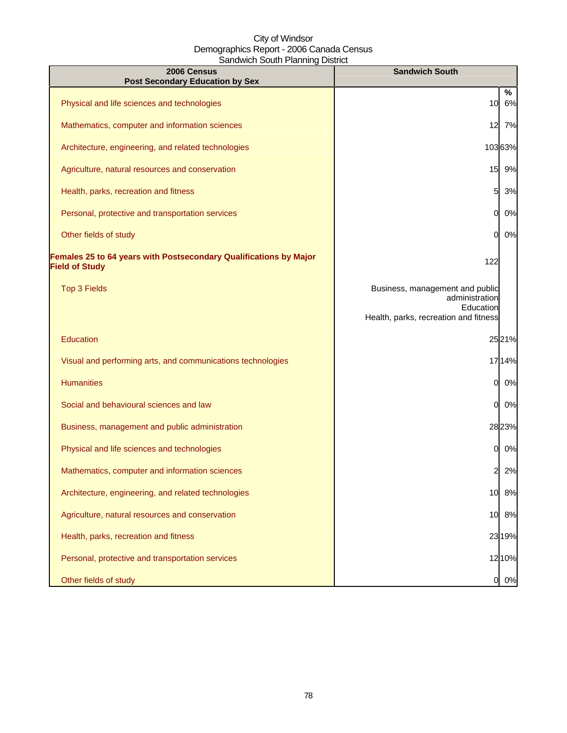City of Windsor
Demographics Report - 2006 Canada Census
Sandwich South Planning District

| 2006 Census<br>Post Secondary Education by Sex | Sandwich South | % |
|---|---|---|
| Physical and life sciences and technologies | 10 | 6% |
| Mathematics, computer and information sciences | 12 | 7% |
| Architecture, engineering, and related technologies | 103 | 63% |
| Agriculture, natural resources and conservation | 15 | 9% |
| Health, parks, recreation and fitness | 5 | 3% |
| Personal, protective and transportation services | 0 | 0% |
| Other fields of study | 0 | 0% |
| **Females 25 to 64 years with Postsecondary Qualifications by Major Field of Study** | 122 | |
| Top 3 Fields | Business, management and public administration<br>Education<br>Health, parks, recreation and fitness | |
| Education | 25 | 21% |
| Visual and performing arts, and communications technologies | 17 | 14% |
| Humanities | 0 | 0% |
| Social and behavioural sciences and law | 0 | 0% |
| Business, management and public administration | 28 | 23% |
| Physical and life sciences and technologies | 0 | 0% |
| Mathematics, computer and information sciences | 2 | 2% |
| Architecture, engineering, and related technologies | 10 | 8% |
| Agriculture, natural resources and conservation | 10 | 8% |
| Health, parks, recreation and fitness | 23 | 19% |
| Personal, protective and transportation services | 12 | 10% |
| Other fields of study | 0 | 0% |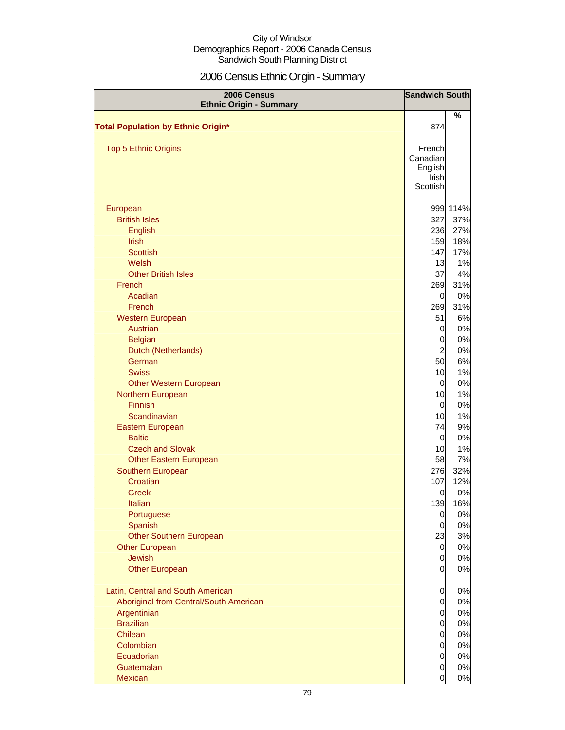City of Windsor
Demographics Report - 2006 Canada Census
Sandwich South Planning District

# 2006 Census Ethnic Origin - Summary

| 2006 Census Ethnic Origin - Summary | Sandwich South | |
|---|---|---|
| | | % |
| **Total Population by Ethnic Origin*** | 874 | |
| Top 5 Ethnic Origins | French Canadian English Irish Scottish | |
| European | 999 | 114% |
| British Isles | 327 | 37% |
| English | 236 | 27% |
| Irish | 159 | 18% |
| Scottish | 147 | 17% |
| Welsh | 13 | 1% |
| Other British Isles | 37 | 4% |
| French | 269 | 31% |
| Acadian | 0 | 0% |
| French | 269 | 31% |
| Western European | 51 | 6% |
| Austrian | 0 | 0% |
| Belgian | 0 | 0% |
| Dutch (Netherlands) | 2 | 0% |
| German | 50 | 6% |
| Swiss | 10 | 1% |
| Other Western European | 0 | 0% |
| Northern European | 10 | 1% |
| Finnish | 0 | 0% |
| Scandinavian | 10 | 1% |
| Eastern European | 74 | 9% |
| Baltic | 0 | 0% |
| Czech and Slovak | 10 | 1% |
| Other Eastern European | 58 | 7% |
| Southern European | 276 | 32% |
| Croatian | 107 | 12% |
| Greek | 0 | 0% |
| Italian | 139 | 16% |
| Portuguese | 0 | 0% |
| Spanish | 0 | 0% |
| Other Southern European | 23 | 3% |
| Other European | 0 | 0% |
| Jewish | 0 | 0% |
| Other European | 0 | 0% |
| Latin, Central and South American | 0 | 0% |
| Aboriginal from Central/South American | 0 | 0% |
| Argentinian | 0 | 0% |
| Brazilian | 0 | 0% |
| Chilean | 0 | 0% |
| Colombian | 0 | 0% |
| Ecuadorian | 0 | 0% |
| Guatemalan | 0 | 0% |
| Mexican | 0 | 0% |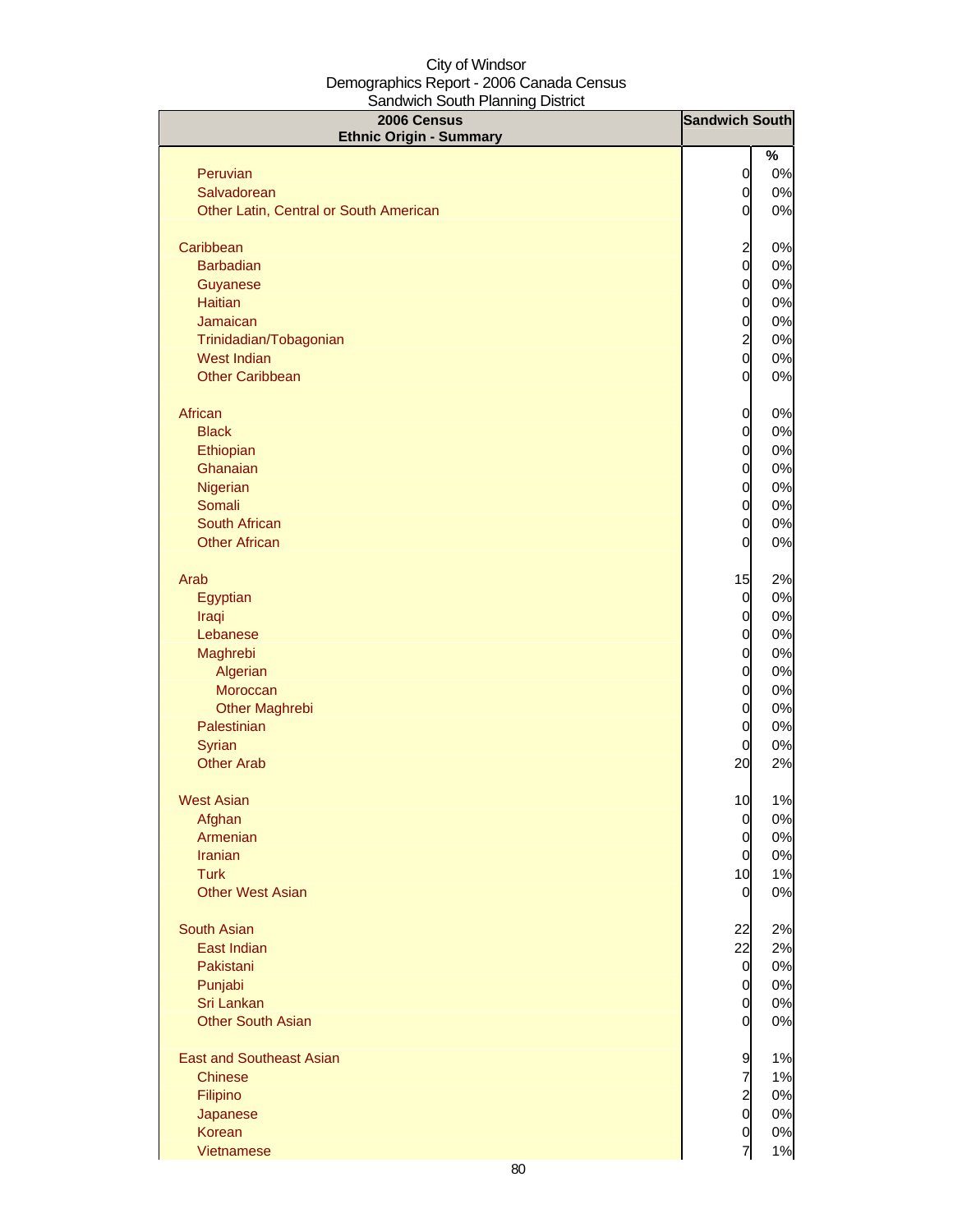City of Windsor
Demographics Report - 2006 Canada Census
Sandwich South Planning District

| 2006 Census<br>Ethnic Origin - Summary | Sandwich South | |
|---|---|---|
| | | % |
| Peruvian | 0 | 0% |
| Salvadorean | 0 | 0% |
| Other Latin, Central or South American | 0 | 0% |
| | | |
| Caribbean | 2 | 0% |
| Barbadian | 0 | 0% |
| Guyanese | 0 | 0% |
| Haitian | 0 | 0% |
| Jamaican | 0 | 0% |
| Trinidadian/Tobagonian | 2 | 0% |
| West Indian | 0 | 0% |
| Other Caribbean | 0 | 0% |
| | | |
| African | 0 | 0% |
| Black | 0 | 0% |
| Ethiopian | 0 | 0% |
| Ghanaian | 0 | 0% |
| Nigerian | 0 | 0% |
| Somali | 0 | 0% |
| South African | 0 | 0% |
| Other African | 0 | 0% |
| | | |
| Arab | 15 | 2% |
| Egyptian | 0 | 0% |
| Iraqi | 0 | 0% |
| Lebanese | 0 | 0% |
| Maghrebi | 0 | 0% |
| Algerian | 0 | 0% |
| Moroccan | 0 | 0% |
| Other Maghrebi | 0 | 0% |
| Palestinian | 0 | 0% |
| Syrian | 0 | 0% |
| Other Arab | 20 | 2% |
| | | |
| West Asian | 10 | 1% |
| Afghan | 0 | 0% |
| Armenian | 0 | 0% |
| Iranian | 0 | 0% |
| Turk | 10 | 1% |
| Other West Asian | 0 | 0% |
| | | |
| South Asian | 22 | 2% |
| East Indian | 22 | 2% |
| Pakistani | 0 | 0% |
| Punjabi | 0 | 0% |
| Sri Lankan | 0 | 0% |
| Other South Asian | 0 | 0% |
| | | |
| East and Southeast Asian | 9 | 1% |
| Chinese | 7 | 1% |
| Filipino | 2 | 0% |
| Japanese | 0 | 0% |
| Korean | 0 | 0% |
| Vietnamese | 7 | 1% |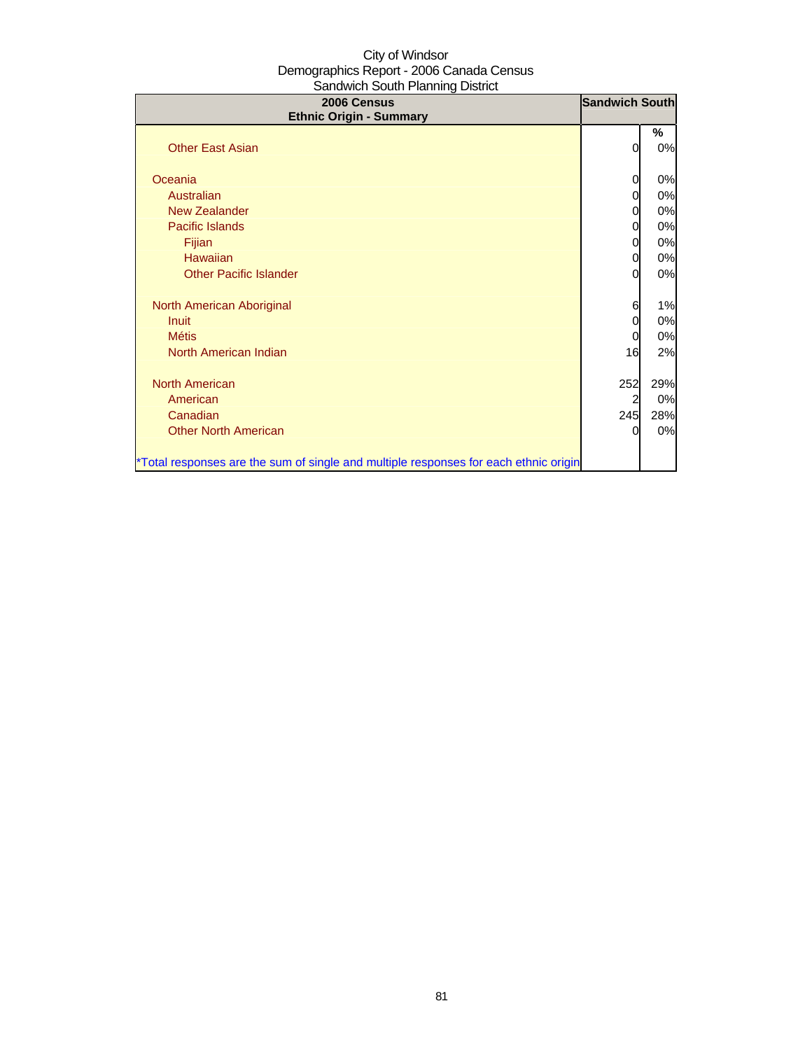City of Windsor
Demographics Report - 2006 Canada Census
Sandwich South Planning District

| 2006 Census<br>Ethnic Origin - Summary | Sandwich South | |
|---|---|---|
| | | % |
| Other East Asian | 0 | 0% |
| | | |
| Oceania | 0 | 0% |
| Australian | 0 | 0% |
| New Zealander | 0 | 0% |
| Pacific Islands | 0 | 0% |
| Fijian | 0 | 0% |
| Hawaiian | 0 | 0% |
| Other Pacific Islander | 0 | 0% |
| | | |
| North American Aboriginal | 6 | 1% |
| Inuit | 0 | 0% |
| Métis | 0 | 0% |
| North American Indian | 16 | 2% |
| | | |
| North American | 252 | 29% |
| American | 2 | 0% |
| Canadian | 245 | 28% |
| Other North American | 0 | 0% |
| | | |
| *Total responses are the sum of single and multiple responses for each ethnic origin | | |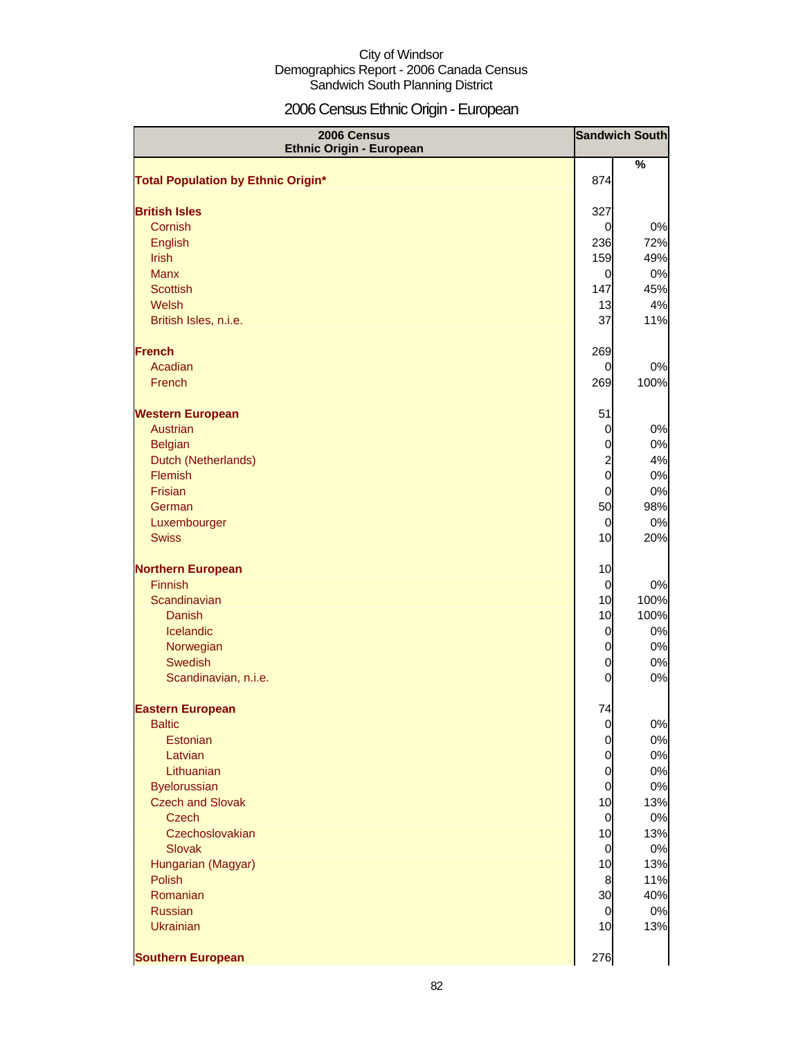City of Windsor
Demographics Report - 2006 Canada Census
Sandwich South Planning District

# 2006 Census Ethnic Origin - European

| 2006 Census Ethnic Origin - European | Sandwich South | |
|---|---|---|
| | | % |
| **Total Population by Ethnic Origin*** | 874 | |
| **British Isles** | 327 | |
| Cornish | 0 | 0% |
| English | 236 | 72% |
| Irish | 159 | 49% |
| Manx | 0 | 0% |
| Scottish | 147 | 45% |
| Welsh | 13 | 4% |
| British Isles, n.i.e. | 37 | 11% |
| **French** | 269 | |
| Acadian | 0 | 0% |
| French | 269 | 100% |
| **Western European** | 51 | |
| Austrian | 0 | 0% |
| Belgian | 0 | 0% |
| Dutch (Netherlands) | 2 | 4% |
| Flemish | 0 | 0% |
| Frisian | 0 | 0% |
| German | 50 | 98% |
| Luxembourger | 0 | 0% |
| Swiss | 10 | 20% |
| **Northern European** | 10 | |
| Finnish | 0 | 0% |
| Scandinavian | 10 | 100% |
| Danish | 10 | 100% |
| Icelandic | 0 | 0% |
| Norwegian | 0 | 0% |
| Swedish | 0 | 0% |
| Scandinavian, n.i.e. | 0 | 0% |
| **Eastern European** | 74 | |
| Baltic | 0 | 0% |
| Estonian | 0 | 0% |
| Latvian | 0 | 0% |
| Lithuanian | 0 | 0% |
| Byelorussian | 0 | 0% |
| Czech and Slovak | 10 | 13% |
| Czech | 0 | 0% |
| Czechoslovakian | 10 | 13% |
| Slovak | 0 | 0% |
| Hungarian (Magyar) | 10 | 13% |
| Polish | 8 | 11% |
| Romanian | 30 | 40% |
| Russian | 0 | 0% |
| Ukrainian | 10 | 13% |
| **Southern European** | 276 | |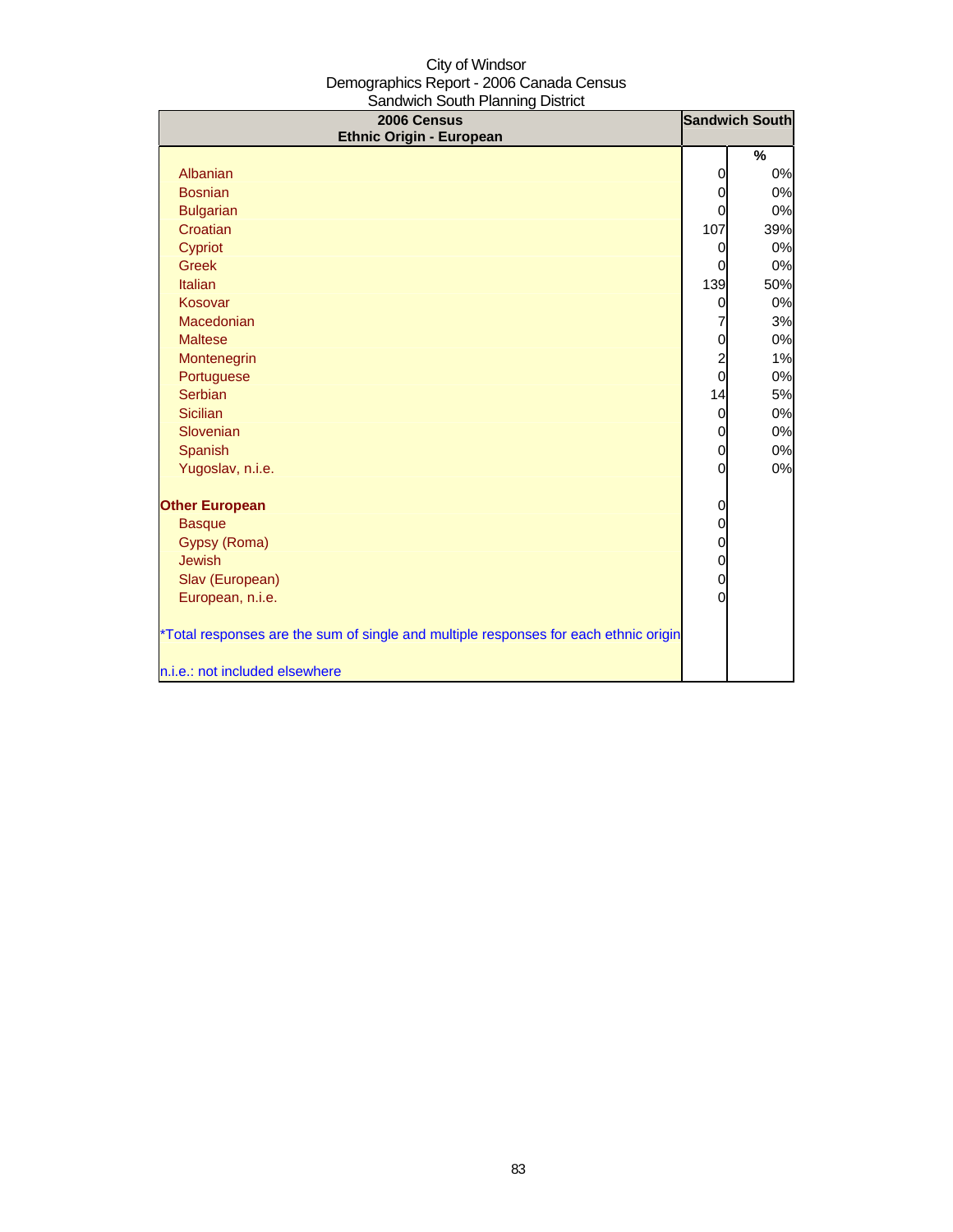City of Windsor
Demographics Report - 2006 Canada Census
Sandwich South Planning District

| 2006 Census<br>Ethnic Origin - European | Sandwich South | |
|---|---|---|
| | | % |
| Albanian | 0 | 0% |
| Bosnian | 0 | 0% |
| Bulgarian | 0 | 0% |
| Croatian | 107 | 39% |
| Cypriot | 0 | 0% |
| Greek | 0 | 0% |
| Italian | 139 | 50% |
| Kosovar | 0 | 0% |
| Macedonian | 7 | 3% |
| Maltese | 0 | 0% |
| Montenegrin | 2 | 1% |
| Portuguese | 0 | 0% |
| Serbian | 14 | 5% |
| Sicilian | 0 | 0% |
| Slovenian | 0 | 0% |
| Spanish | 0 | 0% |
| Yugoslav, n.i.e. | 0 | 0% |
| **Other European** | 0 | |
| Basque | 0 | |
| Gypsy (Roma) | 0 | |
| Jewish | 0 | |
| Slav (European) | 0 | |
| European, n.i.e. | 0 | |

*Total responses are the sum of single and multiple responses for each ethnic origin

n.i.e.: not included elsewhere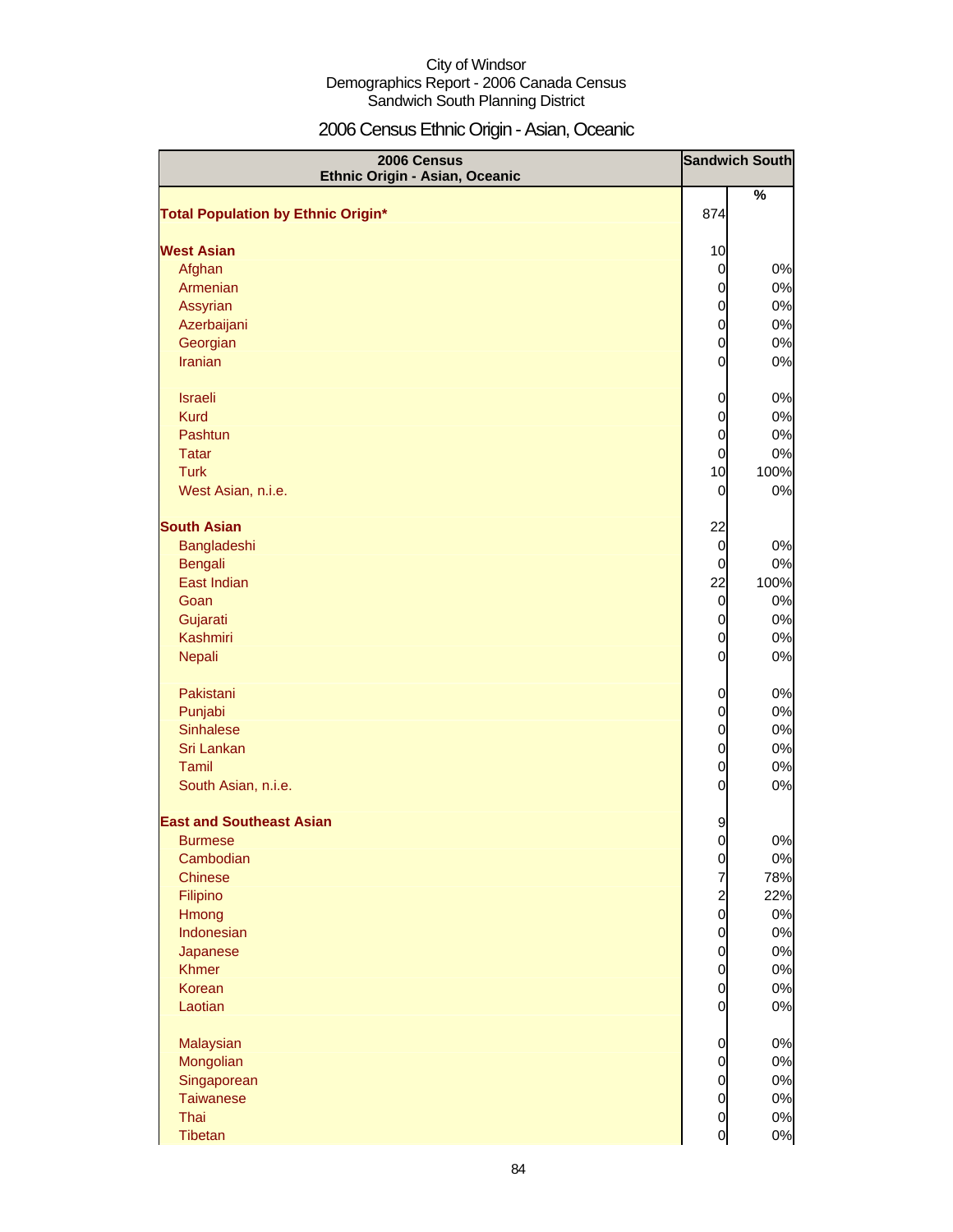City of Windsor
Demographics Report - 2006 Canada Census
Sandwich South Planning District

# 2006 Census Ethnic Origin - Asian, Oceanic

| 2006 Census Ethnic Origin - Asian, Oceanic | Sandwich South | |
|---|---|---|
| | | % |
| **Total Population by Ethnic Origin*** | 874 | |
| | | |
| **West Asian** | 10 | |
| Afghan | 0 | 0% |
| Armenian | 0 | 0% |
| Assyrian | 0 | 0% |
| Azerbaijani | 0 | 0% |
| Georgian | 0 | 0% |
| Iranian | 0 | 0% |
| | | |
| Israeli | 0 | 0% |
| Kurd | 0 | 0% |
| Pashtun | 0 | 0% |
| Tatar | 0 | 0% |
| Turk | 10 | 100% |
| West Asian, n.i.e. | 0 | 0% |
| | | |
| **South Asian** | 22 | |
| Bangladeshi | 0 | 0% |
| Bengali | 0 | 0% |
| East Indian | 22 | 100% |
| Goan | 0 | 0% |
| Gujarati | 0 | 0% |
| Kashmiri | 0 | 0% |
| Nepali | 0 | 0% |
| | | |
| Pakistani | 0 | 0% |
| Punjabi | 0 | 0% |
| Sinhalese | 0 | 0% |
| Sri Lankan | 0 | 0% |
| Tamil | 0 | 0% |
| South Asian, n.i.e. | 0 | 0% |
| | | |
| **East and Southeast Asian** | 9 | |
| Burmese | 0 | 0% |
| Cambodian | 0 | 0% |
| Chinese | 7 | 78% |
| Filipino | 2 | 22% |
| Hmong | 0 | 0% |
| Indonesian | 0 | 0% |
| Japanese | 0 | 0% |
| Khmer | 0 | 0% |
| Korean | 0 | 0% |
| Laotian | 0 | 0% |
| | | |
| Malaysian | 0 | 0% |
| Mongolian | 0 | 0% |
| Singaporean | 0 | 0% |
| Taiwanese | 0 | 0% |
| Thai | 0 | 0% |
| Tibetan | 0 | 0% |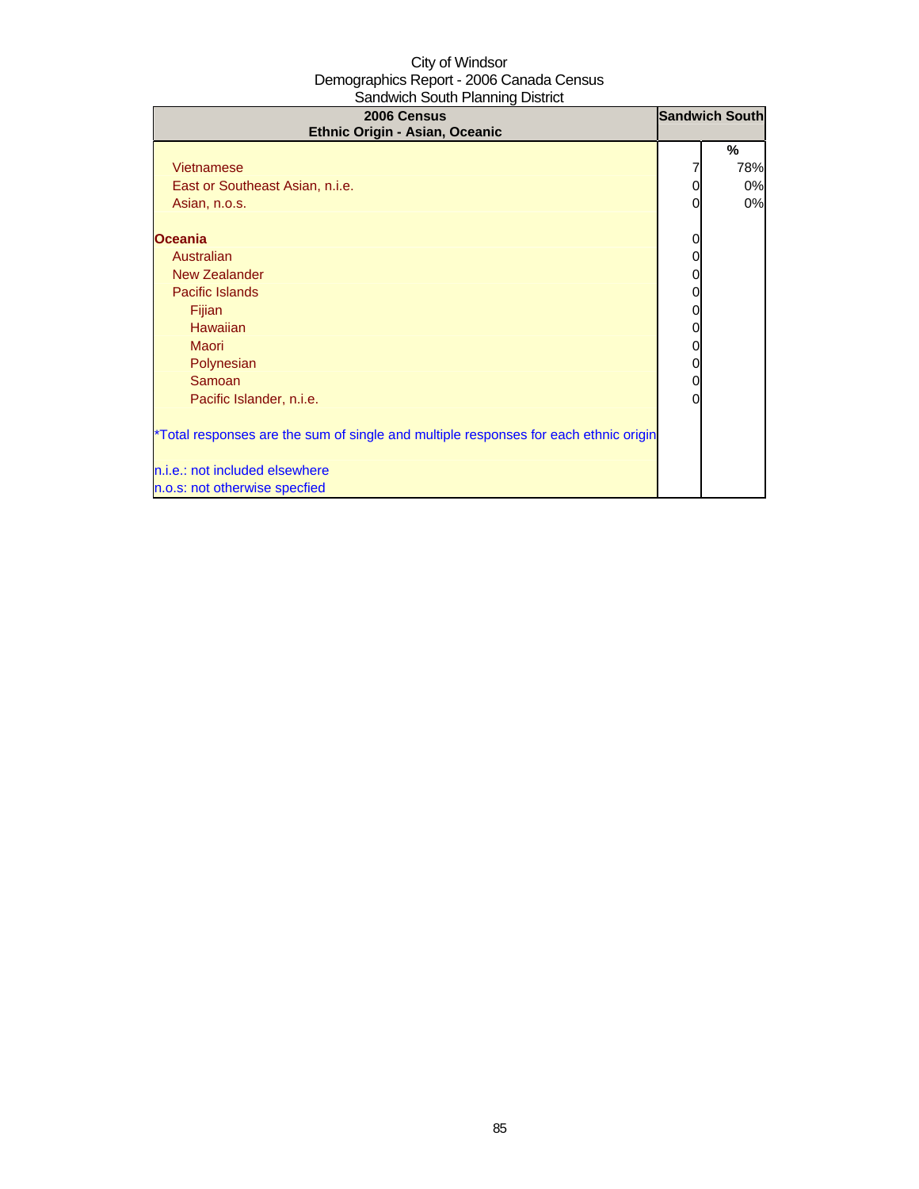City of Windsor
Demographics Report - 2006 Canada Census
Sandwich South Planning District

| 2006 Census<br>Ethnic Origin - Asian, Oceanic | Sandwich South | |
|---|---|---|
| | | % |
| Vietnamese | 7 | 78% |
| East or Southeast Asian, n.i.e. | 0 | 0% |
| Asian, n.o.s. | 0 | 0% |
| | | |
| **Oceania** | 0 | |
| Australian | 0 | |
| New Zealander | 0 | |
| Pacific Islands | 0 | |
| Fijian | 0 | |
| Hawaiian | 0 | |
| Maori | 0 | |
| Polynesian | 0 | |
| Samoan | 0 | |
| Pacific Islander, n.i.e. | 0 | |

*Total responses are the sum of single and multiple responses for each ethnic origin

n.i.e.: not included elsewhere
n.o.s: not otherwise specfied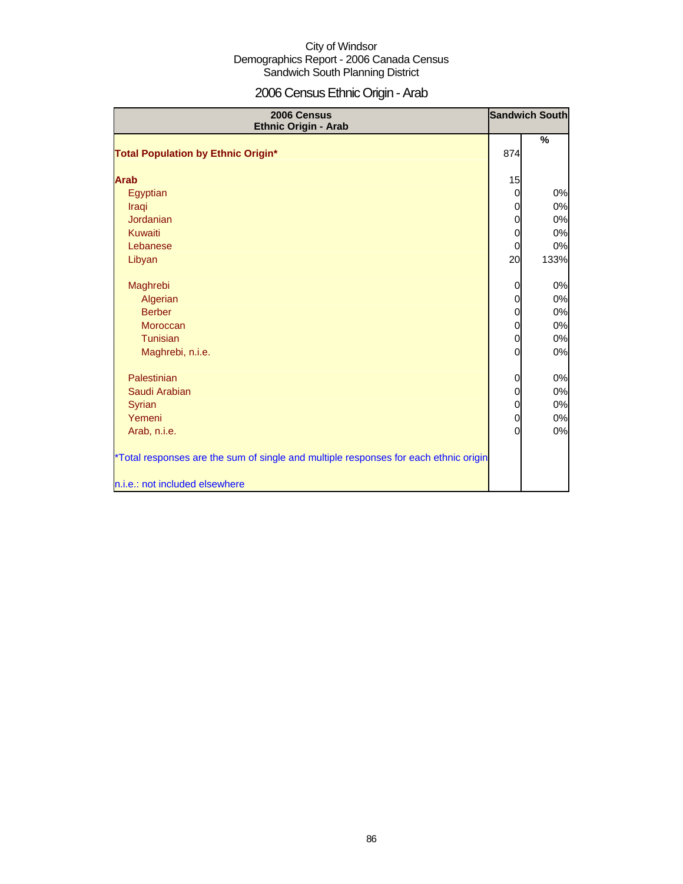City of Windsor
Demographics Report - 2006 Canada Census
Sandwich South Planning District

# 2006 Census Ethnic Origin - Arab

| 2006 Census Ethnic Origin - Arab | Sandwich South | |
|---|---|---|
| | | % |
| **Total Population by Ethnic Origin*** | 874 | |
| **Arab** | 15 | |
| Egyptian | 0 | 0% |
| Iraqi | 0 | 0% |
| Jordanian | 0 | 0% |
| Kuwaiti | 0 | 0% |
| Lebanese | 0 | 0% |
| Libyan | 20 | 133% |
| Maghrebi | 0 | 0% |
| Algerian | 0 | 0% |
| Berber | 0 | 0% |
| Moroccan | 0 | 0% |
| Tunisian | 0 | 0% |
| Maghrebi, n.i.e. | 0 | 0% |
| Palestinian | 0 | 0% |
| Saudi Arabian | 0 | 0% |
| Syrian | 0 | 0% |
| Yemeni | 0 | 0% |
| Arab, n.i.e. | 0 | 0% |

*Total responses are the sum of single and multiple responses for each ethnic origin

n.i.e.: not included elsewhere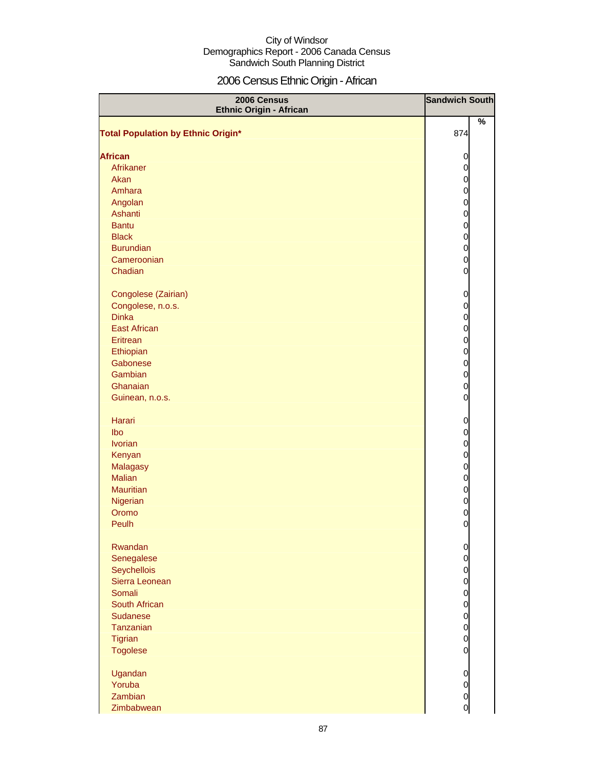City of Windsor
Demographics Report - 2006 Canada Census
Sandwich South Planning District

# 2006 Census Ethnic Origin - African

| 2006 Census Ethnic Origin - African | Sandwich South | |
|---|---|---|
| | | % |
| **Total Population by Ethnic Origin*** | 874 | |
| | | |
| **African** | 0 | |
| Afrikaner | 0 | |
| Akan | 0 | |
| Amhara | 0 | |
| Angolan | 0 | |
| Ashanti | 0 | |
| Bantu | 0 | |
| Black | 0 | |
| Burundian | 0 | |
| Cameroonian | 0 | |
| Chadian | 0 | |
| | | |
| Congolese (Zairian) | 0 | |
| Congolese, n.o.s. | 0 | |
| Dinka | 0 | |
| East African | 0 | |
| Eritrean | 0 | |
| Ethiopian | 0 | |
| Gabonese | 0 | |
| Gambian | 0 | |
| Ghanaian | 0 | |
| Guinean, n.o.s. | 0 | |
| | | |
| Harari | 0 | |
| Ibo | 0 | |
| Ivorian | 0 | |
| Kenyan | 0 | |
| Malagasy | 0 | |
| Malian | 0 | |
| Mauritian | 0 | |
| Nigerian | 0 | |
| Oromo | 0 | |
| Peulh | 0 | |
| | | |
| Rwandan | 0 | |
| Senegalese | 0 | |
| Seychellois | 0 | |
| Sierra Leonean | 0 | |
| Somali | 0 | |
| South African | 0 | |
| Sudanese | 0 | |
| Tanzanian | 0 | |
| Tigrian | 0 | |
| Togolese | 0 | |
| | | |
| Ugandan | 0 | |
| Yoruba | 0 | |
| Zambian | 0 | |
| Zimbabwean | 0 | |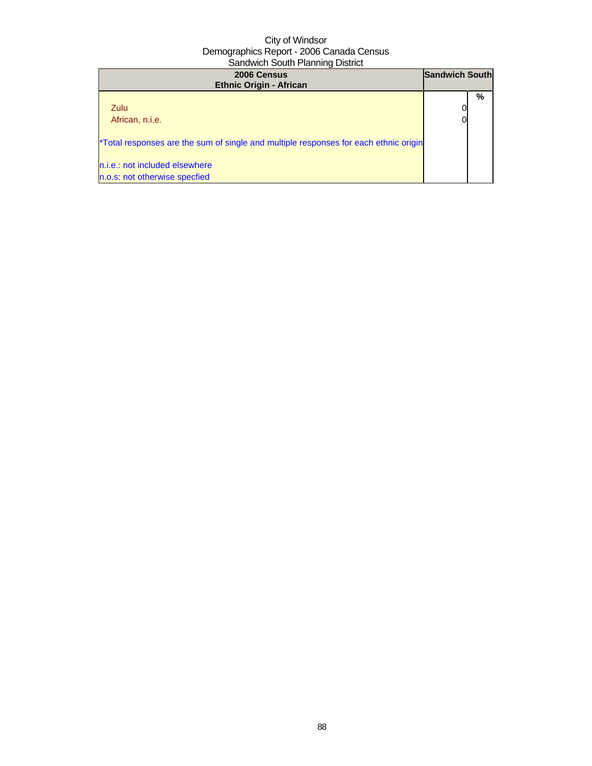City of Windsor
Demographics Report - 2006 Canada Census
Sandwich South Planning District

| 2006 Census<br>Ethnic Origin - African | Sandwich South | |
|---|---|---|
| | | % |
| Zulu | 0 | |
| African, n.i.e. | 0 | |
| *Total responses are the sum of single and multiple responses for each ethnic origin | | |
| n.i.e.: not included elsewhere | | |
| n.o.s: not otherwise specfied | | |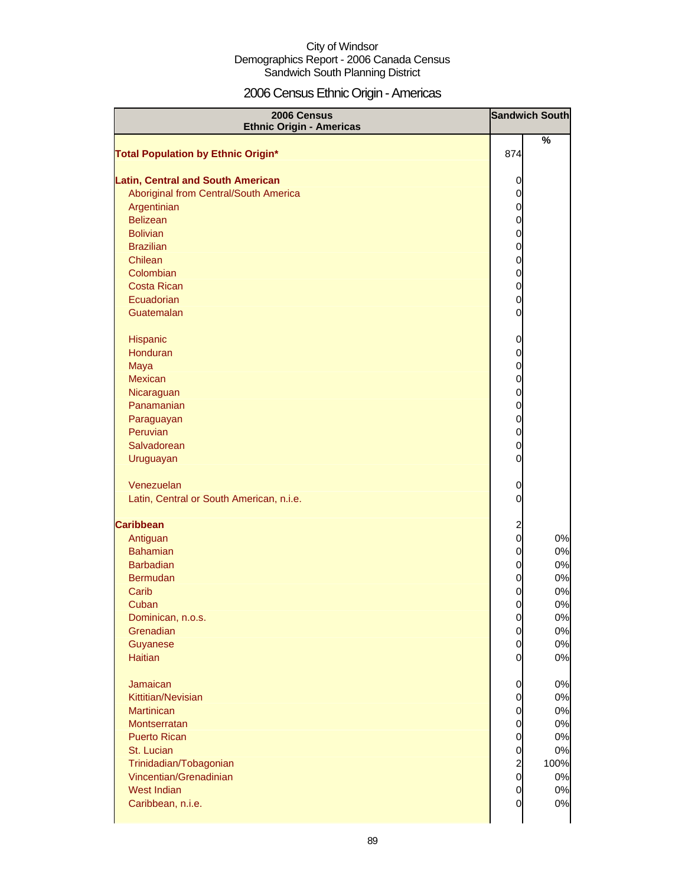City of Windsor
Demographics Report - 2006 Canada Census
Sandwich South Planning District

# 2006 Census Ethnic Origin - Americas

| 2006 Census Ethnic Origin - Americas | Sandwich South | |
|---|---|---|
| | | % |
| **Total Population by Ethnic Origin*** | 874 | |
| | | |
| **Latin, Central and South American** | 0 | |
| Aboriginal from Central/South America | 0 | |
| Argentinian | 0 | |
| Belizean | 0 | |
| Bolivian | 0 | |
| Brazilian | 0 | |
| Chilean | 0 | |
| Colombian | 0 | |
| Costa Rican | 0 | |
| Ecuadorian | 0 | |
| Guatemalan | 0 | |
| | | |
| Hispanic | 0 | |
| Honduran | 0 | |
| Maya | 0 | |
| Mexican | 0 | |
| Nicaraguan | 0 | |
| Panamanian | 0 | |
| Paraguayan | 0 | |
| Peruvian | 0 | |
| Salvadorean | 0 | |
| Uruguayan | 0 | |
| | | |
| Venezuelan | 0 | |
| Latin, Central or South American, n.i.e. | 0 | |
| | | |
| **Caribbean** | 2 | |
| Antiguan | 0 | 0% |
| Bahamian | 0 | 0% |
| Barbadian | 0 | 0% |
| Bermudan | 0 | 0% |
| Carib | 0 | 0% |
| Cuban | 0 | 0% |
| Dominican, n.o.s. | 0 | 0% |
| Grenadian | 0 | 0% |
| Guyanese | 0 | 0% |
| Haitian | 0 | 0% |
| | | |
| Jamaican | 0 | 0% |
| Kittitian/Nevisian | 0 | 0% |
| Martinican | 0 | 0% |
| Montserratan | 0 | 0% |
| Puerto Rican | 0 | 0% |
| St. Lucian | 0 | 0% |
| Trinidadian/Tobagonian | 2 | 100% |
| Vincentian/Grenadinian | 0 | 0% |
| West Indian | 0 | 0% |
| Caribbean, n.i.e. | 0 | 0% |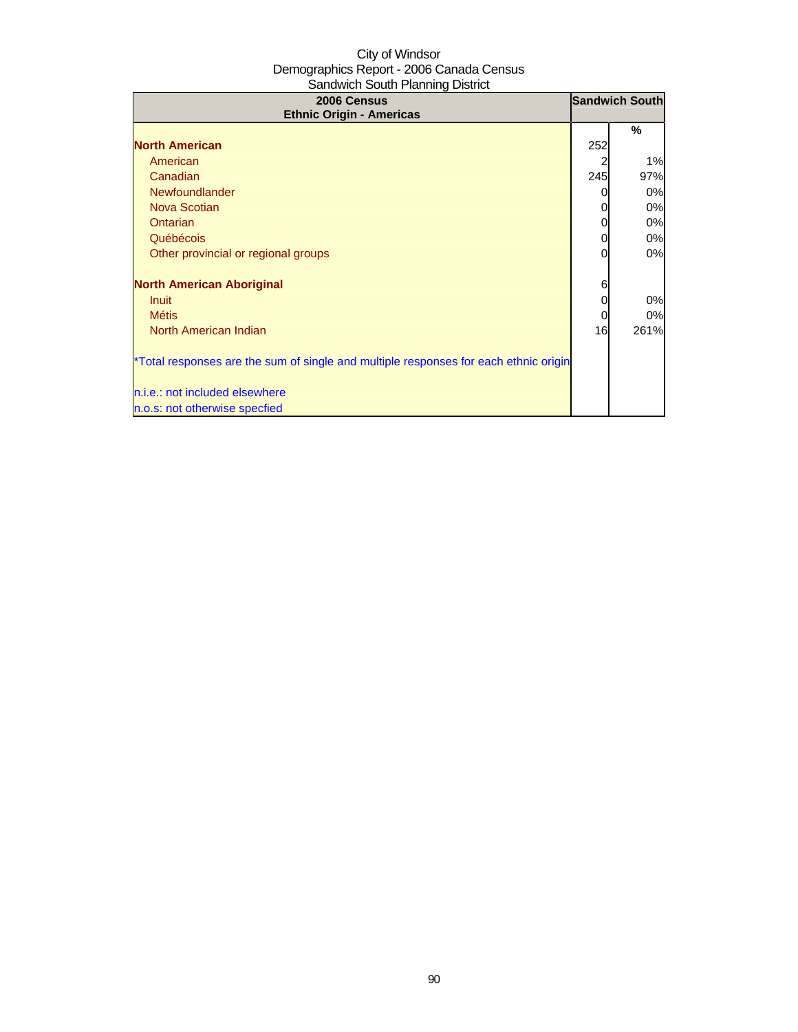City of Windsor
Demographics Report - 2006 Canada Census
Sandwich South Planning District

| 2006 Census<br>Ethnic Origin - Americas | Sandwich South | |
|---|---|---|
| | | % |
| **North American** | 252 | |
| American | 2 | 1% |
| Canadian | 245 | 97% |
| Newfoundlander | 0 | 0% |
| Nova Scotian | 0 | 0% |
| Ontarian | 0 | 0% |
| Québécois | 0 | 0% |
| Other provincial or regional groups | 0 | 0% |
| | | |
| **North American Aboriginal** | 6 | |
| Inuit | 0 | 0% |
| Métis | 0 | 0% |
| North American Indian | 16 | 261% |
| | | |
| *Total responses are the sum of single and multiple responses for each ethnic origin | | |
| | | |
| n.i.e.: not included elsewhere | | |
| n.o.s: not otherwise specfied | | |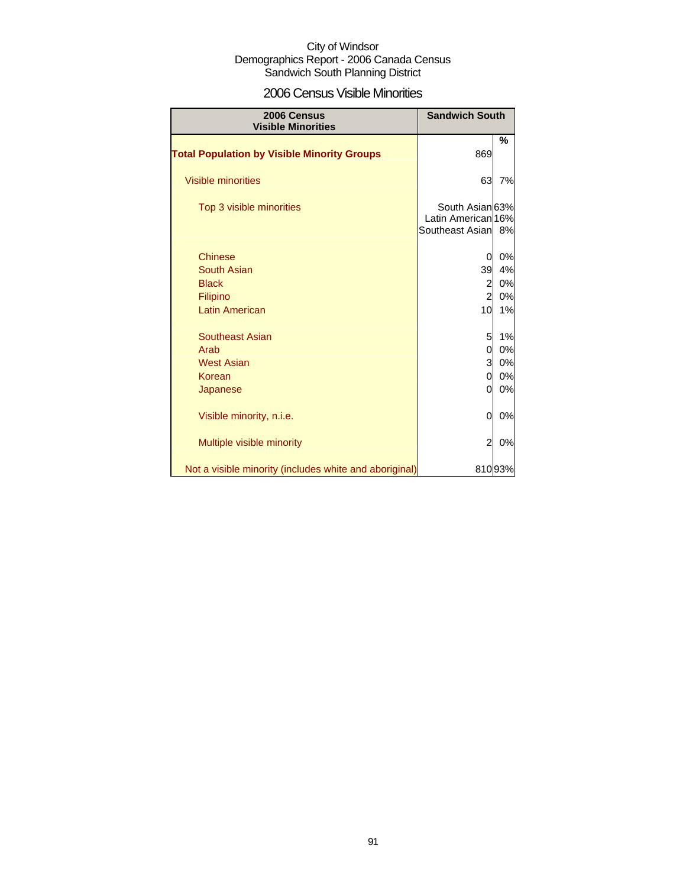City of Windsor
Demographics Report - 2006 Canada Census
Sandwich South Planning District

## 2006 Census Visible Minorities

| 2006 Census Visible Minorities | Sandwich South | % |
|---|---|---|
| **Total Population by Visible Minority Groups** | 869 | |
| Visible minorities | 63 | 7% |
| Top 3 visible minorities | South Asian | 63% |
| | Latin American | 16% |
| | Southeast Asian | 8% |
| Chinese | 0 | 0% |
| South Asian | 39 | 4% |
| Black | 2 | 0% |
| Filipino | 2 | 0% |
| Latin American | 10 | 1% |
| Southeast Asian | 5 | 1% |
| Arab | 0 | 0% |
| West Asian | 3 | 0% |
| Korean | 0 | 0% |
| Japanese | 0 | 0% |
| Visible minority, n.i.e. | 0 | 0% |
| Multiple visible minority | 2 | 0% |
| Not a visible minority (includes white and aboriginal) | 810 | 93% |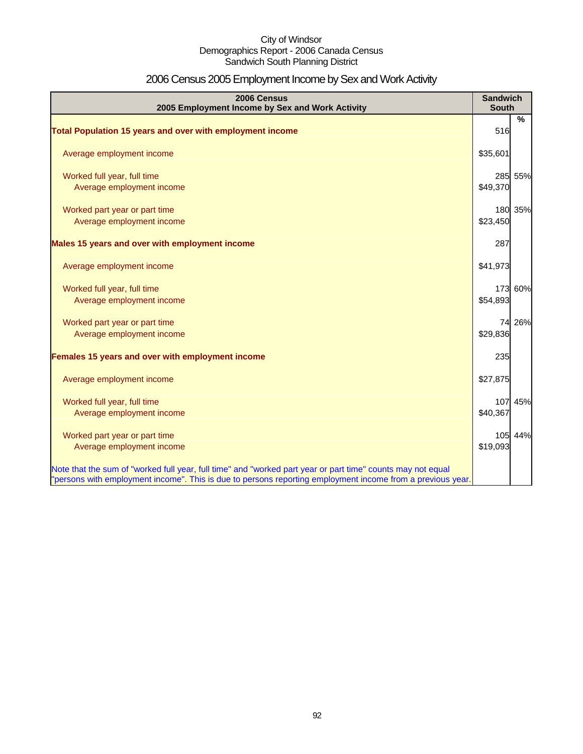City of Windsor
Demographics Report - 2006 Canada Census
Sandwich South Planning District

# 2006 Census 2005 Employment Income by Sex and Work Activity

| 2006 Census<br>2005 Employment Income by Sex and Work Activity | Sandwich South | |
|---|---|---|
| | | % |
| **Total Population 15 years and over with employment income** | 516 | |
| Average employment income | $35,601 | |
| Worked full year, full time | 285 | 55% |
| Average employment income | $49,370 | |
| Worked part year or part time | 180 | 35% |
| Average employment income | $23,450 | |
| **Males 15 years and over with employment income** | 287 | |
| Average employment income | $41,973 | |
| Worked full year, full time | 173 | 60% |
| Average employment income | $54,893 | |
| Worked part year or part time | 74 | 26% |
| Average employment income | $29,836 | |
| **Females 15 years and over with employment income** | 235 | |
| Average employment income | $27,875 | |
| Worked full year, full time | 107 | 45% |
| Average employment income | $40,367 | |
| Worked part year or part time | 105 | 44% |
| Average employment income | $19,093 | |
| Note that the sum of "worked full year, full time" and "worked part year or part time" counts may not equal "persons with employment income". This is due to persons reporting employment income from a previous year. | | |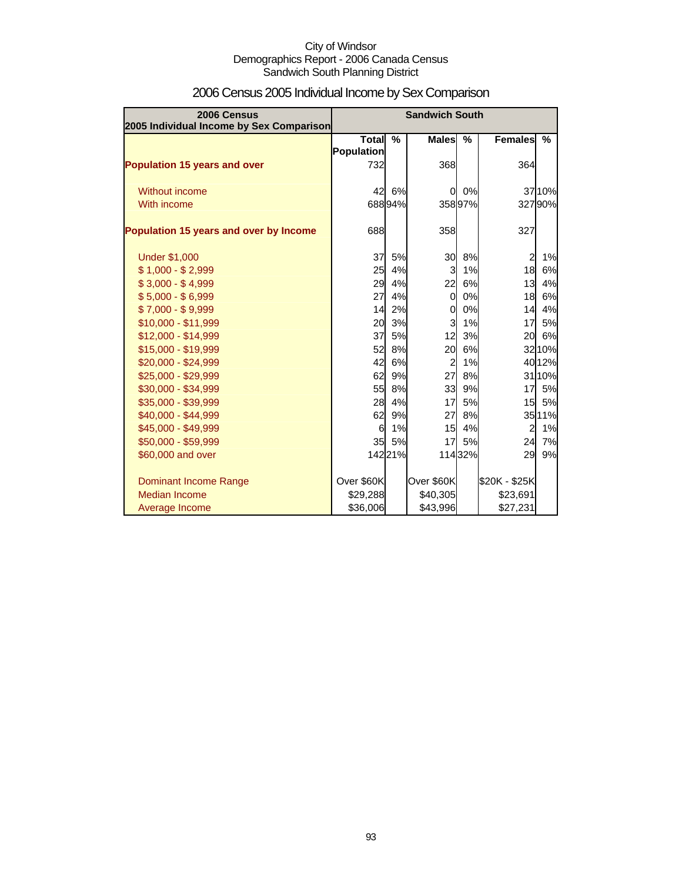City of Windsor
Demographics Report - 2006 Canada Census
Sandwich South Planning District

# 2006 Census 2005 Individual Income by Sex Comparison

| 2006 Census 2005 Individual Income by Sex Comparison | Sandwich South | | | | | |
|---|---|---|---|---|---|---|
| | Total Population | % | Males | % | Females | % |
| **Population 15 years and over** | 732 | | 368 | | 364 | |
| Without income | 42 | 6% | 0 | 0% | 37 | 10% |
| With income | 688 | 94% | 358 | 97% | 327 | 90% |
| **Population 15 years and over by Income** | 688 | | 358 | | 327 | |
| Under $1,000 | 37 | 5% | 30 | 8% | 2 | 1% |
| $ 1,000 - $ 2,999 | 25 | 4% | 3 | 1% | 18 | 6% |
| $ 3,000 - $ 4,999 | 29 | 4% | 22 | 6% | 13 | 4% |
| $ 5,000 - $ 6,999 | 27 | 4% | 0 | 0% | 18 | 6% |
| $ 7,000 - $ 9,999 | 14 | 2% | 0 | 0% | 14 | 4% |
| $10,000 - $11,999 | 20 | 3% | 3 | 1% | 17 | 5% |
| $12,000 - $14,999 | 37 | 5% | 12 | 3% | 20 | 6% |
| $15,000 - $19,999 | 52 | 8% | 20 | 6% | 32 | 10% |
| $20,000 - $24,999 | 42 | 6% | 2 | 1% | 40 | 12% |
| $25,000 - $29,999 | 62 | 9% | 27 | 8% | 31 | 10% |
| $30,000 - $34,999 | 55 | 8% | 33 | 9% | 17 | 5% |
| $35,000 - $39,999 | 28 | 4% | 17 | 5% | 15 | 5% |
| $40,000 - $44,999 | 62 | 9% | 27 | 8% | 35 | 11% |
| $45,000 - $49,999 | 6 | 1% | 15 | 4% | 2 | 1% |
| $50,000 - $59,999 | 35 | 5% | 17 | 5% | 24 | 7% |
| $60,000 and over | 142 | 21% | 114 | 32% | 29 | 9% |
| Dominant Income Range | Over $60K | | Over $60K | | $20K - $25K | |
| Median Income | $29,288 | | $40,305 | | $23,691 | |
| Average Income | $36,006 | | $43,996 | | $27,231 | |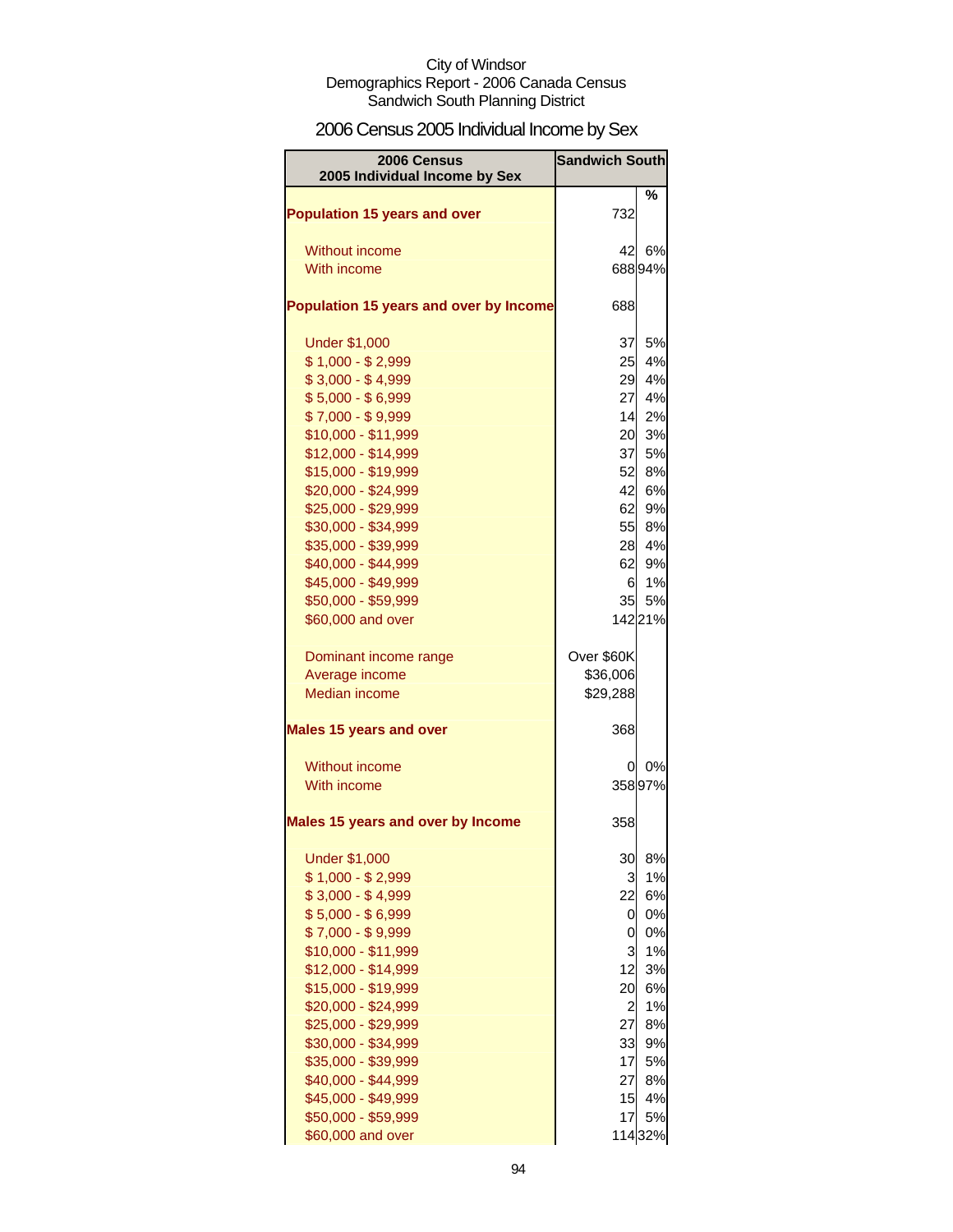City of Windsor
Demographics Report - 2006 Canada Census
Sandwich South Planning District

# 2006 Census 2005 Individual Income by Sex

| 2006 Census 2005 Individual Income by Sex | Sandwich South | % |
|---|---|---|
| **Population 15 years and over** | 732 | |
| Without income | 42 | 6% |
| With income | 688 | 94% |
| **Population 15 years and over by Income** | 688 | |
| Under $1,000 | 37 | 5% |
| $ 1,000 - $ 2,999 | 25 | 4% |
| $ 3,000 - $ 4,999 | 29 | 4% |
| $ 5,000 - $ 6,999 | 27 | 4% |
| $ 7,000 - $ 9,999 | 14 | 2% |
| $10,000 - $11,999 | 20 | 3% |
| $12,000 - $14,999 | 37 | 5% |
| $15,000 - $19,999 | 52 | 8% |
| $20,000 - $24,999 | 42 | 6% |
| $25,000 - $29,999 | 62 | 9% |
| $30,000 - $34,999 | 55 | 8% |
| $35,000 - $39,999 | 28 | 4% |
| $40,000 - $44,999 | 62 | 9% |
| $45,000 - $49,999 | 6 | 1% |
| $50,000 - $59,999 | 35 | 5% |
| $60,000 and over | 142 | 21% |
| Dominant income range | Over $60K | |
| Average income | $36,006 | |
| Median income | $29,288 | |
| **Males 15 years and over** | 368 | |
| Without income | 0 | 0% |
| With income | 358 | 97% |
| **Males 15 years and over by Income** | 358 | |
| Under $1,000 | 30 | 8% |
| $ 1,000 - $ 2,999 | 3 | 1% |
| $ 3,000 - $ 4,999 | 22 | 6% |
| $ 5,000 - $ 6,999 | 0 | 0% |
| $ 7,000 - $ 9,999 | 0 | 0% |
| $10,000 - $11,999 | 3 | 1% |
| $12,000 - $14,999 | 12 | 3% |
| $15,000 - $19,999 | 20 | 6% |
| $20,000 - $24,999 | 2 | 1% |
| $25,000 - $29,999 | 27 | 8% |
| $30,000 - $34,999 | 33 | 9% |
| $35,000 - $39,999 | 17 | 5% |
| $40,000 - $44,999 | 27 | 8% |
| $45,000 - $49,999 | 15 | 4% |
| $50,000 - $59,999 | 17 | 5% |
| $60,000 and over | 114 | 32% |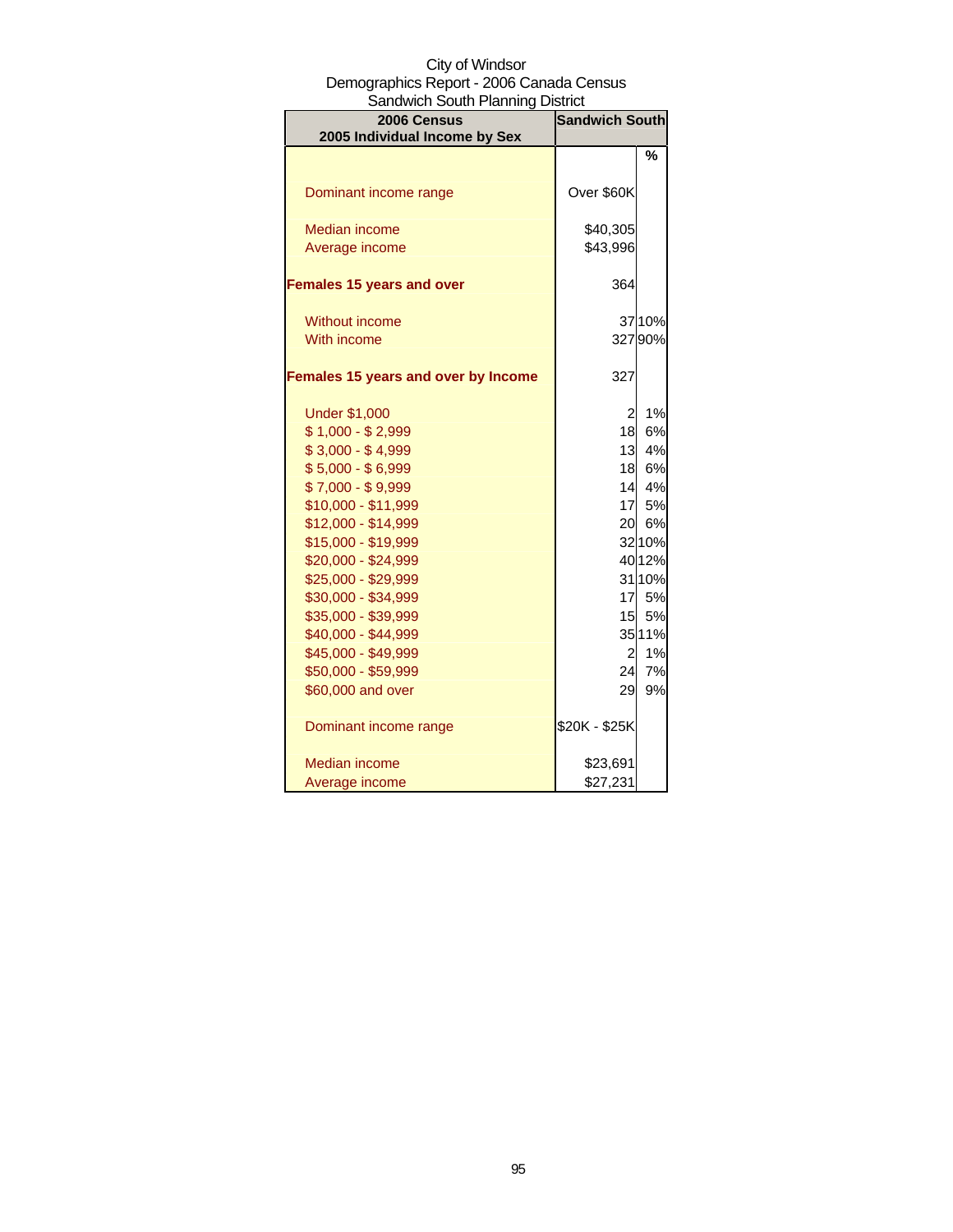City of Windsor
Demographics Report - 2006 Canada Census
Sandwich South Planning District

| 2006 Census 2005 Individual Income by Sex | Sandwich South | |
|---|---|---|
| | | % |
| Dominant income range | Over $60K | |
| Median income | $40,305 | |
| Average income | $43,996 | |
| **Females 15 years and over** | 364 | |
| Without income | 37 | 10% |
| With income | 327 | 90% |
| **Females 15 years and over by Income** | 327 | |
| Under $1,000 | 2 | 1% |
| $ 1,000 - $ 2,999 | 18 | 6% |
| $ 3,000 - $ 4,999 | 13 | 4% |
| $ 5,000 - $ 6,999 | 18 | 6% |
| $ 7,000 - $ 9,999 | 14 | 4% |
| $10,000 - $11,999 | 17 | 5% |
| $12,000 - $14,999 | 20 | 6% |
| $15,000 - $19,999 | 32 | 10% |
| $20,000 - $24,999 | 40 | 12% |
| $25,000 - $29,999 | 31 | 10% |
| $30,000 - $34,999 | 17 | 5% |
| $35,000 - $39,999 | 15 | 5% |
| $40,000 - $44,999 | 35 | 11% |
| $45,000 - $49,999 | 2 | 1% |
| $50,000 - $59,999 | 24 | 7% |
| $60,000 and over | 29 | 9% |
| Dominant income range | $20K - $25K | |
| Median income | $23,691 | |
| Average income | $27,231 | |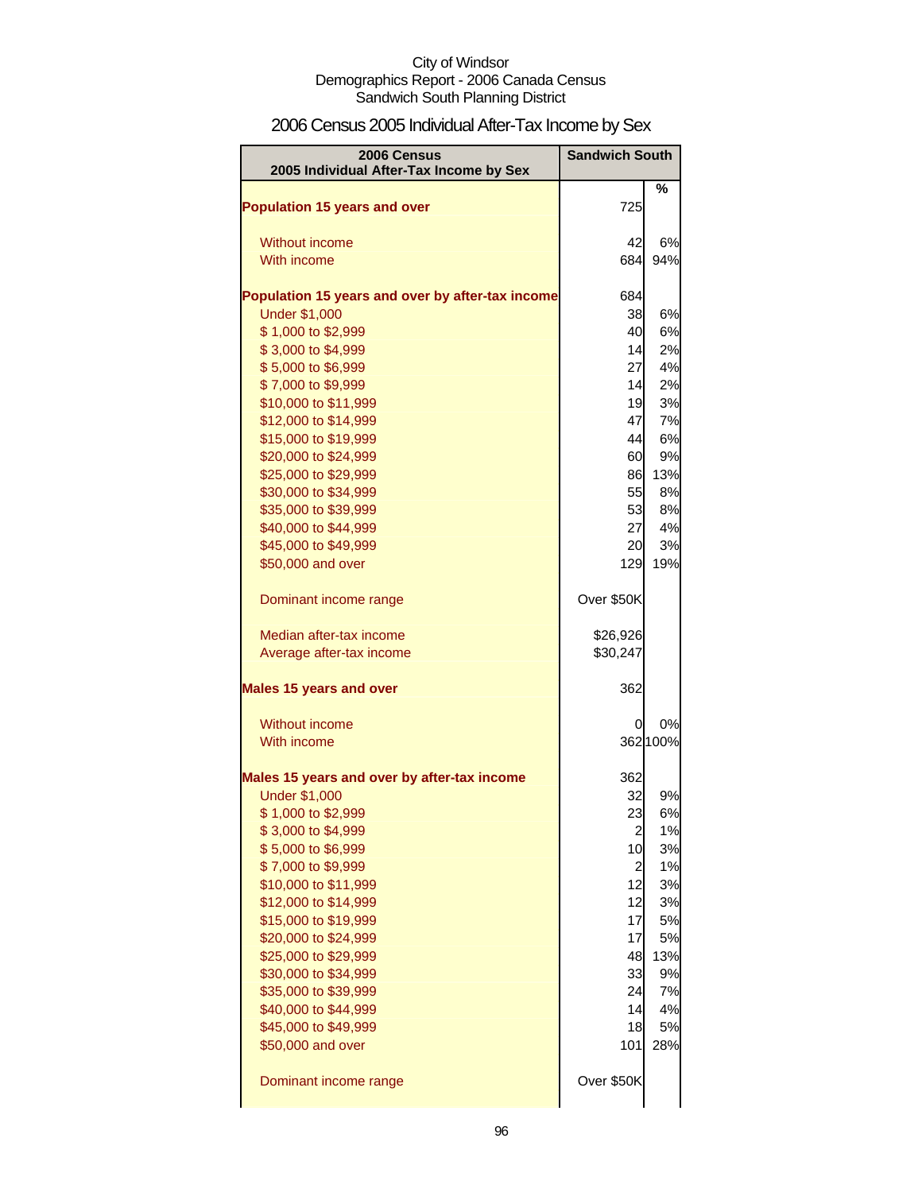City of Windsor
Demographics Report - 2006 Canada Census
Sandwich South Planning District

# 2006 Census 2005 Individual After-Tax Income by Sex

| 2006 Census 2005 Individual After-Tax Income by Sex | Sandwich South | |
|---|---|---|
| | | % |
| **Population 15 years and over** | 725 | |
| Without income | 42 | 6% |
| With income | 684 | 94% |
| **Population 15 years and over by after-tax income** | 684 | |
| Under $1,000 | 38 | 6% |
| $ 1,000 to $2,999 | 40 | 6% |
| $ 3,000 to $4,999 | 14 | 2% |
| $ 5,000 to $6,999 | 27 | 4% |
| $ 7,000 to $9,999 | 14 | 2% |
| $10,000 to $11,999 | 19 | 3% |
| $12,000 to $14,999 | 47 | 7% |
| $15,000 to $19,999 | 44 | 6% |
| $20,000 to $24,999 | 60 | 9% |
| $25,000 to $29,999 | 86 | 13% |
| $30,000 to $34,999 | 55 | 8% |
| $35,000 to $39,999 | 53 | 8% |
| $40,000 to $44,999 | 27 | 4% |
| $45,000 to $49,999 | 20 | 3% |
| $50,000 and over | 129 | 19% |
| Dominant income range | Over $50K | |
| Median after-tax income | $26,926 | |
| Average after-tax income | $30,247 | |
| **Males 15 years and over** | 362 | |
| Without income | 0 | 0% |
| With income | 362 | 100% |
| **Males 15 years and over by after-tax income** | 362 | |
| Under $1,000 | 32 | 9% |
| $ 1,000 to $2,999 | 23 | 6% |
| $ 3,000 to $4,999 | 2 | 1% |
| $ 5,000 to $6,999 | 10 | 3% |
| $ 7,000 to $9,999 | 2 | 1% |
| $10,000 to $11,999 | 12 | 3% |
| $12,000 to $14,999 | 12 | 3% |
| $15,000 to $19,999 | 17 | 5% |
| $20,000 to $24,999 | 17 | 5% |
| $25,000 to $29,999 | 48 | 13% |
| $30,000 to $34,999 | 33 | 9% |
| $35,000 to $39,999 | 24 | 7% |
| $40,000 to $44,999 | 14 | 4% |
| $45,000 to $49,999 | 18 | 5% |
| $50,000 and over | 101 | 28% |
| Dominant income range | Over $50K | |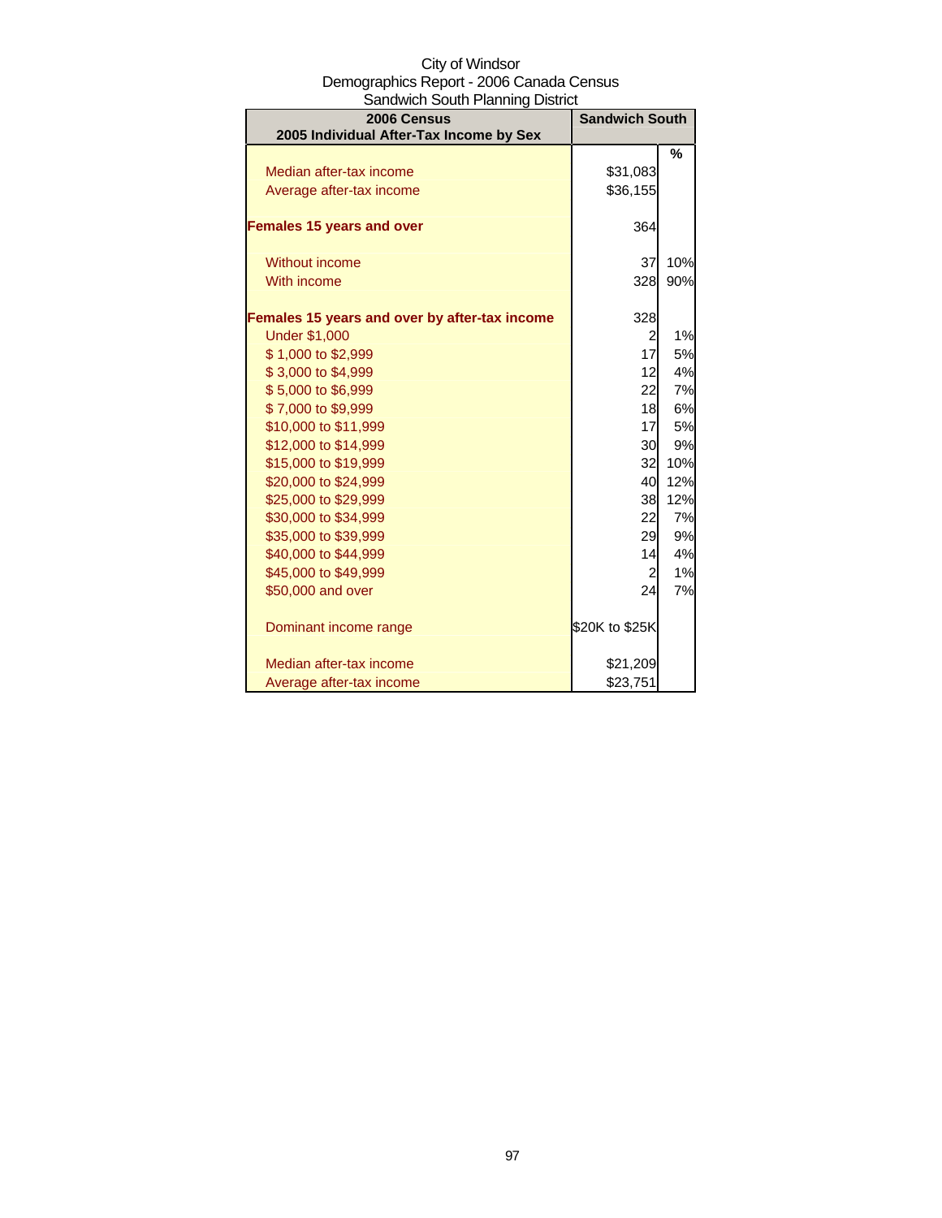City of Windsor
Demographics Report - 2006 Canada Census
Sandwich South Planning District

| 2006 Census<br>2005 Individual After-Tax Income by Sex | Sandwich South | |
|---|---|---|
| | | % |
| Median after-tax income | $31,083 | |
| Average after-tax income | $36,155 | |
| **Females 15 years and over** | 364 | |
| Without income | 37 | 10% |
| With income | 328 | 90% |
| **Females 15 years and over by after-tax income** | 328 | |
| Under $1,000 | 2 | 1% |
| $ 1,000 to $2,999 | 17 | 5% |
| $ 3,000 to $4,999 | 12 | 4% |
| $ 5,000 to $6,999 | 22 | 7% |
| $ 7,000 to $9,999 | 18 | 6% |
| $10,000 to $11,999 | 17 | 5% |
| $12,000 to $14,999 | 30 | 9% |
| $15,000 to $19,999 | 32 | 10% |
| $20,000 to $24,999 | 40 | 12% |
| $25,000 to $29,999 | 38 | 12% |
| $30,000 to $34,999 | 22 | 7% |
| $35,000 to $39,999 | 29 | 9% |
| $40,000 to $44,999 | 14 | 4% |
| $45,000 to $49,999 | 2 | 1% |
| $50,000 and over | 24 | 7% |
| Dominant income range | $20K to $25K | |
| Median after-tax income | $21,209 | |
| Average after-tax income | $23,751 | |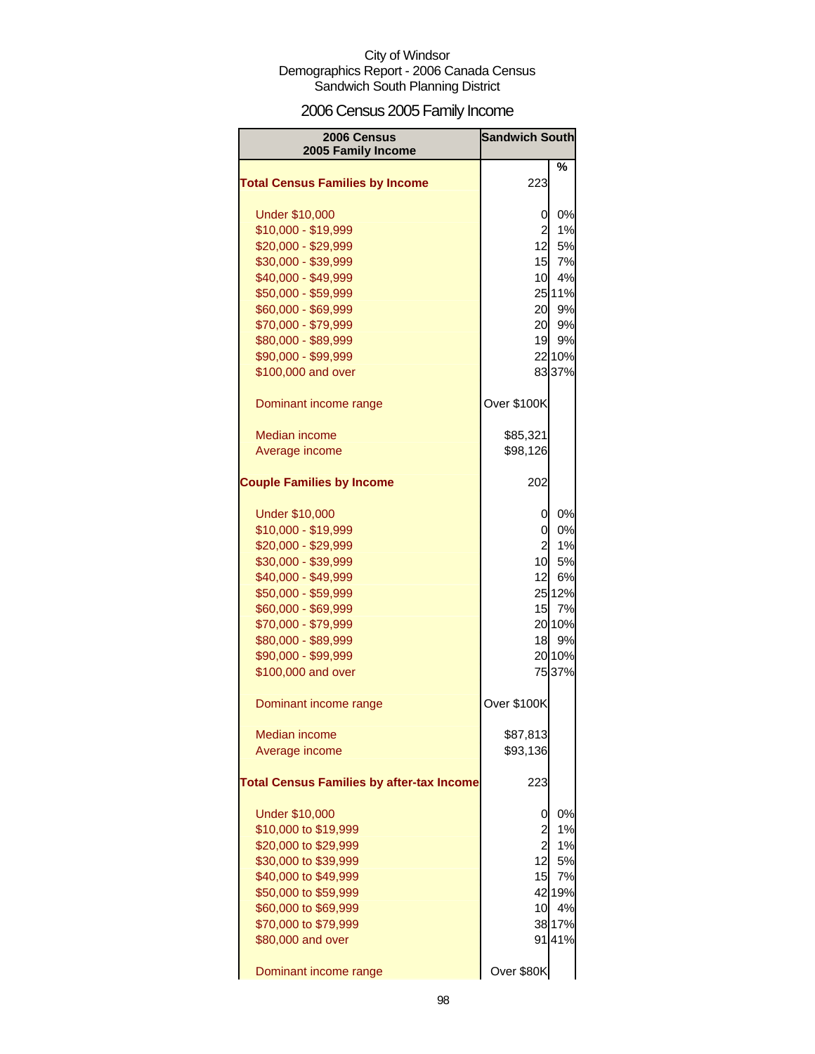City of Windsor
Demographics Report - 2006 Canada Census
Sandwich South Planning District

# 2006 Census 2005 Family Income

| 2006 Census 2005 Family Income | Sandwich South | |
|---|---|---|
| | | % |
| **Total Census Families by Income** | 223 | |
| Under $10,000 | 0 | 0% |
| $10,000 - $19,999 | 2 | 1% |
| $20,000 - $29,999 | 12 | 5% |
| $30,000 - $39,999 | 15 | 7% |
| $40,000 - $49,999 | 10 | 4% |
| $50,000 - $59,999 | 25 | 11% |
| $60,000 - $69,999 | 20 | 9% |
| $70,000 - $79,999 | 20 | 9% |
| $80,000 - $89,999 | 19 | 9% |
| $90,000 - $99,999 | 22 | 10% |
| $100,000 and over | 83 | 37% |
| Dominant income range | Over $100K | |
| Median income | $85,321 | |
| Average income | $98,126 | |
| **Couple Families by Income** | 202 | |
| Under $10,000 | 0 | 0% |
| $10,000 - $19,999 | 0 | 0% |
| $20,000 - $29,999 | 2 | 1% |
| $30,000 - $39,999 | 10 | 5% |
| $40,000 - $49,999 | 12 | 6% |
| $50,000 - $59,999 | 25 | 12% |
| $60,000 - $69,999 | 15 | 7% |
| $70,000 - $79,999 | 20 | 10% |
| $80,000 - $89,999 | 18 | 9% |
| $90,000 - $99,999 | 20 | 10% |
| $100,000 and over | 75 | 37% |
| Dominant income range | Over $100K | |
| Median income | $87,813 | |
| Average income | $93,136 | |
| **Total Census Families by after-tax Income** | 223 | |
| Under $10,000 | 0 | 0% |
| $10,000 to $19,999 | 2 | 1% |
| $20,000 to $29,999 | 2 | 1% |
| $30,000 to $39,999 | 12 | 5% |
| $40,000 to $49,999 | 15 | 7% |
| $50,000 to $59,999 | 42 | 19% |
| $60,000 to $69,999 | 10 | 4% |
| $70,000 to $79,999 | 38 | 17% |
| $80,000 and over | 91 | 41% |
| Dominant income range | Over $80K | |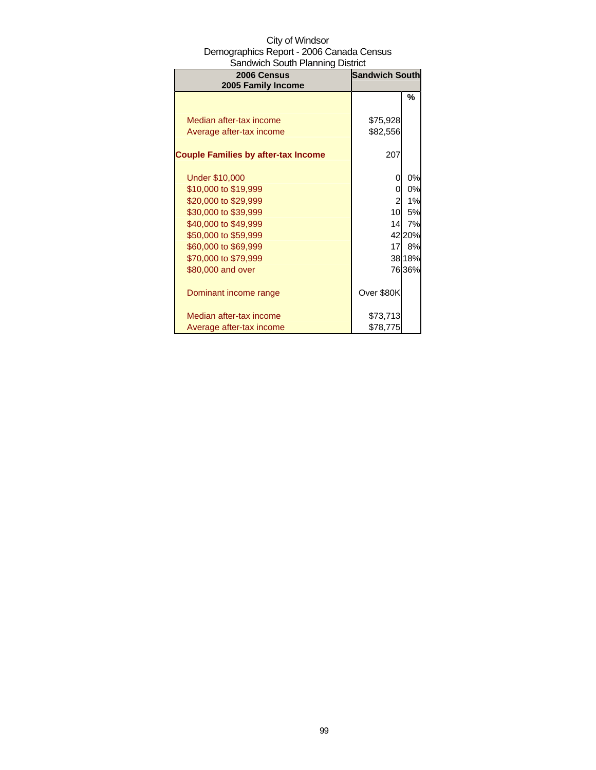City of Windsor
Demographics Report - 2006 Canada Census
Sandwich South Planning District

| 2006 Census 2005 Family Income | Sandwich South | |
|---|---|---|
| | | % |
| Median after-tax income | $75,928 | |
| Average after-tax income | $82,556 | |
| **Couple Families by after-tax Income** | 207 | |
| Under $10,000 | 0 | 0% |
| $10,000 to $19,999 | 0 | 0% |
| $20,000 to $29,999 | 2 | 1% |
| $30,000 to $39,999 | 10 | 5% |
| $40,000 to $49,999 | 14 | 7% |
| $50,000 to $59,999 | 42 | 20% |
| $60,000 to $69,999 | 17 | 8% |
| $70,000 to $79,999 | 38 | 18% |
| $80,000 and over | 76 | 36% |
| Dominant income range | Over $80K | |
| Median after-tax income | $73,713 | |
| Average after-tax income | $78,775 | |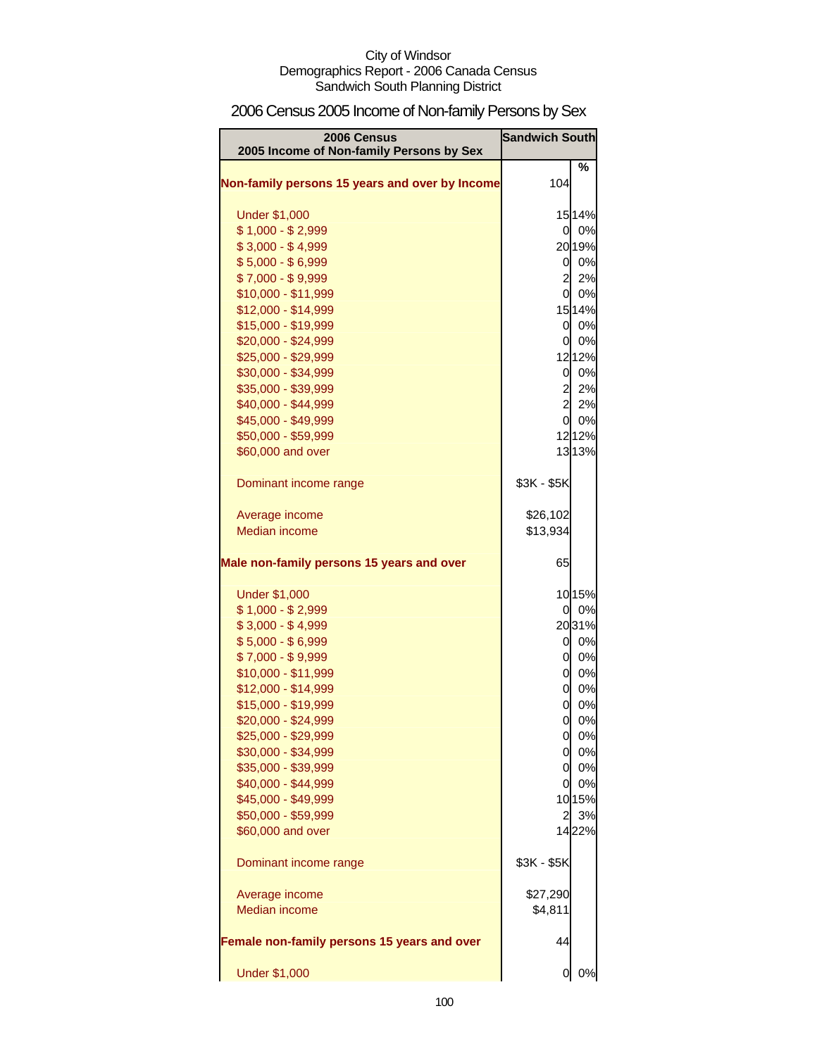City of Windsor
Demographics Report - 2006 Canada Census
Sandwich South Planning District

# 2006 Census 2005 Income of Non-family Persons by Sex

| 2006 Census<br>2005 Income of Non-family Persons by Sex | Sandwich South | |
|---|---|---|
| | | % |
| **Non-family persons 15 years and over by Income** | 104 | |
| Under $1,000 | 15 | 14% |
| $ 1,000 - $ 2,999 | 0 | 0% |
| $ 3,000 - $ 4,999 | 20 | 19% |
| $ 5,000 - $ 6,999 | 0 | 0% |
| $ 7,000 - $ 9,999 | 2 | 2% |
| $10,000 - $11,999 | 0 | 0% |
| $12,000 - $14,999 | 15 | 14% |
| $15,000 - $19,999 | 0 | 0% |
| $20,000 - $24,999 | 0 | 0% |
| $25,000 - $29,999 | 12 | 12% |
| $30,000 - $34,999 | 0 | 0% |
| $35,000 - $39,999 | 2 | 2% |
| $40,000 - $44,999 | 2 | 2% |
| $45,000 - $49,999 | 0 | 0% |
| $50,000 - $59,999 | 12 | 12% |
| $60,000 and over | 13 | 13% |
| Dominant income range | $3K - $5K | |
| Average income | $26,102 | |
| Median income | $13,934 | |
| **Male non-family persons 15 years and over** | 65 | |
| Under $1,000 | 10 | 15% |
| $ 1,000 - $ 2,999 | 0 | 0% |
| $ 3,000 - $ 4,999 | 20 | 31% |
| $ 5,000 - $ 6,999 | 0 | 0% |
| $ 7,000 - $ 9,999 | 0 | 0% |
| $10,000 - $11,999 | 0 | 0% |
| $12,000 - $14,999 | 0 | 0% |
| $15,000 - $19,999 | 0 | 0% |
| $20,000 - $24,999 | 0 | 0% |
| $25,000 - $29,999 | 0 | 0% |
| $30,000 - $34,999 | 0 | 0% |
| $35,000 - $39,999 | 0 | 0% |
| $40,000 - $44,999 | 0 | 0% |
| $45,000 - $49,999 | 10 | 15% |
| $50,000 - $59,999 | 2 | 3% |
| $60,000 and over | 14 | 22% |
| Dominant income range | $3K - $5K | |
| Average income | $27,290 | |
| Median income | $4,811 | |
| **Female non-family persons 15 years and over** | 44 | |
| Under $1,000 | 0 | 0% |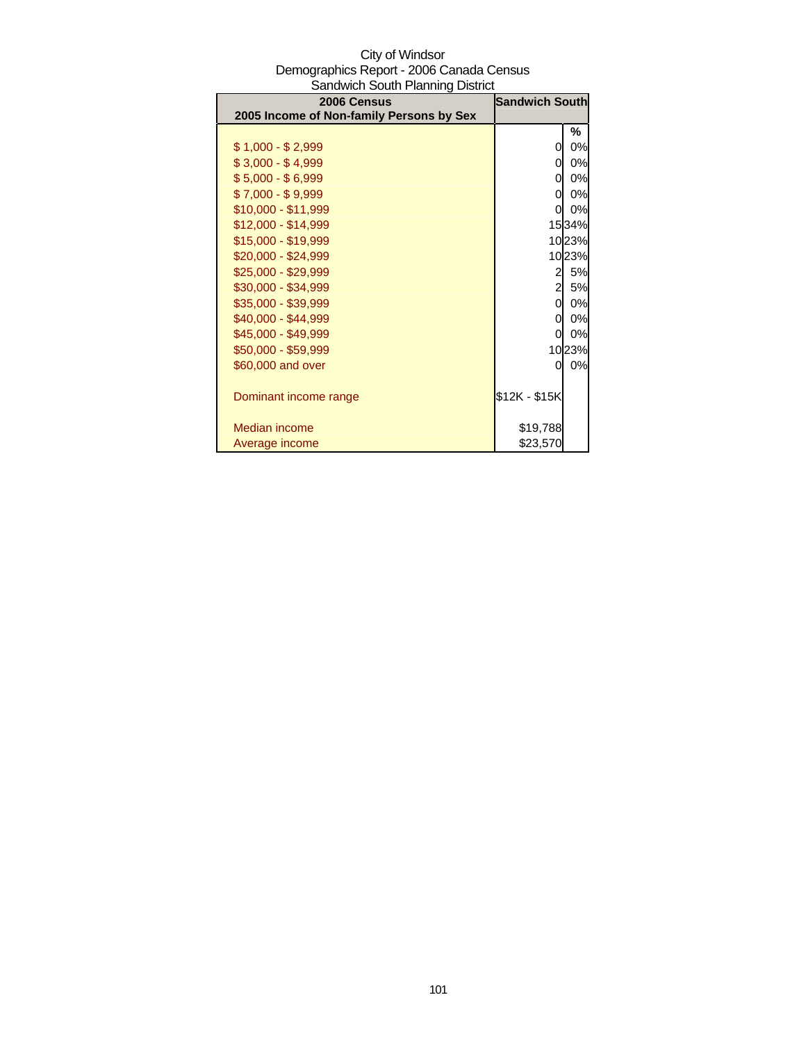City of Windsor
Demographics Report - 2006 Canada Census
Sandwich South Planning District

| 2006 Census<br>2005 Income of Non-family Persons by Sex | Sandwich South | |
|---|---|---|
| | | % |
| $ 1,000 - $ 2,999 | 0 | 0% |
| $ 3,000 - $ 4,999 | 0 | 0% |
| $ 5,000 - $ 6,999 | 0 | 0% |
| $ 7,000 - $ 9,999 | 0 | 0% |
| $10,000 - $11,999 | 0 | 0% |
| $12,000 - $14,999 | 15 | 34% |
| $15,000 - $19,999 | 10 | 23% |
| $20,000 - $24,999 | 10 | 23% |
| $25,000 - $29,999 | 2 | 5% |
| $30,000 - $34,999 | 2 | 5% |
| $35,000 - $39,999 | 0 | 0% |
| $40,000 - $44,999 | 0 | 0% |
| $45,000 - $49,999 | 0 | 0% |
| $50,000 - $59,999 | 10 | 23% |
| $60,000 and over | 0 | 0% |
| | | |
| Dominant income range | $12K - $15K | |
| | | |
| Median income | $19,788 | |
| Average income | $23,570 | |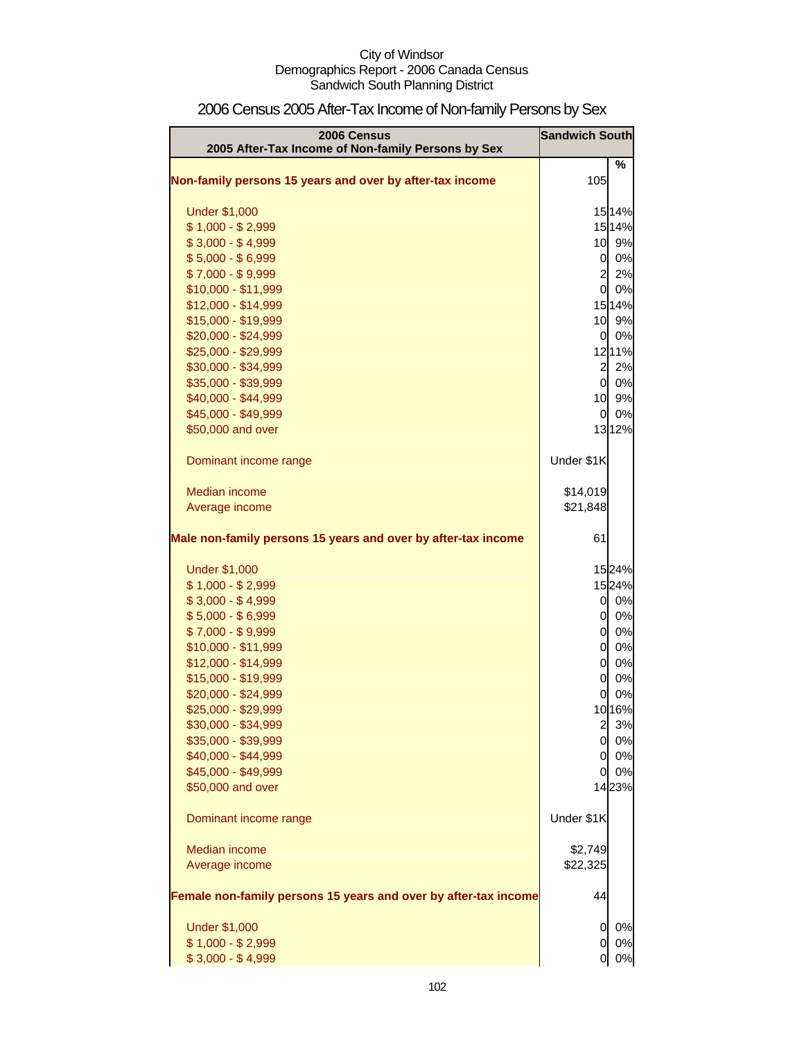City of Windsor
Demographics Report - 2006 Canada Census
Sandwich South Planning District

# 2006 Census 2005 After-Tax Income of Non-family Persons by Sex

| 2006 Census<br>2005 After-Tax Income of Non-family Persons by Sex | Sandwich South | |
|---|---|---|
| | | % |
| **Non-family persons 15 years and over by after-tax income** | 105 | |
| Under $1,000 | 15 | 14% |
| $ 1,000 - $ 2,999 | 15 | 14% |
| $ 3,000 - $ 4,999 | 10 | 9% |
| $ 5,000 - $ 6,999 | 0 | 0% |
| $ 7,000 - $ 9,999 | 2 | 2% |
| $10,000 - $11,999 | 0 | 0% |
| $12,000 - $14,999 | 15 | 14% |
| $15,000 - $19,999 | 10 | 9% |
| $20,000 - $24,999 | 0 | 0% |
| $25,000 - $29,999 | 12 | 11% |
| $30,000 - $34,999 | 2 | 2% |
| $35,000 - $39,999 | 0 | 0% |
| $40,000 - $44,999 | 10 | 9% |
| $45,000 - $49,999 | 0 | 0% |
| $50,000 and over | 13 | 12% |
| Dominant income range | Under $1K | |
| Median income | $14,019 | |
| Average income | $21,848 | |
| **Male non-family persons 15 years and over by after-tax income** | 61 | |
| Under $1,000 | 15 | 24% |
| $ 1,000 - $ 2,999 | 15 | 24% |
| $ 3,000 - $ 4,999 | 0 | 0% |
| $ 5,000 - $ 6,999 | 0 | 0% |
| $ 7,000 - $ 9,999 | 0 | 0% |
| $10,000 - $11,999 | 0 | 0% |
| $12,000 - $14,999 | 0 | 0% |
| $15,000 - $19,999 | 0 | 0% |
| $20,000 - $24,999 | 0 | 0% |
| $25,000 - $29,999 | 10 | 16% |
| $30,000 - $34,999 | 2 | 3% |
| $35,000 - $39,999 | 0 | 0% |
| $40,000 - $44,999 | 0 | 0% |
| $45,000 - $49,999 | 0 | 0% |
| $50,000 and over | 14 | 23% |
| Dominant income range | Under $1K | |
| Median income | $2,749 | |
| Average income | $22,325 | |
| **Female non-family persons 15 years and over by after-tax income** | 44 | |
| Under $1,000 | 0 | 0% |
| $ 1,000 - $ 2,999 | 0 | 0% |
| $ 3,000 - $ 4,999 | 0 | 0% |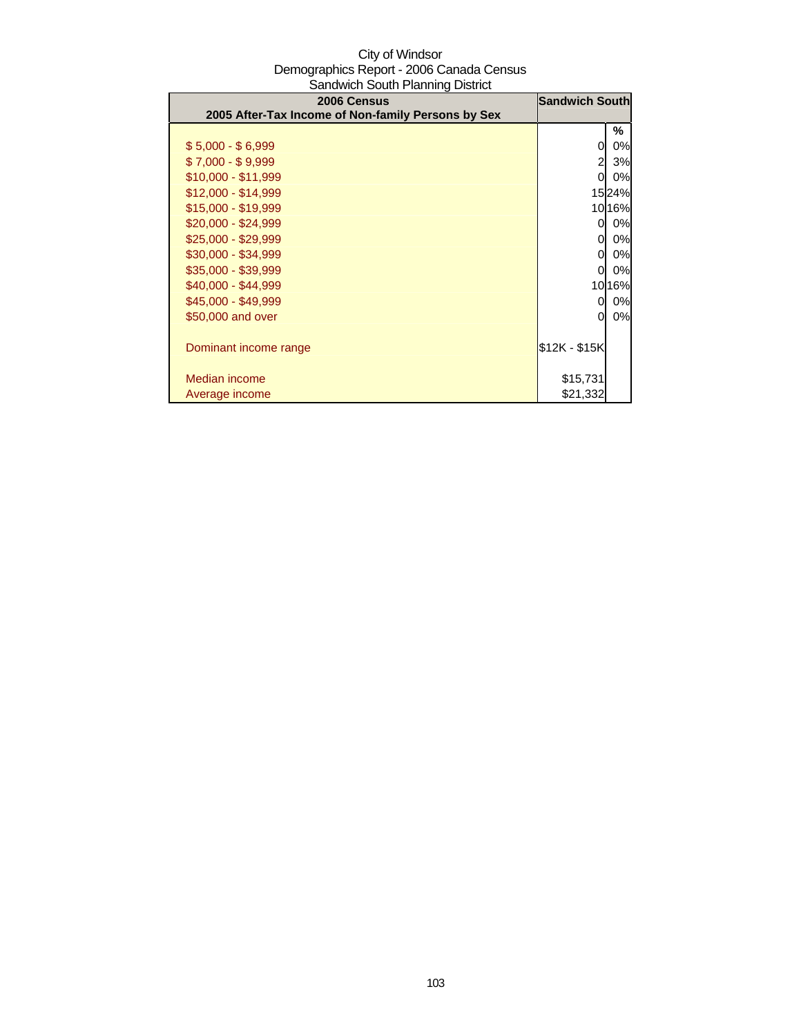City of Windsor
Demographics Report - 2006 Canada Census
Sandwich South Planning District

| 2006 Census<br>2005 After-Tax Income of Non-family Persons by Sex | Sandwich South | |
|---|---|---|
| | | % |
| $ 5,000 - $ 6,999 | 0 | 0% |
| $ 7,000 - $ 9,999 | 2 | 3% |
| $10,000 - $11,999 | 0 | 0% |
| $12,000 - $14,999 | 15 | 24% |
| $15,000 - $19,999 | 10 | 16% |
| $20,000 - $24,999 | 0 | 0% |
| $25,000 - $29,999 | 0 | 0% |
| $30,000 - $34,999 | 0 | 0% |
| $35,000 - $39,999 | 0 | 0% |
| $40,000 - $44,999 | 10 | 16% |
| $45,000 - $49,999 | 0 | 0% |
| $50,000 and over | 0 | 0% |
| Dominant income range | $12K - $15K | |
| Median income | $15,731 | |
| Average income | $21,332 | |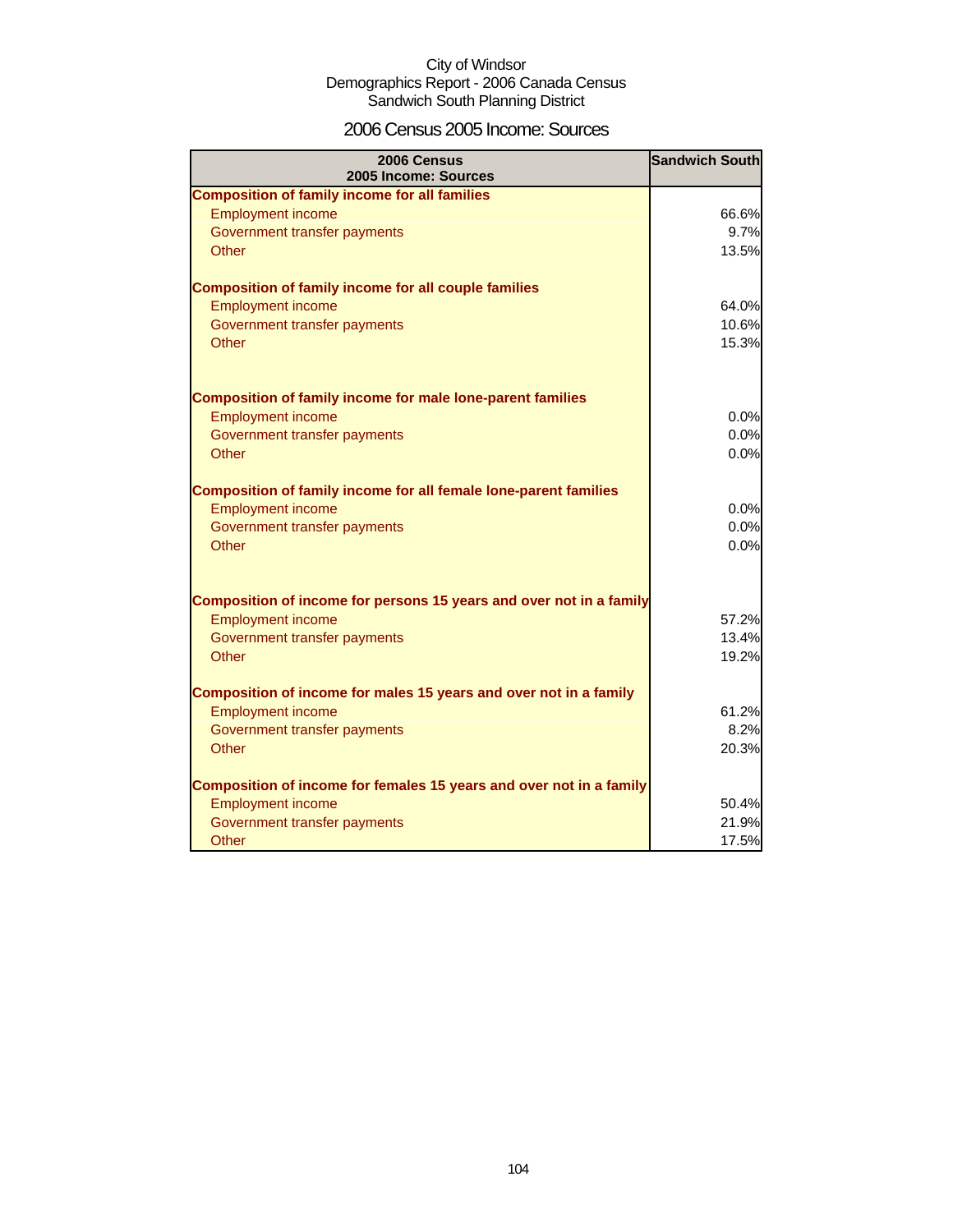City of Windsor
Demographics Report - 2006 Canada Census
Sandwich South Planning District

# 2006 Census 2005 Income: Sources

| 2006 Census<br>2005 Income: Sources | Sandwich South |
|---|---|
| **Composition of family income for all families** | |
| Employment income | 66.6% |
| Government transfer payments | 9.7% |
| Other | 13.5% |
| | |
| **Composition of family income for all couple families** | |
| Employment income | 64.0% |
| Government transfer payments | 10.6% |
| Other | 15.3% |
| | |
| **Composition of family income for male lone-parent families** | |
| Employment income | 0.0% |
| Government transfer payments | 0.0% |
| Other | 0.0% |
| | |
| **Composition of family income for all female lone-parent families** | |
| Employment income | 0.0% |
| Government transfer payments | 0.0% |
| Other | 0.0% |
| | |
| **Composition of income for persons 15 years and over not in a family** | |
| Employment income | 57.2% |
| Government transfer payments | 13.4% |
| Other | 19.2% |
| | |
| **Composition of income for males 15 years and over not in a family** | |
| Employment income | 61.2% |
| Government transfer payments | 8.2% |
| Other | 20.3% |
| | |
| **Composition of income for females 15 years and over not in a family** | |
| Employment income | 50.4% |
| Government transfer payments | 21.9% |
| Other | 17.5% |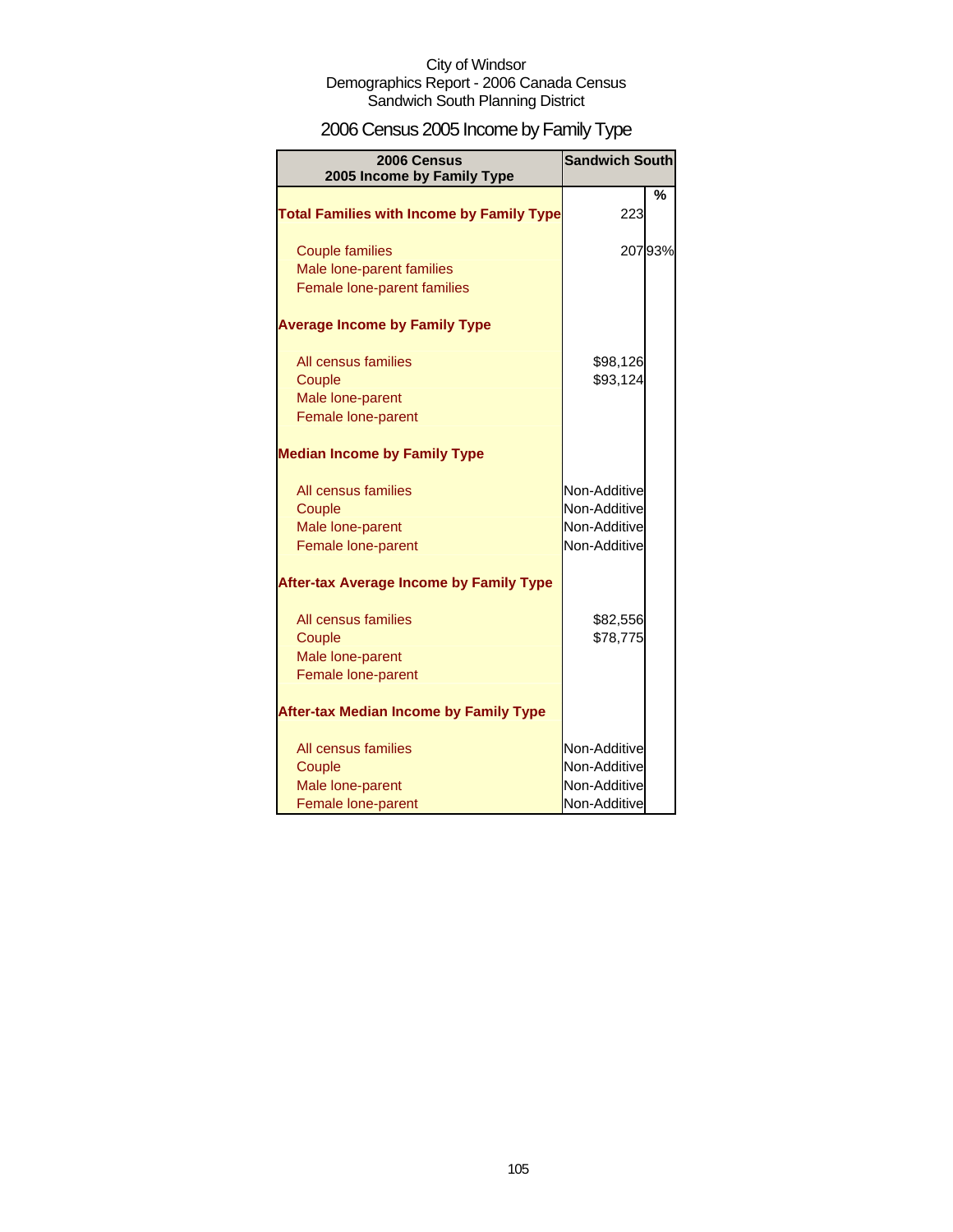City of Windsor
Demographics Report - 2006 Canada Census
Sandwich South Planning District

# 2006 Census 2005 Income by Family Type

| 2006 Census 2005 Income by Family Type | Sandwich South | |
|---|---|---|
| | | % |
| **Total Families with Income by Family Type** | 223 | |
| Couple families | 207 | 93% |
| Male lone-parent families | | |
| Female lone-parent families | | |
| **Average Income by Family Type** | | |
| All census families | $98,126 | |
| Couple | $93,124 | |
| Male lone-parent | | |
| Female lone-parent | | |
| **Median Income by Family Type** | | |
| All census families | Non-Additive | |
| Couple | Non-Additive | |
| Male lone-parent | Non-Additive | |
| Female lone-parent | Non-Additive | |
| **After-tax Average Income by Family Type** | | |
| All census families | $82,556 | |
| Couple | $78,775 | |
| Male lone-parent | | |
| Female lone-parent | | |
| **After-tax Median Income by Family Type** | | |
| All census families | Non-Additive | |
| Couple | Non-Additive | |
| Male lone-parent | Non-Additive | |
| Female lone-parent | Non-Additive | |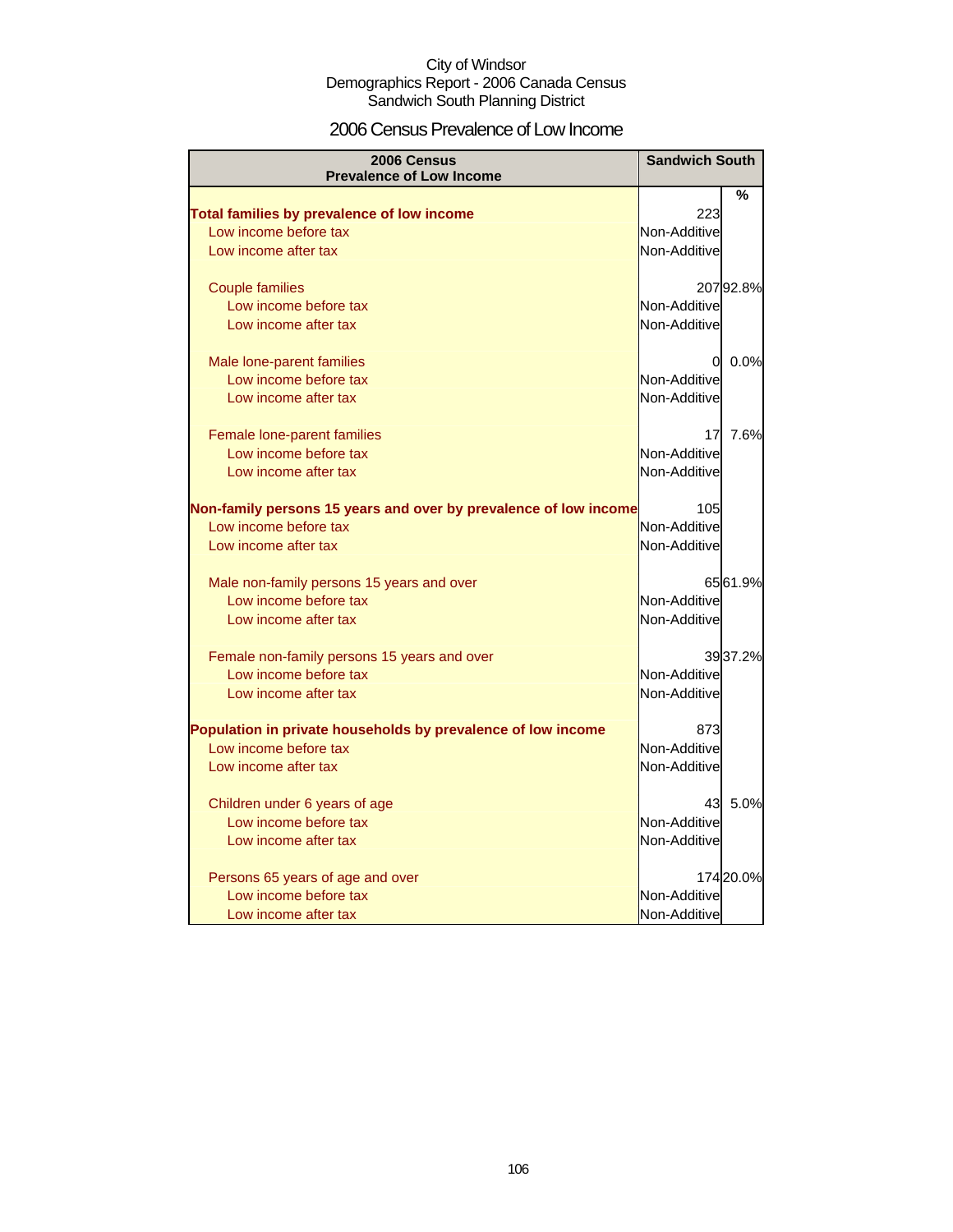City of Windsor
Demographics Report - 2006 Canada Census
Sandwich South Planning District

# 2006 Census Prevalence of Low Income

| 2006 Census Prevalence of Low Income | Sandwich South | |
|---|---|---|
| | | % |
| **Total families by prevalence of low income** | 223 | |
| Low income before tax | Non-Additive | |
| Low income after tax | Non-Additive | |
| Couple families | 207 | 92.8% |
| Low income before tax | Non-Additive | |
| Low income after tax | Non-Additive | |
| Male lone-parent families | 0 | 0.0% |
| Low income before tax | Non-Additive | |
| Low income after tax | Non-Additive | |
| Female lone-parent families | 17 | 7.6% |
| Low income before tax | Non-Additive | |
| Low income after tax | Non-Additive | |
| **Non-family persons 15 years and over by prevalence of low income** | 105 | |
| Low income before tax | Non-Additive | |
| Low income after tax | Non-Additive | |
| Male non-family persons 15 years and over | 65 | 61.9% |
| Low income before tax | Non-Additive | |
| Low income after tax | Non-Additive | |
| Female non-family persons 15 years and over | 39 | 37.2% |
| Low income before tax | Non-Additive | |
| Low income after tax | Non-Additive | |
| **Population in private households by prevalence of low income** | 873 | |
| Low income before tax | Non-Additive | |
| Low income after tax | Non-Additive | |
| Children under 6 years of age | 43 | 5.0% |
| Low income before tax | Non-Additive | |
| Low income after tax | Non-Additive | |
| Persons 65 years of age and over | 174 | 20.0% |
| Low income before tax | Non-Additive | |
| Low income after tax | Non-Additive | |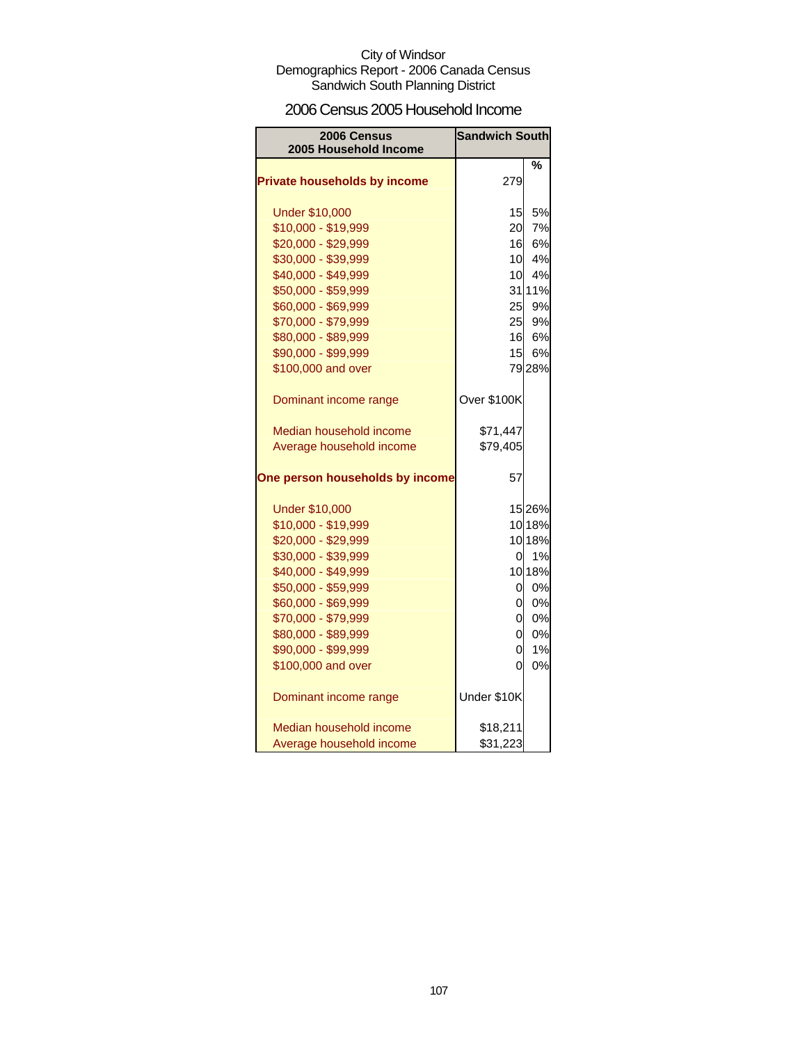City of Windsor
Demographics Report - 2006 Canada Census
Sandwich South Planning District

## 2006 Census 2005 Household Income

| 2006 Census 2005 Household Income | Sandwich South | |
|---|---|---|
| | | % |
| **Private households by income** | 279 | |
| Under $10,000 | 15 | 5% |
| $10,000 - $19,999 | 20 | 7% |
| $20,000 - $29,999 | 16 | 6% |
| $30,000 - $39,999 | 10 | 4% |
| $40,000 - $49,999 | 10 | 4% |
| $50,000 - $59,999 | 31 | 11% |
| $60,000 - $69,999 | 25 | 9% |
| $70,000 - $79,999 | 25 | 9% |
| $80,000 - $89,999 | 16 | 6% |
| $90,000 - $99,999 | 15 | 6% |
| $100,000 and over | 79 | 28% |
| Dominant income range | Over $100K | |
| Median household income | $71,447 | |
| Average household income | $79,405 | |
| **One person households by income** | 57 | |
| Under $10,000 | 15 | 26% |
| $10,000 - $19,999 | 10 | 18% |
| $20,000 - $29,999 | 10 | 18% |
| $30,000 - $39,999 | 0 | 1% |
| $40,000 - $49,999 | 10 | 18% |
| $50,000 - $59,999 | 0 | 0% |
| $60,000 - $69,999 | 0 | 0% |
| $70,000 - $79,999 | 0 | 0% |
| $80,000 - $89,999 | 0 | 0% |
| $90,000 - $99,999 | 0 | 1% |
| $100,000 and over | 0 | 0% |
| Dominant income range | Under $10K | |
| Median household income | $18,211 | |
| Average household income | $31,223 | |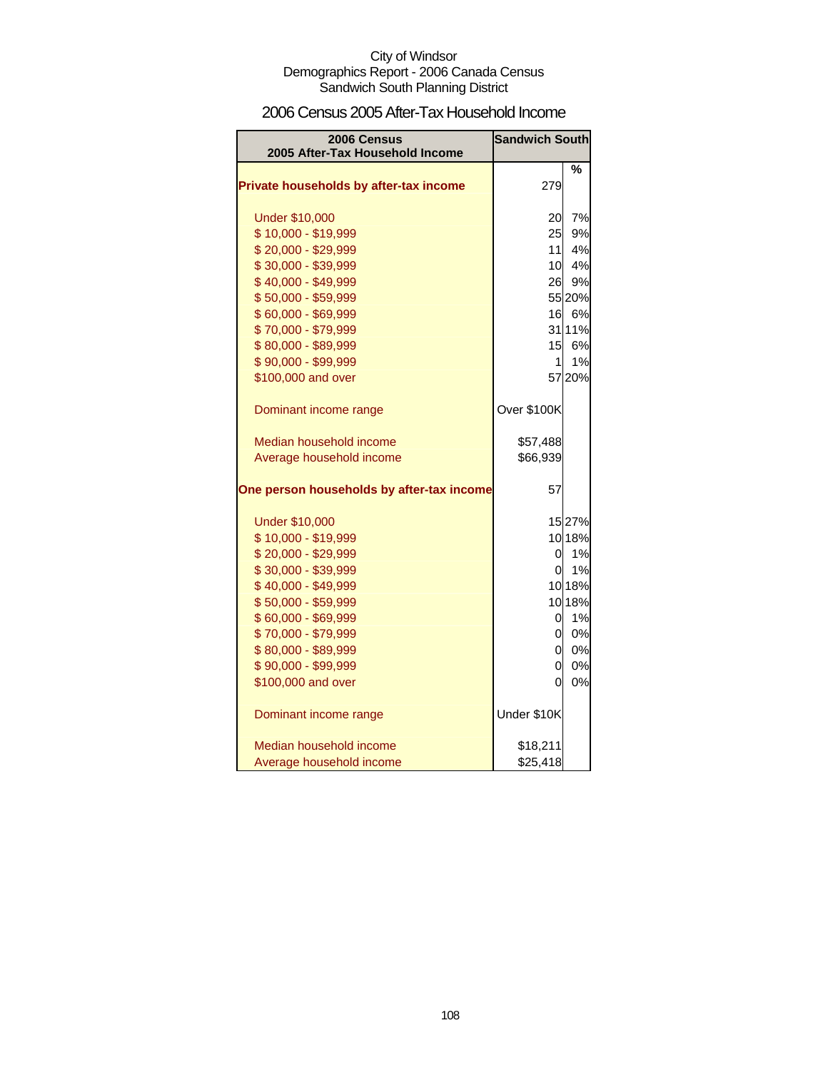City of Windsor
Demographics Report - 2006 Canada Census
Sandwich South Planning District

# 2006 Census 2005 After-Tax Household Income

| 2006 Census 2005 After-Tax Household Income | Sandwich South | |
|---|---|---|
| | | % |
| **Private households by after-tax income** | 279 | |
| | | |
| Under $10,000 | 20 | 7% |
| $ 10,000 - $19,999 | 25 | 9% |
| $ 20,000 - $29,999 | 11 | 4% |
| $ 30,000 - $39,999 | 10 | 4% |
| $ 40,000 - $49,999 | 26 | 9% |
| $ 50,000 - $59,999 | 55 | 20% |
| $ 60,000 - $69,999 | 16 | 6% |
| $ 70,000 - $79,999 | 31 | 11% |
| $ 80,000 - $89,999 | 15 | 6% |
| $ 90,000 - $99,999 | 1 | 1% |
| $100,000 and over | 57 | 20% |
| | | |
| Dominant income range | Over $100K | |
| | | |
| Median household income | $57,488 | |
| Average household income | $66,939 | |
| | | |
| **One person households by after-tax income** | 57 | |
| | | |
| Under $10,000 | 15 | 27% |
| $ 10,000 - $19,999 | 10 | 18% |
| $ 20,000 - $29,999 | 0 | 1% |
| $ 30,000 - $39,999 | 0 | 1% |
| $ 40,000 - $49,999 | 10 | 18% |
| $ 50,000 - $59,999 | 10 | 18% |
| $ 60,000 - $69,999 | 0 | 1% |
| $ 70,000 - $79,999 | 0 | 0% |
| $ 80,000 - $89,999 | 0 | 0% |
| $ 90,000 - $99,999 | 0 | 0% |
| $100,000 and over | 0 | 0% |
| | | |
| Dominant income range | Under $10K | |
| | | |
| Median household income | $18,211 | |
| Average household income | $25,418 | |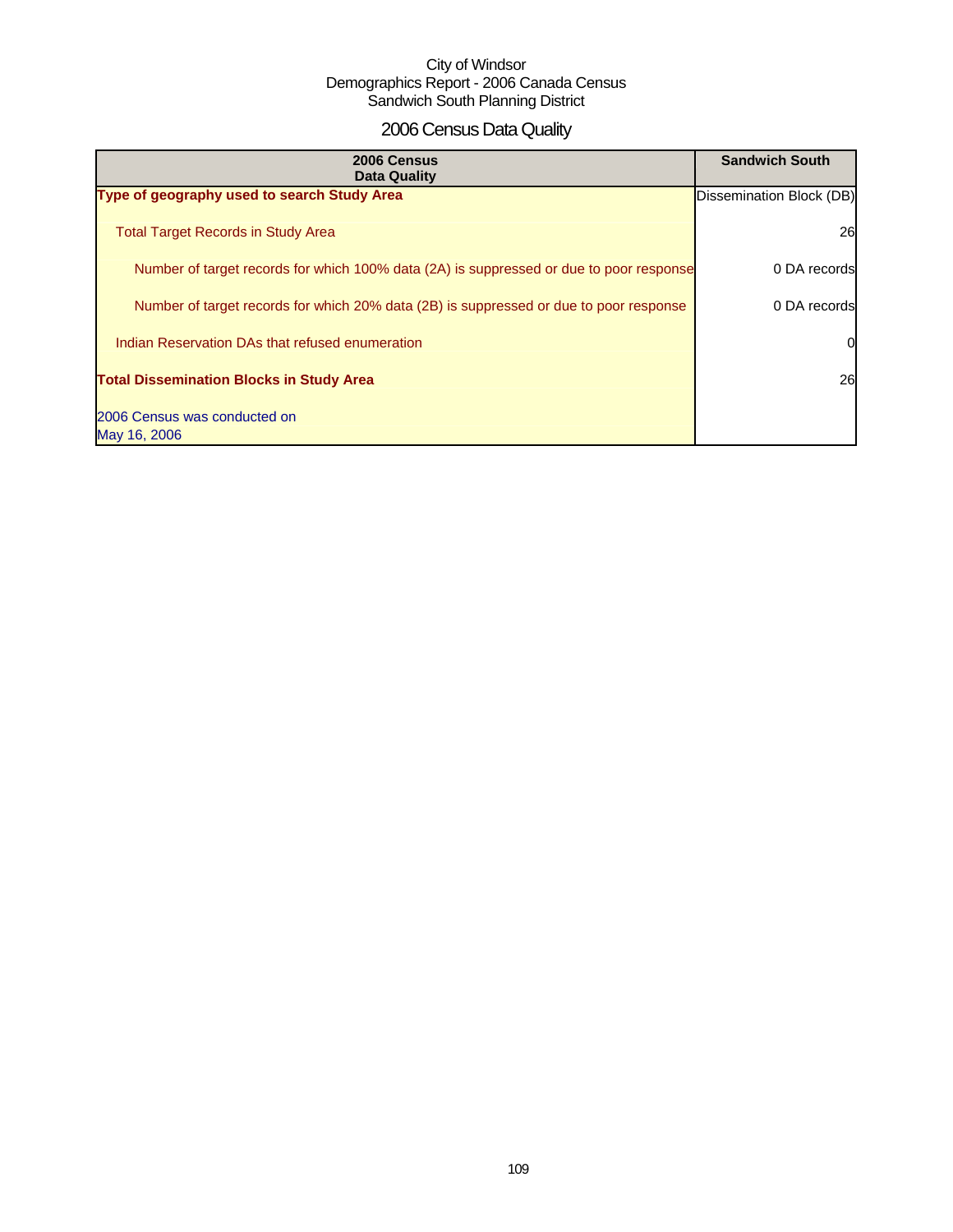City of Windsor
Demographics Report - 2006 Canada Census
Sandwich South Planning District

# 2006 Census Data Quality

| 2006 Census Data Quality | Sandwich South |
|---|---|
| **Type of geography used to search Study Area** | Dissemination Block (DB) |
| Total Target Records in Study Area | 26 |
| Number of target records for which 100% data (2A) is suppressed or due to poor response | 0 DA records |
| Number of target records for which 20% data (2B) is suppressed or due to poor response | 0 DA records |
| Indian Reservation DAs that refused enumeration | 0 |
| **Total Dissemination Blocks in Study Area** | 26 |
| 2006 Census was conducted on May 16, 2006 | |